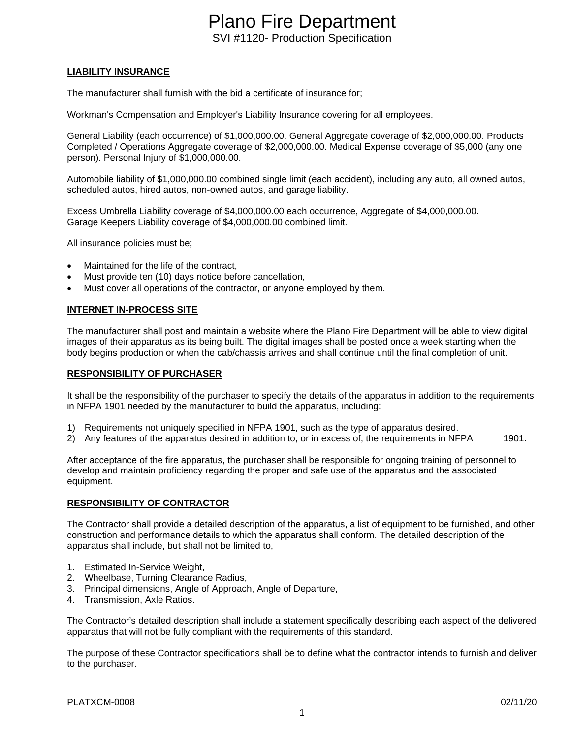# Plano Fire Department

SVI #1120- Production Specification

## LIABILITY INSURANCE

The manufacturer shall furnish with the bid a certificate of insurance for;

Workman's Compensation and Employer's Liability Insurance covering for all employees.

General Liability (each occurrence) of $1,000,000.00. General Aggregate coverage of $2,000,000.00. Products Completed / Operations Aggregate coverage of $2,000,000.00. Medical Expense coverage of $5,000 (any one person). Personal Injury of $1,000,000.00.

Automobile liability of $1,000,000.00 combined single limit (each accident), including any auto, all owned autos, scheduled autos, hired autos, non-owned autos, and garage liability.

Excess Umbrella Liability coverage of $4,000,000.00 each occurrence, Aggregate of $4,000,000.00.
Garage Keepers Liability coverage of $4,000,000.00 combined limit.

All insurance policies must be;

- Maintained for the life of the contract,
- Must provide ten (10) days notice before cancellation,
- Must cover all operations of the contractor, or anyone employed by them.

## INTERNET IN-PROCESS SITE

The manufacturer shall post and maintain a website where the Plano Fire Department will be able to view digital images of their apparatus as its being built. The digital images shall be posted once a week starting when the body begins production or when the cab/chassis arrives and shall continue until the final completion of unit.

## RESPONSIBILITY OF PURCHASER

It shall be the responsibility of the purchaser to specify the details of the apparatus in addition to the requirements in NFPA 1901 needed by the manufacturer to build the apparatus, including:

1) Requirements not uniquely specified in NFPA 1901, such as the type of apparatus desired.
2) Any features of the apparatus desired in addition to, or in excess of, the requirements in NFPA 1901.

After acceptance of the fire apparatus, the purchaser shall be responsible for ongoing training of personnel to develop and maintain proficiency regarding the proper and safe use of the apparatus and the associated equipment.

## RESPONSIBILITY OF CONTRACTOR

The Contractor shall provide a detailed description of the apparatus, a list of equipment to be furnished, and other construction and performance details to which the apparatus shall conform. The detailed description of the apparatus shall include, but shall not be limited to,

1. Estimated In-Service Weight,
2. Wheelbase, Turning Clearance Radius,
3. Principal dimensions, Angle of Approach, Angle of Departure,
4. Transmission, Axle Ratios.

The Contractor's detailed description shall include a statement specifically describing each aspect of the delivered apparatus that will not be fully compliant with the requirements of this standard.

The purpose of these Contractor specifications shall be to define what the contractor intends to furnish and deliver to the purchaser.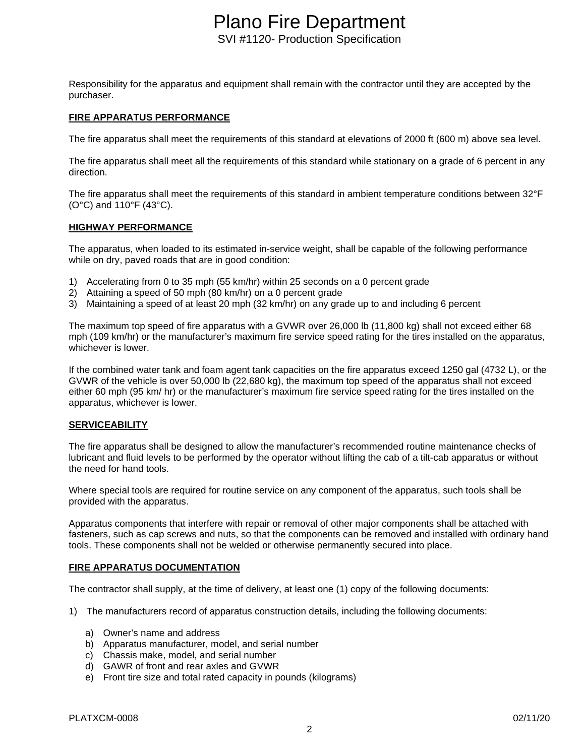Responsibility for the apparatus and equipment shall remain with the contractor until they are accepted by the purchaser.

**FIRE APPARATUS PERFORMANCE**

The fire apparatus shall meet the requirements of this standard at elevations of 2000 ft (600 m) above sea level.

The fire apparatus shall meet all the requirements of this standard while stationary on a grade of 6 percent in any direction.

The fire apparatus shall meet the requirements of this standard in ambient temperature conditions between 32°F (O°C) and 110°F (43°C).

**HIGHWAY PERFORMANCE**

The apparatus, when loaded to its estimated in-service weight, shall be capable of the following performance while on dry, paved roads that are in good condition:

1) Accelerating from 0 to 35 mph (55 km/hr) within 25 seconds on a 0 percent grade
2) Attaining a speed of 50 mph (80 km/hr) on a 0 percent grade
3) Maintaining a speed of at least 20 mph (32 km/hr) on any grade up to and including 6 percent

The maximum top speed of fire apparatus with a GVWR over 26,000 lb (11,800 kg) shall not exceed either 68 mph (109 km/hr) or the manufacturer's maximum fire service speed rating for the tires installed on the apparatus, whichever is lower.

If the combined water tank and foam agent tank capacities on the fire apparatus exceed 1250 gal (4732 L), or the GVWR of the vehicle is over 50,000 lb (22,680 kg), the maximum top speed of the apparatus shall not exceed either 60 mph (95 km/ hr) or the manufacturer's maximum fire service speed rating for the tires installed on the apparatus, whichever is lower.

**SERVICEABILITY**

The fire apparatus shall be designed to allow the manufacturer's recommended routine maintenance checks of lubricant and fluid levels to be performed by the operator without lifting the cab of a tilt-cab apparatus or without the need for hand tools.

Where special tools are required for routine service on any component of the apparatus, such tools shall be provided with the apparatus.

Apparatus components that interfere with repair or removal of other major components shall be attached with fasteners, such as cap screws and nuts, so that the components can be removed and installed with ordinary hand tools. These components shall not be welded or otherwise permanently secured into place.

**FIRE APPARATUS DOCUMENTATION**

The contractor shall supply, at the time of delivery, at least one (1) copy of the following documents:

1) The manufacturers record of apparatus construction details, including the following documents:
    a) Owner's name and address
    b) Apparatus manufacturer, model, and serial number
    c) Chassis make, model, and serial number
    d) GAWR of front and rear axles and GVWR
    e) Front tire size and total rated capacity in pounds (kilograms)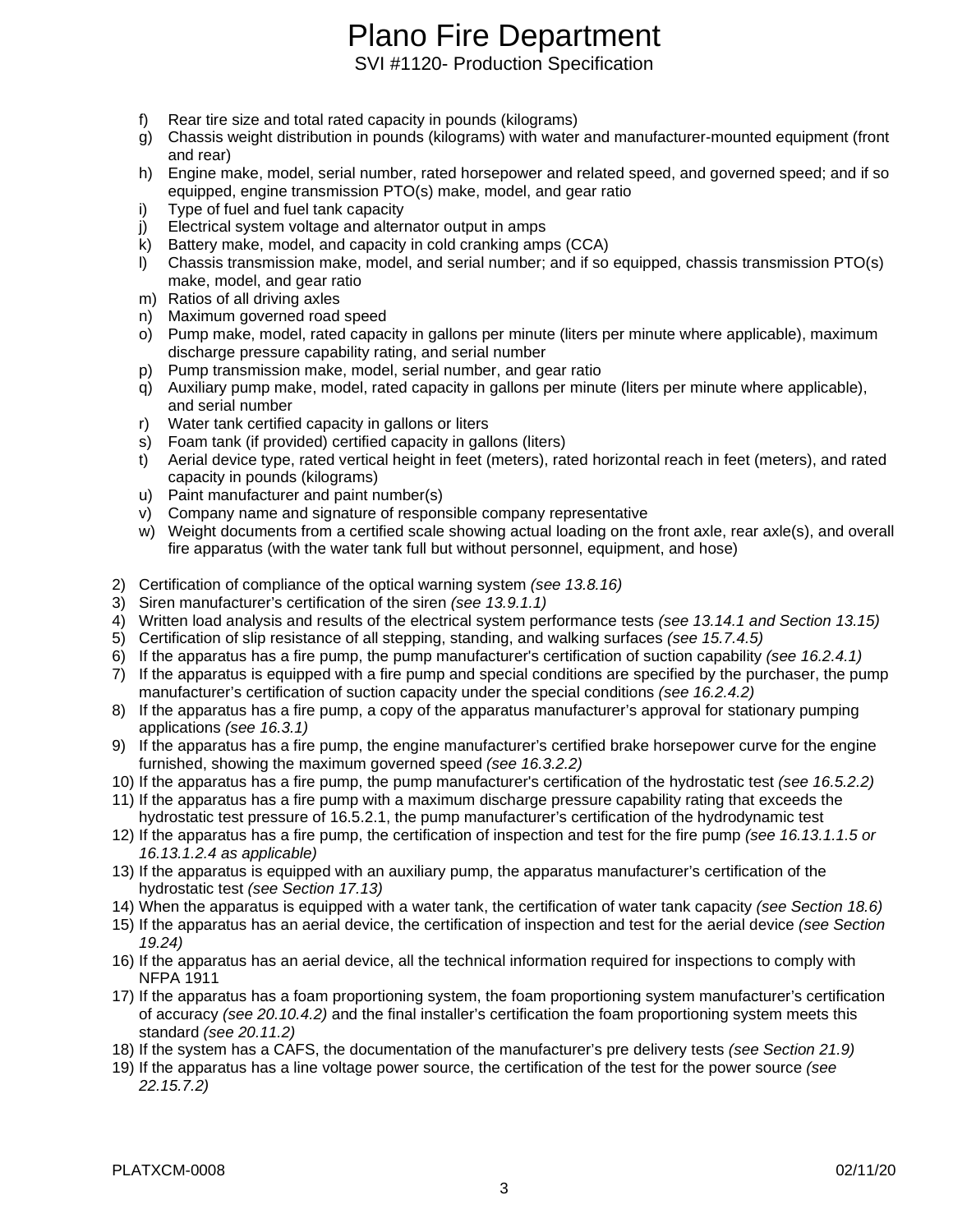f) Rear tire size and total rated capacity in pounds (kilograms)
g) Chassis weight distribution in pounds (kilograms) with water and manufacturer-mounted equipment (front and rear)
h) Engine make, model, serial number, rated horsepower and related speed, and governed speed; and if so equipped, engine transmission PTO(s) make, model, and gear ratio
i) Type of fuel and fuel tank capacity
j) Electrical system voltage and alternator output in amps
k) Battery make, model, and capacity in cold cranking amps (CCA)
l) Chassis transmission make, model, and serial number; and if so equipped, chassis transmission PTO(s) make, model, and gear ratio
m) Ratios of all driving axles
n) Maximum governed road speed
o) Pump make, model, rated capacity in gallons per minute (liters per minute where applicable), maximum discharge pressure capability rating, and serial number
p) Pump transmission make, model, serial number, and gear ratio
q) Auxiliary pump make, model, rated capacity in gallons per minute (liters per minute where applicable), and serial number
r) Water tank certified capacity in gallons or liters
s) Foam tank (if provided) certified capacity in gallons (liters)
t) Aerial device type, rated vertical height in feet (meters), rated horizontal reach in feet (meters), and rated capacity in pounds (kilograms)
u) Paint manufacturer and paint number(s)
v) Company name and signature of responsible company representative
w) Weight documents from a certified scale showing actual loading on the front axle, rear axle(s), and overall fire apparatus (with the water tank full but without personnel, equipment, and hose)

2) Certification of compliance of the optical warning system *(see 13.8.16)*
3) Siren manufacturer's certification of the siren *(see 13.9.1.1)*
4) Written load analysis and results of the electrical system performance tests *(see 13.14.1 and Section 13.15)*
5) Certification of slip resistance of all stepping, standing, and walking surfaces *(see 15.7.4.5)*
6) If the apparatus has a fire pump, the pump manufacturer's certification of suction capability *(see 16.2.4.1)*
7) If the apparatus is equipped with a fire pump and special conditions are specified by the purchaser, the pump manufacturer's certification of suction capacity under the special conditions *(see 16.2.4.2)*
8) If the apparatus has a fire pump, a copy of the apparatus manufacturer's approval for stationary pumping applications *(see 16.3.1)*
9) If the apparatus has a fire pump, the engine manufacturer's certified brake horsepower curve for the engine furnished, showing the maximum governed speed *(see 16.3.2.2)*
10) If the apparatus has a fire pump, the pump manufacturer's certification of the hydrostatic test *(see 16.5.2.2)*
11) If the apparatus has a fire pump with a maximum discharge pressure capability rating that exceeds the hydrostatic test pressure of 16.5.2.1, the pump manufacturer's certification of the hydrodynamic test
12) If the apparatus has a fire pump, the certification of inspection and test for the fire pump *(see 16.13.1.1.5 or 16.13.1.2.4 as applicable)*
13) If the apparatus is equipped with an auxiliary pump, the apparatus manufacturer's certification of the hydrostatic test *(see Section 17.13)*
14) When the apparatus is equipped with a water tank, the certification of water tank capacity *(see Section 18.6)*
15) If the apparatus has an aerial device, the certification of inspection and test for the aerial device *(see Section 19.24)*
16) If the apparatus has an aerial device, all the technical information required for inspections to comply with NFPA 1911
17) If the apparatus has a foam proportioning system, the foam proportioning system manufacturer's certification of accuracy *(see 20.10.4.2)* and the final installer's certification the foam proportioning system meets this standard *(see 20.11.2)*
18) If the system has a CAFS, the documentation of the manufacturer's pre delivery tests *(see Section 21.9)*
19) If the apparatus has a line voltage power source, the certification of the test for the power source *(see 22.15.7.2)*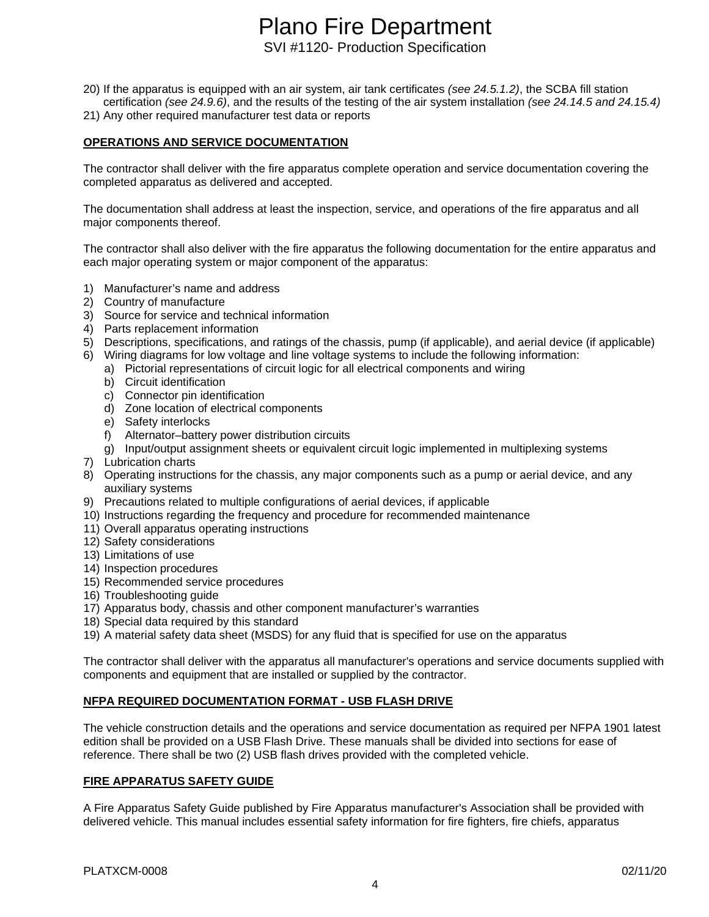20) If the apparatus is equipped with an air system, air tank certificates *(see 24.5.1.2)*, the SCBA fill station certification *(see 24.9.6)*, and the results of the testing of the air system installation *(see 24.14.5 and 24.15.4)*
21) Any other required manufacturer test data or reports

**OPERATIONS AND SERVICE DOCUMENTATION**

The contractor shall deliver with the fire apparatus complete operation and service documentation covering the completed apparatus as delivered and accepted.

The documentation shall address at least the inspection, service, and operations of the fire apparatus and all major components thereof.

The contractor shall also deliver with the fire apparatus the following documentation for the entire apparatus and each major operating system or major component of the apparatus:

1) Manufacturer's name and address
2) Country of manufacture
3) Source for service and technical information
4) Parts replacement information
5) Descriptions, specifications, and ratings of the chassis, pump (if applicable), and aerial device (if applicable)
6) Wiring diagrams for low voltage and line voltage systems to include the following information:
   a) Pictorial representations of circuit logic for all electrical components and wiring
   b) Circuit identification
   c) Connector pin identification
   d) Zone location of electrical components
   e) Safety interlocks
   f) Alternator–battery power distribution circuits
   g) Input/output assignment sheets or equivalent circuit logic implemented in multiplexing systems
7) Lubrication charts
8) Operating instructions for the chassis, any major components such as a pump or aerial device, and any auxiliary systems
9) Precautions related to multiple configurations of aerial devices, if applicable
10) Instructions regarding the frequency and procedure for recommended maintenance
11) Overall apparatus operating instructions
12) Safety considerations
13) Limitations of use
14) Inspection procedures
15) Recommended service procedures
16) Troubleshooting guide
17) Apparatus body, chassis and other component manufacturer's warranties
18) Special data required by this standard
19) A material safety data sheet (MSDS) for any fluid that is specified for use on the apparatus

The contractor shall deliver with the apparatus all manufacturer's operations and service documents supplied with components and equipment that are installed or supplied by the contractor.

**NFPA REQUIRED DOCUMENTATION FORMAT - USB FLASH DRIVE**

The vehicle construction details and the operations and service documentation as required per NFPA 1901 latest edition shall be provided on a USB Flash Drive. These manuals shall be divided into sections for ease of reference. There shall be two (2) USB flash drives provided with the completed vehicle.

**FIRE APPARATUS SAFETY GUIDE**

A Fire Apparatus Safety Guide published by Fire Apparatus manufacturer's Association shall be provided with delivered vehicle. This manual includes essential safety information for fire fighters, fire chiefs, apparatus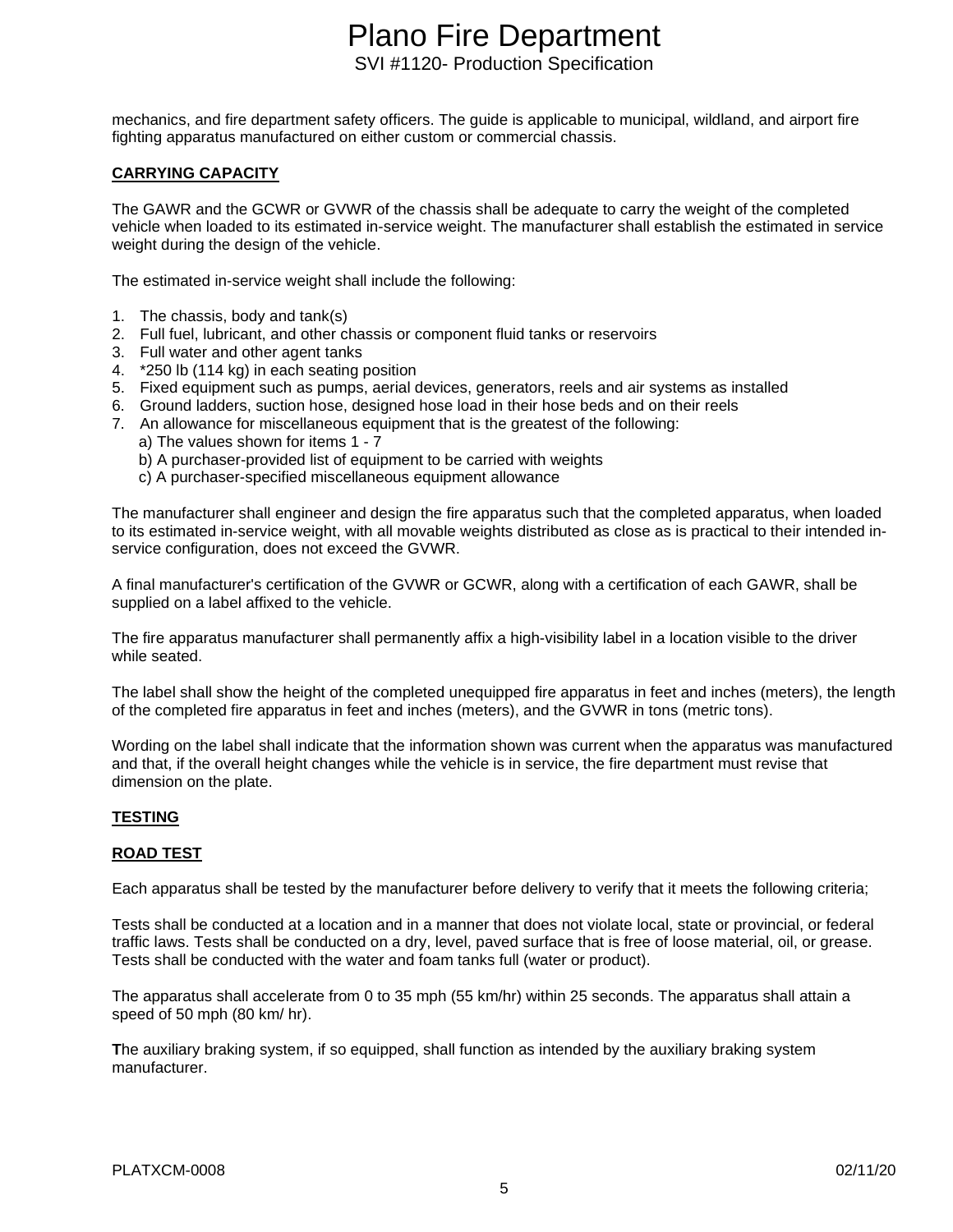mechanics, and fire department safety officers. The guide is applicable to municipal, wildland, and airport fire fighting apparatus manufactured on either custom or commercial chassis.

## CARRYING CAPACITY

The GAWR and the GCWR or GVWR of the chassis shall be adequate to carry the weight of the completed vehicle when loaded to its estimated in-service weight. The manufacturer shall establish the estimated in service weight during the design of the vehicle.

The estimated in-service weight shall include the following:

1. The chassis, body and tank(s)
2. Full fuel, lubricant, and other chassis or component fluid tanks or reservoirs
3. Full water and other agent tanks
4. *250 lb (114 kg) in each seating position
5. Fixed equipment such as pumps, aerial devices, generators, reels and air systems as installed
6. Ground ladders, suction hose, designed hose load in their hose beds and on their reels
7. An allowance for miscellaneous equipment that is the greatest of the following:
   a) The values shown for items 1 - 7
   b) A purchaser-provided list of equipment to be carried with weights
   c) A purchaser-specified miscellaneous equipment allowance

The manufacturer shall engineer and design the fire apparatus such that the completed apparatus, when loaded to its estimated in-service weight, with all movable weights distributed as close as is practical to their intended in-service configuration, does not exceed the GVWR.

A final manufacturer's certification of the GVWR or GCWR, along with a certification of each GAWR, shall be supplied on a label affixed to the vehicle.

The fire apparatus manufacturer shall permanently affix a high-visibility label in a location visible to the driver while seated.

The label shall show the height of the completed unequipped fire apparatus in feet and inches (meters), the length of the completed fire apparatus in feet and inches (meters), and the GVWR in tons (metric tons).

Wording on the label shall indicate that the information shown was current when the apparatus was manufactured and that, if the overall height changes while the vehicle is in service, the fire department must revise that dimension on the plate.

## TESTING

## ROAD TEST

Each apparatus shall be tested by the manufacturer before delivery to verify that it meets the following criteria;

Tests shall be conducted at a location and in a manner that does not violate local, state or provincial, or federal traffic laws. Tests shall be conducted on a dry, level, paved surface that is free of loose material, oil, or grease. Tests shall be conducted with the water and foam tanks full (water or product).

The apparatus shall accelerate from 0 to 35 mph (55 km/hr) within 25 seconds. The apparatus shall attain a speed of 50 mph (80 km/ hr).

**T**he auxiliary braking system, if so equipped, shall function as intended by the auxiliary braking system manufacturer.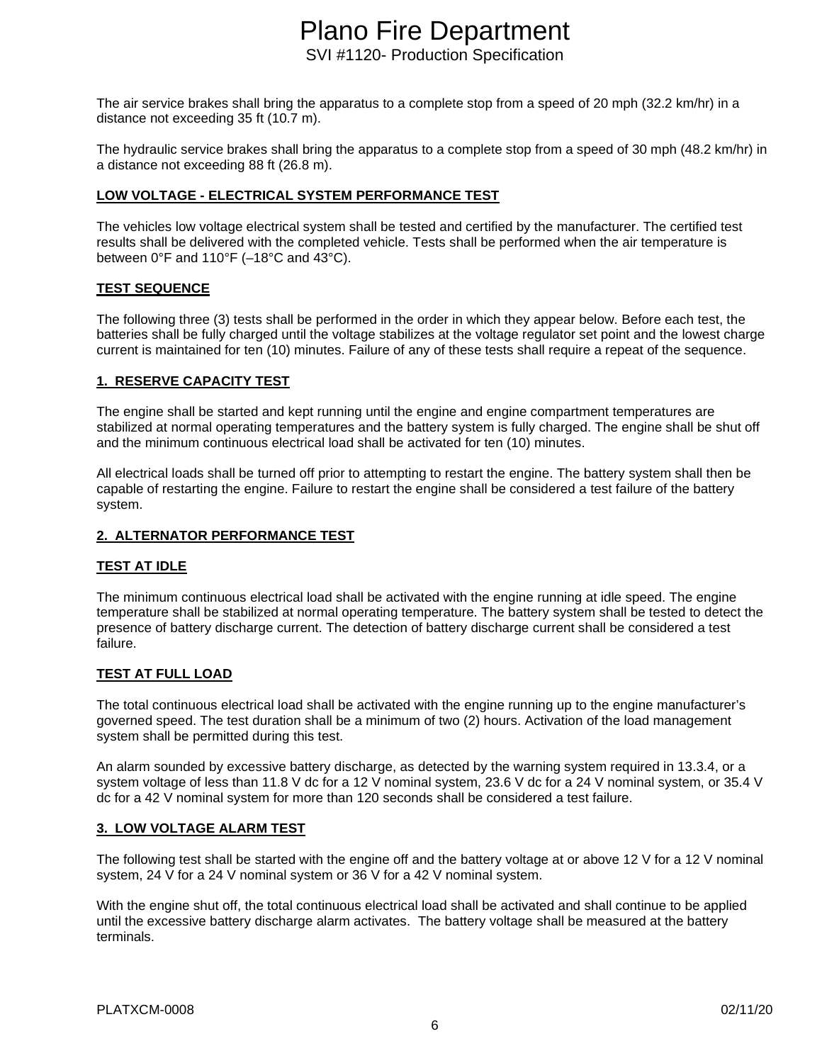The air service brakes shall bring the apparatus to a complete stop from a speed of 20 mph (32.2 km/hr) in a distance not exceeding 35 ft (10.7 m).

The hydraulic service brakes shall bring the apparatus to a complete stop from a speed of 30 mph (48.2 km/hr) in a distance not exceeding 88 ft (26.8 m).

**LOW VOLTAGE - ELECTRICAL SYSTEM PERFORMANCE TEST**

The vehicles low voltage electrical system shall be tested and certified by the manufacturer. The certified test results shall be delivered with the completed vehicle. Tests shall be performed when the air temperature is between 0°F and 110°F (–18°C and 43°C).

**TEST SEQUENCE**

The following three (3) tests shall be performed in the order in which they appear below. Before each test, the batteries shall be fully charged until the voltage stabilizes at the voltage regulator set point and the lowest charge current is maintained for ten (10) minutes. Failure of any of these tests shall require a repeat of the sequence.

**1. RESERVE CAPACITY TEST**

The engine shall be started and kept running until the engine and engine compartment temperatures are stabilized at normal operating temperatures and the battery system is fully charged. The engine shall be shut off and the minimum continuous electrical load shall be activated for ten (10) minutes.

All electrical loads shall be turned off prior to attempting to restart the engine. The battery system shall then be capable of restarting the engine. Failure to restart the engine shall be considered a test failure of the battery system.

**2. ALTERNATOR PERFORMANCE TEST**

**TEST AT IDLE**

The minimum continuous electrical load shall be activated with the engine running at idle speed. The engine temperature shall be stabilized at normal operating temperature. The battery system shall be tested to detect the presence of battery discharge current. The detection of battery discharge current shall be considered a test failure.

**TEST AT FULL LOAD**

The total continuous electrical load shall be activated with the engine running up to the engine manufacturer's governed speed. The test duration shall be a minimum of two (2) hours. Activation of the load management system shall be permitted during this test.

An alarm sounded by excessive battery discharge, as detected by the warning system required in 13.3.4, or a system voltage of less than 11.8 V dc for a 12 V nominal system, 23.6 V dc for a 24 V nominal system, or 35.4 V dc for a 42 V nominal system for more than 120 seconds shall be considered a test failure.

**3. LOW VOLTAGE ALARM TEST**

The following test shall be started with the engine off and the battery voltage at or above 12 V for a 12 V nominal system, 24 V for a 24 V nominal system or 36 V for a 42 V nominal system.

With the engine shut off, the total continuous electrical load shall be activated and shall continue to be applied until the excessive battery discharge alarm activates. The battery voltage shall be measured at the battery terminals.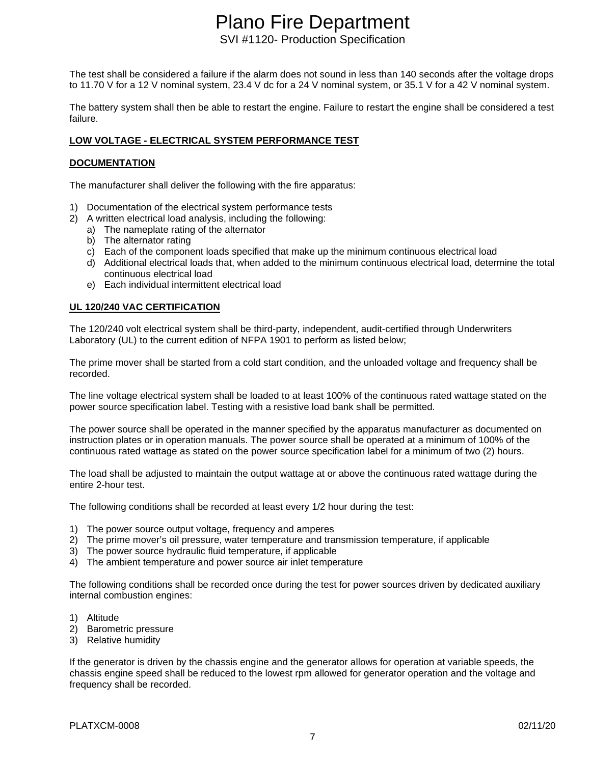The test shall be considered a failure if the alarm does not sound in less than 140 seconds after the voltage drops to 11.70 V for a 12 V nominal system, 23.4 V dc for a 24 V nominal system, or 35.1 V for a 42 V nominal system.

The battery system shall then be able to restart the engine. Failure to restart the engine shall be considered a test failure.

**LOW VOLTAGE - ELECTRICAL SYSTEM PERFORMANCE TEST**

**DOCUMENTATION**

The manufacturer shall deliver the following with the fire apparatus:

1) Documentation of the electrical system performance tests
2) A written electrical load analysis, including the following:
   a) The nameplate rating of the alternator
   b) The alternator rating
   c) Each of the component loads specified that make up the minimum continuous electrical load
   d) Additional electrical loads that, when added to the minimum continuous electrical load, determine the total continuous electrical load
   e) Each individual intermittent electrical load

**UL 120/240 VAC CERTIFICATION**

The 120/240 volt electrical system shall be third-party, independent, audit-certified through Underwriters Laboratory (UL) to the current edition of NFPA 1901 to perform as listed below;

The prime mover shall be started from a cold start condition, and the unloaded voltage and frequency shall be recorded.

The line voltage electrical system shall be loaded to at least 100% of the continuous rated wattage stated on the power source specification label. Testing with a resistive load bank shall be permitted.

The power source shall be operated in the manner specified by the apparatus manufacturer as documented on instruction plates or in operation manuals. The power source shall be operated at a minimum of 100% of the continuous rated wattage as stated on the power source specification label for a minimum of two (2) hours.

The load shall be adjusted to maintain the output wattage at or above the continuous rated wattage during the entire 2-hour test.

The following conditions shall be recorded at least every 1/2 hour during the test:

1) The power source output voltage, frequency and amperes
2) The prime mover's oil pressure, water temperature and transmission temperature, if applicable
3) The power source hydraulic fluid temperature, if applicable
4) The ambient temperature and power source air inlet temperature

The following conditions shall be recorded once during the test for power sources driven by dedicated auxiliary internal combustion engines:

1) Altitude
2) Barometric pressure
3) Relative humidity

If the generator is driven by the chassis engine and the generator allows for operation at variable speeds, the chassis engine speed shall be reduced to the lowest rpm allowed for generator operation and the voltage and frequency shall be recorded.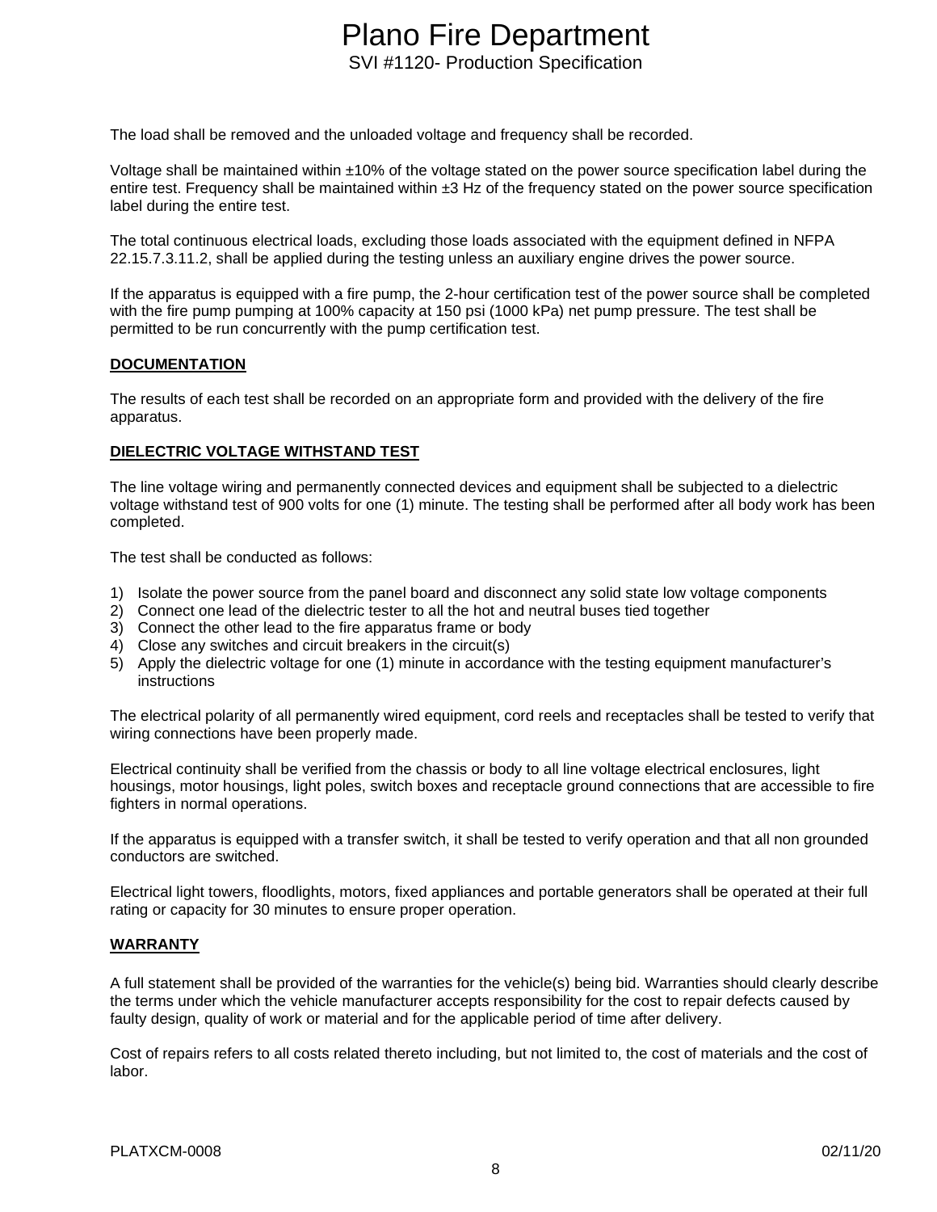The load shall be removed and the unloaded voltage and frequency shall be recorded.

Voltage shall be maintained within ±10% of the voltage stated on the power source specification label during the entire test. Frequency shall be maintained within ±3 Hz of the frequency stated on the power source specification label during the entire test.

The total continuous electrical loads, excluding those loads associated with the equipment defined in NFPA 22.15.7.3.11.2, shall be applied during the testing unless an auxiliary engine drives the power source.

If the apparatus is equipped with a fire pump, the 2-hour certification test of the power source shall be completed with the fire pump pumping at 100% capacity at 150 psi (1000 kPa) net pump pressure. The test shall be permitted to be run concurrently with the pump certification test.

**DOCUMENTATION**

The results of each test shall be recorded on an appropriate form and provided with the delivery of the fire apparatus.

**DIELECTRIC VOLTAGE WITHSTAND TEST**

The line voltage wiring and permanently connected devices and equipment shall be subjected to a dielectric voltage withstand test of 900 volts for one (1) minute. The testing shall be performed after all body work has been completed.

The test shall be conducted as follows:

1) Isolate the power source from the panel board and disconnect any solid state low voltage components
2) Connect one lead of the dielectric tester to all the hot and neutral buses tied together
3) Connect the other lead to the fire apparatus frame or body
4) Close any switches and circuit breakers in the circuit(s)
5) Apply the dielectric voltage for one (1) minute in accordance with the testing equipment manufacturer's instructions

The electrical polarity of all permanently wired equipment, cord reels and receptacles shall be tested to verify that wiring connections have been properly made.

Electrical continuity shall be verified from the chassis or body to all line voltage electrical enclosures, light housings, motor housings, light poles, switch boxes and receptacle ground connections that are accessible to fire fighters in normal operations.

If the apparatus is equipped with a transfer switch, it shall be tested to verify operation and that all non grounded conductors are switched.

Electrical light towers, floodlights, motors, fixed appliances and portable generators shall be operated at their full rating or capacity for 30 minutes to ensure proper operation.

**WARRANTY**

A full statement shall be provided of the warranties for the vehicle(s) being bid. Warranties should clearly describe the terms under which the vehicle manufacturer accepts responsibility for the cost to repair defects caused by faulty design, quality of work or material and for the applicable period of time after delivery.

Cost of repairs refers to all costs related thereto including, but not limited to, the cost of materials and the cost of labor.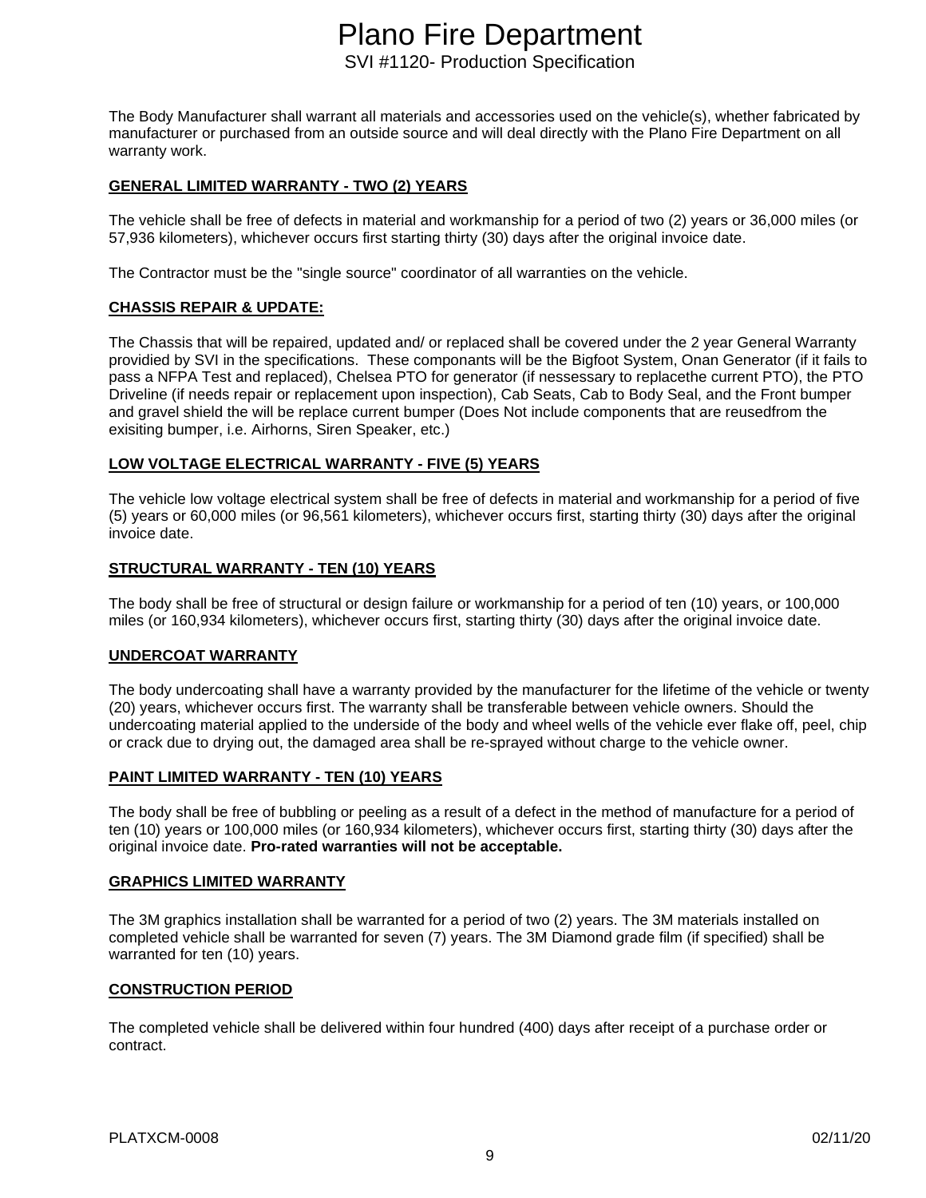The Body Manufacturer shall warrant all materials and accessories used on the vehicle(s), whether fabricated by manufacturer or purchased from an outside source and will deal directly with the Plano Fire Department on all warranty work.

## GENERAL LIMITED WARRANTY - TWO (2) YEARS

The vehicle shall be free of defects in material and workmanship for a period of two (2) years or 36,000 miles (or 57,936 kilometers), whichever occurs first starting thirty (30) days after the original invoice date.

The Contractor must be the "single source" coordinator of all warranties on the vehicle.

## CHASSIS REPAIR & UPDATE:

The Chassis that will be repaired, updated and/ or replaced shall be covered under the 2 year General Warranty providied by SVI in the specifications.  These componants will be the Bigfoot System, Onan Generator (if it fails to pass a NFPA Test and replaced), Chelsea PTO for generator (if nessessary to replacethe current PTO), the PTO Driveline (if needs repair or replacement upon inspection), Cab Seats, Cab to Body Seal, and the Front bumper and gravel shield the will be replace current bumper (Does Not include components that are reusedfrom the exisiting bumper, i.e. Airhorns, Siren Speaker, etc.)

## LOW VOLTAGE ELECTRICAL WARRANTY - FIVE (5) YEARS

The vehicle low voltage electrical system shall be free of defects in material and workmanship for a period of five (5) years or 60,000 miles (or 96,561 kilometers), whichever occurs first, starting thirty (30) days after the original invoice date.

## STRUCTURAL WARRANTY - TEN (10) YEARS

The body shall be free of structural or design failure or workmanship for a period of ten (10) years, or 100,000 miles (or 160,934 kilometers), whichever occurs first, starting thirty (30) days after the original invoice date.

## UNDERCOAT WARRANTY

The body undercoating shall have a warranty provided by the manufacturer for the lifetime of the vehicle or twenty (20) years, whichever occurs first. The warranty shall be transferable between vehicle owners. Should the undercoating material applied to the underside of the body and wheel wells of the vehicle ever flake off, peel, chip or crack due to drying out, the damaged area shall be re-sprayed without charge to the vehicle owner.

## PAINT LIMITED WARRANTY - TEN (10) YEARS

The body shall be free of bubbling or peeling as a result of a defect in the method of manufacture for a period of ten (10) years or 100,000 miles (or 160,934 kilometers), whichever occurs first, starting thirty (30) days after the original invoice date. **Pro-rated warranties will not be acceptable.**

## GRAPHICS LIMITED WARRANTY

The 3M graphics installation shall be warranted for a period of two (2) years. The 3M materials installed on completed vehicle shall be warranted for seven (7) years. The 3M Diamond grade film (if specified) shall be warranted for ten (10) years.

## CONSTRUCTION PERIOD

The completed vehicle shall be delivered within four hundred (400) days after receipt of a purchase order or contract.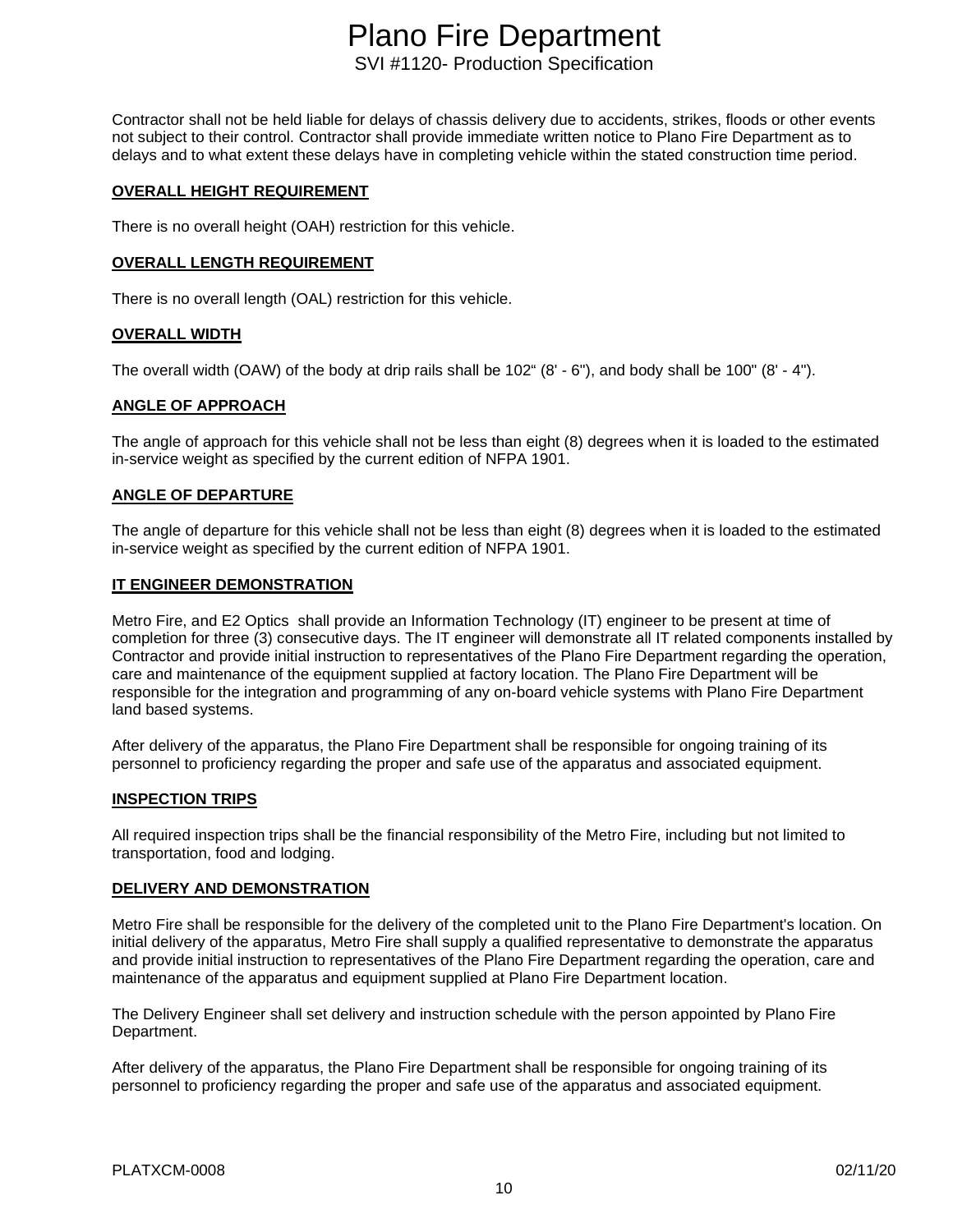Contractor shall not be held liable for delays of chassis delivery due to accidents, strikes, floods or other events not subject to their control. Contractor shall provide immediate written notice to Plano Fire Department as to delays and to what extent these delays have in completing vehicle within the stated construction time period.

## OVERALL HEIGHT REQUIREMENT

There is no overall height (OAH) restriction for this vehicle.

## OVERALL LENGTH REQUIREMENT

There is no overall length (OAL) restriction for this vehicle.

## OVERALL WIDTH

The overall width (OAW) of the body at drip rails shall be 102“ (8' - 6"), and body shall be 100" (8' - 4").

## ANGLE OF APPROACH

The angle of approach for this vehicle shall not be less than eight (8) degrees when it is loaded to the estimated in-service weight as specified by the current edition of NFPA 1901.

## ANGLE OF DEPARTURE

The angle of departure for this vehicle shall not be less than eight (8) degrees when it is loaded to the estimated in-service weight as specified by the current edition of NFPA 1901.

## IT ENGINEER DEMONSTRATION

Metro Fire, and E2 Optics shall provide an Information Technology (IT) engineer to be present at time of completion for three (3) consecutive days. The IT engineer will demonstrate all IT related components installed by Contractor and provide initial instruction to representatives of the Plano Fire Department regarding the operation, care and maintenance of the equipment supplied at factory location. The Plano Fire Department will be responsible for the integration and programming of any on-board vehicle systems with Plano Fire Department land based systems.

After delivery of the apparatus, the Plano Fire Department shall be responsible for ongoing training of its personnel to proficiency regarding the proper and safe use of the apparatus and associated equipment.

## INSPECTION TRIPS

All required inspection trips shall be the financial responsibility of the Metro Fire, including but not limited to transportation, food and lodging.

## DELIVERY AND DEMONSTRATION

Metro Fire shall be responsible for the delivery of the completed unit to the Plano Fire Department's location. On initial delivery of the apparatus, Metro Fire shall supply a qualified representative to demonstrate the apparatus and provide initial instruction to representatives of the Plano Fire Department regarding the operation, care and maintenance of the apparatus and equipment supplied at Plano Fire Department location.

The Delivery Engineer shall set delivery and instruction schedule with the person appointed by Plano Fire Department.

After delivery of the apparatus, the Plano Fire Department shall be responsible for ongoing training of its personnel to proficiency regarding the proper and safe use of the apparatus and associated equipment.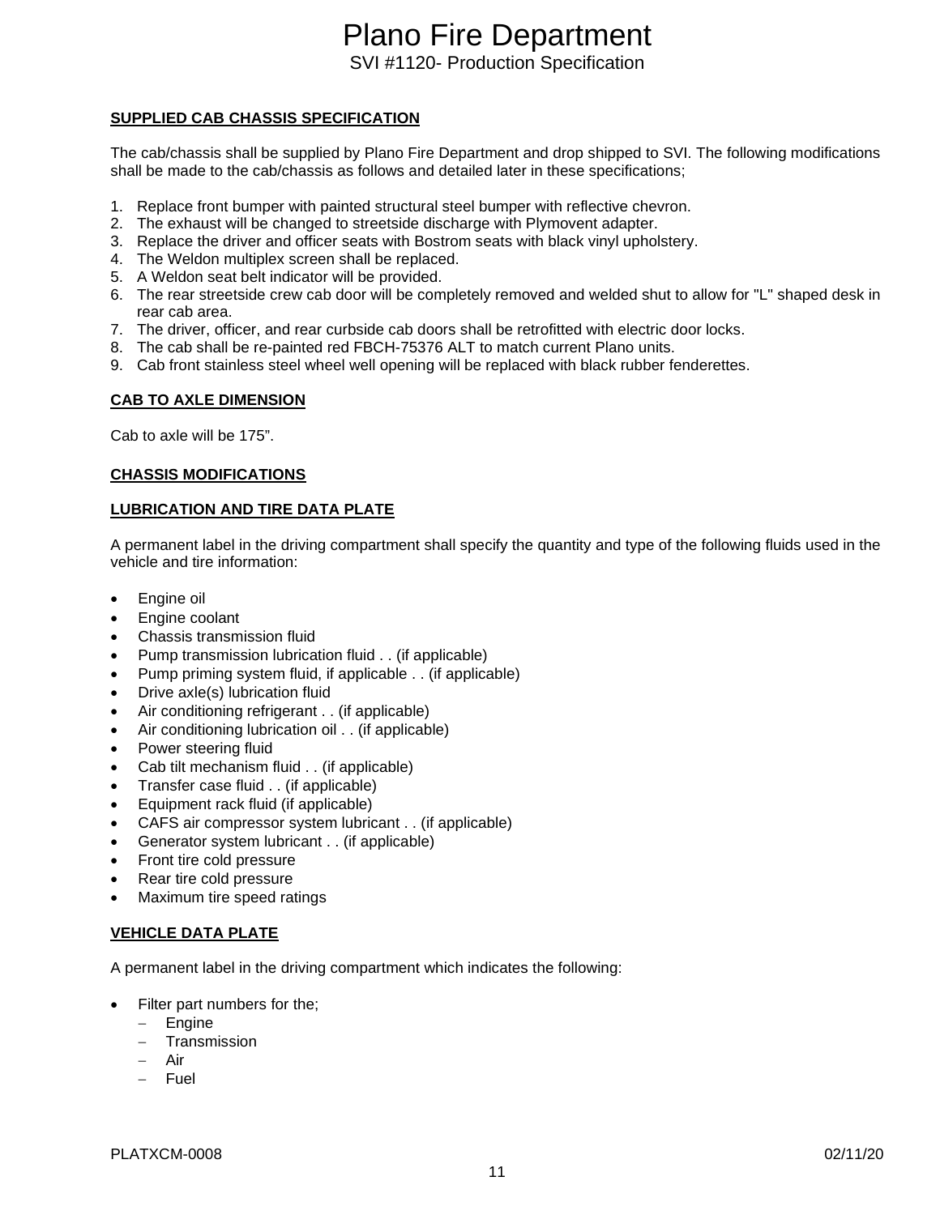**SUPPLIED CAB CHASSIS SPECIFICATION**

The cab/chassis shall be supplied by Plano Fire Department and drop shipped to SVI. The following modifications shall be made to the cab/chassis as follows and detailed later in these specifications;

1. Replace front bumper with painted structural steel bumper with reflective chevron.
2. The exhaust will be changed to streetside discharge with Plymovent adapter.
3. Replace the driver and officer seats with Bostrom seats with black vinyl upholstery.
4. The Weldon multiplex screen shall be replaced.
5. A Weldon seat belt indicator will be provided.
6. The rear streetside crew cab door will be completely removed and welded shut to allow for "L" shaped desk in rear cab area.
7. The driver, officer, and rear curbside cab doors shall be retrofitted with electric door locks.
8. The cab shall be re-painted red FBCH-75376 ALT to match current Plano units.
9. Cab front stainless steel wheel well opening will be replaced with black rubber fenderettes.

**CAB TO AXLE DIMENSION**

Cab to axle will be 175".

**CHASSIS MODIFICATIONS**

**LUBRICATION AND TIRE DATA PLATE**

A permanent label in the driving compartment shall specify the quantity and type of the following fluids used in the vehicle and tire information:

- Engine oil
- Engine coolant
- Chassis transmission fluid
- Pump transmission lubrication fluid . . (if applicable)
- Pump priming system fluid, if applicable . . (if applicable)
- Drive axle(s) lubrication fluid
- Air conditioning refrigerant . . (if applicable)
- Air conditioning lubrication oil . . (if applicable)
- Power steering fluid
- Cab tilt mechanism fluid . . (if applicable)
- Transfer case fluid . . (if applicable)
- Equipment rack fluid (if applicable)
- CAFS air compressor system lubricant . . (if applicable)
- Generator system lubricant . . (if applicable)
- Front tire cold pressure
- Rear tire cold pressure
- Maximum tire speed ratings

**VEHICLE DATA PLATE**

A permanent label in the driving compartment which indicates the following:

- Filter part numbers for the;
  - Engine
  - Transmission
  - Air
  - Fuel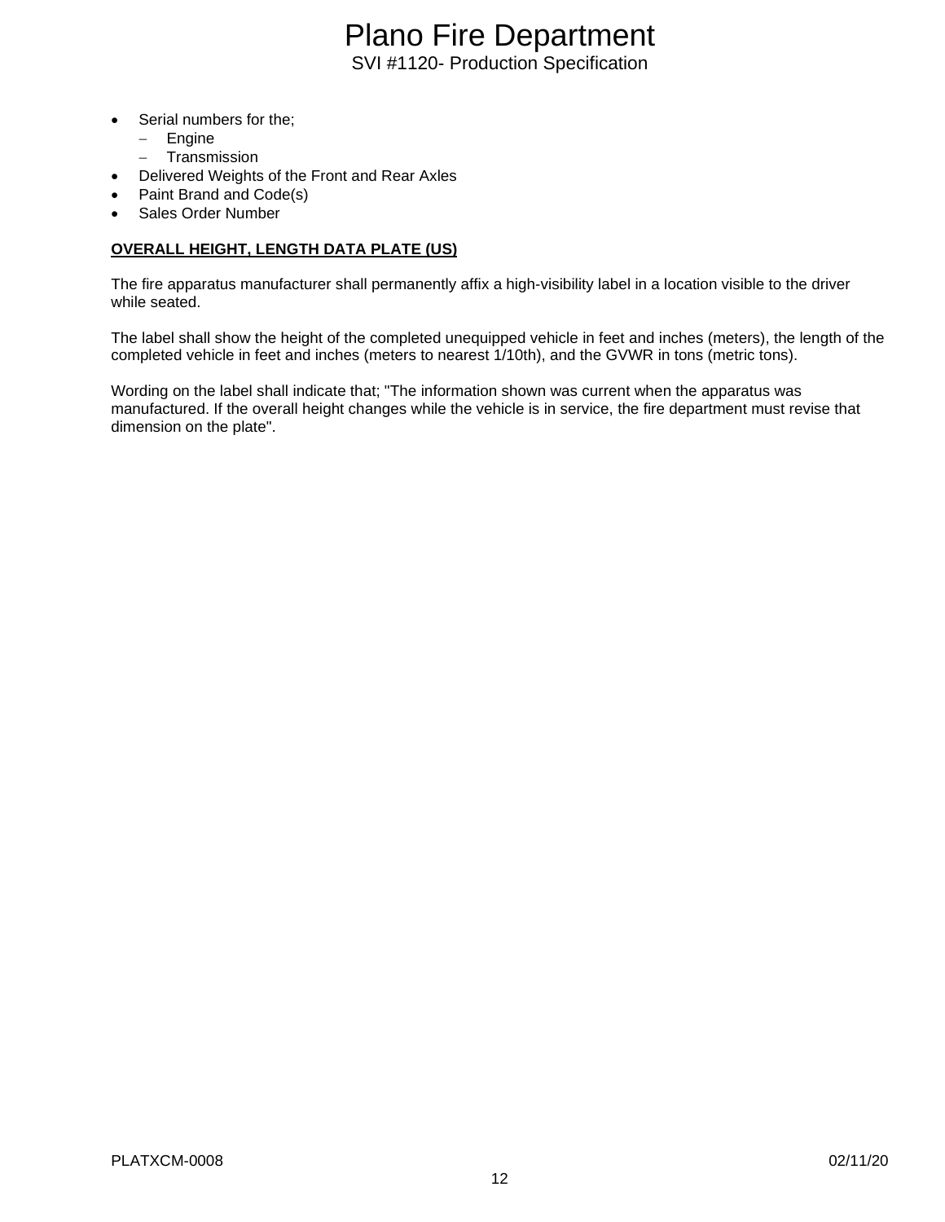- Serial numbers for the;
  - Engine
  - Transmission
- Delivered Weights of the Front and Rear Axles
- Paint Brand and Code(s)
- Sales Order Number

**OVERALL HEIGHT, LENGTH DATA PLATE (US)**

The fire apparatus manufacturer shall permanently affix a high-visibility label in a location visible to the driver while seated.

The label shall show the height of the completed unequipped vehicle in feet and inches (meters), the length of the completed vehicle in feet and inches (meters to nearest 1/10th), and the GVWR in tons (metric tons).

Wording on the label shall indicate that; "The information shown was current when the apparatus was manufactured. If the overall height changes while the vehicle is in service, the fire department must revise that dimension on the plate".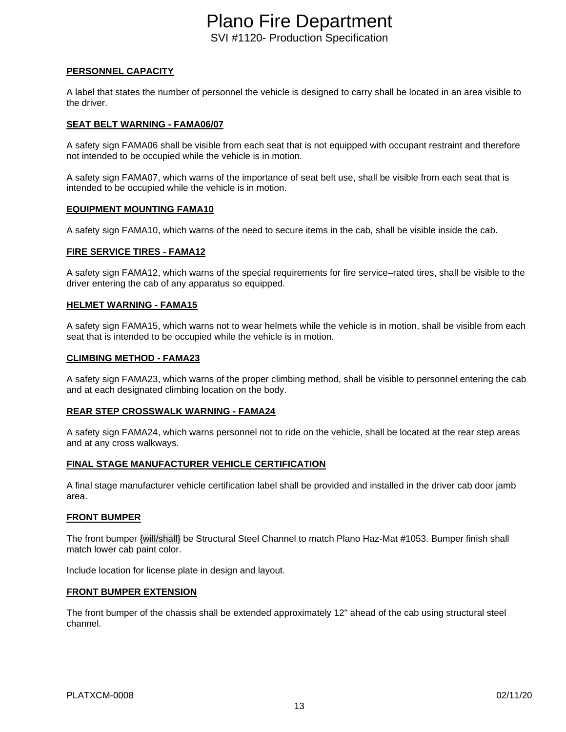**PERSONNEL CAPACITY**

A label that states the number of personnel the vehicle is designed to carry shall be located in an area visible to the driver.

**SEAT BELT WARNING - FAMA06/07**

A safety sign FAMA06 shall be visible from each seat that is not equipped with occupant restraint and therefore not intended to be occupied while the vehicle is in motion.

A safety sign FAMA07, which warns of the importance of seat belt use, shall be visible from each seat that is intended to be occupied while the vehicle is in motion.

**EQUIPMENT MOUNTING FAMA10**

A safety sign FAMA10, which warns of the need to secure items in the cab, shall be visible inside the cab.

**FIRE SERVICE TIRES - FAMA12**

A safety sign FAMA12, which warns of the special requirements for fire service–rated tires, shall be visible to the driver entering the cab of any apparatus so equipped.

**HELMET WARNING - FAMA15**

A safety sign FAMA15, which warns not to wear helmets while the vehicle is in motion, shall be visible from each seat that is intended to be occupied while the vehicle is in motion.

**CLIMBING METHOD - FAMA23**

A safety sign FAMA23, which warns of the proper climbing method, shall be visible to personnel entering the cab and at each designated climbing location on the body.

**REAR STEP CROSSWALK WARNING - FAMA24**

A safety sign FAMA24, which warns personnel not to ride on the vehicle, shall be located at the rear step areas and at any cross walkways.

**FINAL STAGE MANUFACTURER VEHICLE CERTIFICATION**

A final stage manufacturer vehicle certification label shall be provided and installed in the driver cab door jamb area.

**FRONT BUMPER**

The front bumper {will/shall} be Structural Steel Channel to match Plano Haz-Mat #1053. Bumper finish shall match lower cab paint color.

Include location for license plate in design and layout.

**FRONT BUMPER EXTENSION**

The front bumper of the chassis shall be extended approximately 12" ahead of the cab using structural steel channel.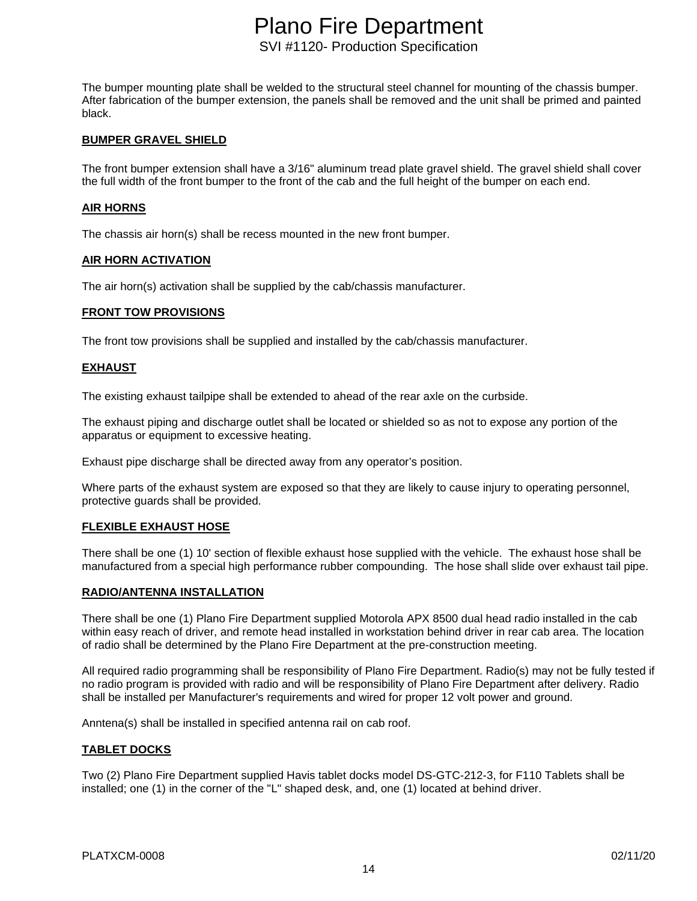The bumper mounting plate shall be welded to the structural steel channel for mounting of the chassis bumper. After fabrication of the bumper extension, the panels shall be removed and the unit shall be primed and painted black.

**BUMPER GRAVEL SHIELD**

The front bumper extension shall have a 3/16" aluminum tread plate gravel shield. The gravel shield shall cover the full width of the front bumper to the front of the cab and the full height of the bumper on each end.

**AIR HORNS**

The chassis air horn(s) shall be recess mounted in the new front bumper.

**AIR HORN ACTIVATION**

The air horn(s) activation shall be supplied by the cab/chassis manufacturer.

**FRONT TOW PROVISIONS**

The front tow provisions shall be supplied and installed by the cab/chassis manufacturer.

**EXHAUST**

The existing exhaust tailpipe shall be extended to ahead of the rear axle on the curbside.

The exhaust piping and discharge outlet shall be located or shielded so as not to expose any portion of the apparatus or equipment to excessive heating.

Exhaust pipe discharge shall be directed away from any operator's position.

Where parts of the exhaust system are exposed so that they are likely to cause injury to operating personnel, protective guards shall be provided.

**FLEXIBLE EXHAUST HOSE**

There shall be one (1) 10' section of flexible exhaust hose supplied with the vehicle. The exhaust hose shall be manufactured from a special high performance rubber compounding. The hose shall slide over exhaust tail pipe.

**RADIO/ANTENNA INSTALLATION**

There shall be one (1) Plano Fire Department supplied Motorola APX 8500 dual head radio installed in the cab within easy reach of driver, and remote head installed in workstation behind driver in rear cab area. The location of radio shall be determined by the Plano Fire Department at the pre-construction meeting.

All required radio programming shall be responsibility of Plano Fire Department. Radio(s) may not be fully tested if no radio program is provided with radio and will be responsibility of Plano Fire Department after delivery. Radio shall be installed per Manufacturer's requirements and wired for proper 12 volt power and ground.

Anntena(s) shall be installed in specified antenna rail on cab roof.

**TABLET DOCKS**

Two (2) Plano Fire Department supplied Havis tablet docks model DS-GTC-212-3, for F110 Tablets shall be installed; one (1) in the corner of the "L" shaped desk, and, one (1) located at behind driver.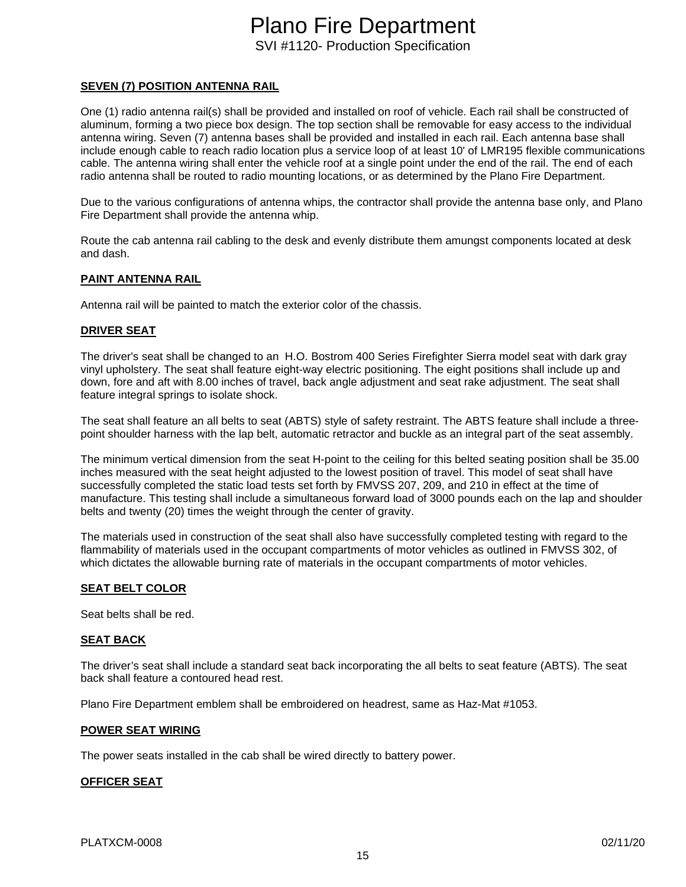**SEVEN (7) POSITION ANTENNA RAIL**

One (1) radio antenna rail(s) shall be provided and installed on roof of vehicle. Each rail shall be constructed of aluminum, forming a two piece box design. The top section shall be removable for easy access to the individual antenna wiring. Seven (7) antenna bases shall be provided and installed in each rail. Each antenna base shall include enough cable to reach radio location plus a service loop of at least 10' of LMR195 flexible communications cable. The antenna wiring shall enter the vehicle roof at a single point under the end of the rail. The end of each radio antenna shall be routed to radio mounting locations, or as determined by the Plano Fire Department.

Due to the various configurations of antenna whips, the contractor shall provide the antenna base only, and Plano Fire Department shall provide the antenna whip.

Route the cab antenna rail cabling to the desk and evenly distribute them amungst components located at desk and dash.

**PAINT ANTENNA RAIL**

Antenna rail will be painted to match the exterior color of the chassis.

**DRIVER SEAT**

The driver's seat shall be changed to an H.O. Bostrom 400 Series Firefighter Sierra model seat with dark gray vinyl upholstery. The seat shall feature eight-way electric positioning. The eight positions shall include up and down, fore and aft with 8.00 inches of travel, back angle adjustment and seat rake adjustment. The seat shall feature integral springs to isolate shock.

The seat shall feature an all belts to seat (ABTS) style of safety restraint. The ABTS feature shall include a three-point shoulder harness with the lap belt, automatic retractor and buckle as an integral part of the seat assembly.

The minimum vertical dimension from the seat H-point to the ceiling for this belted seating position shall be 35.00 inches measured with the seat height adjusted to the lowest position of travel. This model of seat shall have successfully completed the static load tests set forth by FMVSS 207, 209, and 210 in effect at the time of manufacture. This testing shall include a simultaneous forward load of 3000 pounds each on the lap and shoulder belts and twenty (20) times the weight through the center of gravity.

The materials used in construction of the seat shall also have successfully completed testing with regard to the flammability of materials used in the occupant compartments of motor vehicles as outlined in FMVSS 302, of which dictates the allowable burning rate of materials in the occupant compartments of motor vehicles.

**SEAT BELT COLOR**

Seat belts shall be red.

**SEAT BACK**

The driver's seat shall include a standard seat back incorporating the all belts to seat feature (ABTS). The seat back shall feature a contoured head rest.

Plano Fire Department emblem shall be embroidered on headrest, same as Haz-Mat #1053.

**POWER SEAT WIRING**

The power seats installed in the cab shall be wired directly to battery power.

**OFFICER SEAT**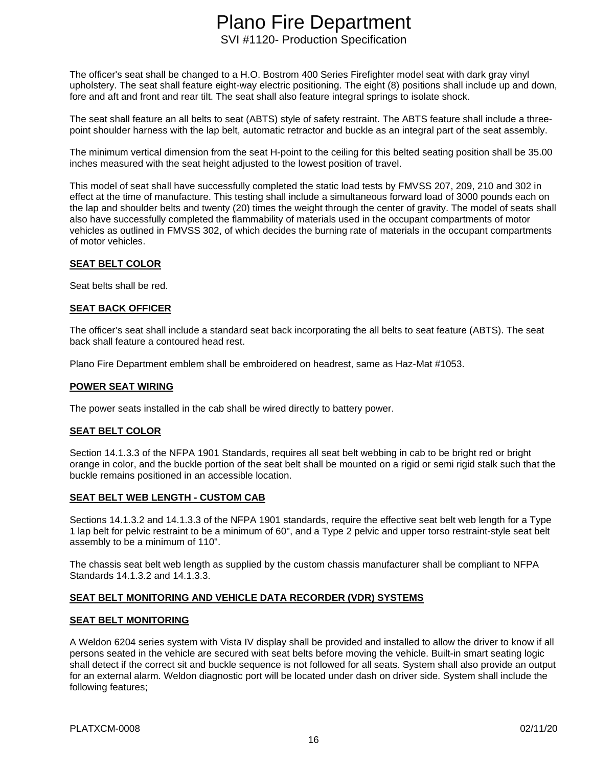The officer's seat shall be changed to a H.O. Bostrom 400 Series Firefighter model seat with dark gray vinyl upholstery. The seat shall feature eight-way electric positioning. The eight (8) positions shall include up and down, fore and aft and front and rear tilt. The seat shall also feature integral springs to isolate shock.

The seat shall feature an all belts to seat (ABTS) style of safety restraint. The ABTS feature shall include a three-point shoulder harness with the lap belt, automatic retractor and buckle as an integral part of the seat assembly.

The minimum vertical dimension from the seat H-point to the ceiling for this belted seating position shall be 35.00 inches measured with the seat height adjusted to the lowest position of travel.

This model of seat shall have successfully completed the static load tests by FMVSS 207, 209, 210 and 302 in effect at the time of manufacture. This testing shall include a simultaneous forward load of 3000 pounds each on the lap and shoulder belts and twenty (20) times the weight through the center of gravity. The model of seats shall also have successfully completed the flammability of materials used in the occupant compartments of motor vehicles as outlined in FMVSS 302, of which decides the burning rate of materials in the occupant compartments of motor vehicles.

**SEAT BELT COLOR**

Seat belts shall be red.

**SEAT BACK OFFICER**

The officer's seat shall include a standard seat back incorporating the all belts to seat feature (ABTS). The seat back shall feature a contoured head rest.

Plano Fire Department emblem shall be embroidered on headrest, same as Haz-Mat #1053.

**POWER SEAT WIRING**

The power seats installed in the cab shall be wired directly to battery power.

**SEAT BELT COLOR**

Section 14.1.3.3 of the NFPA 1901 Standards, requires all seat belt webbing in cab to be bright red or bright orange in color, and the buckle portion of the seat belt shall be mounted on a rigid or semi rigid stalk such that the buckle remains positioned in an accessible location.

**SEAT BELT WEB LENGTH - CUSTOM CAB**

Sections 14.1.3.2 and 14.1.3.3 of the NFPA 1901 standards, require the effective seat belt web length for a Type 1 lap belt for pelvic restraint to be a minimum of 60", and a Type 2 pelvic and upper torso restraint-style seat belt assembly to be a minimum of 110".

The chassis seat belt web length as supplied by the custom chassis manufacturer shall be compliant to NFPA Standards 14.1.3.2 and 14.1.3.3.

**SEAT BELT MONITORING AND VEHICLE DATA RECORDER (VDR) SYSTEMS**

**SEAT BELT MONITORING**

A Weldon 6204 series system with Vista IV display shall be provided and installed to allow the driver to know if all persons seated in the vehicle are secured with seat belts before moving the vehicle. Built-in smart seating logic shall detect if the correct sit and buckle sequence is not followed for all seats. System shall also provide an output for an external alarm. Weldon diagnostic port will be located under dash on driver side. System shall include the following features;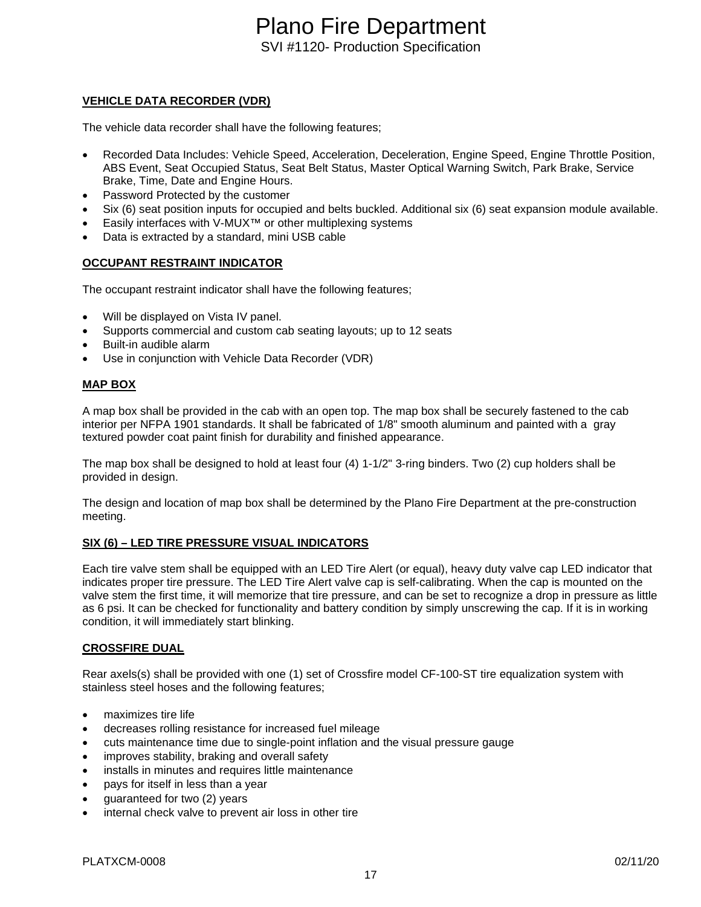## VEHICLE DATA RECORDER (VDR)

The vehicle data recorder shall have the following features;

- Recorded Data Includes: Vehicle Speed, Acceleration, Deceleration, Engine Speed, Engine Throttle Position, ABS Event, Seat Occupied Status, Seat Belt Status, Master Optical Warning Switch, Park Brake, Service Brake, Time, Date and Engine Hours.
- Password Protected by the customer
- Six (6) seat position inputs for occupied and belts buckled. Additional six (6) seat expansion module available.
- Easily interfaces with V-MUX™ or other multiplexing systems
- Data is extracted by a standard, mini USB cable

## OCCUPANT RESTRAINT INDICATOR

The occupant restraint indicator shall have the following features;

- Will be displayed on Vista IV panel.
- Supports commercial and custom cab seating layouts; up to 12 seats
- Built-in audible alarm
- Use in conjunction with Vehicle Data Recorder (VDR)

## MAP BOX

A map box shall be provided in the cab with an open top. The map box shall be securely fastened to the cab interior per NFPA 1901 standards. It shall be fabricated of 1/8" smooth aluminum and painted with a gray textured powder coat paint finish for durability and finished appearance.

The map box shall be designed to hold at least four (4) 1-1/2" 3-ring binders. Two (2) cup holders shall be provided in design.

The design and location of map box shall be determined by the Plano Fire Department at the pre-construction meeting.

## SIX (6) – LED TIRE PRESSURE VISUAL INDICATORS

Each tire valve stem shall be equipped with an LED Tire Alert (or equal), heavy duty valve cap LED indicator that indicates proper tire pressure. The LED Tire Alert valve cap is self-calibrating. When the cap is mounted on the valve stem the first time, it will memorize that tire pressure, and can be set to recognize a drop in pressure as little as 6 psi. It can be checked for functionality and battery condition by simply unscrewing the cap. If it is in working condition, it will immediately start blinking.

## CROSSFIRE DUAL

Rear axels(s) shall be provided with one (1) set of Crossfire model CF-100-ST tire equalization system with stainless steel hoses and the following features;

- maximizes tire life
- decreases rolling resistance for increased fuel mileage
- cuts maintenance time due to single-point inflation and the visual pressure gauge
- improves stability, braking and overall safety
- installs in minutes and requires little maintenance
- pays for itself in less than a year
- guaranteed for two (2) years
- internal check valve to prevent air loss in other tire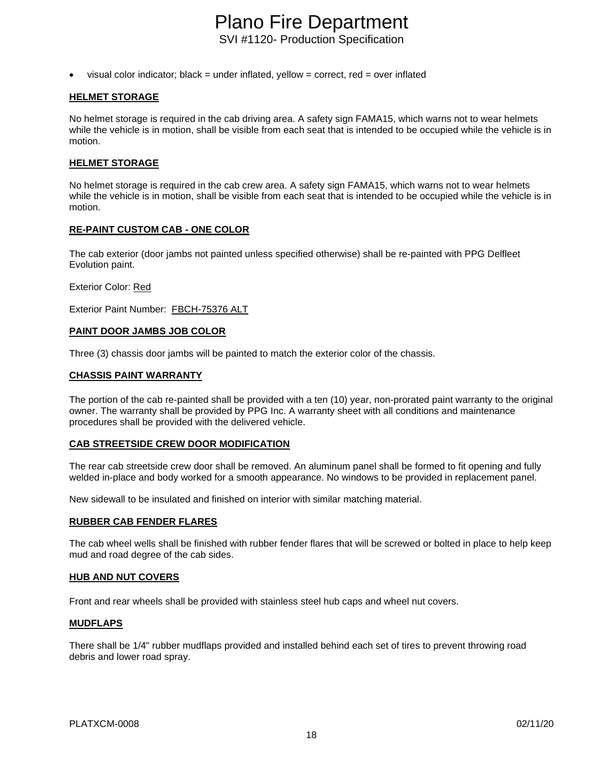- visual color indicator; black = under inflated, yellow = correct, red = over inflated

## HELMET STORAGE

No helmet storage is required in the cab driving area. A safety sign FAMA15, which warns not to wear helmets while the vehicle is in motion, shall be visible from each seat that is intended to be occupied while the vehicle is in motion.

## HELMET STORAGE

No helmet storage is required in the cab crew area. A safety sign FAMA15, which warns not to wear helmets while the vehicle is in motion, shall be visible from each seat that is intended to be occupied while the vehicle is in motion.

## RE-PAINT CUSTOM CAB - ONE COLOR

The cab exterior (door jambs not painted unless specified otherwise) shall be re-painted with PPG Delfleet Evolution paint.

Exterior Color: Red

Exterior Paint Number: FBCH-75376 ALT

## PAINT DOOR JAMBS JOB COLOR

Three (3) chassis door jambs will be painted to match the exterior color of the chassis.

## CHASSIS PAINT WARRANTY

The portion of the cab re-painted shall be provided with a ten (10) year, non-prorated paint warranty to the original owner. The warranty shall be provided by PPG Inc. A warranty sheet with all conditions and maintenance procedures shall be provided with the delivered vehicle.

## CAB STREETSIDE CREW DOOR MODIFICATION

The rear cab streetside crew door shall be removed. An aluminum panel shall be formed to fit opening and fully welded in-place and body worked for a smooth appearance. No windows to be provided in replacement panel.

New sidewall to be insulated and finished on interior with similar matching material.

## RUBBER CAB FENDER FLARES

The cab wheel wells shall be finished with rubber fender flares that will be screwed or bolted in place to help keep mud and road degree of the cab sides.

## HUB AND NUT COVERS

Front and rear wheels shall be provided with stainless steel hub caps and wheel nut covers.

## MUDFLAPS

There shall be 1/4" rubber mudflaps provided and installed behind each set of tires to prevent throwing road debris and lower road spray.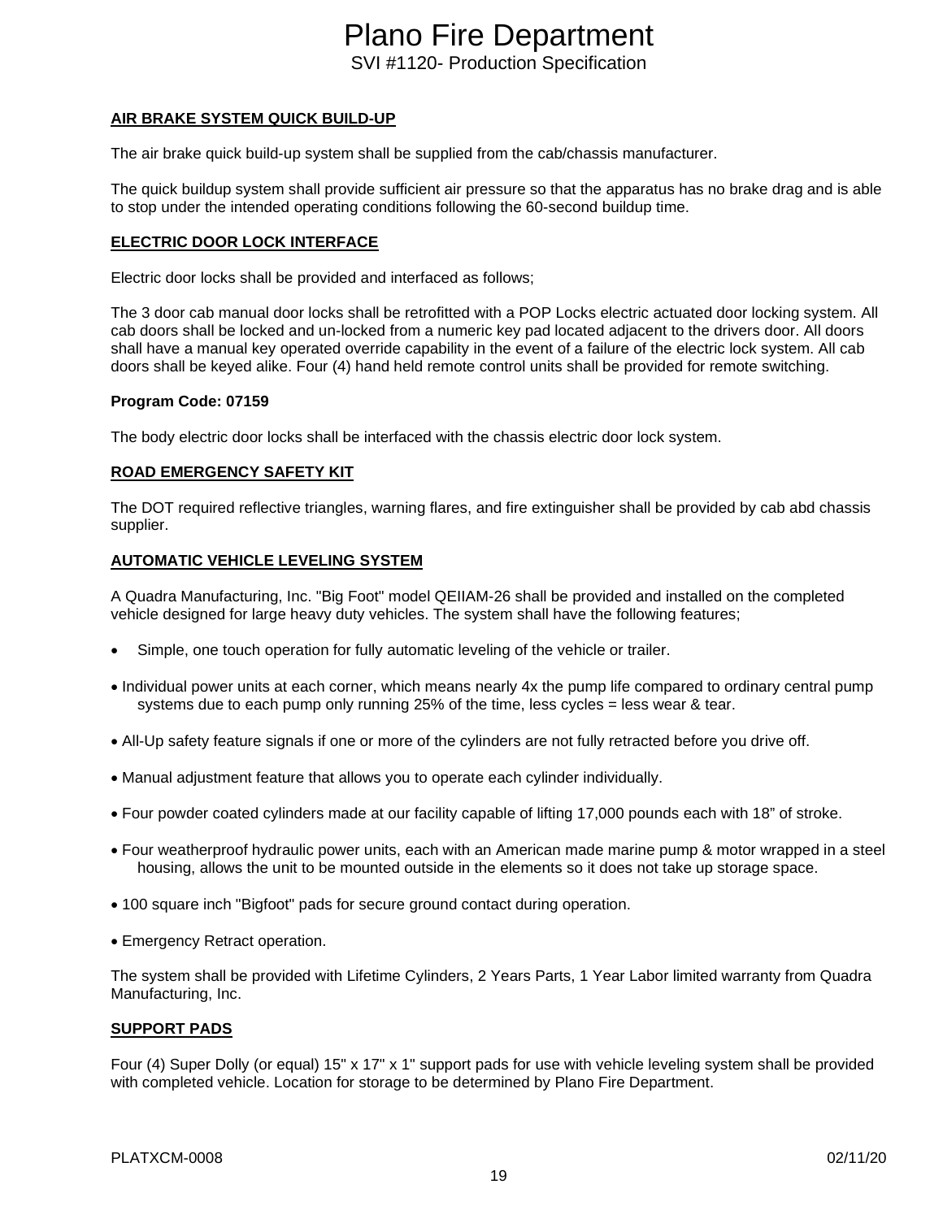**AIR BRAKE SYSTEM QUICK BUILD-UP**

The air brake quick build-up system shall be supplied from the cab/chassis manufacturer.

The quick buildup system shall provide sufficient air pressure so that the apparatus has no brake drag and is able to stop under the intended operating conditions following the 60-second buildup time.

**ELECTRIC DOOR LOCK INTERFACE**

Electric door locks shall be provided and interfaced as follows;

The 3 door cab manual door locks shall be retrofitted with a POP Locks electric actuated door locking system. All cab doors shall be locked and un-locked from a numeric key pad located adjacent to the drivers door. All doors shall have a manual key operated override capability in the event of a failure of the electric lock system. All cab doors shall be keyed alike. Four (4) hand held remote control units shall be provided for remote switching.

**Program Code: 07159**

The body electric door locks shall be interfaced with the chassis electric door lock system.

**ROAD EMERGENCY SAFETY KIT**

The DOT required reflective triangles, warning flares, and fire extinguisher shall be provided by cab abd chassis supplier.

**AUTOMATIC VEHICLE LEVELING SYSTEM**

A Quadra Manufacturing, Inc. "Big Foot" model QEIIAM-26 shall be provided and installed on the completed vehicle designed for large heavy duty vehicles. The system shall have the following features;

- Simple, one touch operation for fully automatic leveling of the vehicle or trailer.
- Individual power units at each corner, which means nearly 4x the pump life compared to ordinary central pump systems due to each pump only running 25% of the time, less cycles = less wear & tear.
- All-Up safety feature signals if one or more of the cylinders are not fully retracted before you drive off.
- Manual adjustment feature that allows you to operate each cylinder individually.
- Four powder coated cylinders made at our facility capable of lifting 17,000 pounds each with 18" of stroke.
- Four weatherproof hydraulic power units, each with an American made marine pump & motor wrapped in a steel housing, allows the unit to be mounted outside in the elements so it does not take up storage space.
- 100 square inch "Bigfoot" pads for secure ground contact during operation.
- Emergency Retract operation.

The system shall be provided with Lifetime Cylinders, 2 Years Parts, 1 Year Labor limited warranty from Quadra Manufacturing, Inc.

**SUPPORT PADS**

Four (4) Super Dolly (or equal) 15" x 17" x 1" support pads for use with vehicle leveling system shall be provided with completed vehicle. Location for storage to be determined by Plano Fire Department.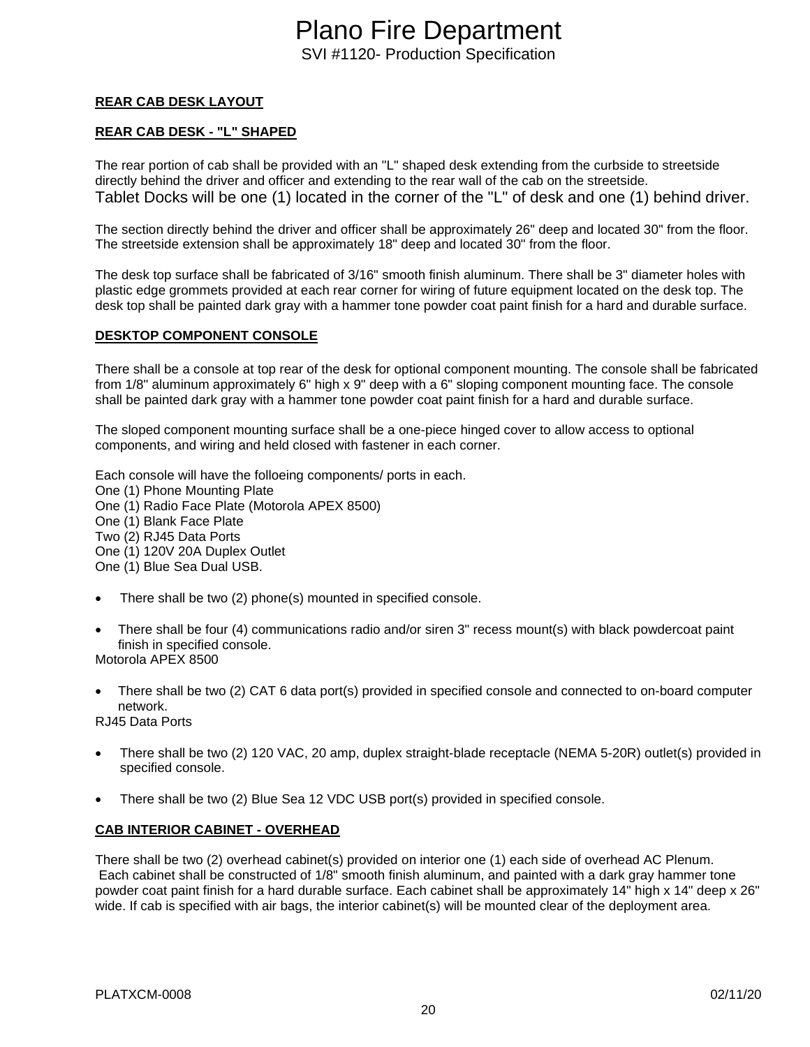**REAR CAB DESK LAYOUT**

**REAR CAB DESK - "L" SHAPED**

The rear portion of cab shall be provided with an "L" shaped desk extending from the curbside to streetside directly behind the driver and officer and extending to the rear wall of the cab on the streetside.
Tablet Docks will be one (1) located in the corner of the "L" of desk and one (1) behind driver.

The section directly behind the driver and officer shall be approximately 26" deep and located 30" from the floor. The streetside extension shall be approximately 18" deep and located 30" from the floor.

The desk top surface shall be fabricated of 3/16" smooth finish aluminum. There shall be 3" diameter holes with plastic edge grommets provided at each rear corner for wiring of future equipment located on the desk top. The desk top shall be painted dark gray with a hammer tone powder coat paint finish for a hard and durable surface.

**DESKTOP COMPONENT CONSOLE**

There shall be a console at top rear of the desk for optional component mounting. The console shall be fabricated from 1/8" aluminum approximately 6" high x 9" deep with a 6" sloping component mounting face. The console shall be painted dark gray with a hammer tone powder coat paint finish for a hard and durable surface.

The sloped component mounting surface shall be a one-piece hinged cover to allow access to optional components, and wiring and held closed with fastener in each corner.

Each console will have the folloeing components/ ports in each.
One (1) Phone Mounting Plate
One (1) Radio Face Plate (Motorola APEX 8500)
One (1) Blank Face Plate
Two (2) RJ45 Data Ports
One (1) 120V 20A Duplex Outlet
One (1) Blue Sea Dual USB.

- There shall be two (2) phone(s) mounted in specified console.

- There shall be four (4) communications radio and/or siren 3" recess mount(s) with black powdercoat paint finish in specified console.

Motorola APEX 8500

- There shall be two (2) CAT 6 data port(s) provided in specified console and connected to on-board computer network.

RJ45 Data Ports

- There shall be two (2) 120 VAC, 20 amp, duplex straight-blade receptacle (NEMA 5-20R) outlet(s) provided in specified console.

- There shall be two (2) Blue Sea 12 VDC USB port(s) provided in specified console.

**CAB INTERIOR CABINET - OVERHEAD**

There shall be two (2) overhead cabinet(s) provided on interior one (1) each side of overhead AC Plenum.
Each cabinet shall be constructed of 1/8" smooth finish aluminum, and painted with a dark gray hammer tone powder coat paint finish for a hard durable surface. Each cabinet shall be approximately 14" high x 14" deep x 26" wide. If cab is specified with air bags, the interior cabinet(s) will be mounted clear of the deployment area.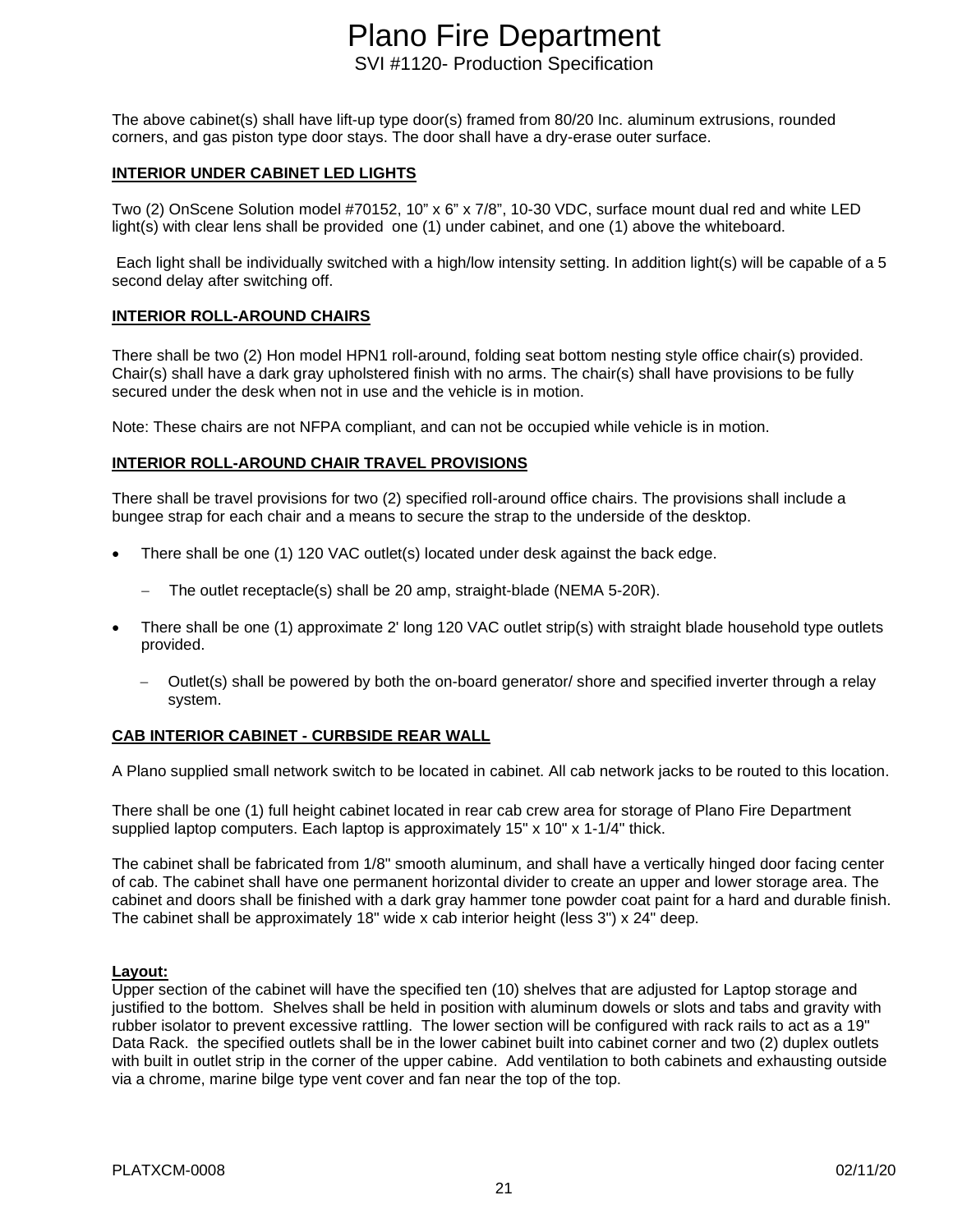The above cabinet(s) shall have lift-up type door(s) framed from 80/20 Inc. aluminum extrusions, rounded corners, and gas piston type door stays. The door shall have a dry-erase outer surface.

**INTERIOR UNDER CABINET LED LIGHTS**

Two (2) OnScene Solution model #70152, 10” x 6” x 7/8”, 10-30 VDC, surface mount dual red and white LED light(s) with clear lens shall be provided one (1) under cabinet, and one (1) above the whiteboard.

Each light shall be individually switched with a high/low intensity setting. In addition light(s) will be capable of a 5 second delay after switching off.

**INTERIOR ROLL-AROUND CHAIRS**

There shall be two (2) Hon model HPN1 roll-around, folding seat bottom nesting style office chair(s) provided. Chair(s) shall have a dark gray upholstered finish with no arms. The chair(s) shall have provisions to be fully secured under the desk when not in use and the vehicle is in motion.

Note: These chairs are not NFPA compliant, and can not be occupied while vehicle is in motion.

**INTERIOR ROLL-AROUND CHAIR TRAVEL PROVISIONS**

There shall be travel provisions for two (2) specified roll-around office chairs. The provisions shall include a bungee strap for each chair and a means to secure the strap to the underside of the desktop.

- There shall be one (1) 120 VAC outlet(s) located under desk against the back edge.
  - The outlet receptacle(s) shall be 20 amp, straight-blade (NEMA 5-20R).
- There shall be one (1) approximate 2' long 120 VAC outlet strip(s) with straight blade household type outlets provided.
  - Outlet(s) shall be powered by both the on-board generator/ shore and specified inverter through a relay system.

**CAB INTERIOR CABINET - CURBSIDE REAR WALL**

A Plano supplied small network switch to be located in cabinet. All cab network jacks to be routed to this location.

There shall be one (1) full height cabinet located in rear cab crew area for storage of Plano Fire Department supplied laptop computers. Each laptop is approximately 15" x 10" x 1-1/4" thick.

The cabinet shall be fabricated from 1/8" smooth aluminum, and shall have a vertically hinged door facing center of cab. The cabinet shall have one permanent horizontal divider to create an upper and lower storage area. The cabinet and doors shall be finished with a dark gray hammer tone powder coat paint for a hard and durable finish. The cabinet shall be approximately 18" wide x cab interior height (less 3") x 24" deep.

**Layout:**
Upper section of the cabinet will have the specified ten (10) shelves that are adjusted for Laptop storage and justified to the bottom. Shelves shall be held in position with aluminum dowels or slots and tabs and gravity with rubber isolator to prevent excessive rattling. The lower section will be configured with rack rails to act as a 19" Data Rack. the specified outlets shall be in the lower cabinet built into cabinet corner and two (2) duplex outlets with built in outlet strip in the corner of the upper cabine. Add ventilation to both cabinets and exhausting outside via a chrome, marine bilge type vent cover and fan near the top of the top.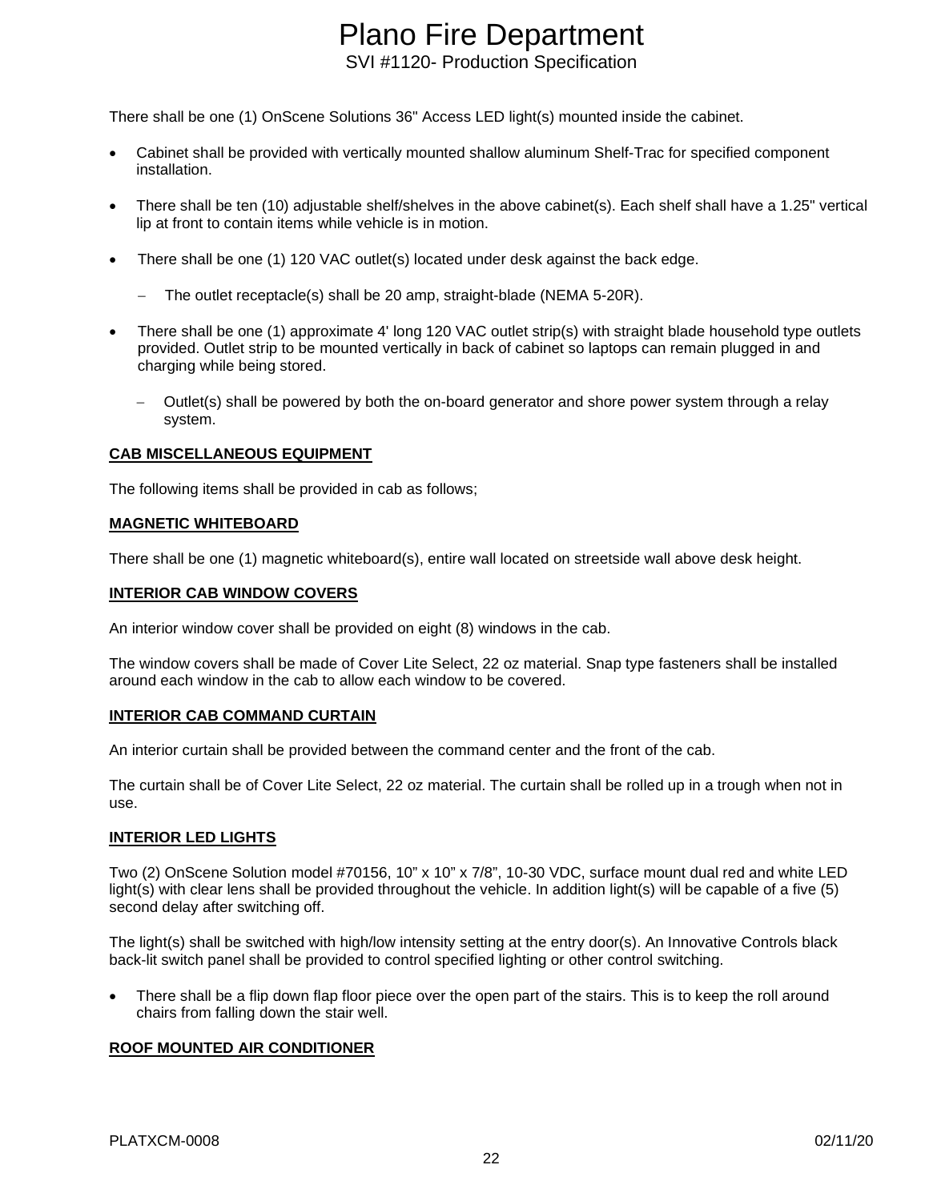There shall be one (1) OnScene Solutions 36" Access LED light(s) mounted inside the cabinet.

- Cabinet shall be provided with vertically mounted shallow aluminum Shelf-Trac for specified component installation.
- There shall be ten (10) adjustable shelf/shelves in the above cabinet(s). Each shelf shall have a 1.25" vertical lip at front to contain items while vehicle is in motion.
- There shall be one (1) 120 VAC outlet(s) located under desk against the back edge.
  - The outlet receptacle(s) shall be 20 amp, straight-blade (NEMA 5-20R).
- There shall be one (1) approximate 4' long 120 VAC outlet strip(s) with straight blade household type outlets provided. Outlet strip to be mounted vertically in back of cabinet so laptops can remain plugged in and charging while being stored.
  - Outlet(s) shall be powered by both the on-board generator and shore power system through a relay system.

**CAB MISCELLANEOUS EQUIPMENT**

The following items shall be provided in cab as follows;

**MAGNETIC WHITEBOARD**

There shall be one (1) magnetic whiteboard(s), entire wall located on streetside wall above desk height.

**INTERIOR CAB WINDOW COVERS**

An interior window cover shall be provided on eight (8) windows in the cab.

The window covers shall be made of Cover Lite Select, 22 oz material. Snap type fasteners shall be installed around each window in the cab to allow each window to be covered.

**INTERIOR CAB COMMAND CURTAIN**

An interior curtain shall be provided between the command center and the front of the cab.

The curtain shall be of Cover Lite Select, 22 oz material. The curtain shall be rolled up in a trough when not in use.

**INTERIOR LED LIGHTS**

Two (2) OnScene Solution model #70156, 10” x 10” x 7/8”, 10-30 VDC, surface mount dual red and white LED light(s) with clear lens shall be provided throughout the vehicle. In addition light(s) will be capable of a five (5) second delay after switching off.

The light(s) shall be switched with high/low intensity setting at the entry door(s). An Innovative Controls black back-lit switch panel shall be provided to control specified lighting or other control switching.

- There shall be a flip down flap floor piece over the open part of the stairs. This is to keep the roll around chairs from falling down the stair well.

**ROOF MOUNTED AIR CONDITIONER**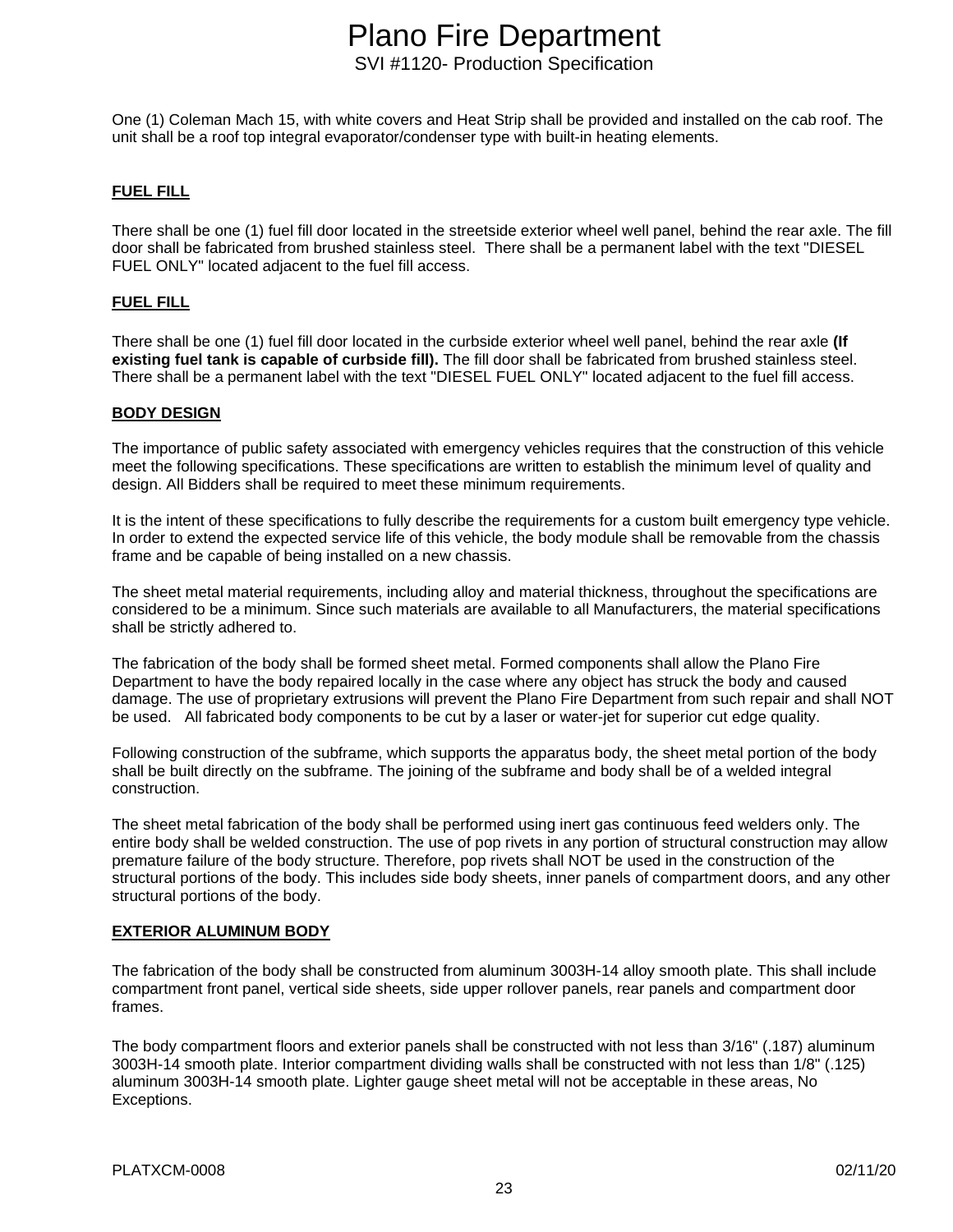One (1) Coleman Mach 15, with white covers and Heat Strip shall be provided and installed on the cab roof. The unit shall be a roof top integral evaporator/condenser type with built-in heating elements.

**FUEL FILL**

There shall be one (1) fuel fill door located in the streetside exterior wheel well panel, behind the rear axle. The fill door shall be fabricated from brushed stainless steel. There shall be a permanent label with the text "DIESEL FUEL ONLY" located adjacent to the fuel fill access.

**FUEL FILL**

There shall be one (1) fuel fill door located in the curbside exterior wheel well panel, behind the rear axle **(If existing fuel tank is capable of curbside fill).** The fill door shall be fabricated from brushed stainless steel. There shall be a permanent label with the text "DIESEL FUEL ONLY" located adjacent to the fuel fill access.

**BODY DESIGN**

The importance of public safety associated with emergency vehicles requires that the construction of this vehicle meet the following specifications. These specifications are written to establish the minimum level of quality and design. All Bidders shall be required to meet these minimum requirements.

It is the intent of these specifications to fully describe the requirements for a custom built emergency type vehicle. In order to extend the expected service life of this vehicle, the body module shall be removable from the chassis frame and be capable of being installed on a new chassis.

The sheet metal material requirements, including alloy and material thickness, throughout the specifications are considered to be a minimum. Since such materials are available to all Manufacturers, the material specifications shall be strictly adhered to.

The fabrication of the body shall be formed sheet metal. Formed components shall allow the Plano Fire Department to have the body repaired locally in the case where any object has struck the body and caused damage. The use of proprietary extrusions will prevent the Plano Fire Department from such repair and shall NOT be used. All fabricated body components to be cut by a laser or water-jet for superior cut edge quality.

Following construction of the subframe, which supports the apparatus body, the sheet metal portion of the body shall be built directly on the subframe. The joining of the subframe and body shall be of a welded integral construction.

The sheet metal fabrication of the body shall be performed using inert gas continuous feed welders only. The entire body shall be welded construction. The use of pop rivets in any portion of structural construction may allow premature failure of the body structure. Therefore, pop rivets shall NOT be used in the construction of the structural portions of the body. This includes side body sheets, inner panels of compartment doors, and any other structural portions of the body.

**EXTERIOR ALUMINUM BODY**

The fabrication of the body shall be constructed from aluminum 3003H-14 alloy smooth plate. This shall include compartment front panel, vertical side sheets, side upper rollover panels, rear panels and compartment door frames.

The body compartment floors and exterior panels shall be constructed with not less than 3/16" (.187) aluminum 3003H-14 smooth plate. Interior compartment dividing walls shall be constructed with not less than 1/8" (.125) aluminum 3003H-14 smooth plate. Lighter gauge sheet metal will not be acceptable in these areas, No Exceptions.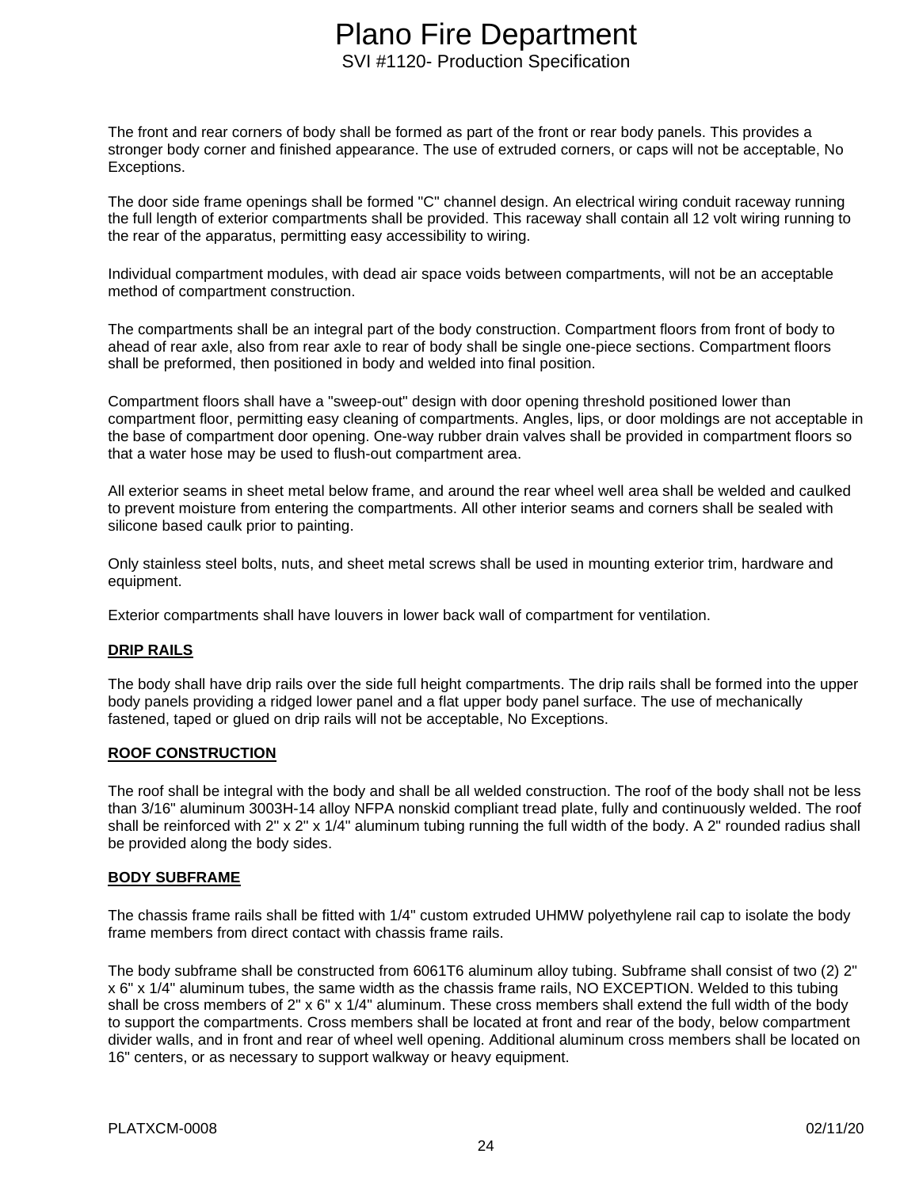The front and rear corners of body shall be formed as part of the front or rear body panels. This provides a stronger body corner and finished appearance. The use of extruded corners, or caps will not be acceptable, No Exceptions.

The door side frame openings shall be formed "C" channel design. An electrical wiring conduit raceway running the full length of exterior compartments shall be provided. This raceway shall contain all 12 volt wiring running to the rear of the apparatus, permitting easy accessibility to wiring.

Individual compartment modules, with dead air space voids between compartments, will not be an acceptable method of compartment construction.

The compartments shall be an integral part of the body construction. Compartment floors from front of body to ahead of rear axle, also from rear axle to rear of body shall be single one-piece sections. Compartment floors shall be preformed, then positioned in body and welded into final position.

Compartment floors shall have a "sweep-out" design with door opening threshold positioned lower than compartment floor, permitting easy cleaning of compartments. Angles, lips, or door moldings are not acceptable in the base of compartment door opening. One-way rubber drain valves shall be provided in compartment floors so that a water hose may be used to flush-out compartment area.

All exterior seams in sheet metal below frame, and around the rear wheel well area shall be welded and caulked to prevent moisture from entering the compartments. All other interior seams and corners shall be sealed with silicone based caulk prior to painting.

Only stainless steel bolts, nuts, and sheet metal screws shall be used in mounting exterior trim, hardware and equipment.

Exterior compartments shall have louvers in lower back wall of compartment for ventilation.

## DRIP RAILS

The body shall have drip rails over the side full height compartments. The drip rails shall be formed into the upper body panels providing a ridged lower panel and a flat upper body panel surface. The use of mechanically fastened, taped or glued on drip rails will not be acceptable, No Exceptions.

## ROOF CONSTRUCTION

The roof shall be integral with the body and shall be all welded construction. The roof of the body shall not be less than 3/16" aluminum 3003H-14 alloy NFPA nonskid compliant tread plate, fully and continuously welded. The roof shall be reinforced with 2" x 2" x 1/4" aluminum tubing running the full width of the body. A 2" rounded radius shall be provided along the body sides.

## BODY SUBFRAME

The chassis frame rails shall be fitted with 1/4" custom extruded UHMW polyethylene rail cap to isolate the body frame members from direct contact with chassis frame rails.

The body subframe shall be constructed from 6061T6 aluminum alloy tubing. Subframe shall consist of two (2) 2" x 6" x 1/4" aluminum tubes, the same width as the chassis frame rails, NO EXCEPTION. Welded to this tubing shall be cross members of 2" x 6" x 1/4" aluminum. These cross members shall extend the full width of the body to support the compartments. Cross members shall be located at front and rear of the body, below compartment divider walls, and in front and rear of wheel well opening. Additional aluminum cross members shall be located on 16" centers, or as necessary to support walkway or heavy equipment.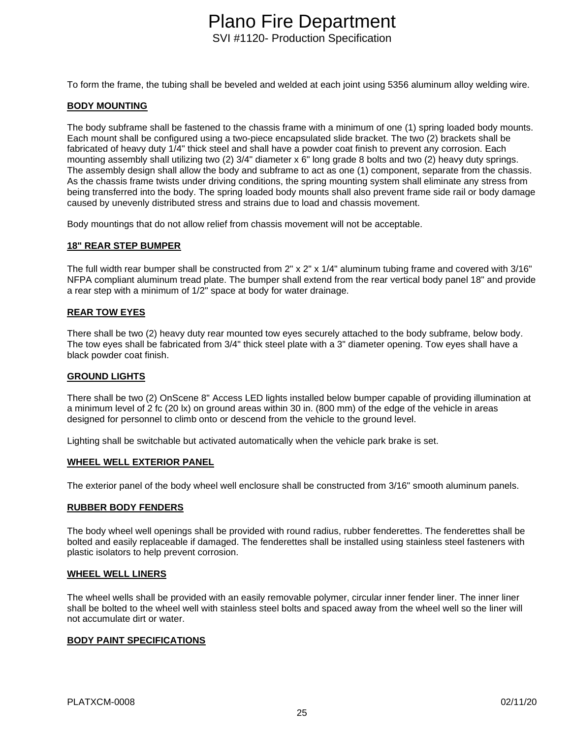To form the frame, the tubing shall be beveled and welded at each joint using 5356 aluminum alloy welding wire.

**BODY MOUNTING**

The body subframe shall be fastened to the chassis frame with a minimum of one (1) spring loaded body mounts. Each mount shall be configured using a two-piece encapsulated slide bracket. The two (2) brackets shall be fabricated of heavy duty 1/4" thick steel and shall have a powder coat finish to prevent any corrosion. Each mounting assembly shall utilizing two (2) 3/4" diameter x 6" long grade 8 bolts and two (2) heavy duty springs. The assembly design shall allow the body and subframe to act as one (1) component, separate from the chassis. As the chassis frame twists under driving conditions, the spring mounting system shall eliminate any stress from being transferred into the body. The spring loaded body mounts shall also prevent frame side rail or body damage caused by unevenly distributed stress and strains due to load and chassis movement.

Body mountings that do not allow relief from chassis movement will not be acceptable.

**18" REAR STEP BUMPER**

The full width rear bumper shall be constructed from 2" x 2" x 1/4" aluminum tubing frame and covered with 3/16" NFPA compliant aluminum tread plate. The bumper shall extend from the rear vertical body panel 18" and provide a rear step with a minimum of 1/2" space at body for water drainage.

**REAR TOW EYES**

There shall be two (2) heavy duty rear mounted tow eyes securely attached to the body subframe, below body. The tow eyes shall be fabricated from 3/4" thick steel plate with a 3" diameter opening. Tow eyes shall have a black powder coat finish.

**GROUND LIGHTS**

There shall be two (2) OnScene 8" Access LED lights installed below bumper capable of providing illumination at a minimum level of 2 fc (20 lx) on ground areas within 30 in. (800 mm) of the edge of the vehicle in areas designed for personnel to climb onto or descend from the vehicle to the ground level.

Lighting shall be switchable but activated automatically when the vehicle park brake is set.

**WHEEL WELL EXTERIOR PANEL**

The exterior panel of the body wheel well enclosure shall be constructed from 3/16" smooth aluminum panels.

**RUBBER BODY FENDERS**

The body wheel well openings shall be provided with round radius, rubber fenderettes. The fenderettes shall be bolted and easily replaceable if damaged. The fenderettes shall be installed using stainless steel fasteners with plastic isolators to help prevent corrosion.

**WHEEL WELL LINERS**

The wheel wells shall be provided with an easily removable polymer, circular inner fender liner. The inner liner shall be bolted to the wheel well with stainless steel bolts and spaced away from the wheel well so the liner will not accumulate dirt or water.

**BODY PAINT SPECIFICATIONS**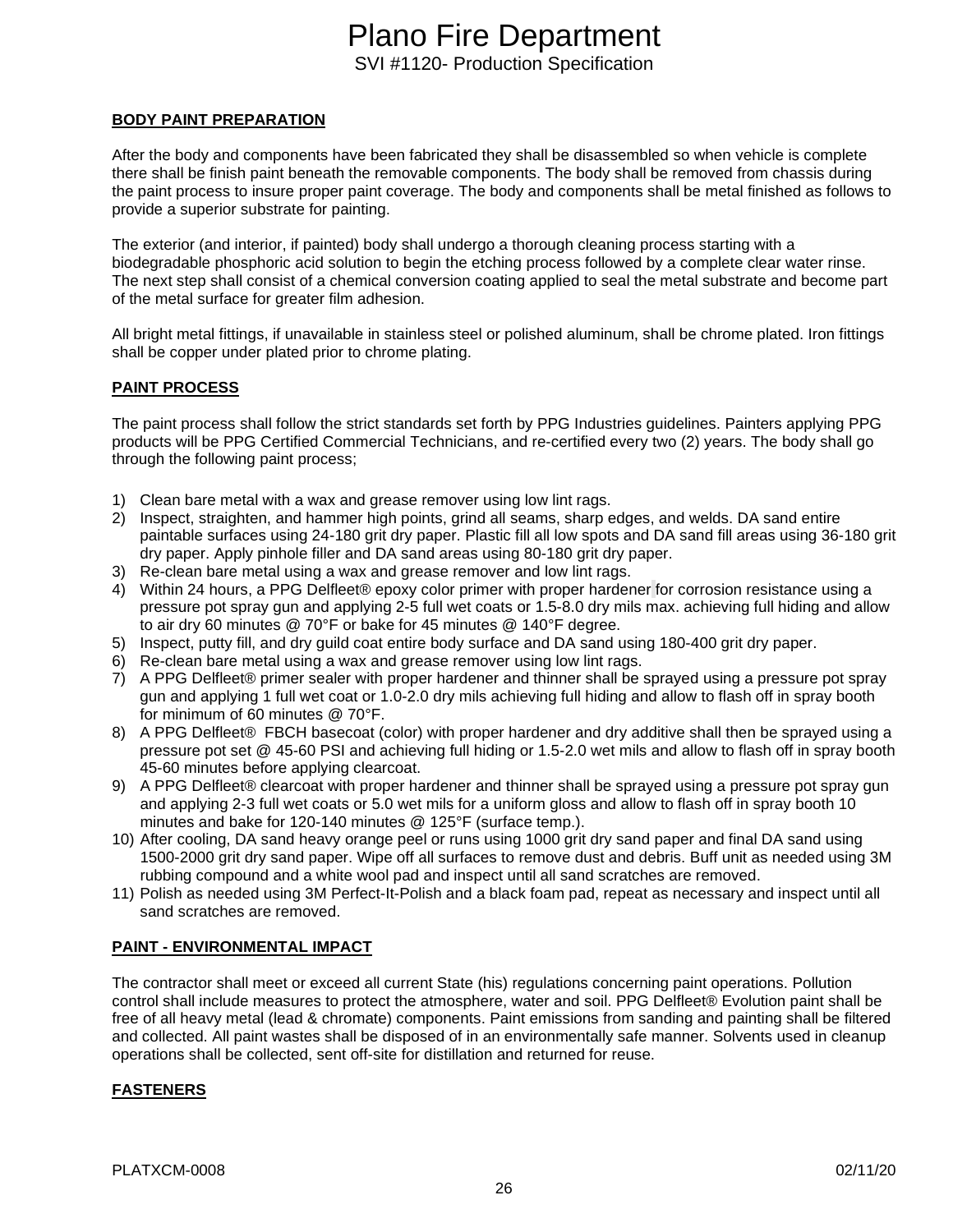**BODY PAINT PREPARATION**

After the body and components have been fabricated they shall be disassembled so when vehicle is complete there shall be finish paint beneath the removable components. The body shall be removed from chassis during the paint process to insure proper paint coverage. The body and components shall be metal finished as follows to provide a superior substrate for painting.

The exterior (and interior, if painted) body shall undergo a thorough cleaning process starting with a biodegradable phosphoric acid solution to begin the etching process followed by a complete clear water rinse. The next step shall consist of a chemical conversion coating applied to seal the metal substrate and become part of the metal surface for greater film adhesion.

All bright metal fittings, if unavailable in stainless steel or polished aluminum, shall be chrome plated. Iron fittings shall be copper under plated prior to chrome plating.

**PAINT PROCESS**

The paint process shall follow the strict standards set forth by PPG Industries guidelines. Painters applying PPG products will be PPG Certified Commercial Technicians, and re-certified every two (2) years. The body shall go through the following paint process;

1) Clean bare metal with a wax and grease remover using low lint rags.
2) Inspect, straighten, and hammer high points, grind all seams, sharp edges, and welds. DA sand entire paintable surfaces using 24-180 grit dry paper. Plastic fill all low spots and DA sand fill areas using 36-180 grit dry paper. Apply pinhole filler and DA sand areas using 80-180 grit dry paper.
3) Re-clean bare metal using a wax and grease remover and low lint rags.
4) Within 24 hours, a PPG Delfleet® epoxy color primer with proper hardener for corrosion resistance using a pressure pot spray gun and applying 2-5 full wet coats or 1.5-8.0 dry mils max. achieving full hiding and allow to air dry 60 minutes @ 70°F or bake for 45 minutes @ 140°F degree.
5) Inspect, putty fill, and dry guild coat entire body surface and DA sand using 180-400 grit dry paper.
6) Re-clean bare metal using a wax and grease remover using low lint rags.
7) A PPG Delfleet® primer sealer with proper hardener and thinner shall be sprayed using a pressure pot spray gun and applying 1 full wet coat or 1.0-2.0 dry mils achieving full hiding and allow to flash off in spray booth for minimum of 60 minutes @ 70°F.
8) A PPG Delfleet® FBCH basecoat (color) with proper hardener and dry additive shall then be sprayed using a pressure pot set @ 45-60 PSI and achieving full hiding or 1.5-2.0 wet mils and allow to flash off in spray booth 45-60 minutes before applying clearcoat.
9) A PPG Delfleet® clearcoat with proper hardener and thinner shall be sprayed using a pressure pot spray gun and applying 2-3 full wet coats or 5.0 wet mils for a uniform gloss and allow to flash off in spray booth 10 minutes and bake for 120-140 minutes @ 125°F (surface temp.).
10) After cooling, DA sand heavy orange peel or runs using 1000 grit dry sand paper and final DA sand using 1500-2000 grit dry sand paper. Wipe off all surfaces to remove dust and debris. Buff unit as needed using 3M rubbing compound and a white wool pad and inspect until all sand scratches are removed.
11) Polish as needed using 3M Perfect-It-Polish and a black foam pad, repeat as necessary and inspect until all sand scratches are removed.

**PAINT - ENVIRONMENTAL IMPACT**

The contractor shall meet or exceed all current State (his) regulations concerning paint operations. Pollution control shall include measures to protect the atmosphere, water and soil. PPG Delfleet® Evolution paint shall be free of all heavy metal (lead & chromate) components. Paint emissions from sanding and painting shall be filtered and collected. All paint wastes shall be disposed of in an environmentally safe manner. Solvents used in cleanup operations shall be collected, sent off-site for distillation and returned for reuse.

**FASTENERS**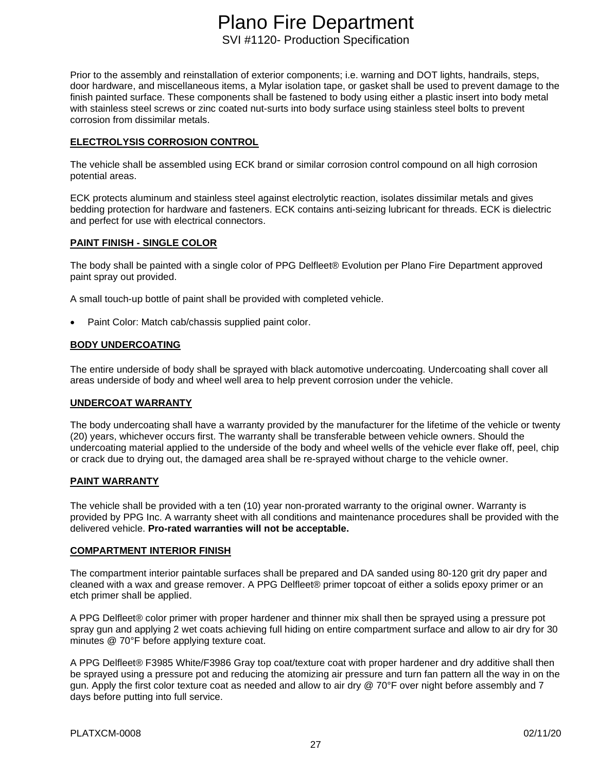Prior to the assembly and reinstallation of exterior components; i.e. warning and DOT lights, handrails, steps, door hardware, and miscellaneous items, a Mylar isolation tape, or gasket shall be used to prevent damage to the finish painted surface. These components shall be fastened to body using either a plastic insert into body metal with stainless steel screws or zinc coated nut-surts into body surface using stainless steel bolts to prevent corrosion from dissimilar metals.

## ELECTROLYSIS CORROSION CONTROL

The vehicle shall be assembled using ECK brand or similar corrosion control compound on all high corrosion potential areas.

ECK protects aluminum and stainless steel against electrolytic reaction, isolates dissimilar metals and gives bedding protection for hardware and fasteners. ECK contains anti-seizing lubricant for threads. ECK is dielectric and perfect for use with electrical connectors.

## PAINT FINISH - SINGLE COLOR

The body shall be painted with a single color of PPG Delfleet® Evolution per Plano Fire Department approved paint spray out provided.

A small touch-up bottle of paint shall be provided with completed vehicle.

- Paint Color: Match cab/chassis supplied paint color.

## BODY UNDERCOATING

The entire underside of body shall be sprayed with black automotive undercoating. Undercoating shall cover all areas underside of body and wheel well area to help prevent corrosion under the vehicle.

## UNDERCOAT WARRANTY

The body undercoating shall have a warranty provided by the manufacturer for the lifetime of the vehicle or twenty (20) years, whichever occurs first. The warranty shall be transferable between vehicle owners. Should the undercoating material applied to the underside of the body and wheel wells of the vehicle ever flake off, peel, chip or crack due to drying out, the damaged area shall be re-sprayed without charge to the vehicle owner.

## PAINT WARRANTY

The vehicle shall be provided with a ten (10) year non-prorated warranty to the original owner. Warranty is provided by PPG Inc. A warranty sheet with all conditions and maintenance procedures shall be provided with the delivered vehicle. **Pro-rated warranties will not be acceptable.**

## COMPARTMENT INTERIOR FINISH

The compartment interior paintable surfaces shall be prepared and DA sanded using 80-120 grit dry paper and cleaned with a wax and grease remover. A PPG Delfleet® primer topcoat of either a solids epoxy primer or an etch primer shall be applied.

A PPG Delfleet® color primer with proper hardener and thinner mix shall then be sprayed using a pressure pot spray gun and applying 2 wet coats achieving full hiding on entire compartment surface and allow to air dry for 30 minutes @ 70°F before applying texture coat.

A PPG Delfleet® F3985 White/F3986 Gray top coat/texture coat with proper hardener and dry additive shall then be sprayed using a pressure pot and reducing the atomizing air pressure and turn fan pattern all the way in on the gun. Apply the first color texture coat as needed and allow to air dry @ 70°F over night before assembly and 7 days before putting into full service.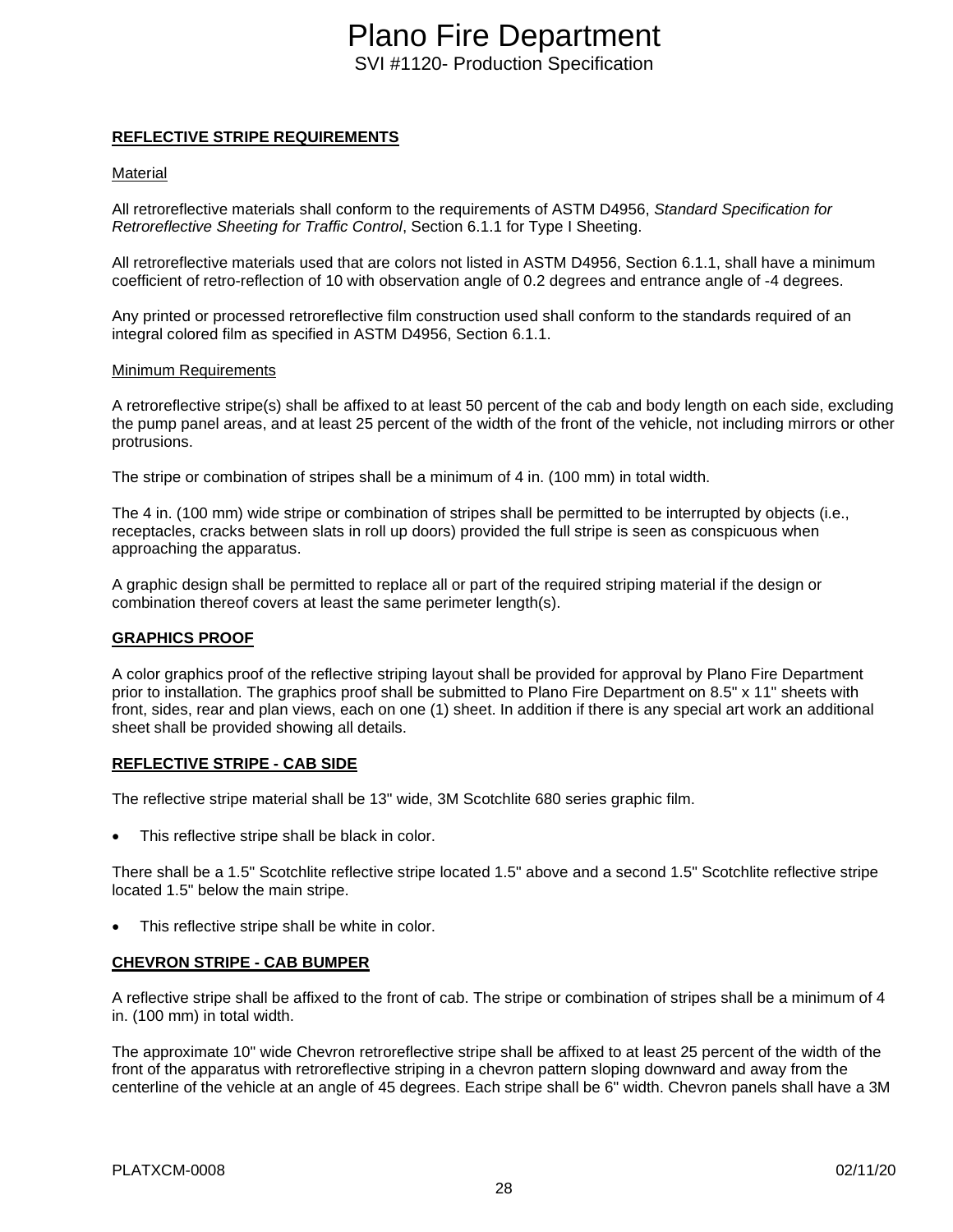## REFLECTIVE STRIPE REQUIREMENTS

Material

All retroreflective materials shall conform to the requirements of ASTM D4956, *Standard Specification for Retroreflective Sheeting for Traffic Control*, Section 6.1.1 for Type I Sheeting.

All retroreflective materials used that are colors not listed in ASTM D4956, Section 6.1.1, shall have a minimum coefficient of retro-reflection of 10 with observation angle of 0.2 degrees and entrance angle of -4 degrees.

Any printed or processed retroreflective film construction used shall conform to the standards required of an integral colored film as specified in ASTM D4956, Section 6.1.1.

Minimum Requirements

A retroreflective stripe(s) shall be affixed to at least 50 percent of the cab and body length on each side, excluding the pump panel areas, and at least 25 percent of the width of the front of the vehicle, not including mirrors or other protrusions.

The stripe or combination of stripes shall be a minimum of 4 in. (100 mm) in total width.

The 4 in. (100 mm) wide stripe or combination of stripes shall be permitted to be interrupted by objects (i.e., receptacles, cracks between slats in roll up doors) provided the full stripe is seen as conspicuous when approaching the apparatus.

A graphic design shall be permitted to replace all or part of the required striping material if the design or combination thereof covers at least the same perimeter length(s).

## GRAPHICS PROOF

A color graphics proof of the reflective striping layout shall be provided for approval by Plano Fire Department prior to installation. The graphics proof shall be submitted to Plano Fire Department on 8.5" x 11" sheets with front, sides, rear and plan views, each on one (1) sheet. In addition if there is any special art work an additional sheet shall be provided showing all details.

## REFLECTIVE STRIPE - CAB SIDE

The reflective stripe material shall be 13" wide, 3M Scotchlite 680 series graphic film.

- This reflective stripe shall be black in color.

There shall be a 1.5" Scotchlite reflective stripe located 1.5" above and a second 1.5" Scotchlite reflective stripe located 1.5" below the main stripe.

- This reflective stripe shall be white in color.

## CHEVRON STRIPE - CAB BUMPER

A reflective stripe shall be affixed to the front of cab. The stripe or combination of stripes shall be a minimum of 4 in. (100 mm) in total width.

The approximate 10" wide Chevron retroreflective stripe shall be affixed to at least 25 percent of the width of the front of the apparatus with retroreflective striping in a chevron pattern sloping downward and away from the centerline of the vehicle at an angle of 45 degrees. Each stripe shall be 6" width. Chevron panels shall have a 3M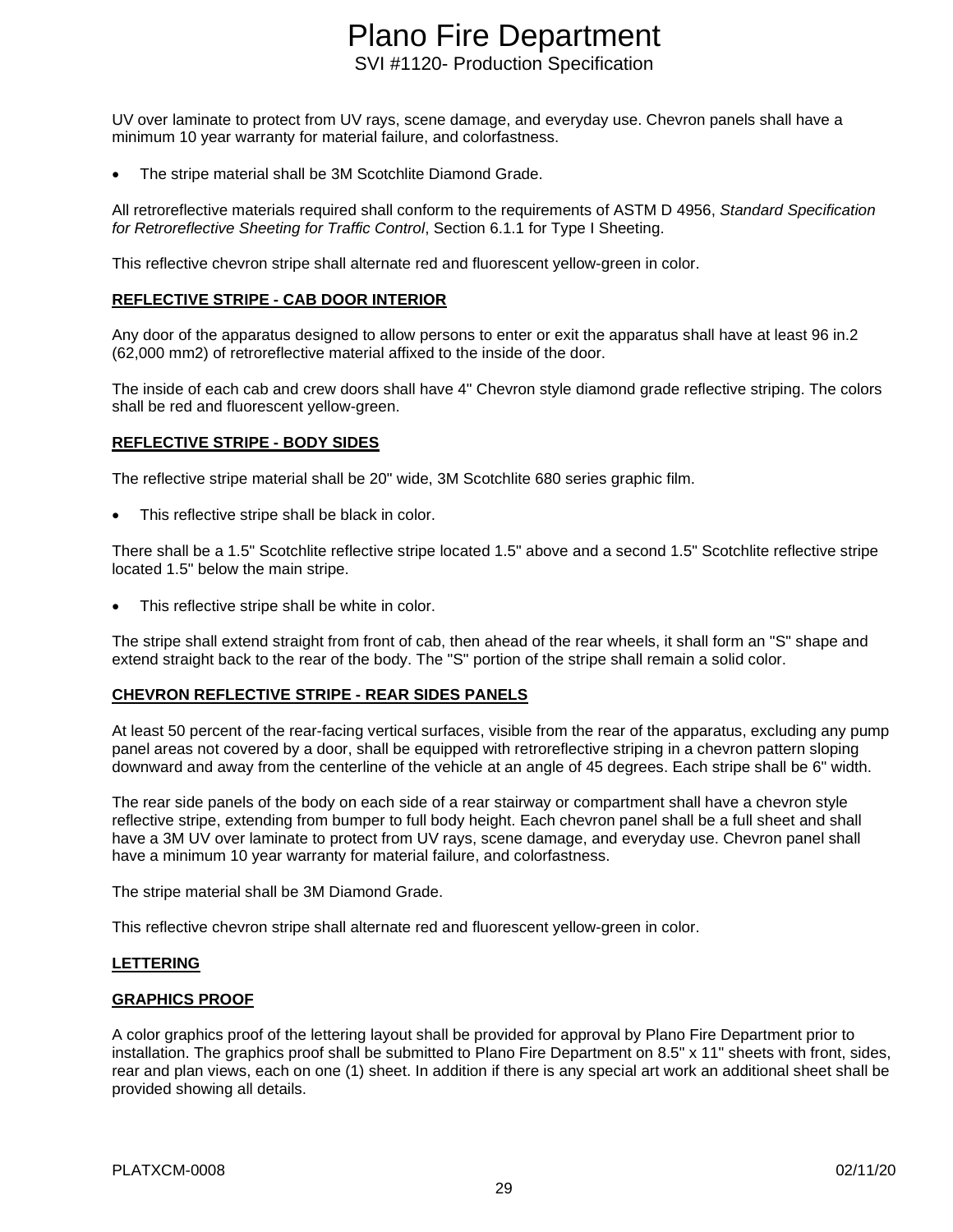UV over laminate to protect from UV rays, scene damage, and everyday use. Chevron panels shall have a minimum 10 year warranty for material failure, and colorfastness.

- The stripe material shall be 3M Scotchlite Diamond Grade.

All retroreflective materials required shall conform to the requirements of ASTM D 4956, *Standard Specification for Retroreflective Sheeting for Traffic Control*, Section 6.1.1 for Type I Sheeting.

This reflective chevron stripe shall alternate red and fluorescent yellow-green in color.

## REFLECTIVE STRIPE - CAB DOOR INTERIOR

Any door of the apparatus designed to allow persons to enter or exit the apparatus shall have at least 96 in.2 (62,000 mm2) of retroreflective material affixed to the inside of the door.

The inside of each cab and crew doors shall have 4" Chevron style diamond grade reflective striping. The colors shall be red and fluorescent yellow-green.

## REFLECTIVE STRIPE - BODY SIDES

The reflective stripe material shall be 20" wide, 3M Scotchlite 680 series graphic film.

- This reflective stripe shall be black in color.

There shall be a 1.5" Scotchlite reflective stripe located 1.5" above and a second 1.5" Scotchlite reflective stripe located 1.5" below the main stripe.

- This reflective stripe shall be white in color.

The stripe shall extend straight from front of cab, then ahead of the rear wheels, it shall form an "S" shape and extend straight back to the rear of the body. The "S" portion of the stripe shall remain a solid color.

## CHEVRON REFLECTIVE STRIPE - REAR SIDES PANELS

At least 50 percent of the rear-facing vertical surfaces, visible from the rear of the apparatus, excluding any pump panel areas not covered by a door, shall be equipped with retroreflective striping in a chevron pattern sloping downward and away from the centerline of the vehicle at an angle of 45 degrees. Each stripe shall be 6" width.

The rear side panels of the body on each side of a rear stairway or compartment shall have a chevron style reflective stripe, extending from bumper to full body height. Each chevron panel shall be a full sheet and shall have a 3M UV over laminate to protect from UV rays, scene damage, and everyday use. Chevron panel shall have a minimum 10 year warranty for material failure, and colorfastness.

The stripe material shall be 3M Diamond Grade.

This reflective chevron stripe shall alternate red and fluorescent yellow-green in color.

## LETTERING

## GRAPHICS PROOF

A color graphics proof of the lettering layout shall be provided for approval by Plano Fire Department prior to installation. The graphics proof shall be submitted to Plano Fire Department on 8.5" x 11" sheets with front, sides, rear and plan views, each on one (1) sheet. In addition if there is any special art work an additional sheet shall be provided showing all details.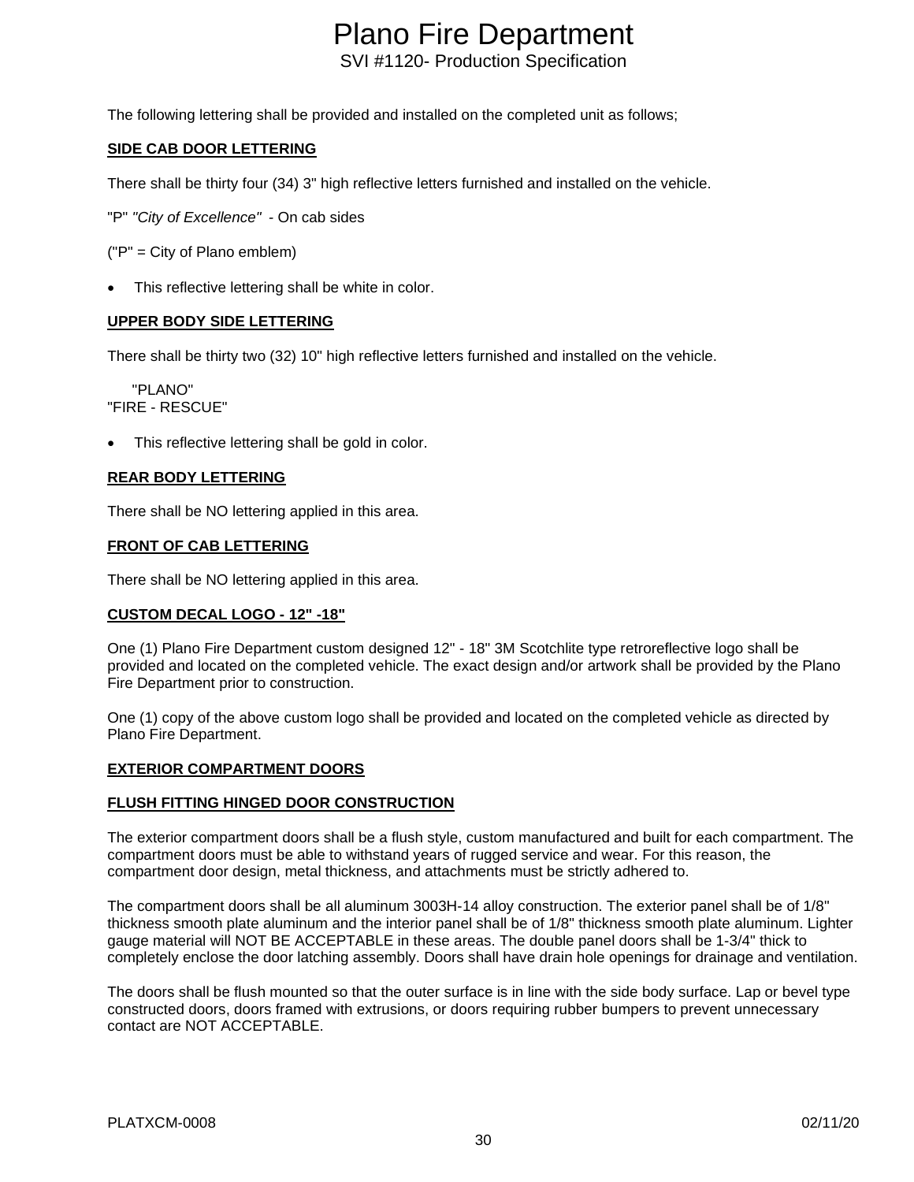The following lettering shall be provided and installed on the completed unit as follows;

**SIDE CAB DOOR LETTERING**

There shall be thirty four (34) 3" high reflective letters furnished and installed on the vehicle.

"P" *"City of Excellence"* - On cab sides

("P" = City of Plano emblem)

- This reflective lettering shall be white in color.

**UPPER BODY SIDE LETTERING**

There shall be thirty two (32) 10" high reflective letters furnished and installed on the vehicle.

"PLANO"
"FIRE - RESCUE"

- This reflective lettering shall be gold in color.

**REAR BODY LETTERING**

There shall be NO lettering applied in this area.

**FRONT OF CAB LETTERING**

There shall be NO lettering applied in this area.

**CUSTOM DECAL LOGO - 12" -18"**

One (1) Plano Fire Department custom designed 12" - 18" 3M Scotchlite type retroreflective logo shall be provided and located on the completed vehicle. The exact design and/or artwork shall be provided by the Plano Fire Department prior to construction.

One (1) copy of the above custom logo shall be provided and located on the completed vehicle as directed by Plano Fire Department.

**EXTERIOR COMPARTMENT DOORS**

**FLUSH FITTING HINGED DOOR CONSTRUCTION**

The exterior compartment doors shall be a flush style, custom manufactured and built for each compartment. The compartment doors must be able to withstand years of rugged service and wear. For this reason, the compartment door design, metal thickness, and attachments must be strictly adhered to.

The compartment doors shall be all aluminum 3003H-14 alloy construction. The exterior panel shall be of 1/8" thickness smooth plate aluminum and the interior panel shall be of 1/8" thickness smooth plate aluminum. Lighter gauge material will NOT BE ACCEPTABLE in these areas. The double panel doors shall be 1-3/4" thick to completely enclose the door latching assembly. Doors shall have drain hole openings for drainage and ventilation.

The doors shall be flush mounted so that the outer surface is in line with the side body surface. Lap or bevel type constructed doors, doors framed with extrusions, or doors requiring rubber bumpers to prevent unnecessary contact are NOT ACCEPTABLE.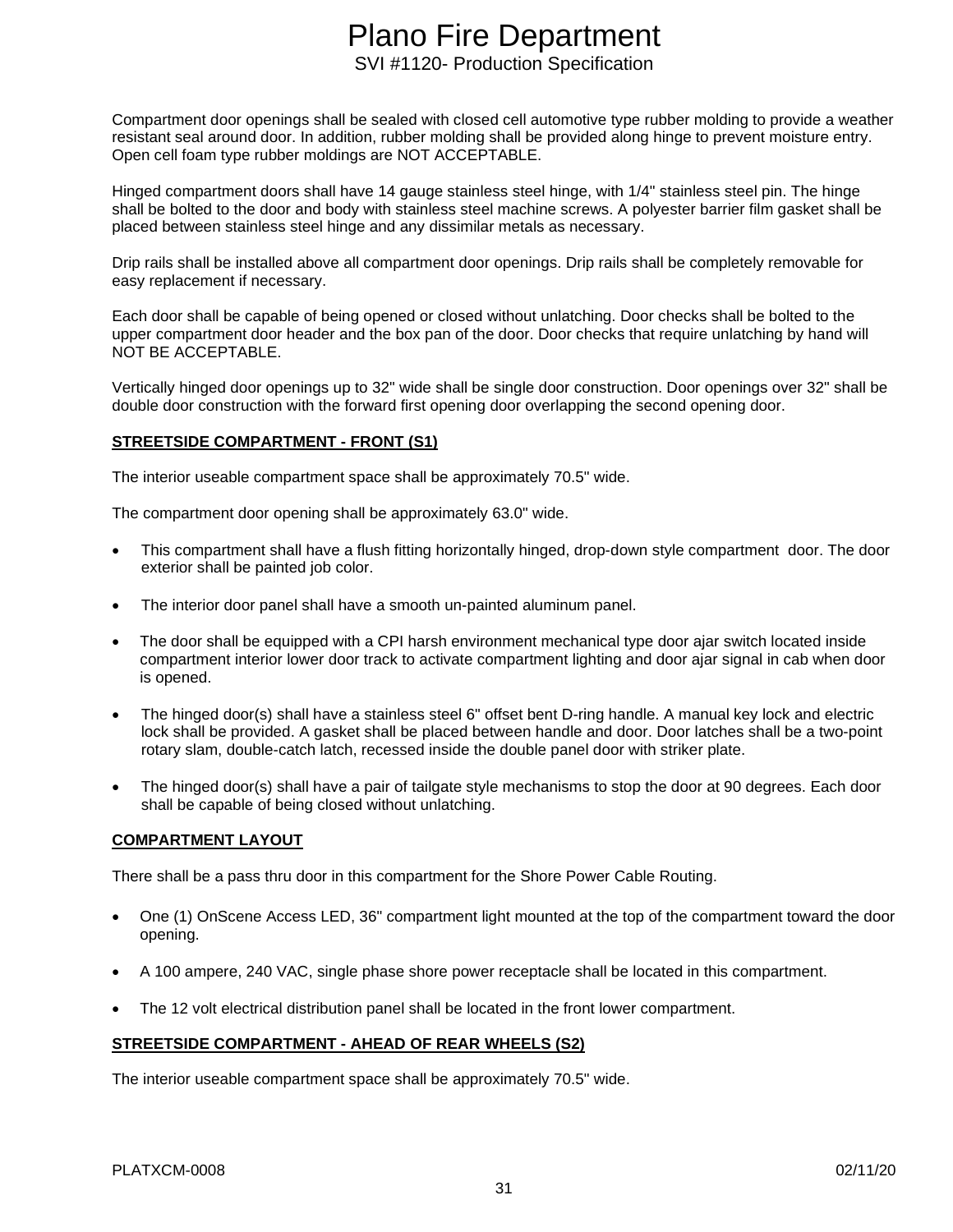Compartment door openings shall be sealed with closed cell automotive type rubber molding to provide a weather resistant seal around door. In addition, rubber molding shall be provided along hinge to prevent moisture entry. Open cell foam type rubber moldings are NOT ACCEPTABLE.

Hinged compartment doors shall have 14 gauge stainless steel hinge, with 1/4" stainless steel pin. The hinge shall be bolted to the door and body with stainless steel machine screws. A polyester barrier film gasket shall be placed between stainless steel hinge and any dissimilar metals as necessary.

Drip rails shall be installed above all compartment door openings. Drip rails shall be completely removable for easy replacement if necessary.

Each door shall be capable of being opened or closed without unlatching. Door checks shall be bolted to the upper compartment door header and the box pan of the door. Door checks that require unlatching by hand will NOT BE ACCEPTABLE.

Vertically hinged door openings up to 32" wide shall be single door construction. Door openings over 32" shall be double door construction with the forward first opening door overlapping the second opening door.

**STREETSIDE COMPARTMENT - FRONT (S1)**

The interior useable compartment space shall be approximately 70.5" wide.

The compartment door opening shall be approximately 63.0" wide.

- This compartment shall have a flush fitting horizontally hinged, drop-down style compartment door. The door exterior shall be painted job color.
- The interior door panel shall have a smooth un-painted aluminum panel.
- The door shall be equipped with a CPI harsh environment mechanical type door ajar switch located inside compartment interior lower door track to activate compartment lighting and door ajar signal in cab when door is opened.
- The hinged door(s) shall have a stainless steel 6" offset bent D-ring handle. A manual key lock and electric lock shall be provided. A gasket shall be placed between handle and door. Door latches shall be a two-point rotary slam, double-catch latch, recessed inside the double panel door with striker plate.
- The hinged door(s) shall have a pair of tailgate style mechanisms to stop the door at 90 degrees. Each door shall be capable of being closed without unlatching.

**COMPARTMENT LAYOUT**

There shall be a pass thru door in this compartment for the Shore Power Cable Routing.

- One (1) OnScene Access LED, 36" compartment light mounted at the top of the compartment toward the door opening.
- A 100 ampere, 240 VAC, single phase shore power receptacle shall be located in this compartment.
- The 12 volt electrical distribution panel shall be located in the front lower compartment.

**STREETSIDE COMPARTMENT - AHEAD OF REAR WHEELS (S2)**

The interior useable compartment space shall be approximately 70.5" wide.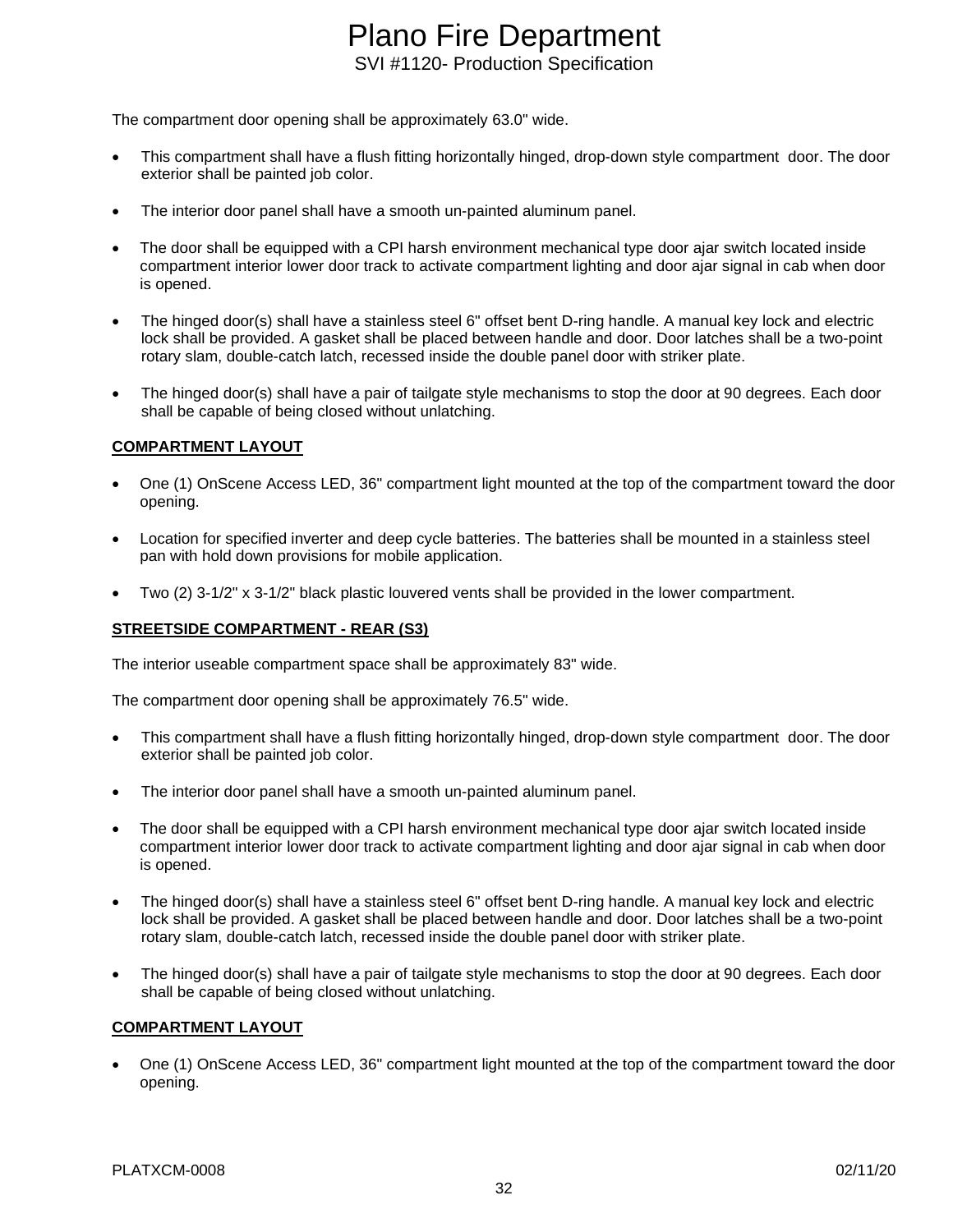The compartment door opening shall be approximately 63.0" wide.

- This compartment shall have a flush fitting horizontally hinged, drop-down style compartment door. The door exterior shall be painted job color.
- The interior door panel shall have a smooth un-painted aluminum panel.
- The door shall be equipped with a CPI harsh environment mechanical type door ajar switch located inside compartment interior lower door track to activate compartment lighting and door ajar signal in cab when door is opened.
- The hinged door(s) shall have a stainless steel 6" offset bent D-ring handle. A manual key lock and electric lock shall be provided. A gasket shall be placed between handle and door. Door latches shall be a two-point rotary slam, double-catch latch, recessed inside the double panel door with striker plate.
- The hinged door(s) shall have a pair of tailgate style mechanisms to stop the door at 90 degrees. Each door shall be capable of being closed without unlatching.

**COMPARTMENT LAYOUT**

- One (1) OnScene Access LED, 36" compartment light mounted at the top of the compartment toward the door opening.
- Location for specified inverter and deep cycle batteries. The batteries shall be mounted in a stainless steel pan with hold down provisions for mobile application.
- Two (2) 3-1/2" x 3-1/2" black plastic louvered vents shall be provided in the lower compartment.

**STREETSIDE COMPARTMENT - REAR (S3)**

The interior useable compartment space shall be approximately 83" wide.

The compartment door opening shall be approximately 76.5" wide.

- This compartment shall have a flush fitting horizontally hinged, drop-down style compartment door. The door exterior shall be painted job color.
- The interior door panel shall have a smooth un-painted aluminum panel.
- The door shall be equipped with a CPI harsh environment mechanical type door ajar switch located inside compartment interior lower door track to activate compartment lighting and door ajar signal in cab when door is opened.
- The hinged door(s) shall have a stainless steel 6" offset bent D-ring handle. A manual key lock and electric lock shall be provided. A gasket shall be placed between handle and door. Door latches shall be a two-point rotary slam, double-catch latch, recessed inside the double panel door with striker plate.
- The hinged door(s) shall have a pair of tailgate style mechanisms to stop the door at 90 degrees. Each door shall be capable of being closed without unlatching.

**COMPARTMENT LAYOUT**

- One (1) OnScene Access LED, 36" compartment light mounted at the top of the compartment toward the door opening.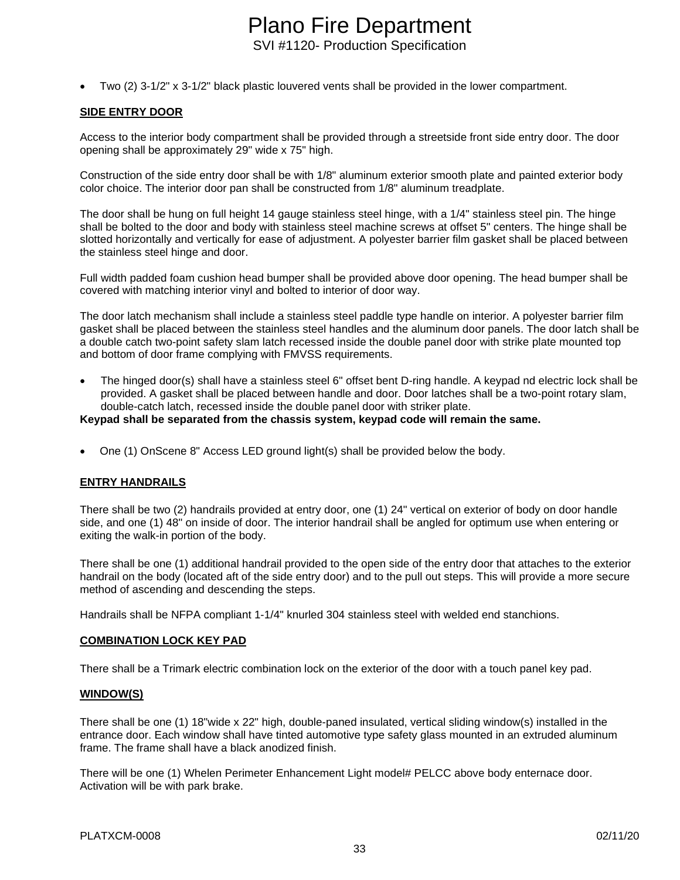- Two (2) 3-1/2" x 3-1/2" black plastic louvered vents shall be provided in the lower compartment.

**SIDE ENTRY DOOR**

Access to the interior body compartment shall be provided through a streetside front side entry door. The door opening shall be approximately 29" wide x 75" high.

Construction of the side entry door shall be with 1/8" aluminum exterior smooth plate and painted exterior body color choice. The interior door pan shall be constructed from 1/8" aluminum treadplate.

The door shall be hung on full height 14 gauge stainless steel hinge, with a 1/4" stainless steel pin. The hinge shall be bolted to the door and body with stainless steel machine screws at offset 5" centers. The hinge shall be slotted horizontally and vertically for ease of adjustment. A polyester barrier film gasket shall be placed between the stainless steel hinge and door.

Full width padded foam cushion head bumper shall be provided above door opening. The head bumper shall be covered with matching interior vinyl and bolted to interior of door way.

The door latch mechanism shall include a stainless steel paddle type handle on interior. A polyester barrier film gasket shall be placed between the stainless steel handles and the aluminum door panels. The door latch shall be a double catch two-point safety slam latch recessed inside the double panel door with strike plate mounted top and bottom of door frame complying with FMVSS requirements.

- The hinged door(s) shall have a stainless steel 6" offset bent D-ring handle. A keypad nd electric lock shall be provided. A gasket shall be placed between handle and door. Door latches shall be a two-point rotary slam, double-catch latch, recessed inside the double panel door with striker plate.

**Keypad shall be separated from the chassis system, keypad code will remain the same.**

- One (1) OnScene 8" Access LED ground light(s) shall be provided below the body.

**ENTRY HANDRAILS**

There shall be two (2) handrails provided at entry door, one (1) 24" vertical on exterior of body on door handle side, and one (1) 48" on inside of door. The interior handrail shall be angled for optimum use when entering or exiting the walk-in portion of the body.

There shall be one (1) additional handrail provided to the open side of the entry door that attaches to the exterior handrail on the body (located aft of the side entry door) and to the pull out steps. This will provide a more secure method of ascending and descending the steps.

Handrails shall be NFPA compliant 1-1/4" knurled 304 stainless steel with welded end stanchions.

**COMBINATION LOCK KEY PAD**

There shall be a Trimark electric combination lock on the exterior of the door with a touch panel key pad.

**WINDOW(S)**

There shall be one (1) 18"wide x 22" high, double-paned insulated, vertical sliding window(s) installed in the entrance door. Each window shall have tinted automotive type safety glass mounted in an extruded aluminum frame. The frame shall have a black anodized finish.

There will be one (1) Whelen Perimeter Enhancement Light model# PELCC above body enternace door. Activation will be with park brake.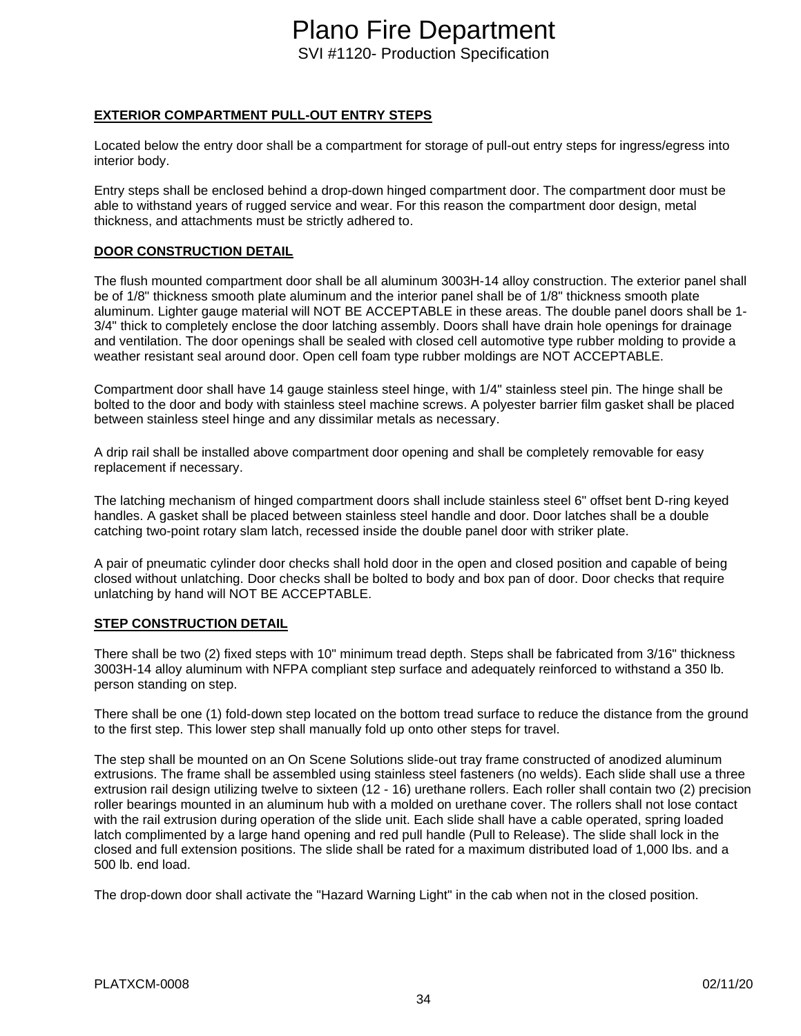## EXTERIOR COMPARTMENT PULL-OUT ENTRY STEPS

Located below the entry door shall be a compartment for storage of pull-out entry steps for ingress/egress into interior body.

Entry steps shall be enclosed behind a drop-down hinged compartment door. The compartment door must be able to withstand years of rugged service and wear. For this reason the compartment door design, metal thickness, and attachments must be strictly adhered to.

## DOOR CONSTRUCTION DETAIL

The flush mounted compartment door shall be all aluminum 3003H-14 alloy construction. The exterior panel shall be of 1/8" thickness smooth plate aluminum and the interior panel shall be of 1/8" thickness smooth plate aluminum. Lighter gauge material will NOT BE ACCEPTABLE in these areas. The double panel doors shall be 1-3/4" thick to completely enclose the door latching assembly. Doors shall have drain hole openings for drainage and ventilation. The door openings shall be sealed with closed cell automotive type rubber molding to provide a weather resistant seal around door. Open cell foam type rubber moldings are NOT ACCEPTABLE.

Compartment door shall have 14 gauge stainless steel hinge, with 1/4" stainless steel pin. The hinge shall be bolted to the door and body with stainless steel machine screws. A polyester barrier film gasket shall be placed between stainless steel hinge and any dissimilar metals as necessary.

A drip rail shall be installed above compartment door opening and shall be completely removable for easy replacement if necessary.

The latching mechanism of hinged compartment doors shall include stainless steel 6" offset bent D-ring keyed handles. A gasket shall be placed between stainless steel handle and door. Door latches shall be a double catching two-point rotary slam latch, recessed inside the double panel door with striker plate.

A pair of pneumatic cylinder door checks shall hold door in the open and closed position and capable of being closed without unlatching. Door checks shall be bolted to body and box pan of door. Door checks that require unlatching by hand will NOT BE ACCEPTABLE.

## STEP CONSTRUCTION DETAIL

There shall be two (2) fixed steps with 10" minimum tread depth. Steps shall be fabricated from 3/16" thickness 3003H-14 alloy aluminum with NFPA compliant step surface and adequately reinforced to withstand a 350 lb. person standing on step.

There shall be one (1) fold-down step located on the bottom tread surface to reduce the distance from the ground to the first step. This lower step shall manually fold up onto other steps for travel.

The step shall be mounted on an On Scene Solutions slide-out tray frame constructed of anodized aluminum extrusions. The frame shall be assembled using stainless steel fasteners (no welds). Each slide shall use a three extrusion rail design utilizing twelve to sixteen (12 - 16) urethane rollers. Each roller shall contain two (2) precision roller bearings mounted in an aluminum hub with a molded on urethane cover. The rollers shall not lose contact with the rail extrusion during operation of the slide unit. Each slide shall have a cable operated, spring loaded latch complimented by a large hand opening and red pull handle (Pull to Release). The slide shall lock in the closed and full extension positions. The slide shall be rated for a maximum distributed load of 1,000 lbs. and a 500 lb. end load.

The drop-down door shall activate the "Hazard Warning Light" in the cab when not in the closed position.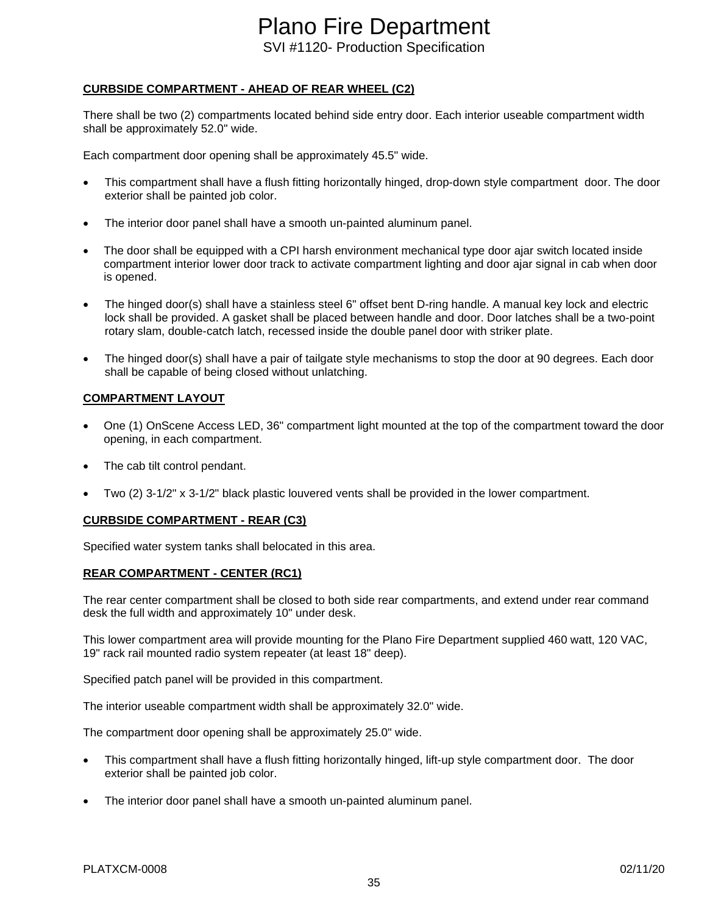**CURBSIDE COMPARTMENT - AHEAD OF REAR WHEEL (C2)**

There shall be two (2) compartments located behind side entry door. Each interior useable compartment width shall be approximately 52.0" wide.

Each compartment door opening shall be approximately 45.5" wide.

- This compartment shall have a flush fitting horizontally hinged, drop-down style compartment door. The door exterior shall be painted job color.
- The interior door panel shall have a smooth un-painted aluminum panel.
- The door shall be equipped with a CPI harsh environment mechanical type door ajar switch located inside compartment interior lower door track to activate compartment lighting and door ajar signal in cab when door is opened.
- The hinged door(s) shall have a stainless steel 6" offset bent D-ring handle. A manual key lock and electric lock shall be provided. A gasket shall be placed between handle and door. Door latches shall be a two-point rotary slam, double-catch latch, recessed inside the double panel door with striker plate.
- The hinged door(s) shall have a pair of tailgate style mechanisms to stop the door at 90 degrees. Each door shall be capable of being closed without unlatching.

**COMPARTMENT LAYOUT**

- One (1) OnScene Access LED, 36" compartment light mounted at the top of the compartment toward the door opening, in each compartment.
- The cab tilt control pendant.
- Two (2) 3-1/2" x 3-1/2" black plastic louvered vents shall be provided in the lower compartment.

**CURBSIDE COMPARTMENT - REAR (C3)**

Specified water system tanks shall belocated in this area.

**REAR COMPARTMENT - CENTER (RC1)**

The rear center compartment shall be closed to both side rear compartments, and extend under rear command desk the full width and approximately 10" under desk.

This lower compartment area will provide mounting for the Plano Fire Department supplied 460 watt, 120 VAC, 19" rack rail mounted radio system repeater (at least 18" deep).

Specified patch panel will be provided in this compartment.

The interior useable compartment width shall be approximately 32.0" wide.

The compartment door opening shall be approximately 25.0" wide.

- This compartment shall have a flush fitting horizontally hinged, lift-up style compartment door. The door exterior shall be painted job color.
- The interior door panel shall have a smooth un-painted aluminum panel.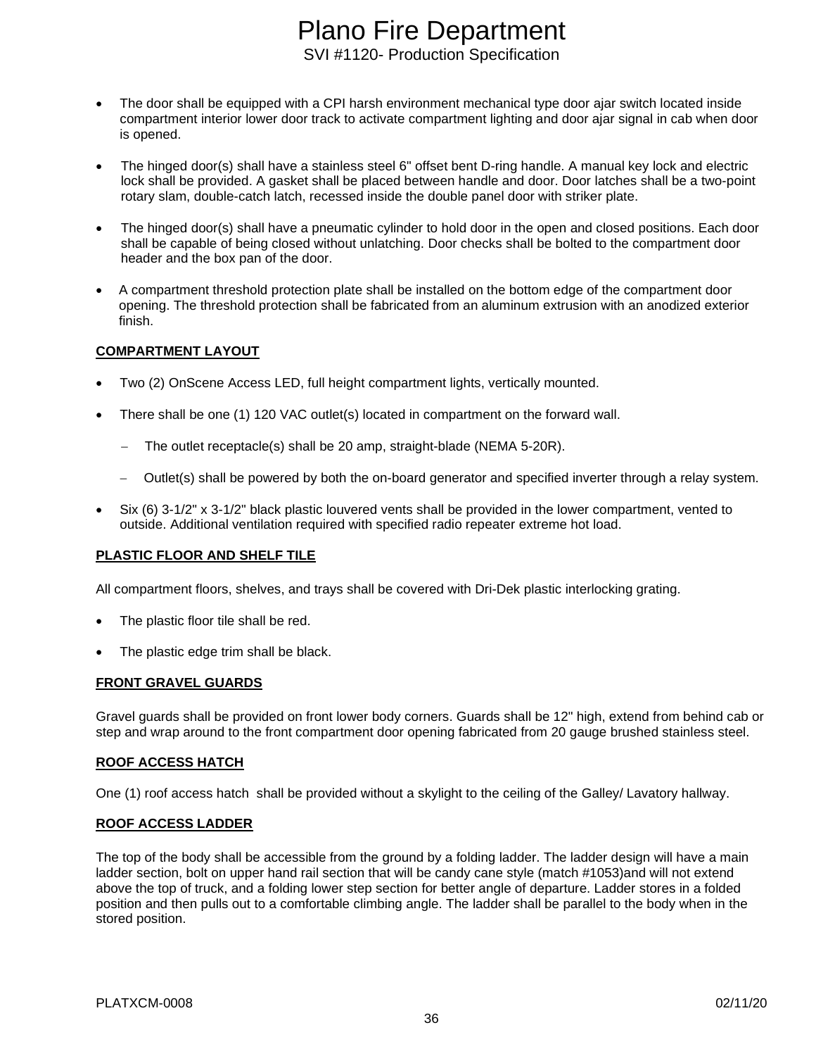- The door shall be equipped with a CPI harsh environment mechanical type door ajar switch located inside compartment interior lower door track to activate compartment lighting and door ajar signal in cab when door is opened.

- The hinged door(s) shall have a stainless steel 6" offset bent D-ring handle. A manual key lock and electric lock shall be provided. A gasket shall be placed between handle and door. Door latches shall be a two-point rotary slam, double-catch latch, recessed inside the double panel door with striker plate.

- The hinged door(s) shall have a pneumatic cylinder to hold door in the open and closed positions. Each door shall be capable of being closed without unlatching. Door checks shall be bolted to the compartment door header and the box pan of the door.

- A compartment threshold protection plate shall be installed on the bottom edge of the compartment door opening. The threshold protection shall be fabricated from an aluminum extrusion with an anodized exterior finish.

**COMPARTMENT LAYOUT**

- Two (2) OnScene Access LED, full height compartment lights, vertically mounted.

- There shall be one (1) 120 VAC outlet(s) located in compartment on the forward wall.

  - The outlet receptacle(s) shall be 20 amp, straight-blade (NEMA 5-20R).

  - Outlet(s) shall be powered by both the on-board generator and specified inverter through a relay system.

- Six (6) 3-1/2" x 3-1/2" black plastic louvered vents shall be provided in the lower compartment, vented to outside. Additional ventilation required with specified radio repeater extreme hot load.

**PLASTIC FLOOR AND SHELF TILE**

All compartment floors, shelves, and trays shall be covered with Dri-Dek plastic interlocking grating.

- The plastic floor tile shall be red.

- The plastic edge trim shall be black.

**FRONT GRAVEL GUARDS**

Gravel guards shall be provided on front lower body corners. Guards shall be 12" high, extend from behind cab or step and wrap around to the front compartment door opening fabricated from 20 gauge brushed stainless steel.

**ROOF ACCESS HATCH**

One (1) roof access hatch shall be provided without a skylight to the ceiling of the Galley/ Lavatory hallway.

**ROOF ACCESS LADDER**

The top of the body shall be accessible from the ground by a folding ladder. The ladder design will have a main ladder section, bolt on upper hand rail section that will be candy cane style (match #1053)and will not extend above the top of truck, and a folding lower step section for better angle of departure. Ladder stores in a folded position and then pulls out to a comfortable climbing angle. The ladder shall be parallel to the body when in the stored position.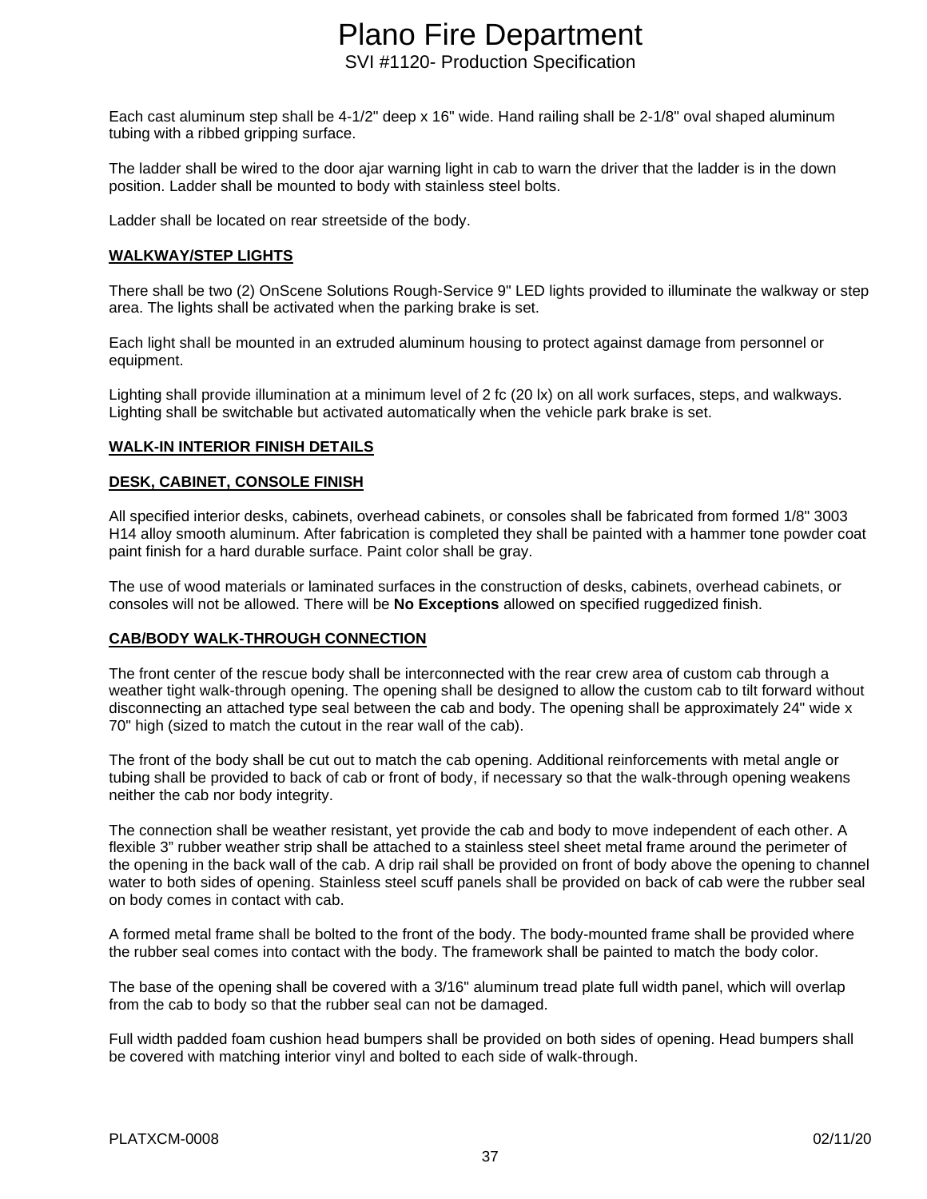Each cast aluminum step shall be 4-1/2" deep x 16" wide. Hand railing shall be 2-1/8" oval shaped aluminum tubing with a ribbed gripping surface.

The ladder shall be wired to the door ajar warning light in cab to warn the driver that the ladder is in the down position. Ladder shall be mounted to body with stainless steel bolts.

Ladder shall be located on rear streetside of the body.

**WALKWAY/STEP LIGHTS**

There shall be two (2) OnScene Solutions Rough-Service 9" LED lights provided to illuminate the walkway or step area. The lights shall be activated when the parking brake is set.

Each light shall be mounted in an extruded aluminum housing to protect against damage from personnel or equipment.

Lighting shall provide illumination at a minimum level of 2 fc (20 lx) on all work surfaces, steps, and walkways. Lighting shall be switchable but activated automatically when the vehicle park brake is set.

**WALK-IN INTERIOR FINISH DETAILS**

**DESK, CABINET, CONSOLE FINISH**

All specified interior desks, cabinets, overhead cabinets, or consoles shall be fabricated from formed 1/8" 3003 H14 alloy smooth aluminum. After fabrication is completed they shall be painted with a hammer tone powder coat paint finish for a hard durable surface. Paint color shall be gray.

The use of wood materials or laminated surfaces in the construction of desks, cabinets, overhead cabinets, or consoles will not be allowed. There will be **No Exceptions** allowed on specified ruggedized finish.

**CAB/BODY WALK-THROUGH CONNECTION**

The front center of the rescue body shall be interconnected with the rear crew area of custom cab through a weather tight walk-through opening. The opening shall be designed to allow the custom cab to tilt forward without disconnecting an attached type seal between the cab and body. The opening shall be approximately 24" wide x 70" high (sized to match the cutout in the rear wall of the cab).

The front of the body shall be cut out to match the cab opening. Additional reinforcements with metal angle or tubing shall be provided to back of cab or front of body, if necessary so that the walk-through opening weakens neither the cab nor body integrity.

The connection shall be weather resistant, yet provide the cab and body to move independent of each other. A flexible 3" rubber weather strip shall be attached to a stainless steel sheet metal frame around the perimeter of the opening in the back wall of the cab. A drip rail shall be provided on front of body above the opening to channel water to both sides of opening. Stainless steel scuff panels shall be provided on back of cab were the rubber seal on body comes in contact with cab.

A formed metal frame shall be bolted to the front of the body. The body-mounted frame shall be provided where the rubber seal comes into contact with the body. The framework shall be painted to match the body color.

The base of the opening shall be covered with a 3/16" aluminum tread plate full width panel, which will overlap from the cab to body so that the rubber seal can not be damaged.

Full width padded foam cushion head bumpers shall be provided on both sides of opening. Head bumpers shall be covered with matching interior vinyl and bolted to each side of walk-through.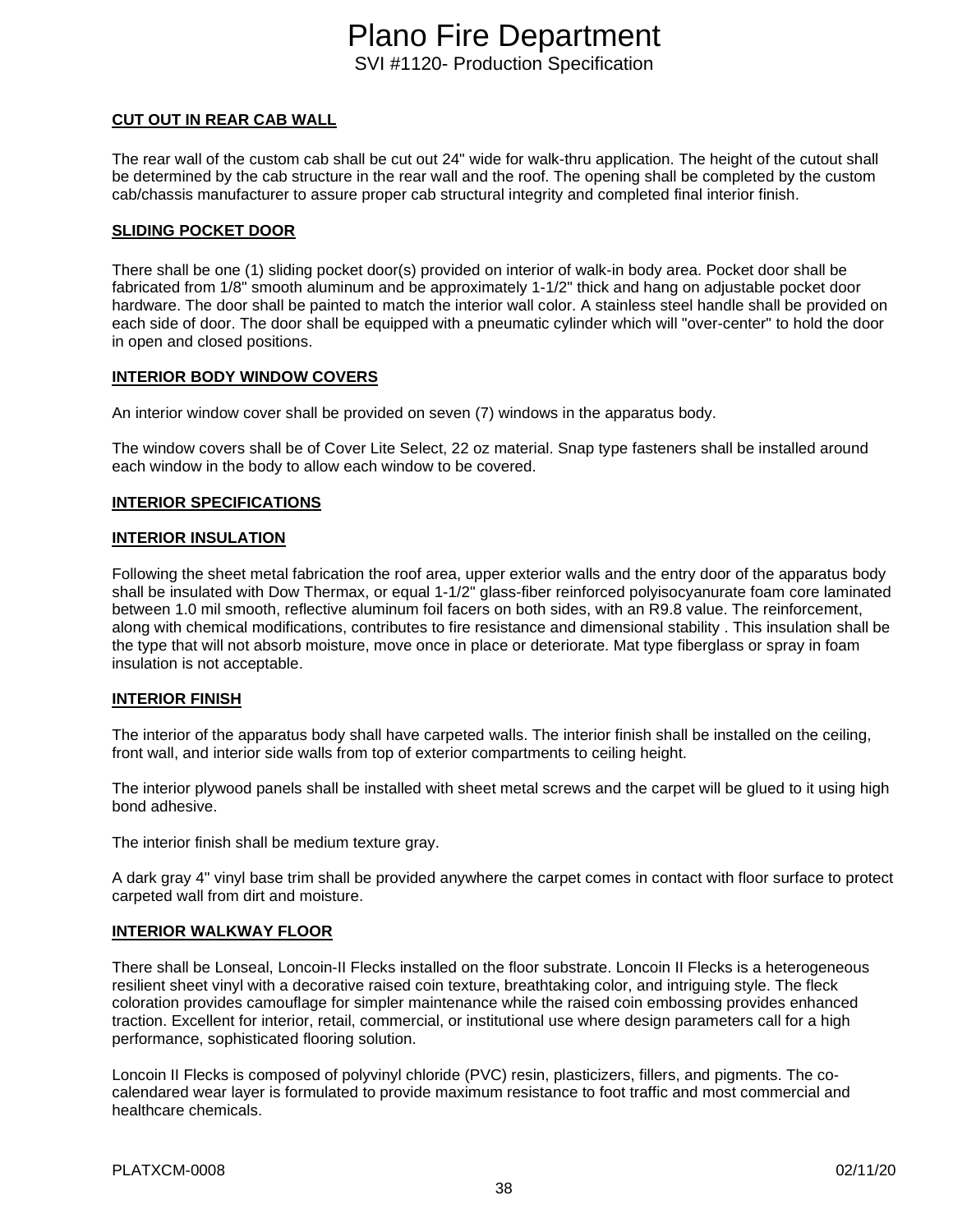**CUT OUT IN REAR CAB WALL**

The rear wall of the custom cab shall be cut out 24" wide for walk-thru application. The height of the cutout shall be determined by the cab structure in the rear wall and the roof. The opening shall be completed by the custom cab/chassis manufacturer to assure proper cab structural integrity and completed final interior finish.

**SLIDING POCKET DOOR**

There shall be one (1) sliding pocket door(s) provided on interior of walk-in body area. Pocket door shall be fabricated from 1/8" smooth aluminum and be approximately 1-1/2" thick and hang on adjustable pocket door hardware. The door shall be painted to match the interior wall color. A stainless steel handle shall be provided on each side of door. The door shall be equipped with a pneumatic cylinder which will "over-center" to hold the door in open and closed positions.

**INTERIOR BODY WINDOW COVERS**

An interior window cover shall be provided on seven (7) windows in the apparatus body.

The window covers shall be of Cover Lite Select, 22 oz material. Snap type fasteners shall be installed around each window in the body to allow each window to be covered.

**INTERIOR SPECIFICATIONS**

**INTERIOR INSULATION**

Following the sheet metal fabrication the roof area, upper exterior walls and the entry door of the apparatus body shall be insulated with Dow Thermax, or equal 1-1/2" glass-fiber reinforced polyisocyanurate foam core laminated between 1.0 mil smooth, reflective aluminum foil facers on both sides, with an R9.8 value. The reinforcement, along with chemical modifications, contributes to fire resistance and dimensional stability . This insulation shall be the type that will not absorb moisture, move once in place or deteriorate. Mat type fiberglass or spray in foam insulation is not acceptable.

**INTERIOR FINISH**

The interior of the apparatus body shall have carpeted walls. The interior finish shall be installed on the ceiling, front wall, and interior side walls from top of exterior compartments to ceiling height.

The interior plywood panels shall be installed with sheet metal screws and the carpet will be glued to it using high bond adhesive.

The interior finish shall be medium texture gray.

A dark gray 4" vinyl base trim shall be provided anywhere the carpet comes in contact with floor surface to protect carpeted wall from dirt and moisture.

**INTERIOR WALKWAY FLOOR**

There shall be Lonseal, Loncoin-II Flecks installed on the floor substrate. Loncoin II Flecks is a heterogeneous resilient sheet vinyl with a decorative raised coin texture, breathtaking color, and intriguing style. The fleck coloration provides camouflage for simpler maintenance while the raised coin embossing provides enhanced traction. Excellent for interior, retail, commercial, or institutional use where design parameters call for a high performance, sophisticated flooring solution.

Loncoin II Flecks is composed of polyvinyl chloride (PVC) resin, plasticizers, fillers, and pigments. The co-calendared wear layer is formulated to provide maximum resistance to foot traffic and most commercial and healthcare chemicals.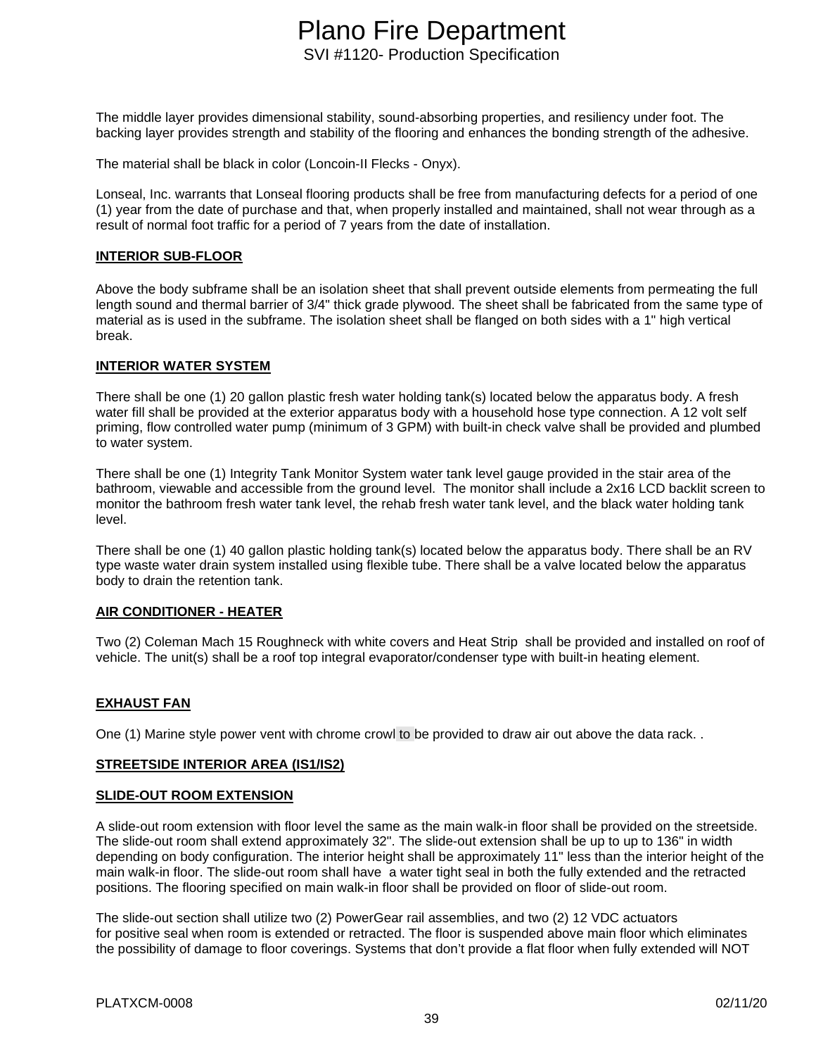The middle layer provides dimensional stability, sound-absorbing properties, and resiliency under foot. The backing layer provides strength and stability of the flooring and enhances the bonding strength of the adhesive.

The material shall be black in color (Loncoin-II Flecks - Onyx).

Lonseal, Inc. warrants that Lonseal flooring products shall be free from manufacturing defects for a period of one (1) year from the date of purchase and that, when properly installed and maintained, shall not wear through as a result of normal foot traffic for a period of 7 years from the date of installation.

**INTERIOR SUB-FLOOR**

Above the body subframe shall be an isolation sheet that shall prevent outside elements from permeating the full length sound and thermal barrier of 3/4" thick grade plywood. The sheet shall be fabricated from the same type of material as is used in the subframe. The isolation sheet shall be flanged on both sides with a 1" high vertical break.

**INTERIOR WATER SYSTEM**

There shall be one (1) 20 gallon plastic fresh water holding tank(s) located below the apparatus body. A fresh water fill shall be provided at the exterior apparatus body with a household hose type connection. A 12 volt self priming, flow controlled water pump (minimum of 3 GPM) with built-in check valve shall be provided and plumbed to water system.

There shall be one (1) Integrity Tank Monitor System water tank level gauge provided in the stair area of the bathroom, viewable and accessible from the ground level. The monitor shall include a 2x16 LCD backlit screen to monitor the bathroom fresh water tank level, the rehab fresh water tank level, and the black water holding tank level.

There shall be one (1) 40 gallon plastic holding tank(s) located below the apparatus body. There shall be an RV type waste water drain system installed using flexible tube. There shall be a valve located below the apparatus body to drain the retention tank.

**AIR CONDITIONER - HEATER**

Two (2) Coleman Mach 15 Roughneck with white covers and Heat Strip shall be provided and installed on roof of vehicle. The unit(s) shall be a roof top integral evaporator/condenser type with built-in heating element.

**EXHAUST FAN**

One (1) Marine style power vent with chrome crowl to be provided to draw air out above the data rack. .

**STREETSIDE INTERIOR AREA (IS1/IS2)**

**SLIDE-OUT ROOM EXTENSION**

A slide-out room extension with floor level the same as the main walk-in floor shall be provided on the streetside. The slide-out room shall extend approximately 32". The slide-out extension shall be up to up to 136" in width depending on body configuration. The interior height shall be approximately 11" less than the interior height of the main walk-in floor. The slide-out room shall have a water tight seal in both the fully extended and the retracted positions. The flooring specified on main walk-in floor shall be provided on floor of slide-out room.

The slide-out section shall utilize two (2) PowerGear rail assemblies, and two (2) 12 VDC actuators for positive seal when room is extended or retracted. The floor is suspended above main floor which eliminates the possibility of damage to floor coverings. Systems that don't provide a flat floor when fully extended will NOT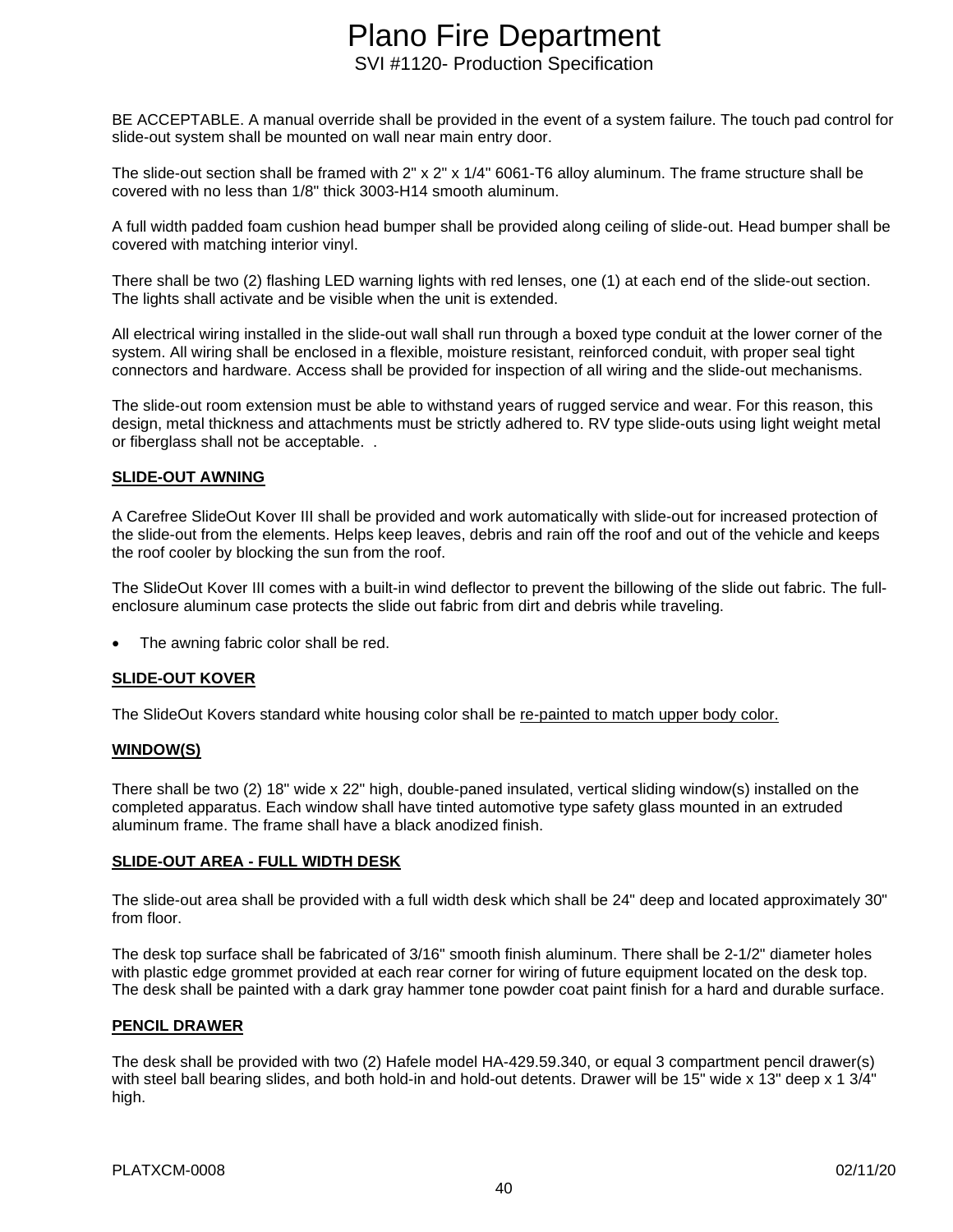BE ACCEPTABLE. A manual override shall be provided in the event of a system failure. The touch pad control for slide-out system shall be mounted on wall near main entry door.

The slide-out section shall be framed with 2" x 2" x 1/4" 6061-T6 alloy aluminum. The frame structure shall be covered with no less than 1/8" thick 3003-H14 smooth aluminum.

A full width padded foam cushion head bumper shall be provided along ceiling of slide-out. Head bumper shall be covered with matching interior vinyl.

There shall be two (2) flashing LED warning lights with red lenses, one (1) at each end of the slide-out section. The lights shall activate and be visible when the unit is extended.

All electrical wiring installed in the slide-out wall shall run through a boxed type conduit at the lower corner of the system. All wiring shall be enclosed in a flexible, moisture resistant, reinforced conduit, with proper seal tight connectors and hardware. Access shall be provided for inspection of all wiring and the slide-out mechanisms.

The slide-out room extension must be able to withstand years of rugged service and wear. For this reason, this design, metal thickness and attachments must be strictly adhered to. RV type slide-outs using light weight metal or fiberglass shall not be acceptable. .

**SLIDE-OUT AWNING**

A Carefree SlideOut Kover III shall be provided and work automatically with slide-out for increased protection of the slide-out from the elements. Helps keep leaves, debris and rain off the roof and out of the vehicle and keeps the roof cooler by blocking the sun from the roof.

The SlideOut Kover III comes with a built-in wind deflector to prevent the billowing of the slide out fabric. The full-enclosure aluminum case protects the slide out fabric from dirt and debris while traveling.

- The awning fabric color shall be red.

**SLIDE-OUT KOVER**

The SlideOut Kovers standard white housing color shall be re-painted to match upper body color.

**WINDOW(S)**

There shall be two (2) 18" wide x 22" high, double-paned insulated, vertical sliding window(s) installed on the completed apparatus. Each window shall have tinted automotive type safety glass mounted in an extruded aluminum frame. The frame shall have a black anodized finish.

**SLIDE-OUT AREA - FULL WIDTH DESK**

The slide-out area shall be provided with a full width desk which shall be 24" deep and located approximately 30" from floor.

The desk top surface shall be fabricated of 3/16" smooth finish aluminum. There shall be 2-1/2" diameter holes with plastic edge grommet provided at each rear corner for wiring of future equipment located on the desk top. The desk shall be painted with a dark gray hammer tone powder coat paint finish for a hard and durable surface.

**PENCIL DRAWER**

The desk shall be provided with two (2) Hafele model HA-429.59.340, or equal 3 compartment pencil drawer(s) with steel ball bearing slides, and both hold-in and hold-out detents. Drawer will be 15" wide x 13" deep x 1 3/4" high.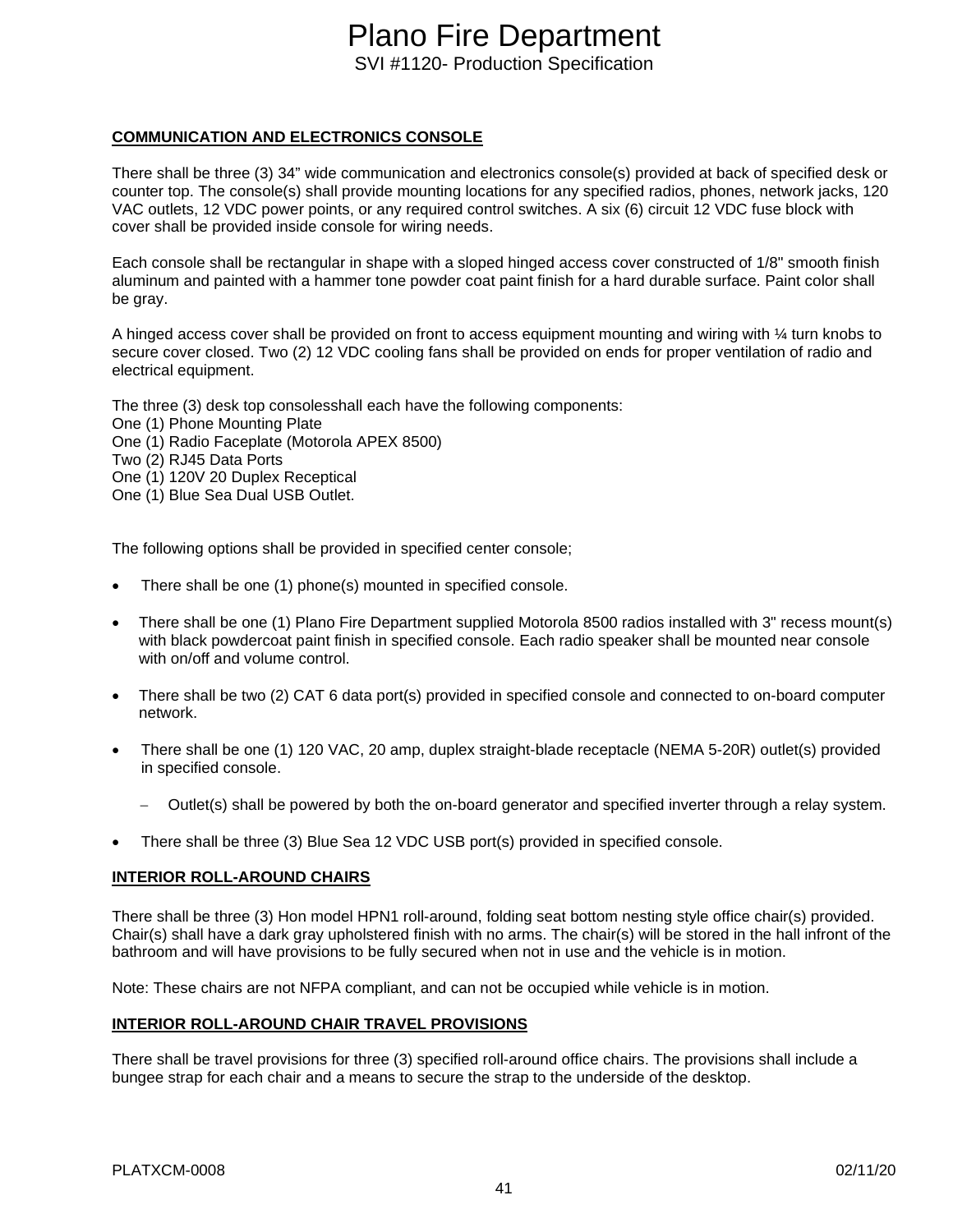## COMMUNICATION AND ELECTRONICS CONSOLE

There shall be three (3) 34" wide communication and electronics console(s) provided at back of specified desk or counter top. The console(s) shall provide mounting locations for any specified radios, phones, network jacks, 120 VAC outlets, 12 VDC power points, or any required control switches. A six (6) circuit 12 VDC fuse block with cover shall be provided inside console for wiring needs.

Each console shall be rectangular in shape with a sloped hinged access cover constructed of 1/8" smooth finish aluminum and painted with a hammer tone powder coat paint finish for a hard durable surface. Paint color shall be gray.

A hinged access cover shall be provided on front to access equipment mounting and wiring with ¼ turn knobs to secure cover closed. Two (2) 12 VDC cooling fans shall be provided on ends for proper ventilation of radio and electrical equipment.

The three (3) desk top consolesshall each have the following components:
One (1) Phone Mounting Plate
One (1) Radio Faceplate (Motorola APEX 8500)
Two (2) RJ45 Data Ports
One (1) 120V 20 Duplex Receptical
One (1) Blue Sea Dual USB Outlet.

The following options shall be provided in specified center console;

- There shall be one (1) phone(s) mounted in specified console.
- There shall be one (1) Plano Fire Department supplied Motorola 8500 radios installed with 3" recess mount(s) with black powdercoat paint finish in specified console. Each radio speaker shall be mounted near console with on/off and volume control.
- There shall be two (2) CAT 6 data port(s) provided in specified console and connected to on-board computer network.
- There shall be one (1) 120 VAC, 20 amp, duplex straight-blade receptacle (NEMA 5-20R) outlet(s) provided in specified console.
  - Outlet(s) shall be powered by both the on-board generator and specified inverter through a relay system.
- There shall be three (3) Blue Sea 12 VDC USB port(s) provided in specified console.

## INTERIOR ROLL-AROUND CHAIRS

There shall be three (3) Hon model HPN1 roll-around, folding seat bottom nesting style office chair(s) provided. Chair(s) shall have a dark gray upholstered finish with no arms. The chair(s) will be stored in the hall infront of the bathroom and will have provisions to be fully secured when not in use and the vehicle is in motion.

Note: These chairs are not NFPA compliant, and can not be occupied while vehicle is in motion.

## INTERIOR ROLL-AROUND CHAIR TRAVEL PROVISIONS

There shall be travel provisions for three (3) specified roll-around office chairs. The provisions shall include a bungee strap for each chair and a means to secure the strap to the underside of the desktop.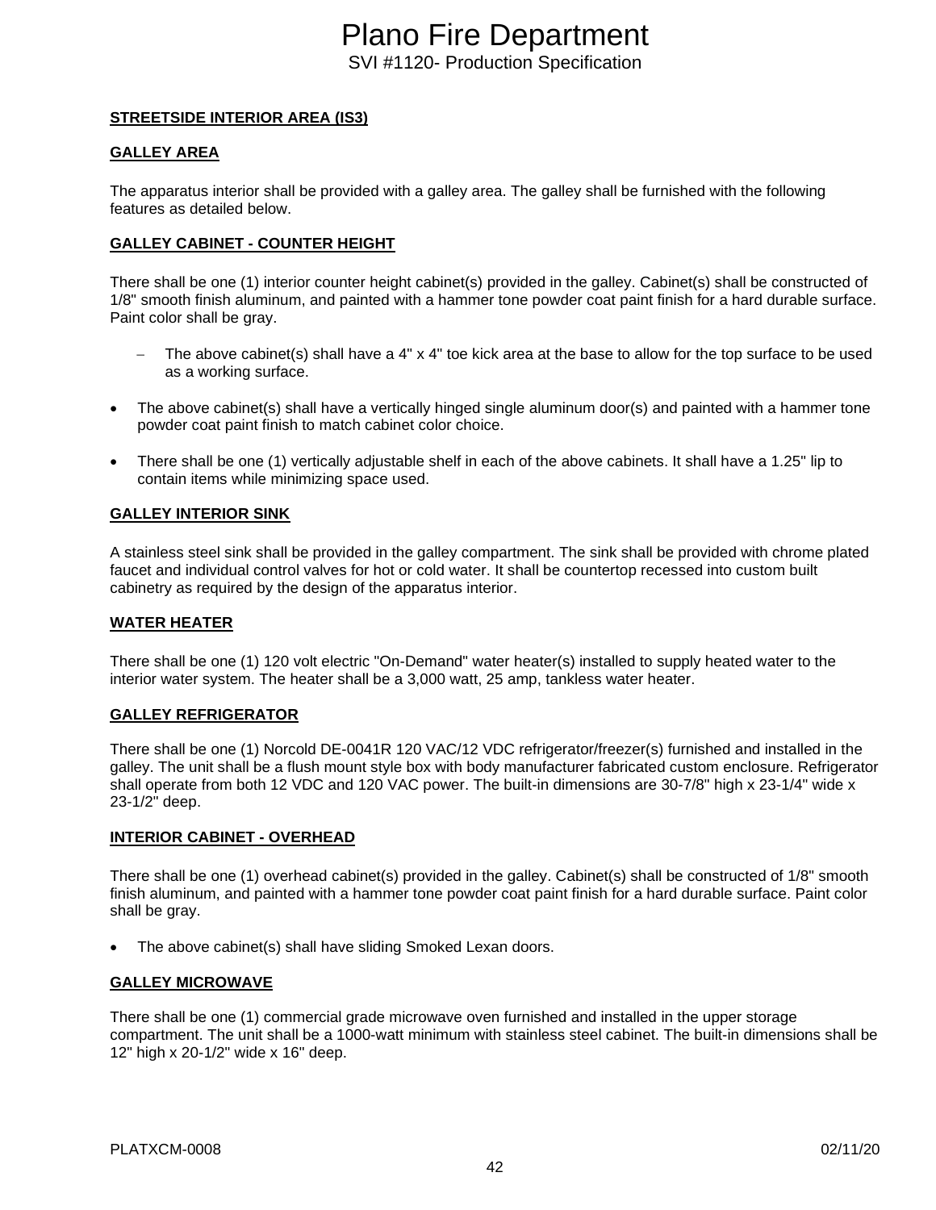**STREETSIDE INTERIOR AREA (IS3)**

**GALLEY AREA**

The apparatus interior shall be provided with a galley area. The galley shall be furnished with the following features as detailed below.

**GALLEY CABINET - COUNTER HEIGHT**

There shall be one (1) interior counter height cabinet(s) provided in the galley. Cabinet(s) shall be constructed of 1/8" smooth finish aluminum, and painted with a hammer tone powder coat paint finish for a hard durable surface. Paint color shall be gray.

- The above cabinet(s) shall have a 4" x 4" toe kick area at the base to allow for the top surface to be used as a working surface.

- The above cabinet(s) shall have a vertically hinged single aluminum door(s) and painted with a hammer tone powder coat paint finish to match cabinet color choice.
- There shall be one (1) vertically adjustable shelf in each of the above cabinets. It shall have a 1.25" lip to contain items while minimizing space used.

**GALLEY INTERIOR SINK**

A stainless steel sink shall be provided in the galley compartment. The sink shall be provided with chrome plated faucet and individual control valves for hot or cold water. It shall be countertop recessed into custom built cabinetry as required by the design of the apparatus interior.

**WATER HEATER**

There shall be one (1) 120 volt electric "On-Demand" water heater(s) installed to supply heated water to the interior water system. The heater shall be a 3,000 watt, 25 amp, tankless water heater.

**GALLEY REFRIGERATOR**

There shall be one (1) Norcold DE-0041R 120 VAC/12 VDC refrigerator/freezer(s) furnished and installed in the galley. The unit shall be a flush mount style box with body manufacturer fabricated custom enclosure. Refrigerator shall operate from both 12 VDC and 120 VAC power. The built-in dimensions are 30-7/8" high x 23-1/4" wide x 23-1/2" deep.

**INTERIOR CABINET - OVERHEAD**

There shall be one (1) overhead cabinet(s) provided in the galley. Cabinet(s) shall be constructed of 1/8" smooth finish aluminum, and painted with a hammer tone powder coat paint finish for a hard durable surface. Paint color shall be gray.

- The above cabinet(s) shall have sliding Smoked Lexan doors.

**GALLEY MICROWAVE**

There shall be one (1) commercial grade microwave oven furnished and installed in the upper storage compartment. The unit shall be a 1000-watt minimum with stainless steel cabinet. The built-in dimensions shall be 12" high x 20-1/2" wide x 16" deep.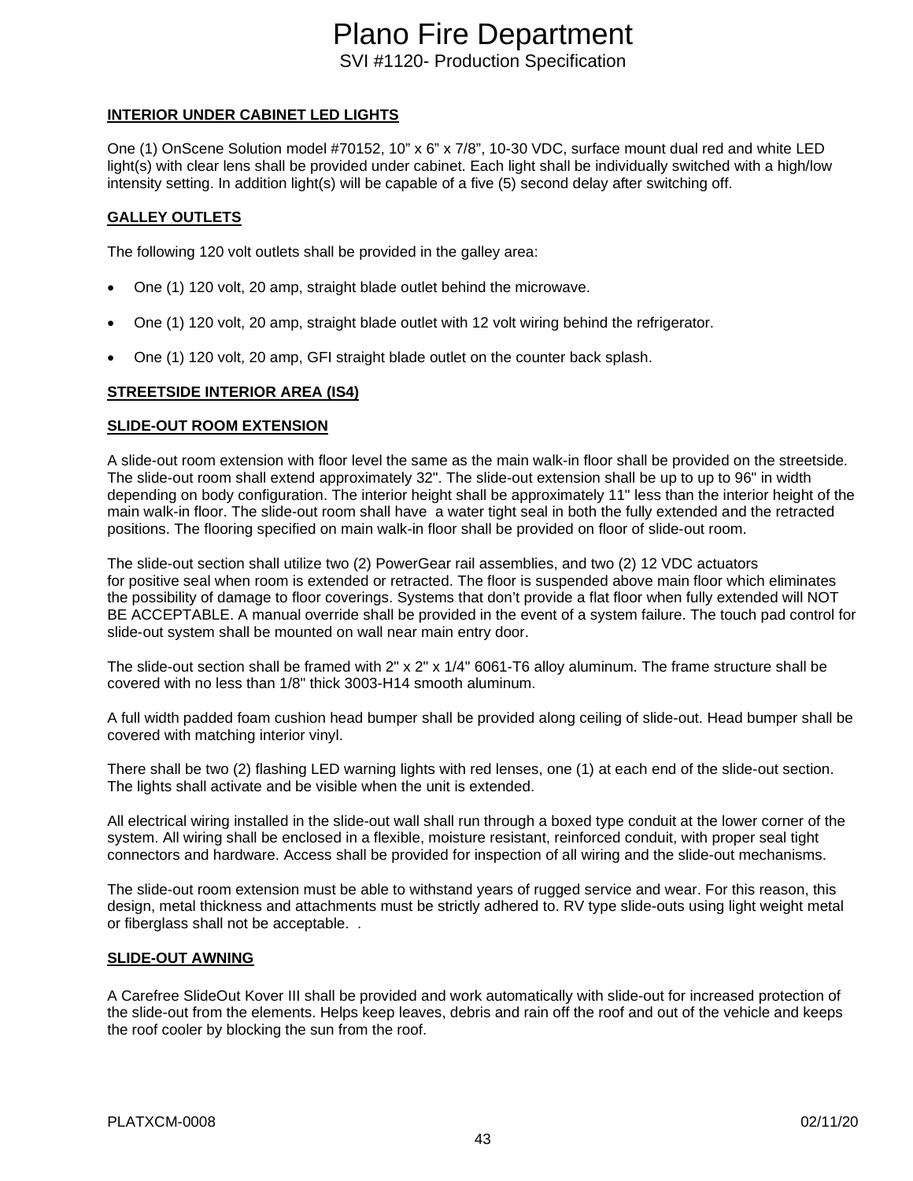## INTERIOR UNDER CABINET LED LIGHTS

One (1) OnScene Solution model #70152, 10" x 6" x 7/8", 10-30 VDC, surface mount dual red and white LED light(s) with clear lens shall be provided under cabinet. Each light shall be individually switched with a high/low intensity setting. In addition light(s) will be capable of a five (5) second delay after switching off.

## GALLEY OUTLETS

The following 120 volt outlets shall be provided in the galley area:

- One (1) 120 volt, 20 amp, straight blade outlet behind the microwave.
- One (1) 120 volt, 20 amp, straight blade outlet with 12 volt wiring behind the refrigerator.
- One (1) 120 volt, 20 amp, GFI straight blade outlet on the counter back splash.

## STREETSIDE INTERIOR AREA (IS4)

## SLIDE-OUT ROOM EXTENSION

A slide-out room extension with floor level the same as the main walk-in floor shall be provided on the streetside. The slide-out room shall extend approximately 32". The slide-out extension shall be up to up to 96" in width depending on body configuration. The interior height shall be approximately 11" less than the interior height of the main walk-in floor. The slide-out room shall have a water tight seal in both the fully extended and the retracted positions. The flooring specified on main walk-in floor shall be provided on floor of slide-out room.

The slide-out section shall utilize two (2) PowerGear rail assemblies, and two (2) 12 VDC actuators for positive seal when room is extended or retracted. The floor is suspended above main floor which eliminates the possibility of damage to floor coverings. Systems that don't provide a flat floor when fully extended will NOT BE ACCEPTABLE. A manual override shall be provided in the event of a system failure. The touch pad control for slide-out system shall be mounted on wall near main entry door.

The slide-out section shall be framed with 2" x 2" x 1/4" 6061-T6 alloy aluminum. The frame structure shall be covered with no less than 1/8" thick 3003-H14 smooth aluminum.

A full width padded foam cushion head bumper shall be provided along ceiling of slide-out. Head bumper shall be covered with matching interior vinyl.

There shall be two (2) flashing LED warning lights with red lenses, one (1) at each end of the slide-out section. The lights shall activate and be visible when the unit is extended.

All electrical wiring installed in the slide-out wall shall run through a boxed type conduit at the lower corner of the system. All wiring shall be enclosed in a flexible, moisture resistant, reinforced conduit, with proper seal tight connectors and hardware. Access shall be provided for inspection of all wiring and the slide-out mechanisms.

The slide-out room extension must be able to withstand years of rugged service and wear. For this reason, this design, metal thickness and attachments must be strictly adhered to. RV type slide-outs using light weight metal or fiberglass shall not be acceptable. .

## SLIDE-OUT AWNING

A Carefree SlideOut Kover III shall be provided and work automatically with slide-out for increased protection of the slide-out from the elements. Helps keep leaves, debris and rain off the roof and out of the vehicle and keeps the roof cooler by blocking the sun from the roof.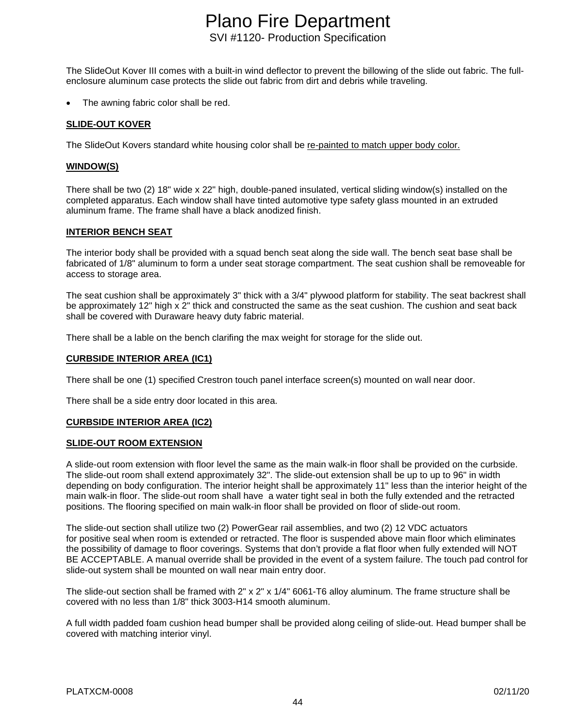The SlideOut Kover III comes with a built-in wind deflector to prevent the billowing of the slide out fabric. The full-enclosure aluminum case protects the slide out fabric from dirt and debris while traveling.

- The awning fabric color shall be red.

**SLIDE-OUT KOVER**

The SlideOut Kovers standard white housing color shall be re-painted to match upper body color.

**WINDOW(S)**

There shall be two (2) 18" wide x 22" high, double-paned insulated, vertical sliding window(s) installed on the completed apparatus. Each window shall have tinted automotive type safety glass mounted in an extruded aluminum frame. The frame shall have a black anodized finish.

**INTERIOR BENCH SEAT**

The interior body shall be provided with a squad bench seat along the side wall. The bench seat base shall be fabricated of 1/8" aluminum to form a under seat storage compartment. The seat cushion shall be removeable for access to storage area.

The seat cushion shall be approximately 3" thick with a 3/4" plywood platform for stability. The seat backrest shall be approximately 12" high x 2" thick and constructed the same as the seat cushion. The cushion and seat back shall be covered with Duraware heavy duty fabric material.

There shall be a lable on the bench clarifing the max weight for storage for the slide out.

**CURBSIDE INTERIOR AREA (IC1)**

There shall be one (1) specified Crestron touch panel interface screen(s) mounted on wall near door.

There shall be a side entry door located in this area.

**CURBSIDE INTERIOR AREA (IC2)**

**SLIDE-OUT ROOM EXTENSION**

A slide-out room extension with floor level the same as the main walk-in floor shall be provided on the curbside. The slide-out room shall extend approximately 32". The slide-out extension shall be up to up to 96" in width depending on body configuration. The interior height shall be approximately 11" less than the interior height of the main walk-in floor. The slide-out room shall have  a water tight seal in both the fully extended and the retracted positions. The flooring specified on main walk-in floor shall be provided on floor of slide-out room.

The slide-out section shall utilize two (2) PowerGear rail assemblies, and two (2) 12 VDC actuators for positive seal when room is extended or retracted. The floor is suspended above main floor which eliminates the possibility of damage to floor coverings. Systems that don't provide a flat floor when fully extended will NOT BE ACCEPTABLE. A manual override shall be provided in the event of a system failure. The touch pad control for slide-out system shall be mounted on wall near main entry door.

The slide-out section shall be framed with 2" x 2" x 1/4" 6061-T6 alloy aluminum. The frame structure shall be covered with no less than 1/8" thick 3003-H14 smooth aluminum.

A full width padded foam cushion head bumper shall be provided along ceiling of slide-out. Head bumper shall be covered with matching interior vinyl.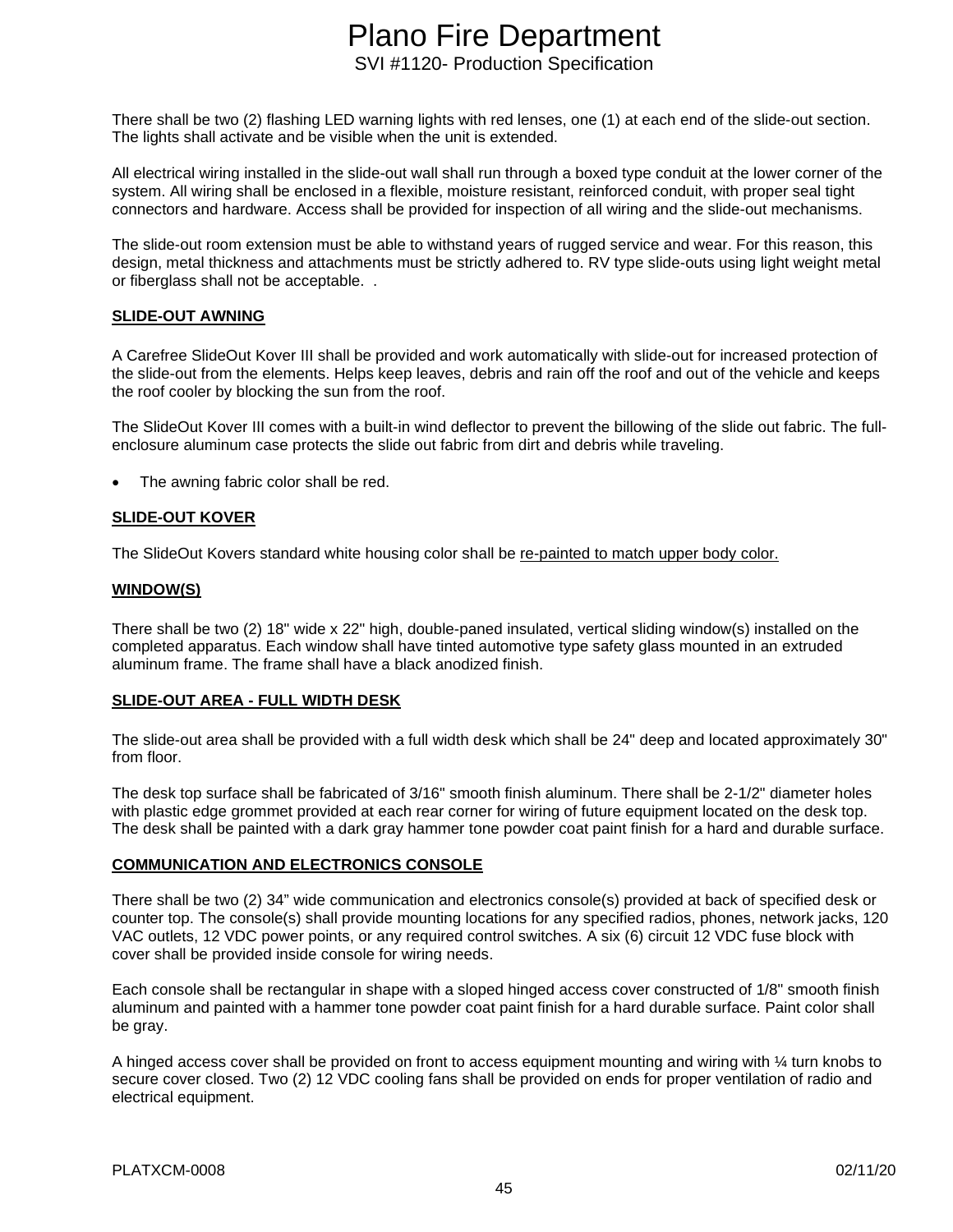There shall be two (2) flashing LED warning lights with red lenses, one (1) at each end of the slide-out section. The lights shall activate and be visible when the unit is extended.

All electrical wiring installed in the slide-out wall shall run through a boxed type conduit at the lower corner of the system. All wiring shall be enclosed in a flexible, moisture resistant, reinforced conduit, with proper seal tight connectors and hardware. Access shall be provided for inspection of all wiring and the slide-out mechanisms.

The slide-out room extension must be able to withstand years of rugged service and wear. For this reason, this design, metal thickness and attachments must be strictly adhered to. RV type slide-outs using light weight metal or fiberglass shall not be acceptable. .

## SLIDE-OUT AWNING

A Carefree SlideOut Kover III shall be provided and work automatically with slide-out for increased protection of the slide-out from the elements. Helps keep leaves, debris and rain off the roof and out of the vehicle and keeps the roof cooler by blocking the sun from the roof.

The SlideOut Kover III comes with a built-in wind deflector to prevent the billowing of the slide out fabric. The full-enclosure aluminum case protects the slide out fabric from dirt and debris while traveling.

- The awning fabric color shall be red.

## SLIDE-OUT KOVER

The SlideOut Kovers standard white housing color shall be re-painted to match upper body color.

## WINDOW(S)

There shall be two (2) 18" wide x 22" high, double-paned insulated, vertical sliding window(s) installed on the completed apparatus. Each window shall have tinted automotive type safety glass mounted in an extruded aluminum frame. The frame shall have a black anodized finish.

## SLIDE-OUT AREA - FULL WIDTH DESK

The slide-out area shall be provided with a full width desk which shall be 24" deep and located approximately 30" from floor.

The desk top surface shall be fabricated of 3/16" smooth finish aluminum. There shall be 2-1/2" diameter holes with plastic edge grommet provided at each rear corner for wiring of future equipment located on the desk top. The desk shall be painted with a dark gray hammer tone powder coat paint finish for a hard and durable surface.

## COMMUNICATION AND ELECTRONICS CONSOLE

There shall be two (2) 34" wide communication and electronics console(s) provided at back of specified desk or counter top. The console(s) shall provide mounting locations for any specified radios, phones, network jacks, 120 VAC outlets, 12 VDC power points, or any required control switches. A six (6) circuit 12 VDC fuse block with cover shall be provided inside console for wiring needs.

Each console shall be rectangular in shape with a sloped hinged access cover constructed of 1/8" smooth finish aluminum and painted with a hammer tone powder coat paint finish for a hard durable surface. Paint color shall be gray.

A hinged access cover shall be provided on front to access equipment mounting and wiring with ¼ turn knobs to secure cover closed. Two (2) 12 VDC cooling fans shall be provided on ends for proper ventilation of radio and electrical equipment.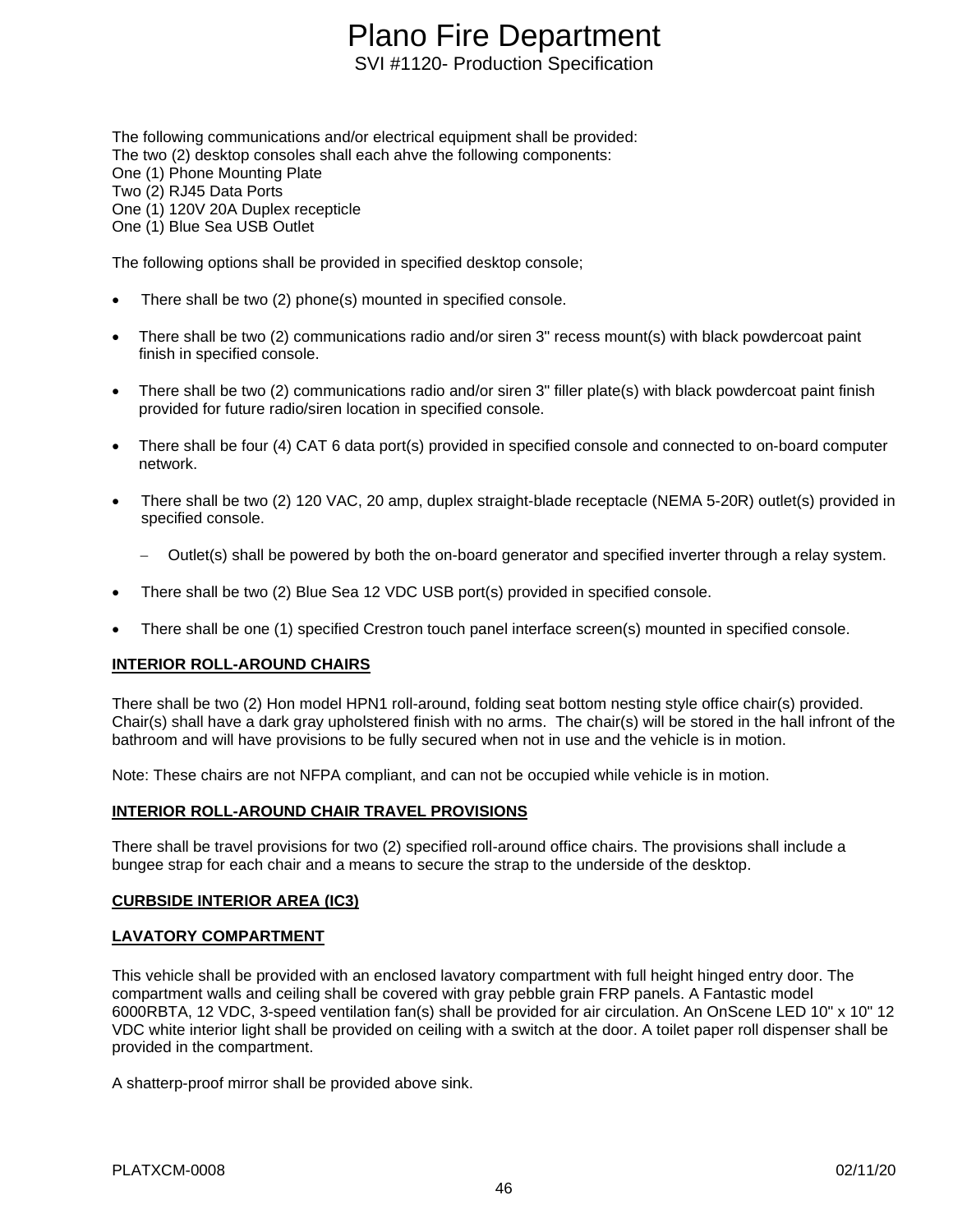The following communications and/or electrical equipment shall be provided:
The two (2) desktop consoles shall each ahve the following components:
One (1) Phone Mounting Plate
Two (2) RJ45 Data Ports
One (1) 120V 20A Duplex recepticle
One (1) Blue Sea USB Outlet

The following options shall be provided in specified desktop console;

- There shall be two (2) phone(s) mounted in specified console.
- There shall be two (2) communications radio and/or siren 3" recess mount(s) with black powdercoat paint finish in specified console.
- There shall be two (2) communications radio and/or siren 3" filler plate(s) with black powdercoat paint finish provided for future radio/siren location in specified console.
- There shall be four (4) CAT 6 data port(s) provided in specified console and connected to on-board computer network.
- There shall be two (2) 120 VAC, 20 amp, duplex straight-blade receptacle (NEMA 5-20R) outlet(s) provided in specified console.
  - Outlet(s) shall be powered by both the on-board generator and specified inverter through a relay system.
- There shall be two (2) Blue Sea 12 VDC USB port(s) provided in specified console.
- There shall be one (1) specified Crestron touch panel interface screen(s) mounted in specified console.

**INTERIOR ROLL-AROUND CHAIRS**

There shall be two (2) Hon model HPN1 roll-around, folding seat bottom nesting style office chair(s) provided. Chair(s) shall have a dark gray upholstered finish with no arms. The chair(s) will be stored in the hall infront of the bathroom and will have provisions to be fully secured when not in use and the vehicle is in motion.

Note: These chairs are not NFPA compliant, and can not be occupied while vehicle is in motion.

**INTERIOR ROLL-AROUND CHAIR TRAVEL PROVISIONS**

There shall be travel provisions for two (2) specified roll-around office chairs. The provisions shall include a bungee strap for each chair and a means to secure the strap to the underside of the desktop.

**CURBSIDE INTERIOR AREA (IC3)**

**LAVATORY COMPARTMENT**

This vehicle shall be provided with an enclosed lavatory compartment with full height hinged entry door. The compartment walls and ceiling shall be covered with gray pebble grain FRP panels. A Fantastic model 6000RBTA, 12 VDC, 3-speed ventilation fan(s) shall be provided for air circulation. An OnScene LED 10" x 10" 12 VDC white interior light shall be provided on ceiling with a switch at the door. A toilet paper roll dispenser shall be provided in the compartment.

A shatterp-proof mirror shall be provided above sink.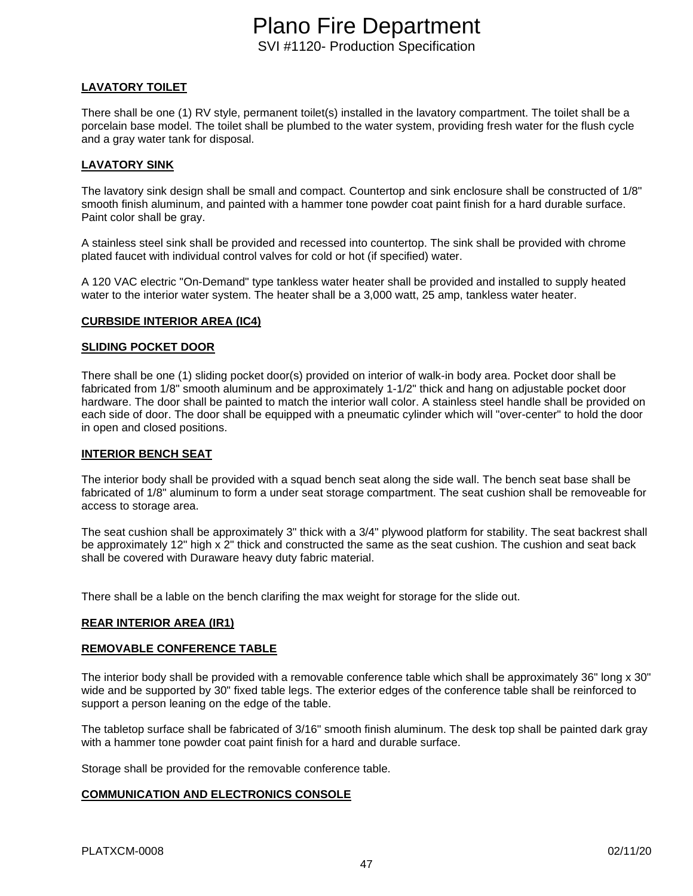**LAVATORY TOILET**

There shall be one (1) RV style, permanent toilet(s) installed in the lavatory compartment. The toilet shall be a porcelain base model. The toilet shall be plumbed to the water system, providing fresh water for the flush cycle and a gray water tank for disposal.

**LAVATORY SINK**

The lavatory sink design shall be small and compact. Countertop and sink enclosure shall be constructed of 1/8" smooth finish aluminum, and painted with a hammer tone powder coat paint finish for a hard durable surface. Paint color shall be gray.

A stainless steel sink shall be provided and recessed into countertop. The sink shall be provided with chrome plated faucet with individual control valves for cold or hot (if specified) water.

A 120 VAC electric "On-Demand" type tankless water heater shall be provided and installed to supply heated water to the interior water system. The heater shall be a 3,000 watt, 25 amp, tankless water heater.

**CURBSIDE INTERIOR AREA (IC4)**

**SLIDING POCKET DOOR**

There shall be one (1) sliding pocket door(s) provided on interior of walk-in body area. Pocket door shall be fabricated from 1/8" smooth aluminum and be approximately 1-1/2" thick and hang on adjustable pocket door hardware. The door shall be painted to match the interior wall color. A stainless steel handle shall be provided on each side of door. The door shall be equipped with a pneumatic cylinder which will "over-center" to hold the door in open and closed positions.

**INTERIOR BENCH SEAT**

The interior body shall be provided with a squad bench seat along the side wall. The bench seat base shall be fabricated of 1/8" aluminum to form a under seat storage compartment. The seat cushion shall be removeable for access to storage area.

The seat cushion shall be approximately 3" thick with a 3/4" plywood platform for stability. The seat backrest shall be approximately 12" high x 2" thick and constructed the same as the seat cushion. The cushion and seat back shall be covered with Duraware heavy duty fabric material.

There shall be a lable on the bench clarifing the max weight for storage for the slide out.

**REAR INTERIOR AREA (IR1)**

**REMOVABLE CONFERENCE TABLE**

The interior body shall be provided with a removable conference table which shall be approximately 36" long x 30" wide and be supported by 30" fixed table legs. The exterior edges of the conference table shall be reinforced to support a person leaning on the edge of the table.

The tabletop surface shall be fabricated of 3/16" smooth finish aluminum. The desk top shall be painted dark gray with a hammer tone powder coat paint finish for a hard and durable surface.

Storage shall be provided for the removable conference table.

**COMMUNICATION AND ELECTRONICS CONSOLE**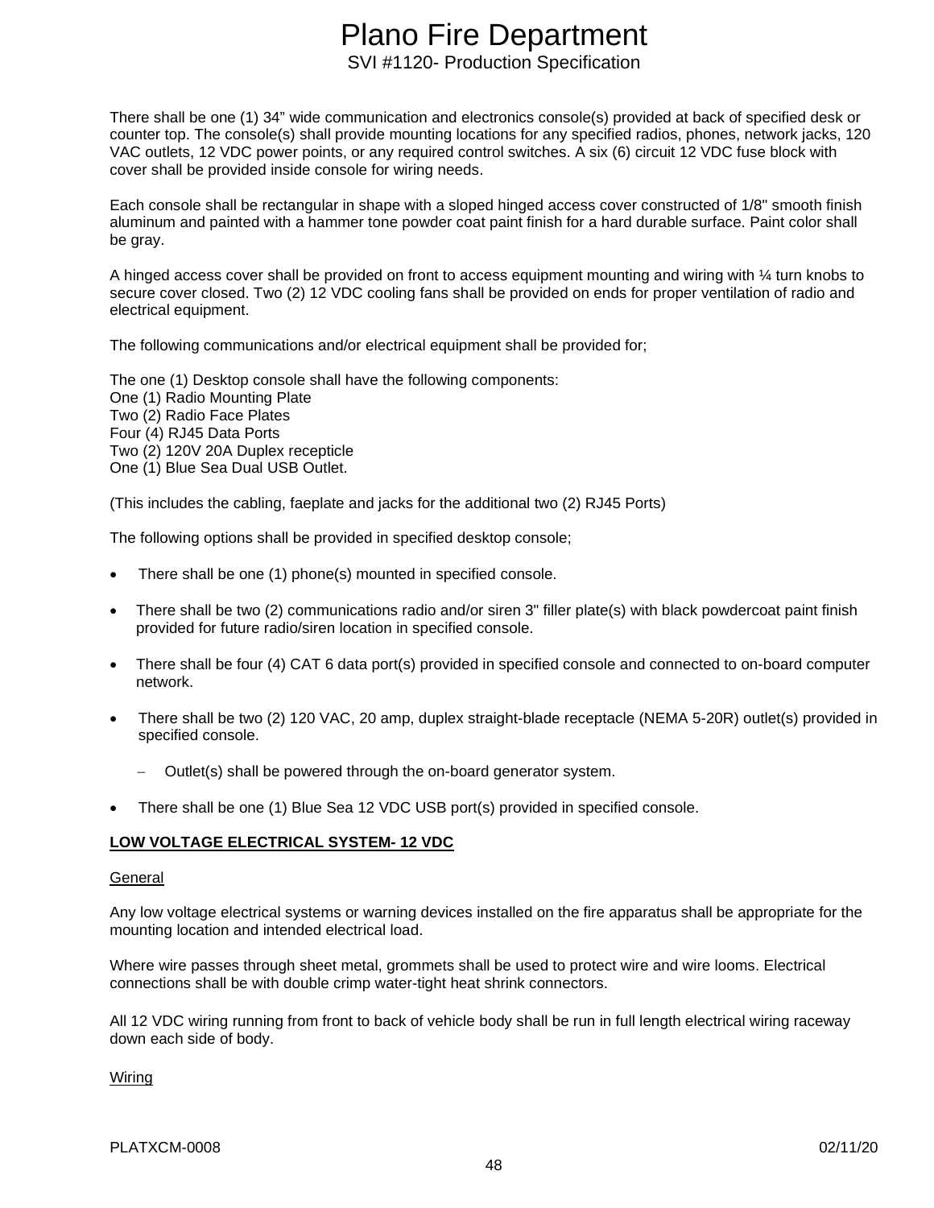There shall be one (1) 34" wide communication and electronics console(s) provided at back of specified desk or counter top. The console(s) shall provide mounting locations for any specified radios, phones, network jacks, 120 VAC outlets, 12 VDC power points, or any required control switches. A six (6) circuit 12 VDC fuse block with cover shall be provided inside console for wiring needs.

Each console shall be rectangular in shape with a sloped hinged access cover constructed of 1/8" smooth finish aluminum and painted with a hammer tone powder coat paint finish for a hard durable surface. Paint color shall be gray.

A hinged access cover shall be provided on front to access equipment mounting and wiring with ¼ turn knobs to secure cover closed. Two (2) 12 VDC cooling fans shall be provided on ends for proper ventilation of radio and electrical equipment.

The following communications and/or electrical equipment shall be provided for;

The one (1) Desktop console shall have the following components:
One (1) Radio Mounting Plate
Two (2) Radio Face Plates
Four (4) RJ45 Data Ports
Two (2) 120V 20A Duplex recepticle
One (1) Blue Sea Dual USB Outlet.

(This includes the cabling, faeplate and jacks for the additional two (2) RJ45 Ports)

The following options shall be provided in specified desktop console;

- There shall be one (1) phone(s) mounted in specified console.
- There shall be two (2) communications radio and/or siren 3" filler plate(s) with black powdercoat paint finish provided for future radio/siren location in specified console.
- There shall be four (4) CAT 6 data port(s) provided in specified console and connected to on-board computer network.
- There shall be two (2) 120 VAC, 20 amp, duplex straight-blade receptacle (NEMA 5-20R) outlet(s) provided in specified console.
  - Outlet(s) shall be powered through the on-board generator system.
- There shall be one (1) Blue Sea 12 VDC USB port(s) provided in specified console.

**LOW VOLTAGE ELECTRICAL SYSTEM- 12 VDC**

General

Any low voltage electrical systems or warning devices installed on the fire apparatus shall be appropriate for the mounting location and intended electrical load.

Where wire passes through sheet metal, grommets shall be used to protect wire and wire looms. Electrical connections shall be with double crimp water-tight heat shrink connectors.

All 12 VDC wiring running from front to back of vehicle body shall be run in full length electrical wiring raceway down each side of body.

Wiring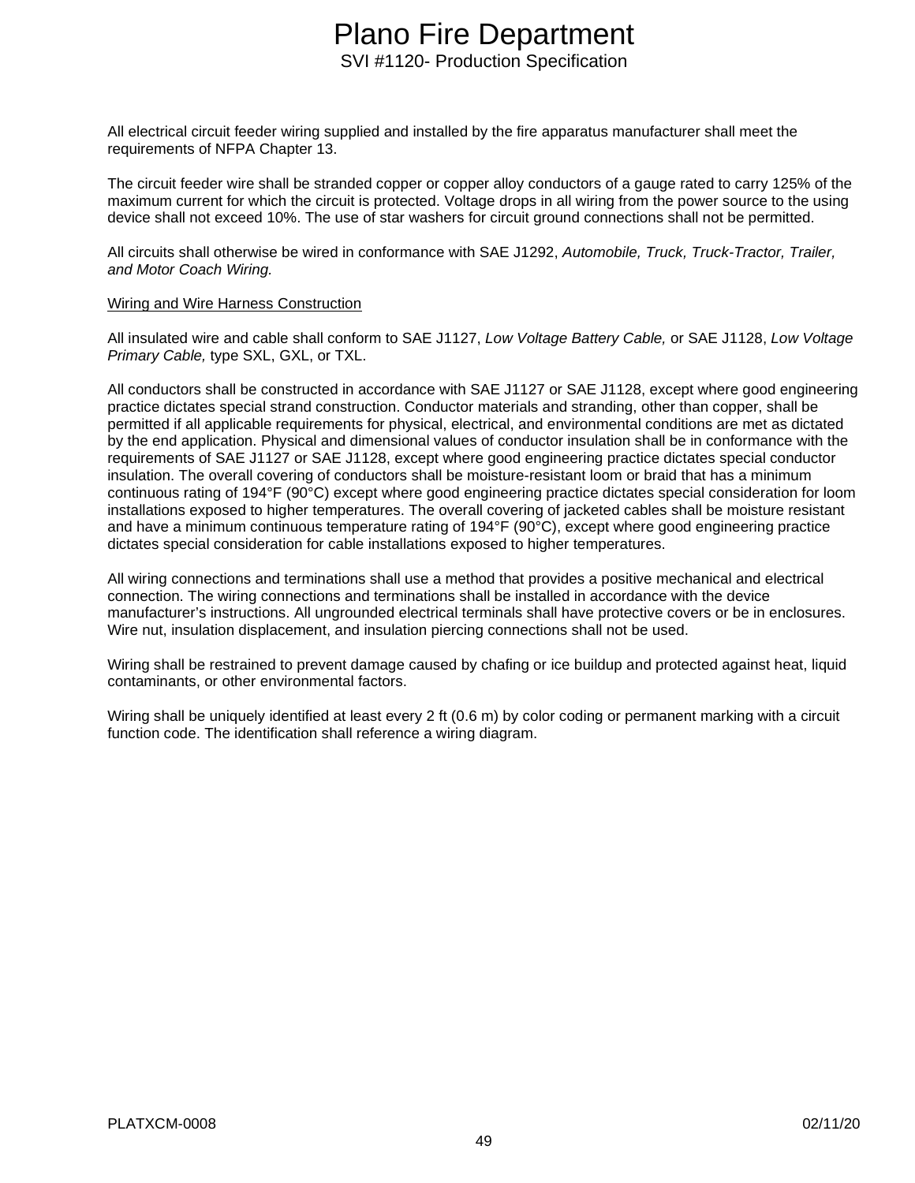All electrical circuit feeder wiring supplied and installed by the fire apparatus manufacturer shall meet the requirements of NFPA Chapter 13.

The circuit feeder wire shall be stranded copper or copper alloy conductors of a gauge rated to carry 125% of the maximum current for which the circuit is protected. Voltage drops in all wiring from the power source to the using device shall not exceed 10%. The use of star washers for circuit ground connections shall not be permitted.

All circuits shall otherwise be wired in conformance with SAE J1292, *Automobile, Truck, Truck-Tractor, Trailer, and Motor Coach Wiring.*

<u>Wiring and Wire Harness Construction</u>

All insulated wire and cable shall conform to SAE J1127, *Low Voltage Battery Cable,* or SAE J1128, *Low Voltage Primary Cable,* type SXL, GXL, or TXL.

All conductors shall be constructed in accordance with SAE J1127 or SAE J1128, except where good engineering practice dictates special strand construction. Conductor materials and stranding, other than copper, shall be permitted if all applicable requirements for physical, electrical, and environmental conditions are met as dictated by the end application. Physical and dimensional values of conductor insulation shall be in conformance with the requirements of SAE J1127 or SAE J1128, except where good engineering practice dictates special conductor insulation. The overall covering of conductors shall be moisture-resistant loom or braid that has a minimum continuous rating of 194°F (90°C) except where good engineering practice dictates special consideration for loom installations exposed to higher temperatures. The overall covering of jacketed cables shall be moisture resistant and have a minimum continuous temperature rating of 194°F (90°C), except where good engineering practice dictates special consideration for cable installations exposed to higher temperatures.

All wiring connections and terminations shall use a method that provides a positive mechanical and electrical connection. The wiring connections and terminations shall be installed in accordance with the device manufacturer's instructions. All ungrounded electrical terminals shall have protective covers or be in enclosures. Wire nut, insulation displacement, and insulation piercing connections shall not be used.

Wiring shall be restrained to prevent damage caused by chafing or ice buildup and protected against heat, liquid contaminants, or other environmental factors.

Wiring shall be uniquely identified at least every 2 ft (0.6 m) by color coding or permanent marking with a circuit function code. The identification shall reference a wiring diagram.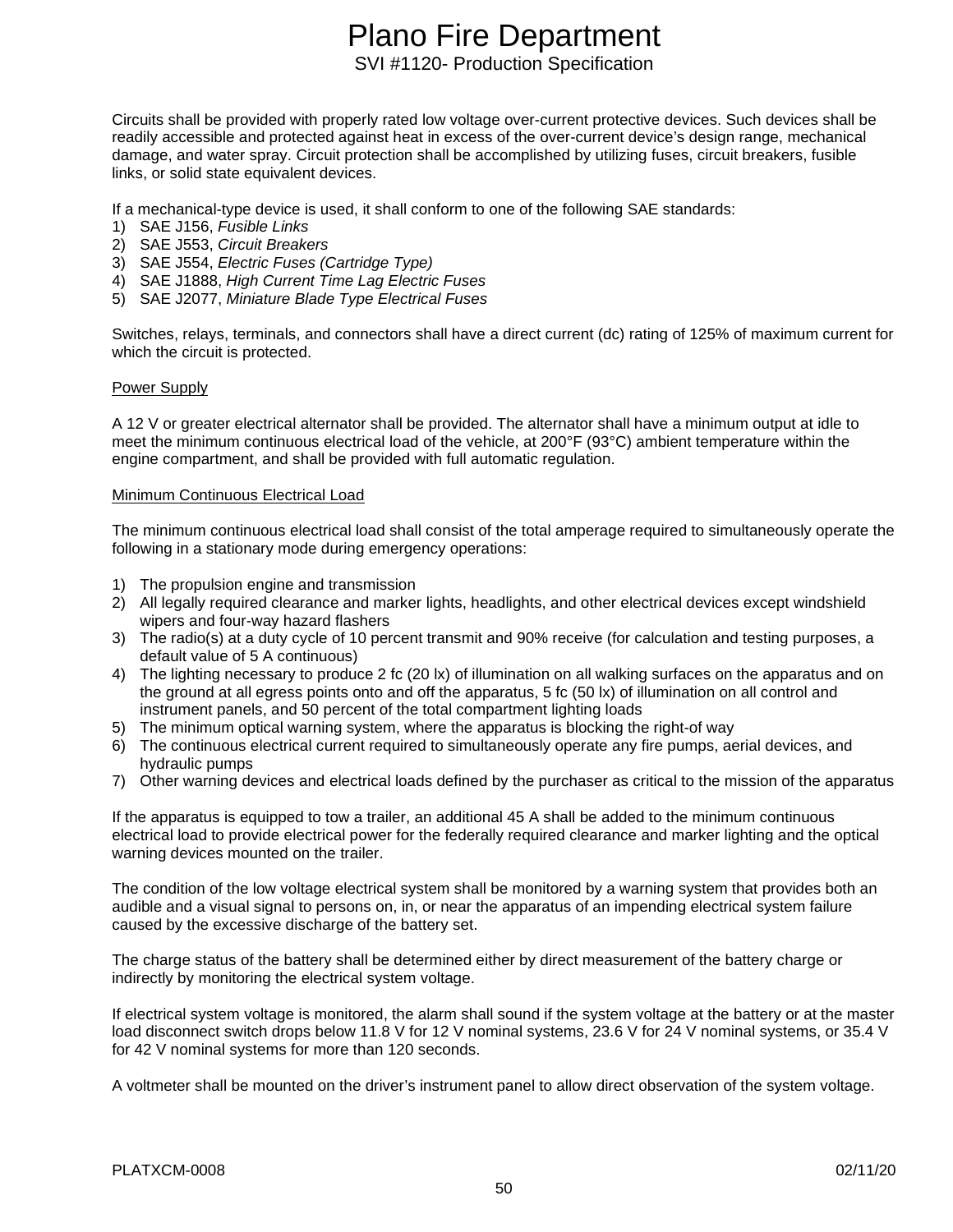Circuits shall be provided with properly rated low voltage over-current protective devices. Such devices shall be readily accessible and protected against heat in excess of the over-current device's design range, mechanical damage, and water spray. Circuit protection shall be accomplished by utilizing fuses, circuit breakers, fusible links, or solid state equivalent devices.

If a mechanical-type device is used, it shall conform to one of the following SAE standards:

1) SAE J156, *Fusible Links*
2) SAE J553, *Circuit Breakers*
3) SAE J554, *Electric Fuses (Cartridge Type)*
4) SAE J1888, *High Current Time Lag Electric Fuses*
5) SAE J2077, *Miniature Blade Type Electrical Fuses*

Switches, relays, terminals, and connectors shall have a direct current (dc) rating of 125% of maximum current for which the circuit is protected.

Power Supply

A 12 V or greater electrical alternator shall be provided. The alternator shall have a minimum output at idle to meet the minimum continuous electrical load of the vehicle, at 200°F (93°C) ambient temperature within the engine compartment, and shall be provided with full automatic regulation.

Minimum Continuous Electrical Load

The minimum continuous electrical load shall consist of the total amperage required to simultaneously operate the following in a stationary mode during emergency operations:

1) The propulsion engine and transmission
2) All legally required clearance and marker lights, headlights, and other electrical devices except windshield wipers and four-way hazard flashers
3) The radio(s) at a duty cycle of 10 percent transmit and 90% receive (for calculation and testing purposes, a default value of 5 A continuous)
4) The lighting necessary to produce 2 fc (20 lx) of illumination on all walking surfaces on the apparatus and on the ground at all egress points onto and off the apparatus, 5 fc (50 lx) of illumination on all control and instrument panels, and 50 percent of the total compartment lighting loads
5) The minimum optical warning system, where the apparatus is blocking the right-of way
6) The continuous electrical current required to simultaneously operate any fire pumps, aerial devices, and hydraulic pumps
7) Other warning devices and electrical loads defined by the purchaser as critical to the mission of the apparatus

If the apparatus is equipped to tow a trailer, an additional 45 A shall be added to the minimum continuous electrical load to provide electrical power for the federally required clearance and marker lighting and the optical warning devices mounted on the trailer.

The condition of the low voltage electrical system shall be monitored by a warning system that provides both an audible and a visual signal to persons on, in, or near the apparatus of an impending electrical system failure caused by the excessive discharge of the battery set.

The charge status of the battery shall be determined either by direct measurement of the battery charge or indirectly by monitoring the electrical system voltage.

If electrical system voltage is monitored, the alarm shall sound if the system voltage at the battery or at the master load disconnect switch drops below 11.8 V for 12 V nominal systems, 23.6 V for 24 V nominal systems, or 35.4 V for 42 V nominal systems for more than 120 seconds.

A voltmeter shall be mounted on the driver's instrument panel to allow direct observation of the system voltage.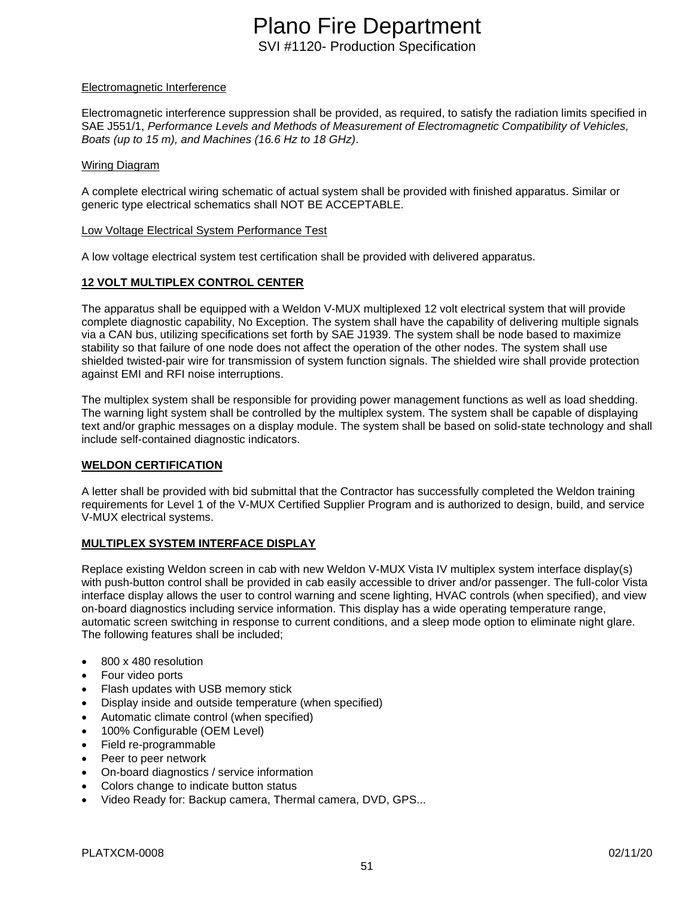Electromagnetic Interference

Electromagnetic interference suppression shall be provided, as required, to satisfy the radiation limits specified in SAE J551/1, *Performance Levels and Methods of Measurement of Electromagnetic Compatibility of Vehicles, Boats (up to 15 m), and Machines (16.6 Hz to 18 GHz)*.

Wiring Diagram

A complete electrical wiring schematic of actual system shall be provided with finished apparatus. Similar or generic type electrical schematics shall NOT BE ACCEPTABLE.

Low Voltage Electrical System Performance Test

A low voltage electrical system test certification shall be provided with delivered apparatus.

**12 VOLT MULTIPLEX CONTROL CENTER**

The apparatus shall be equipped with a Weldon V-MUX multiplexed 12 volt electrical system that will provide complete diagnostic capability, No Exception. The system shall have the capability of delivering multiple signals via a CAN bus, utilizing specifications set forth by SAE J1939. The system shall be node based to maximize stability so that failure of one node does not affect the operation of the other nodes. The system shall use shielded twisted-pair wire for transmission of system function signals. The shielded wire shall provide protection against EMI and RFI noise interruptions.

The multiplex system shall be responsible for providing power management functions as well as load shedding. The warning light system shall be controlled by the multiplex system. The system shall be capable of displaying text and/or graphic messages on a display module. The system shall be based on solid-state technology and shall include self-contained diagnostic indicators.

**WELDON CERTIFICATION**

A letter shall be provided with bid submittal that the Contractor has successfully completed the Weldon training requirements for Level 1 of the V-MUX Certified Supplier Program and is authorized to design, build, and service V-MUX electrical systems.

**MULTIPLEX SYSTEM INTERFACE DISPLAY**

Replace existing Weldon screen in cab with new Weldon V-MUX Vista IV multiplex system interface display(s) with push-button control shall be provided in cab easily accessible to driver and/or passenger. The full-color Vista interface display allows the user to control warning and scene lighting, HVAC controls (when specified), and view on-board diagnostics including service information. This display has a wide operating temperature range, automatic screen switching in response to current conditions, and a sleep mode option to eliminate night glare. The following features shall be included;

- 800 x 480 resolution
- Four video ports
- Flash updates with USB memory stick
- Display inside and outside temperature (when specified)
- Automatic climate control (when specified)
- 100% Configurable (OEM Level)
- Field re-programmable
- Peer to peer network
- On-board diagnostics / service information
- Colors change to indicate button status
- Video Ready for: Backup camera, Thermal camera, DVD, GPS...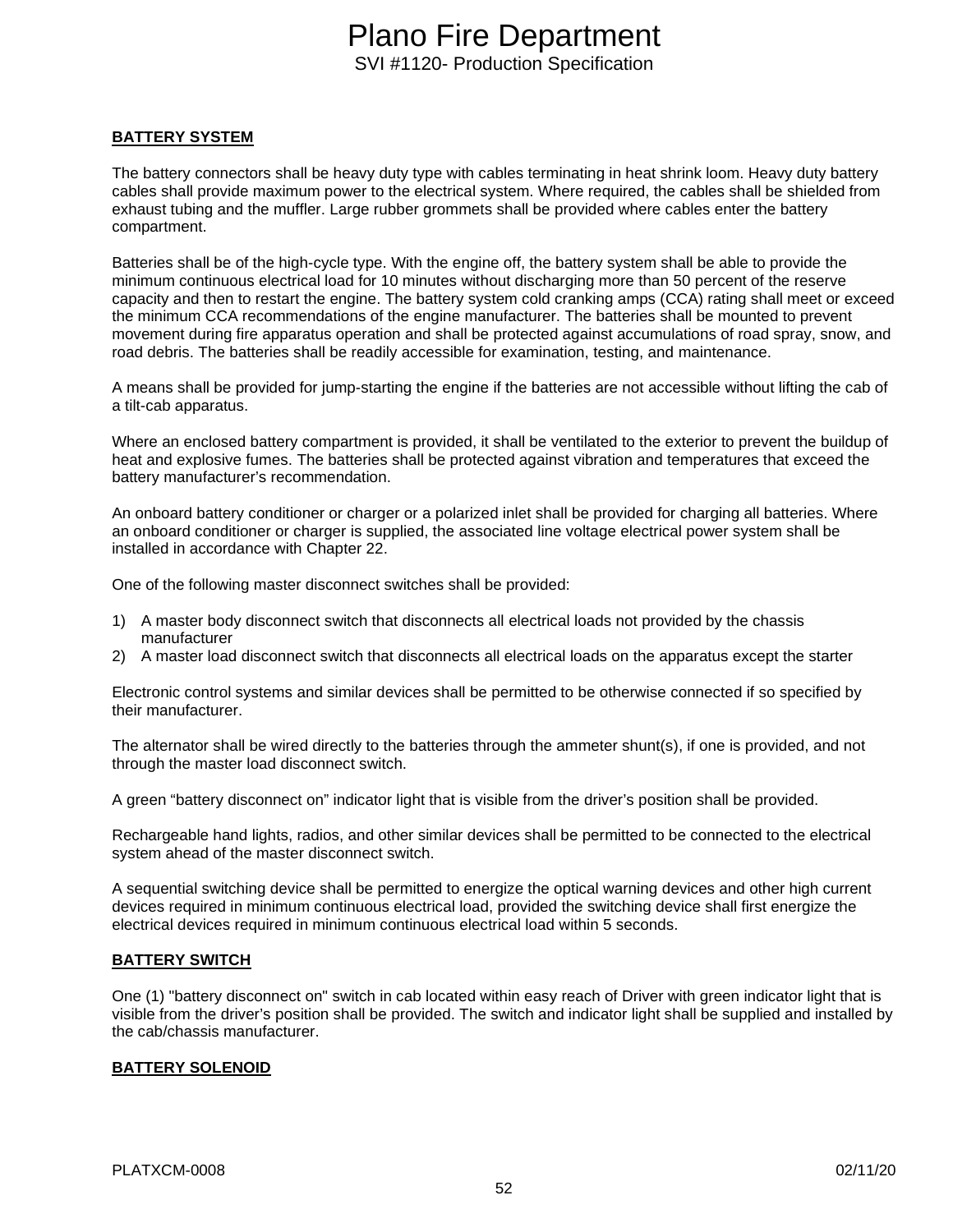## BATTERY SYSTEM

The battery connectors shall be heavy duty type with cables terminating in heat shrink loom. Heavy duty battery cables shall provide maximum power to the electrical system. Where required, the cables shall be shielded from exhaust tubing and the muffler. Large rubber grommets shall be provided where cables enter the battery compartment.

Batteries shall be of the high-cycle type. With the engine off, the battery system shall be able to provide the minimum continuous electrical load for 10 minutes without discharging more than 50 percent of the reserve capacity and then to restart the engine. The battery system cold cranking amps (CCA) rating shall meet or exceed the minimum CCA recommendations of the engine manufacturer. The batteries shall be mounted to prevent movement during fire apparatus operation and shall be protected against accumulations of road spray, snow, and road debris. The batteries shall be readily accessible for examination, testing, and maintenance.

A means shall be provided for jump-starting the engine if the batteries are not accessible without lifting the cab of a tilt-cab apparatus.

Where an enclosed battery compartment is provided, it shall be ventilated to the exterior to prevent the buildup of heat and explosive fumes. The batteries shall be protected against vibration and temperatures that exceed the battery manufacturer's recommendation.

An onboard battery conditioner or charger or a polarized inlet shall be provided for charging all batteries. Where an onboard conditioner or charger is supplied, the associated line voltage electrical power system shall be installed in accordance with Chapter 22.

One of the following master disconnect switches shall be provided:

1) A master body disconnect switch that disconnects all electrical loads not provided by the chassis manufacturer
2) A master load disconnect switch that disconnects all electrical loads on the apparatus except the starter

Electronic control systems and similar devices shall be permitted to be otherwise connected if so specified by their manufacturer.

The alternator shall be wired directly to the batteries through the ammeter shunt(s), if one is provided, and not through the master load disconnect switch.

A green "battery disconnect on" indicator light that is visible from the driver's position shall be provided.

Rechargeable hand lights, radios, and other similar devices shall be permitted to be connected to the electrical system ahead of the master disconnect switch.

A sequential switching device shall be permitted to energize the optical warning devices and other high current devices required in minimum continuous electrical load, provided the switching device shall first energize the electrical devices required in minimum continuous electrical load within 5 seconds.

## BATTERY SWITCH

One (1) "battery disconnect on" switch in cab located within easy reach of Driver with green indicator light that is visible from the driver's position shall be provided. The switch and indicator light shall be supplied and installed by the cab/chassis manufacturer.

## BATTERY SOLENOID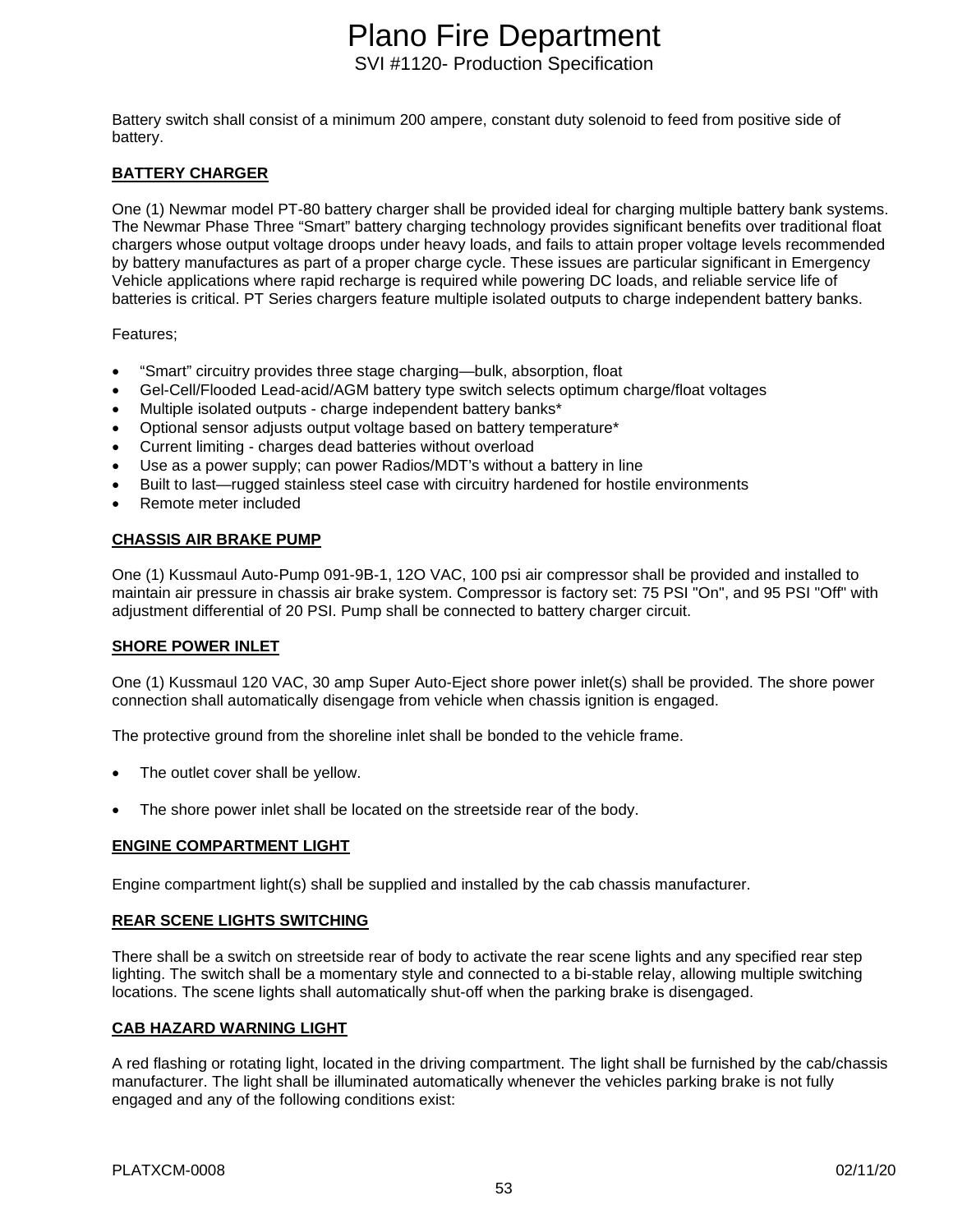Battery switch shall consist of a minimum 200 ampere, constant duty solenoid to feed from positive side of battery.

**BATTERY CHARGER**

One (1) Newmar model PT-80 battery charger shall be provided ideal for charging multiple battery bank systems. The Newmar Phase Three "Smart" battery charging technology provides significant benefits over traditional float chargers whose output voltage droops under heavy loads, and fails to attain proper voltage levels recommended by battery manufactures as part of a proper charge cycle. These issues are particular significant in Emergency Vehicle applications where rapid recharge is required while powering DC loads, and reliable service life of batteries is critical. PT Series chargers feature multiple isolated outputs to charge independent battery banks.

Features;

- "Smart" circuitry provides three stage charging—bulk, absorption, float
- Gel-Cell/Flooded Lead-acid/AGM battery type switch selects optimum charge/float voltages
- Multiple isolated outputs - charge independent battery banks*
- Optional sensor adjusts output voltage based on battery temperature*
- Current limiting - charges dead batteries without overload
- Use as a power supply; can power Radios/MDT's without a battery in line
- Built to last—rugged stainless steel case with circuitry hardened for hostile environments
- Remote meter included

**CHASSIS AIR BRAKE PUMP**

One (1) Kussmaul Auto-Pump 091-9B-1, 12O VAC, 100 psi air compressor shall be provided and installed to maintain air pressure in chassis air brake system. Compressor is factory set: 75 PSI "On", and 95 PSI "Off" with adjustment differential of 20 PSI. Pump shall be connected to battery charger circuit.

**SHORE POWER INLET**

One (1) Kussmaul 120 VAC, 30 amp Super Auto-Eject shore power inlet(s) shall be provided. The shore power connection shall automatically disengage from vehicle when chassis ignition is engaged.

The protective ground from the shoreline inlet shall be bonded to the vehicle frame.

- The outlet cover shall be yellow.
- The shore power inlet shall be located on the streetside rear of the body.

**ENGINE COMPARTMENT LIGHT**

Engine compartment light(s) shall be supplied and installed by the cab chassis manufacturer.

**REAR SCENE LIGHTS SWITCHING**

There shall be a switch on streetside rear of body to activate the rear scene lights and any specified rear step lighting. The switch shall be a momentary style and connected to a bi-stable relay, allowing multiple switching locations. The scene lights shall automatically shut-off when the parking brake is disengaged.

**CAB HAZARD WARNING LIGHT**

A red flashing or rotating light, located in the driving compartment. The light shall be furnished by the cab/chassis manufacturer. The light shall be illuminated automatically whenever the vehicles parking brake is not fully engaged and any of the following conditions exist: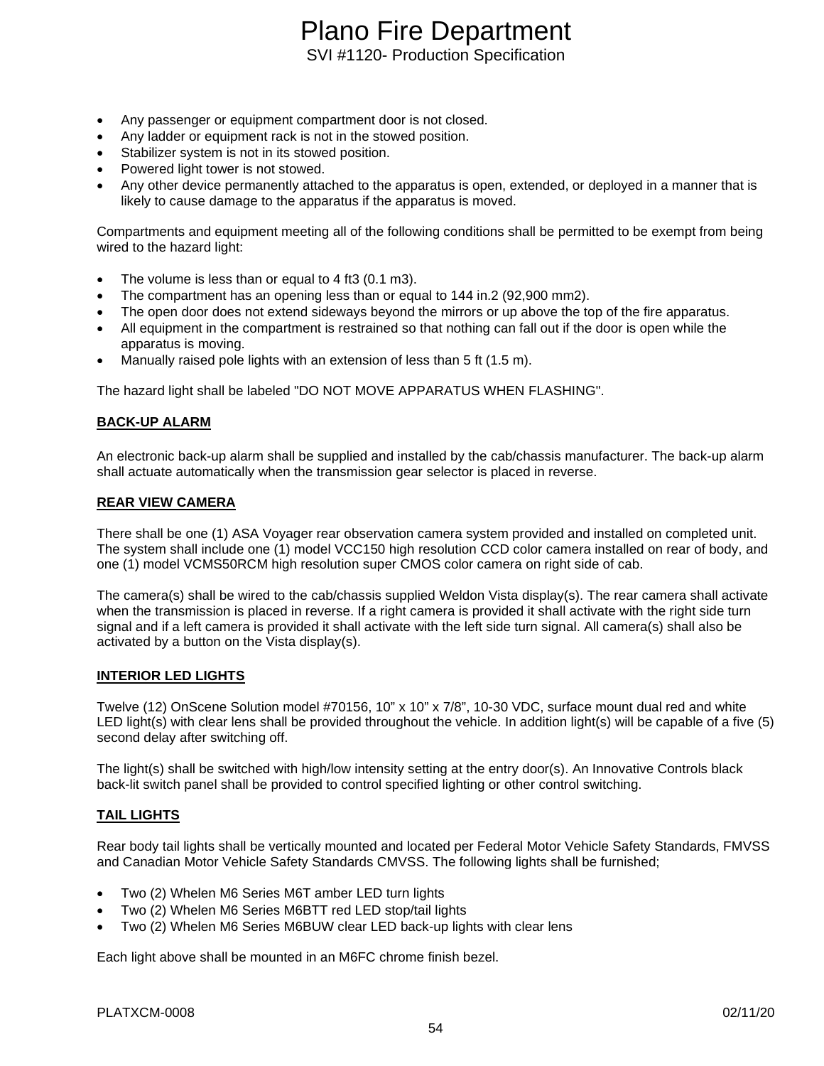- Any passenger or equipment compartment door is not closed.
- Any ladder or equipment rack is not in the stowed position.
- Stabilizer system is not in its stowed position.
- Powered light tower is not stowed.
- Any other device permanently attached to the apparatus is open, extended, or deployed in a manner that is likely to cause damage to the apparatus if the apparatus is moved.

Compartments and equipment meeting all of the following conditions shall be permitted to be exempt from being wired to the hazard light:

- The volume is less than or equal to 4 ft3 (0.1 m3).
- The compartment has an opening less than or equal to 144 in.2 (92,900 mm2).
- The open door does not extend sideways beyond the mirrors or up above the top of the fire apparatus.
- All equipment in the compartment is restrained so that nothing can fall out if the door is open while the apparatus is moving.
- Manually raised pole lights with an extension of less than 5 ft (1.5 m).

The hazard light shall be labeled "DO NOT MOVE APPARATUS WHEN FLASHING".

**BACK-UP ALARM**

An electronic back-up alarm shall be supplied and installed by the cab/chassis manufacturer. The back-up alarm shall actuate automatically when the transmission gear selector is placed in reverse.

**REAR VIEW CAMERA**

There shall be one (1) ASA Voyager rear observation camera system provided and installed on completed unit. The system shall include one (1) model VCC150 high resolution CCD color camera installed on rear of body, and one (1) model VCMS50RCM high resolution super CMOS color camera on right side of cab.

The camera(s) shall be wired to the cab/chassis supplied Weldon Vista display(s). The rear camera shall activate when the transmission is placed in reverse. If a right camera is provided it shall activate with the right side turn signal and if a left camera is provided it shall activate with the left side turn signal. All camera(s) shall also be activated by a button on the Vista display(s).

**INTERIOR LED LIGHTS**

Twelve (12) OnScene Solution model #70156, 10" x 10" x 7/8", 10-30 VDC, surface mount dual red and white LED light(s) with clear lens shall be provided throughout the vehicle. In addition light(s) will be capable of a five (5) second delay after switching off.

The light(s) shall be switched with high/low intensity setting at the entry door(s). An Innovative Controls black back-lit switch panel shall be provided to control specified lighting or other control switching.

**TAIL LIGHTS**

Rear body tail lights shall be vertically mounted and located per Federal Motor Vehicle Safety Standards, FMVSS and Canadian Motor Vehicle Safety Standards CMVSS. The following lights shall be furnished;

- Two (2) Whelen M6 Series M6T amber LED turn lights
- Two (2) Whelen M6 Series M6BTT red LED stop/tail lights
- Two (2) Whelen M6 Series M6BUW clear LED back-up lights with clear lens

Each light above shall be mounted in an M6FC chrome finish bezel.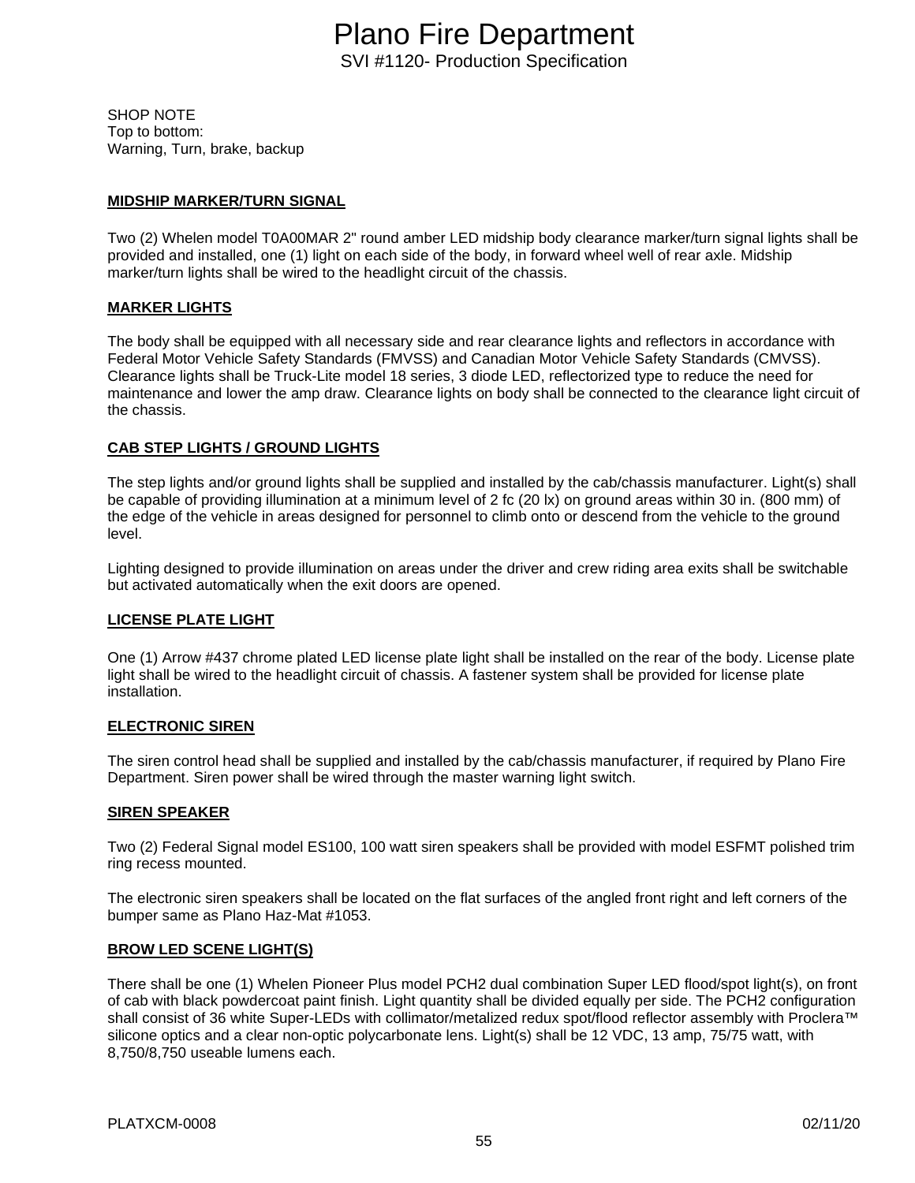SHOP NOTE
Top to bottom:
Warning, Turn, brake, backup

**MIDSHIP MARKER/TURN SIGNAL**

Two (2) Whelen model T0A00MAR 2" round amber LED midship body clearance marker/turn signal lights shall be provided and installed, one (1) light on each side of the body, in forward wheel well of rear axle. Midship marker/turn lights shall be wired to the headlight circuit of the chassis.

**MARKER LIGHTS**

The body shall be equipped with all necessary side and rear clearance lights and reflectors in accordance with Federal Motor Vehicle Safety Standards (FMVSS) and Canadian Motor Vehicle Safety Standards (CMVSS). Clearance lights shall be Truck-Lite model 18 series, 3 diode LED, reflectorized type to reduce the need for maintenance and lower the amp draw. Clearance lights on body shall be connected to the clearance light circuit of the chassis.

**CAB STEP LIGHTS / GROUND LIGHTS**

The step lights and/or ground lights shall be supplied and installed by the cab/chassis manufacturer. Light(s) shall be capable of providing illumination at a minimum level of 2 fc (20 lx) on ground areas within 30 in. (800 mm) of the edge of the vehicle in areas designed for personnel to climb onto or descend from the vehicle to the ground level.

Lighting designed to provide illumination on areas under the driver and crew riding area exits shall be switchable but activated automatically when the exit doors are opened.

**LICENSE PLATE LIGHT**

One (1) Arrow #437 chrome plated LED license plate light shall be installed on the rear of the body. License plate light shall be wired to the headlight circuit of chassis. A fastener system shall be provided for license plate installation.

**ELECTRONIC SIREN**

The siren control head shall be supplied and installed by the cab/chassis manufacturer, if required by Plano Fire Department. Siren power shall be wired through the master warning light switch.

**SIREN SPEAKER**

Two (2) Federal Signal model ES100, 100 watt siren speakers shall be provided with model ESFMT polished trim ring recess mounted.

The electronic siren speakers shall be located on the flat surfaces of the angled front right and left corners of the bumper same as Plano Haz-Mat #1053.

**BROW LED SCENE LIGHT(S)**

There shall be one (1) Whelen Pioneer Plus model PCH2 dual combination Super LED flood/spot light(s), on front of cab with black powdercoat paint finish. Light quantity shall be divided equally per side. The PCH2 configuration shall consist of 36 white Super-LEDs with collimator/metalized redux spot/flood reflector assembly with Proclera™ silicone optics and a clear non-optic polycarbonate lens. Light(s) shall be 12 VDC, 13 amp, 75/75 watt, with 8,750/8,750 useable lumens each.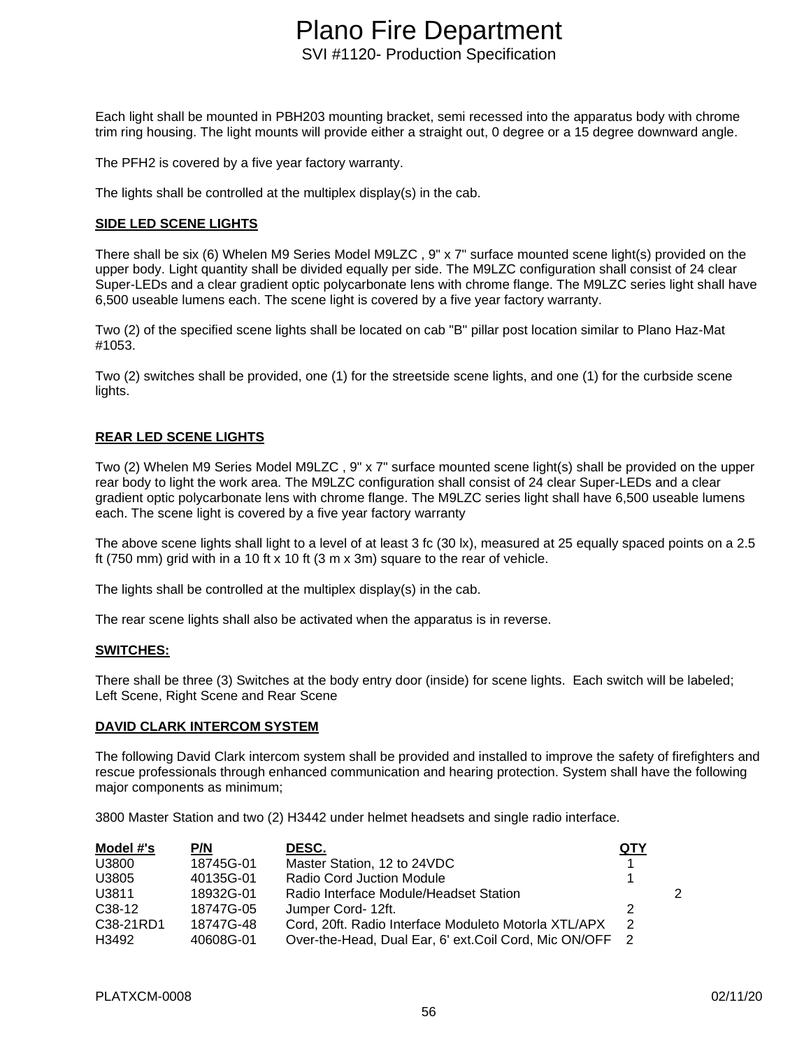Each light shall be mounted in PBH203 mounting bracket, semi recessed into the apparatus body with chrome trim ring housing. The light mounts will provide either a straight out, 0 degree or a 15 degree downward angle.

The PFH2 is covered by a five year factory warranty.

The lights shall be controlled at the multiplex display(s) in the cab.

**SIDE LED SCENE LIGHTS**

There shall be six (6) Whelen M9 Series Model M9LZC , 9" x 7" surface mounted scene light(s) provided on the upper body. Light quantity shall be divided equally per side. The M9LZC configuration shall consist of 24 clear Super-LEDs and a clear gradient optic polycarbonate lens with chrome flange. The M9LZC series light shall have 6,500 useable lumens each. The scene light is covered by a five year factory warranty.

Two (2) of the specified scene lights shall be located on cab "B" pillar post location similar to Plano Haz-Mat #1053.

Two (2) switches shall be provided, one (1) for the streetside scene lights, and one (1) for the curbside scene lights.

**REAR LED SCENE LIGHTS**

Two (2) Whelen M9 Series Model M9LZC , 9" x 7" surface mounted scene light(s) shall be provided on the upper rear body to light the work area. The M9LZC configuration shall consist of 24 clear Super-LEDs and a clear gradient optic polycarbonate lens with chrome flange. The M9LZC series light shall have 6,500 useable lumens each. The scene light is covered by a five year factory warranty

The above scene lights shall light to a level of at least 3 fc (30 lx), measured at 25 equally spaced points on a 2.5 ft (750 mm) grid with in a 10 ft x 10 ft (3 m x 3m) square to the rear of vehicle.

The lights shall be controlled at the multiplex display(s) in the cab.

The rear scene lights shall also be activated when the apparatus is in reverse.

**SWITCHES:**

There shall be three (3) Switches at the body entry door (inside) for scene lights. Each switch will be labeled; Left Scene, Right Scene and Rear Scene

**DAVID CLARK INTERCOM SYSTEM**

The following David Clark intercom system shall be provided and installed to improve the safety of firefighters and rescue professionals through enhanced communication and hearing protection. System shall have the following major components as minimum;

3800 Master Station and two (2) H3442 under helmet headsets and single radio interface.

| Model #'s | P/N | DESC. | QTY | |
|---|---|---|---|---|
| U3800 | 18745G-01 | Master Station, 12 to 24VDC | 1 | |
| U3805 | 40135G-01 | Radio Cord Juction Module | 1 | |
| U3811 | 18932G-01 | Radio Interface Module/Headset Station | | 2 |
| C38-12 | 18747G-05 | Jumper Cord- 12ft. | 2 | |
| C38-21RD1 | 18747G-48 | Cord, 20ft. Radio Interface Moduleto Motorla XTL/APX | 2 | |
| H3492 | 40608G-01 | Over-the-Head, Dual Ear, 6' ext.Coil Cord, Mic ON/OFF | 2 | |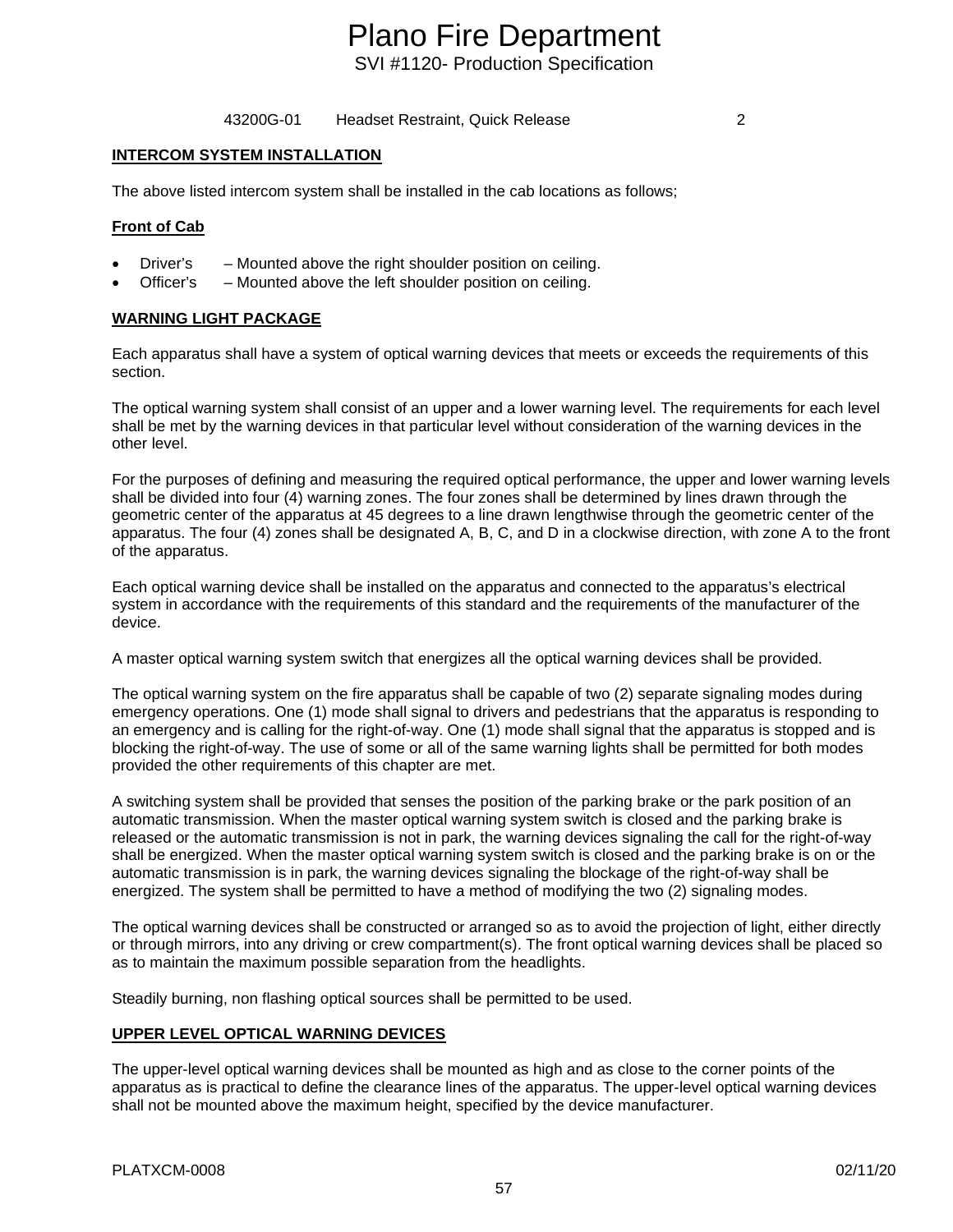43200G-01 Headset Restraint, Quick Release 2

**INTERCOM SYSTEM INSTALLATION**

The above listed intercom system shall be installed in the cab locations as follows;

**Front of Cab**

- Driver's – Mounted above the right shoulder position on ceiling.
- Officer's – Mounted above the left shoulder position on ceiling.

**WARNING LIGHT PACKAGE**

Each apparatus shall have a system of optical warning devices that meets or exceeds the requirements of this section.

The optical warning system shall consist of an upper and a lower warning level. The requirements for each level shall be met by the warning devices in that particular level without consideration of the warning devices in the other level.

For the purposes of defining and measuring the required optical performance, the upper and lower warning levels shall be divided into four (4) warning zones. The four zones shall be determined by lines drawn through the geometric center of the apparatus at 45 degrees to a line drawn lengthwise through the geometric center of the apparatus. The four (4) zones shall be designated A, B, C, and D in a clockwise direction, with zone A to the front of the apparatus.

Each optical warning device shall be installed on the apparatus and connected to the apparatus's electrical system in accordance with the requirements of this standard and the requirements of the manufacturer of the device.

A master optical warning system switch that energizes all the optical warning devices shall be provided.

The optical warning system on the fire apparatus shall be capable of two (2) separate signaling modes during emergency operations. One (1) mode shall signal to drivers and pedestrians that the apparatus is responding to an emergency and is calling for the right-of-way. One (1) mode shall signal that the apparatus is stopped and is blocking the right-of-way. The use of some or all of the same warning lights shall be permitted for both modes provided the other requirements of this chapter are met.

A switching system shall be provided that senses the position of the parking brake or the park position of an automatic transmission. When the master optical warning system switch is closed and the parking brake is released or the automatic transmission is not in park, the warning devices signaling the call for the right-of-way shall be energized. When the master optical warning system switch is closed and the parking brake is on or the automatic transmission is in park, the warning devices signaling the blockage of the right-of-way shall be energized. The system shall be permitted to have a method of modifying the two (2) signaling modes.

The optical warning devices shall be constructed or arranged so as to avoid the projection of light, either directly or through mirrors, into any driving or crew compartment(s). The front optical warning devices shall be placed so as to maintain the maximum possible separation from the headlights.

Steadily burning, non flashing optical sources shall be permitted to be used.

**UPPER LEVEL OPTICAL WARNING DEVICES**

The upper-level optical warning devices shall be mounted as high and as close to the corner points of the apparatus as is practical to define the clearance lines of the apparatus. The upper-level optical warning devices shall not be mounted above the maximum height, specified by the device manufacturer.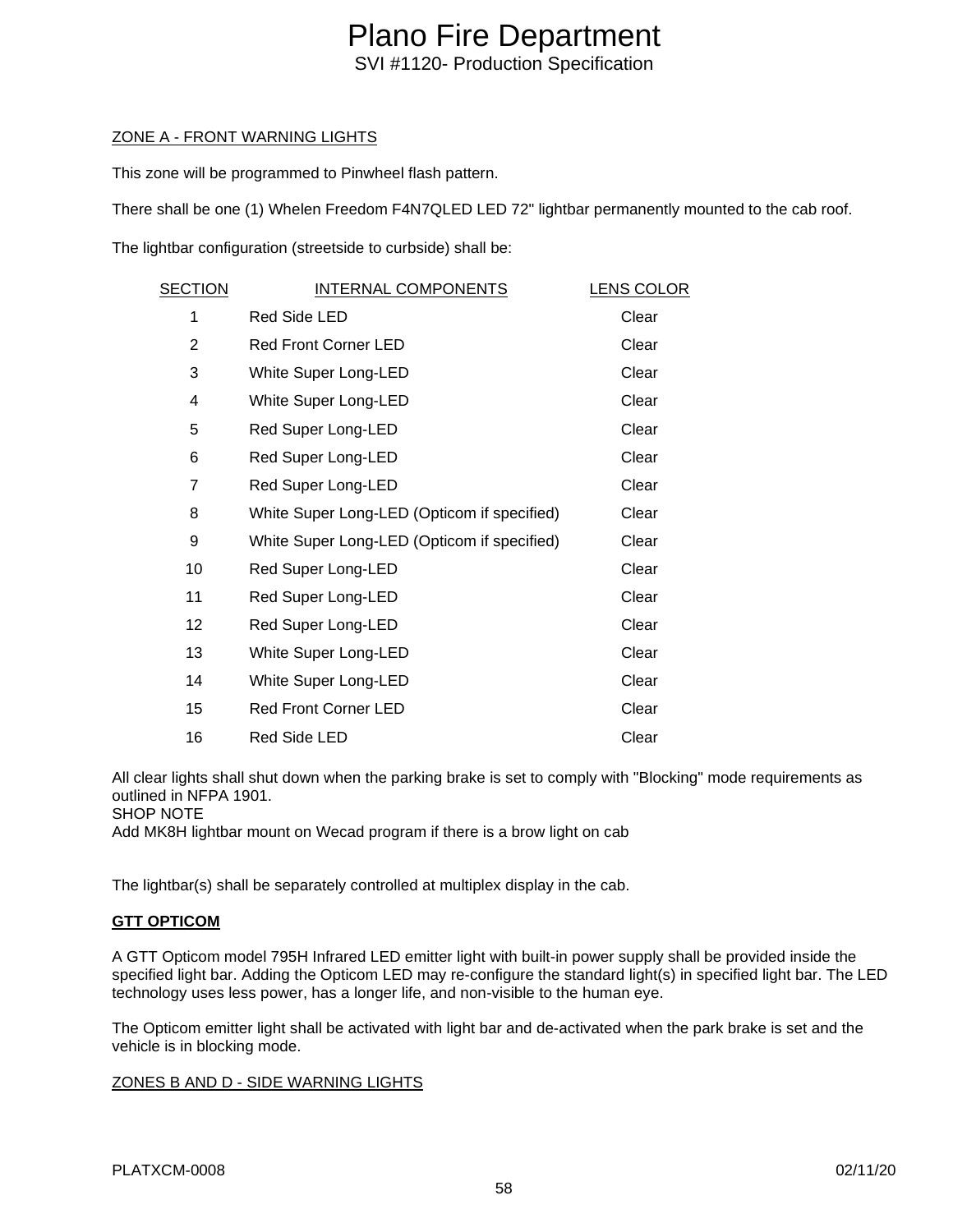ZONE A - FRONT WARNING LIGHTS

This zone will be programmed to Pinwheel flash pattern.

There shall be one (1) Whelen Freedom F4N7QLED LED 72" lightbar permanently mounted to the cab roof.

The lightbar configuration (streetside to curbside) shall be:

| SECTION | INTERNAL COMPONENTS | LENS COLOR |
|---|---|---|
| 1 | Red Side LED | Clear |
| 2 | Red Front Corner LED | Clear |
| 3 | White Super Long-LED | Clear |
| 4 | White Super Long-LED | Clear |
| 5 | Red Super Long-LED | Clear |
| 6 | Red Super Long-LED | Clear |
| 7 | Red Super Long-LED | Clear |
| 8 | White Super Long-LED (Opticom if specified) | Clear |
| 9 | White Super Long-LED (Opticom if specified) | Clear |
| 10 | Red Super Long-LED | Clear |
| 11 | Red Super Long-LED | Clear |
| 12 | Red Super Long-LED | Clear |
| 13 | White Super Long-LED | Clear |
| 14 | White Super Long-LED | Clear |
| 15 | Red Front Corner LED | Clear |
| 16 | Red Side LED | Clear |

All clear lights shall shut down when the parking brake is set to comply with "Blocking" mode requirements as outlined in NFPA 1901.
SHOP NOTE
Add MK8H lightbar mount on Wecad program if there is a brow light on cab

The lightbar(s) shall be separately controlled at multiplex display in the cab.

**GTT OPTICOM**

A GTT Opticom model 795H Infrared LED emitter light with built-in power supply shall be provided inside the specified light bar. Adding the Opticom LED may re-configure the standard light(s) in specified light bar. The LED technology uses less power, has a longer life, and non-visible to the human eye.

The Opticom emitter light shall be activated with light bar and de-activated when the park brake is set and the vehicle is in blocking mode.

ZONES B AND D - SIDE WARNING LIGHTS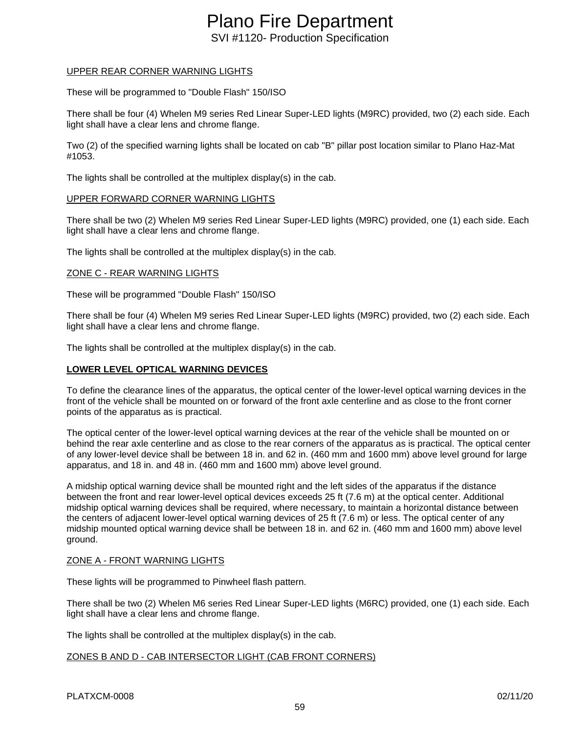UPPER REAR CORNER WARNING LIGHTS

These will be programmed to "Double Flash" 150/ISO

There shall be four (4) Whelen M9 series Red Linear Super-LED lights (M9RC) provided, two (2) each side. Each light shall have a clear lens and chrome flange.

Two (2) of the specified warning lights shall be located on cab "B" pillar post location similar to Plano Haz-Mat #1053.

The lights shall be controlled at the multiplex display(s) in the cab.

UPPER FORWARD CORNER WARNING LIGHTS

There shall be two (2) Whelen M9 series Red Linear Super-LED lights (M9RC) provided, one (1) each side. Each light shall have a clear lens and chrome flange.

The lights shall be controlled at the multiplex display(s) in the cab.

ZONE C - REAR WARNING LIGHTS

These will be programmed "Double Flash" 150/ISO

There shall be four (4) Whelen M9 series Red Linear Super-LED lights (M9RC) provided, two (2) each side. Each light shall have a clear lens and chrome flange.

The lights shall be controlled at the multiplex display(s) in the cab.

## LOWER LEVEL OPTICAL WARNING DEVICES

To define the clearance lines of the apparatus, the optical center of the lower-level optical warning devices in the front of the vehicle shall be mounted on or forward of the front axle centerline and as close to the front corner points of the apparatus as is practical.

The optical center of the lower-level optical warning devices at the rear of the vehicle shall be mounted on or behind the rear axle centerline and as close to the rear corners of the apparatus as is practical. The optical center of any lower-level device shall be between 18 in. and 62 in. (460 mm and 1600 mm) above level ground for large apparatus, and 18 in. and 48 in. (460 mm and 1600 mm) above level ground.

A midship optical warning device shall be mounted right and the left sides of the apparatus if the distance between the front and rear lower-level optical devices exceeds 25 ft (7.6 m) at the optical center. Additional midship optical warning devices shall be required, where necessary, to maintain a horizontal distance between the centers of adjacent lower-level optical warning devices of 25 ft (7.6 m) or less. The optical center of any midship mounted optical warning device shall be between 18 in. and 62 in. (460 mm and 1600 mm) above level ground.

ZONE A - FRONT WARNING LIGHTS

These lights will be programmed to Pinwheel flash pattern.

There shall be two (2) Whelen M6 series Red Linear Super-LED lights (M6RC) provided, one (1) each side. Each light shall have a clear lens and chrome flange.

The lights shall be controlled at the multiplex display(s) in the cab.

ZONES B AND D - CAB INTERSECTOR LIGHT (CAB FRONT CORNERS)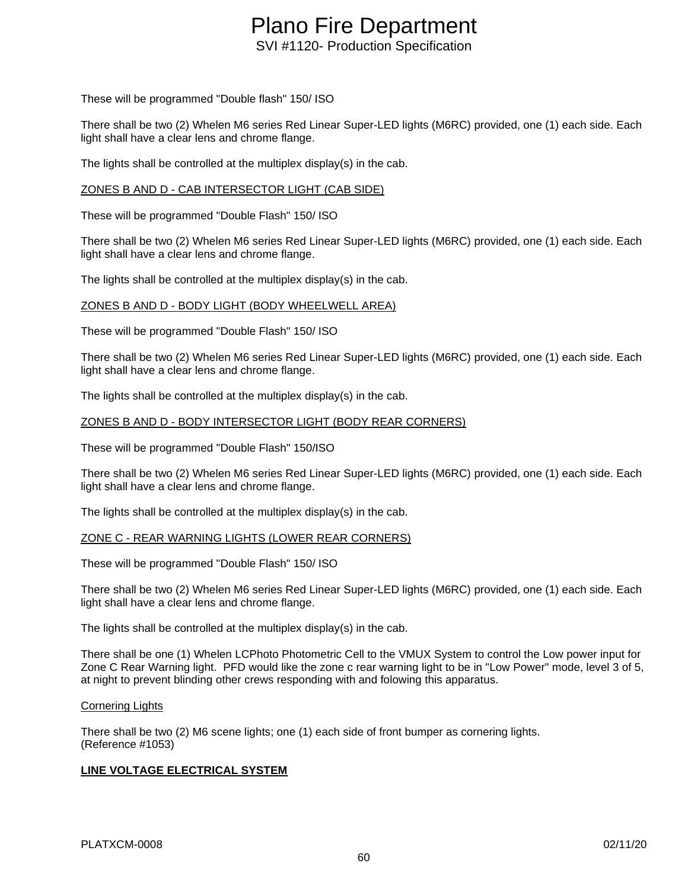These will be programmed "Double flash" 150/ ISO

There shall be two (2) Whelen M6 series Red Linear Super-LED lights (M6RC) provided, one (1) each side. Each light shall have a clear lens and chrome flange.

The lights shall be controlled at the multiplex display(s) in the cab.

ZONES B AND D - CAB INTERSECTOR LIGHT (CAB SIDE)

These will be programmed "Double Flash" 150/ ISO

There shall be two (2) Whelen M6 series Red Linear Super-LED lights (M6RC) provided, one (1) each side. Each light shall have a clear lens and chrome flange.

The lights shall be controlled at the multiplex display(s) in the cab.

ZONES B AND D - BODY LIGHT (BODY WHEELWELL AREA)

These will be programmed "Double Flash" 150/ ISO

There shall be two (2) Whelen M6 series Red Linear Super-LED lights (M6RC) provided, one (1) each side. Each light shall have a clear lens and chrome flange.

The lights shall be controlled at the multiplex display(s) in the cab.

ZONES B AND D - BODY INTERSECTOR LIGHT (BODY REAR CORNERS)

These will be programmed "Double Flash" 150/ISO

There shall be two (2) Whelen M6 series Red Linear Super-LED lights (M6RC) provided, one (1) each side. Each light shall have a clear lens and chrome flange.

The lights shall be controlled at the multiplex display(s) in the cab.

ZONE C - REAR WARNING LIGHTS (LOWER REAR CORNERS)

These will be programmed "Double Flash" 150/ ISO

There shall be two (2) Whelen M6 series Red Linear Super-LED lights (M6RC) provided, one (1) each side. Each light shall have a clear lens and chrome flange.

The lights shall be controlled at the multiplex display(s) in the cab.

There shall be one (1) Whelen LCPhoto Photometric Cell to the VMUX System to control the Low power input for Zone C Rear Warning light.  PFD would like the zone c rear warning light to be in "Low Power" mode, level 3 of 5, at night to prevent blinding other crews responding with and folowing this apparatus.

Cornering Lights

There shall be two (2) M6 scene lights; one (1) each side of front bumper as cornering lights.
(Reference #1053)

**LINE VOLTAGE ELECTRICAL SYSTEM**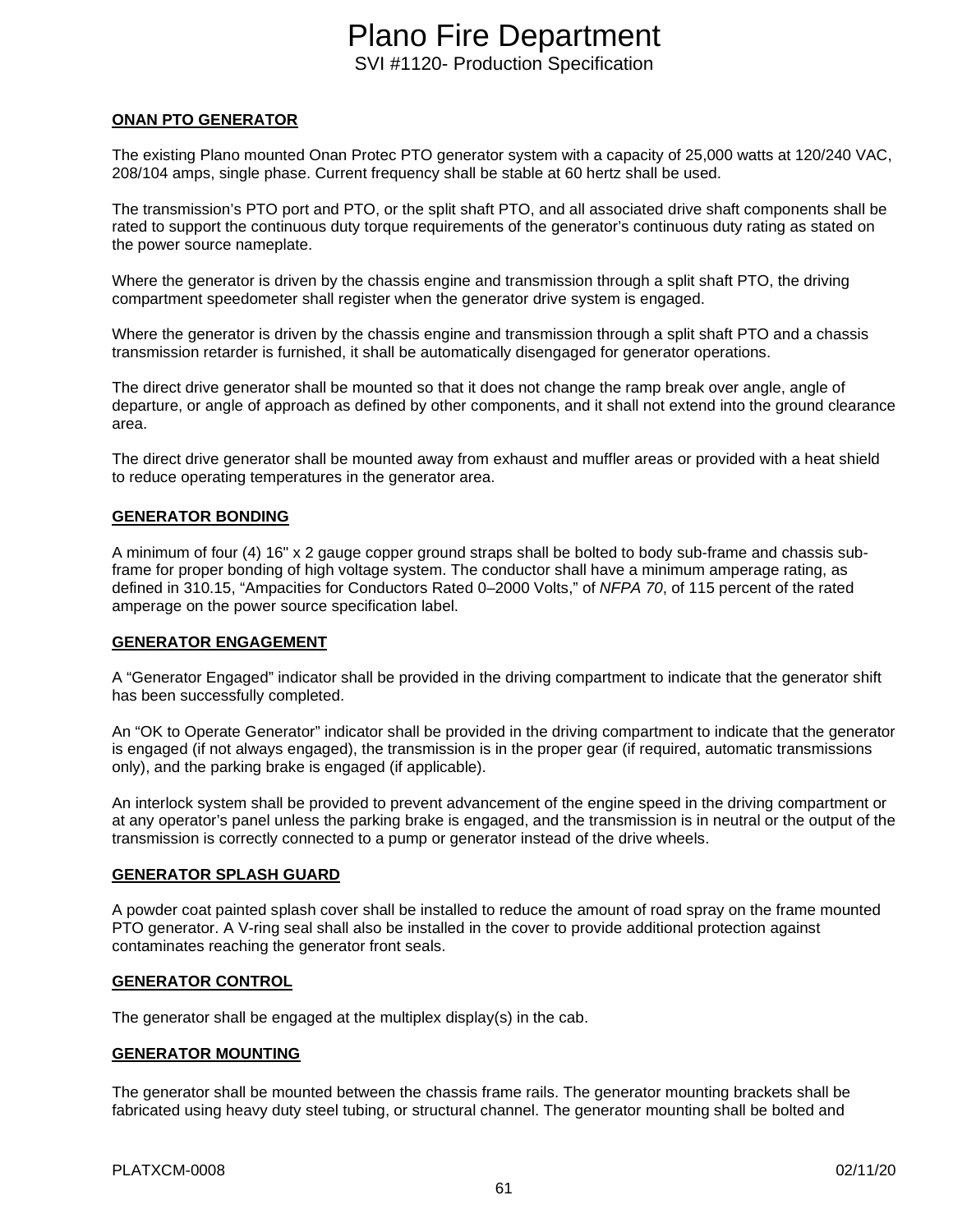**ONAN PTO GENERATOR**

The existing Plano mounted Onan Protec PTO generator system with a capacity of 25,000 watts at 120/240 VAC, 208/104 amps, single phase. Current frequency shall be stable at 60 hertz shall be used.

The transmission's PTO port and PTO, or the split shaft PTO, and all associated drive shaft components shall be rated to support the continuous duty torque requirements of the generator's continuous duty rating as stated on the power source nameplate.

Where the generator is driven by the chassis engine and transmission through a split shaft PTO, the driving compartment speedometer shall register when the generator drive system is engaged.

Where the generator is driven by the chassis engine and transmission through a split shaft PTO and a chassis transmission retarder is furnished, it shall be automatically disengaged for generator operations.

The direct drive generator shall be mounted so that it does not change the ramp break over angle, angle of departure, or angle of approach as defined by other components, and it shall not extend into the ground clearance area.

The direct drive generator shall be mounted away from exhaust and muffler areas or provided with a heat shield to reduce operating temperatures in the generator area.

**GENERATOR BONDING**

A minimum of four (4) 16" x 2 gauge copper ground straps shall be bolted to body sub-frame and chassis sub-frame for proper bonding of high voltage system. The conductor shall have a minimum amperage rating, as defined in 310.15, "Ampacities for Conductors Rated 0–2000 Volts," of *NFPA 70*, of 115 percent of the rated amperage on the power source specification label.

**GENERATOR ENGAGEMENT**

A "Generator Engaged" indicator shall be provided in the driving compartment to indicate that the generator shift has been successfully completed.

An "OK to Operate Generator" indicator shall be provided in the driving compartment to indicate that the generator is engaged (if not always engaged), the transmission is in the proper gear (if required, automatic transmissions only), and the parking brake is engaged (if applicable).

An interlock system shall be provided to prevent advancement of the engine speed in the driving compartment or at any operator's panel unless the parking brake is engaged, and the transmission is in neutral or the output of the transmission is correctly connected to a pump or generator instead of the drive wheels.

**GENERATOR SPLASH GUARD**

A powder coat painted splash cover shall be installed to reduce the amount of road spray on the frame mounted PTO generator. A V-ring seal shall also be installed in the cover to provide additional protection against contaminates reaching the generator front seals.

**GENERATOR CONTROL**

The generator shall be engaged at the multiplex display(s) in the cab.

**GENERATOR MOUNTING**

The generator shall be mounted between the chassis frame rails. The generator mounting brackets shall be fabricated using heavy duty steel tubing, or structural channel. The generator mounting shall be bolted and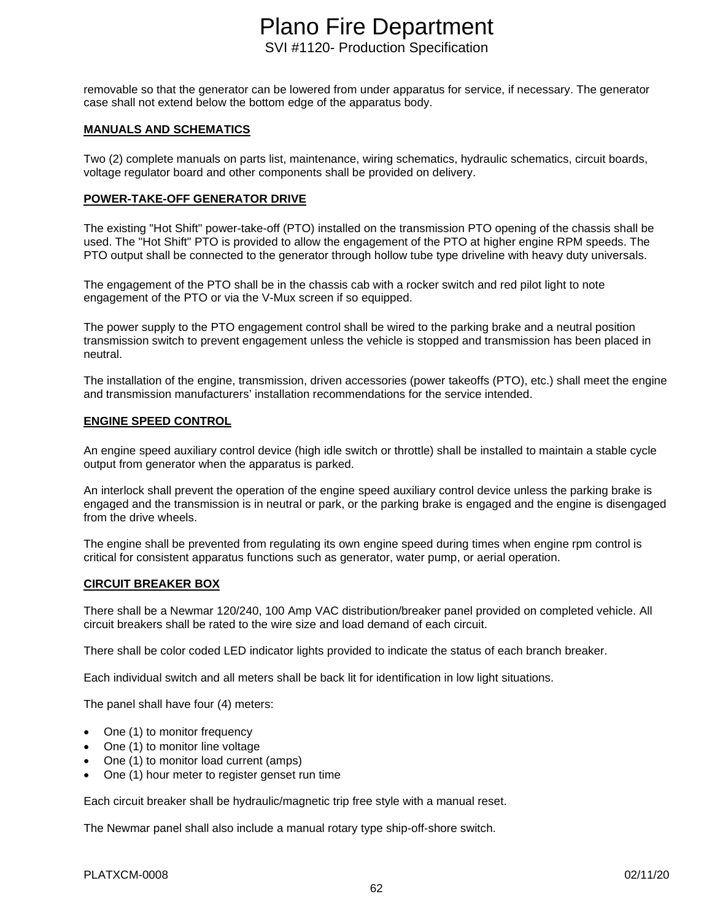removable so that the generator can be lowered from under apparatus for service, if necessary. The generator case shall not extend below the bottom edge of the apparatus body.

**MANUALS AND SCHEMATICS**

Two (2) complete manuals on parts list, maintenance, wiring schematics, hydraulic schematics, circuit boards, voltage regulator board and other components shall be provided on delivery.

**POWER-TAKE-OFF GENERATOR DRIVE**

The existing "Hot Shift" power-take-off (PTO) installed on the transmission PTO opening of the chassis shall be used. The "Hot Shift" PTO is provided to allow the engagement of the PTO at higher engine RPM speeds. The PTO output shall be connected to the generator through hollow tube type driveline with heavy duty universals.

The engagement of the PTO shall be in the chassis cab with a rocker switch and red pilot light to note engagement of the PTO or via the V-Mux screen if so equipped.

The power supply to the PTO engagement control shall be wired to the parking brake and a neutral position transmission switch to prevent engagement unless the vehicle is stopped and transmission has been placed in neutral.

The installation of the engine, transmission, driven accessories (power takeoffs (PTO), etc.) shall meet the engine and transmission manufacturers' installation recommendations for the service intended.

**ENGINE SPEED CONTROL**

An engine speed auxiliary control device (high idle switch or throttle) shall be installed to maintain a stable cycle output from generator when the apparatus is parked.

An interlock shall prevent the operation of the engine speed auxiliary control device unless the parking brake is engaged and the transmission is in neutral or park, or the parking brake is engaged and the engine is disengaged from the drive wheels.

The engine shall be prevented from regulating its own engine speed during times when engine rpm control is critical for consistent apparatus functions such as generator, water pump, or aerial operation.

**CIRCUIT BREAKER BOX**

There shall be a Newmar 120/240, 100 Amp VAC distribution/breaker panel provided on completed vehicle. All circuit breakers shall be rated to the wire size and load demand of each circuit.

There shall be color coded LED indicator lights provided to indicate the status of each branch breaker.

Each individual switch and all meters shall be back lit for identification in low light situations.

The panel shall have four (4) meters:

- One (1) to monitor frequency
- One (1) to monitor line voltage
- One (1) to monitor load current (amps)
- One (1) hour meter to register genset run time

Each circuit breaker shall be hydraulic/magnetic trip free style with a manual reset.

The Newmar panel shall also include a manual rotary type ship-off-shore switch.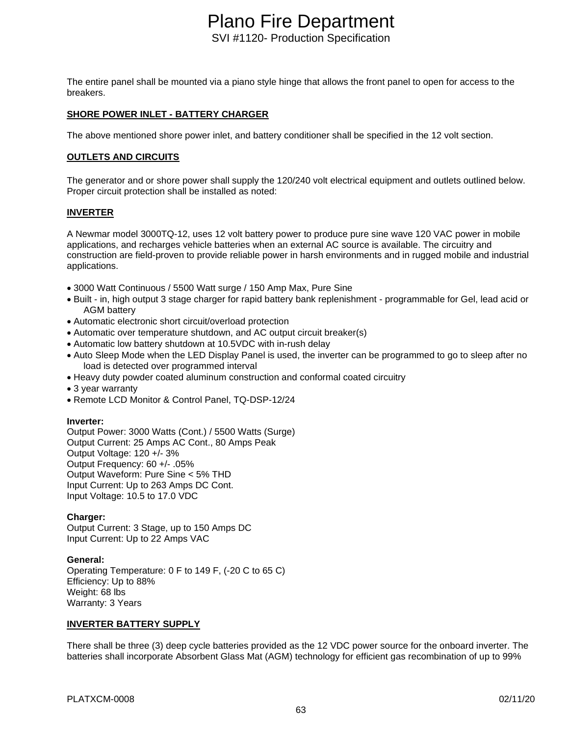The entire panel shall be mounted via a piano style hinge that allows the front panel to open for access to the breakers.

**SHORE POWER INLET - BATTERY CHARGER**

The above mentioned shore power inlet, and battery conditioner shall be specified in the 12 volt section.

**OUTLETS AND CIRCUITS**

The generator and or shore power shall supply the 120/240 volt electrical equipment and outlets outlined below. Proper circuit protection shall be installed as noted:

**INVERTER**

A Newmar model 3000TQ-12, uses 12 volt battery power to produce pure sine wave 120 VAC power in mobile applications, and recharges vehicle batteries when an external AC source is available. The circuitry and construction are field-proven to provide reliable power in harsh environments and in rugged mobile and industrial applications.

- 3000 Watt Continuous / 5500 Watt surge / 150 Amp Max, Pure Sine
- Built - in, high output 3 stage charger for rapid battery bank replenishment - programmable for Gel, lead acid or AGM battery
- Automatic electronic short circuit/overload protection
- Automatic over temperature shutdown, and AC output circuit breaker(s)
- Automatic low battery shutdown at 10.5VDC with in-rush delay
- Auto Sleep Mode when the LED Display Panel is used, the inverter can be programmed to go to sleep after no load is detected over programmed interval
- Heavy duty powder coated aluminum construction and conformal coated circuitry
- 3 year warranty
- Remote LCD Monitor & Control Panel, TQ-DSP-12/24

**Inverter:**
Output Power: 3000 Watts (Cont.) / 5500 Watts (Surge)
Output Current: 25 Amps AC Cont., 80 Amps Peak
Output Voltage: 120 +/- 3%
Output Frequency: 60 +/- .05%
Output Waveform: Pure Sine < 5% THD
Input Current: Up to 263 Amps DC Cont.
Input Voltage: 10.5 to 17.0 VDC

**Charger:**
Output Current: 3 Stage, up to 150 Amps DC
Input Current: Up to 22 Amps VAC

**General:**
Operating Temperature: 0 F to 149 F, (-20 C to 65 C)
Efficiency: Up to 88%
Weight: 68 lbs
Warranty: 3 Years

**INVERTER BATTERY SUPPLY**

There shall be three (3) deep cycle batteries provided as the 12 VDC power source for the onboard inverter. The batteries shall incorporate Absorbent Glass Mat (AGM) technology for efficient gas recombination of up to 99%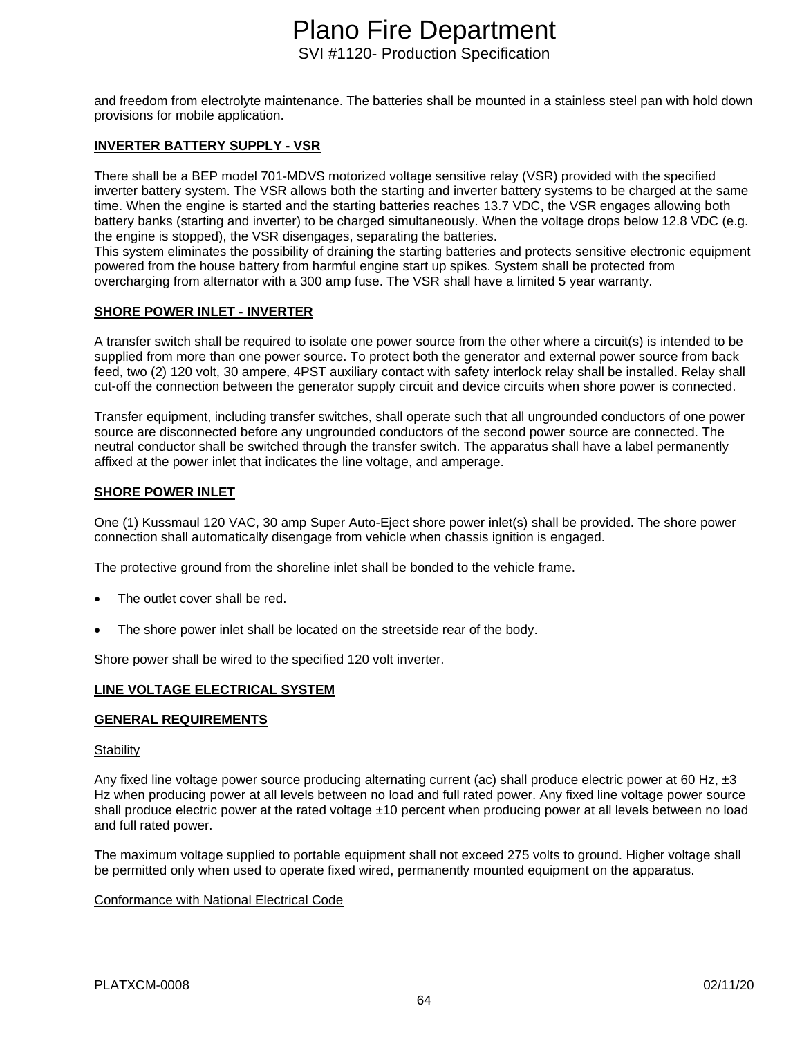and freedom from electrolyte maintenance. The batteries shall be mounted in a stainless steel pan with hold down provisions for mobile application.

## INVERTER BATTERY SUPPLY - VSR

There shall be a BEP model 701-MDVS motorized voltage sensitive relay (VSR) provided with the specified inverter battery system. The VSR allows both the starting and inverter battery systems to be charged at the same time. When the engine is started and the starting batteries reaches 13.7 VDC, the VSR engages allowing both battery banks (starting and inverter) to be charged simultaneously. When the voltage drops below 12.8 VDC (e.g. the engine is stopped), the VSR disengages, separating the batteries.
This system eliminates the possibility of draining the starting batteries and protects sensitive electronic equipment powered from the house battery from harmful engine start up spikes. System shall be protected from overcharging from alternator with a 300 amp fuse. The VSR shall have a limited 5 year warranty.

## SHORE POWER INLET - INVERTER

A transfer switch shall be required to isolate one power source from the other where a circuit(s) is intended to be supplied from more than one power source. To protect both the generator and external power source from back feed, two (2) 120 volt, 30 ampere, 4PST auxiliary contact with safety interlock relay shall be installed. Relay shall cut-off the connection between the generator supply circuit and device circuits when shore power is connected.

Transfer equipment, including transfer switches, shall operate such that all ungrounded conductors of one power source are disconnected before any ungrounded conductors of the second power source are connected. The neutral conductor shall be switched through the transfer switch. The apparatus shall have a label permanently affixed at the power inlet that indicates the line voltage, and amperage.

## SHORE POWER INLET

One (1) Kussmaul 120 VAC, 30 amp Super Auto-Eject shore power inlet(s) shall be provided. The shore power connection shall automatically disengage from vehicle when chassis ignition is engaged.

The protective ground from the shoreline inlet shall be bonded to the vehicle frame.

- The outlet cover shall be red.
- The shore power inlet shall be located on the streetside rear of the body.

Shore power shall be wired to the specified 120 volt inverter.

## LINE VOLTAGE ELECTRICAL SYSTEM

## GENERAL REQUIREMENTS

### Stability

Any fixed line voltage power source producing alternating current (ac) shall produce electric power at 60 Hz, ±3 Hz when producing power at all levels between no load and full rated power. Any fixed line voltage power source shall produce electric power at the rated voltage ±10 percent when producing power at all levels between no load and full rated power.

The maximum voltage supplied to portable equipment shall not exceed 275 volts to ground. Higher voltage shall be permitted only when used to operate fixed wired, permanently mounted equipment on the apparatus.

### Conformance with National Electrical Code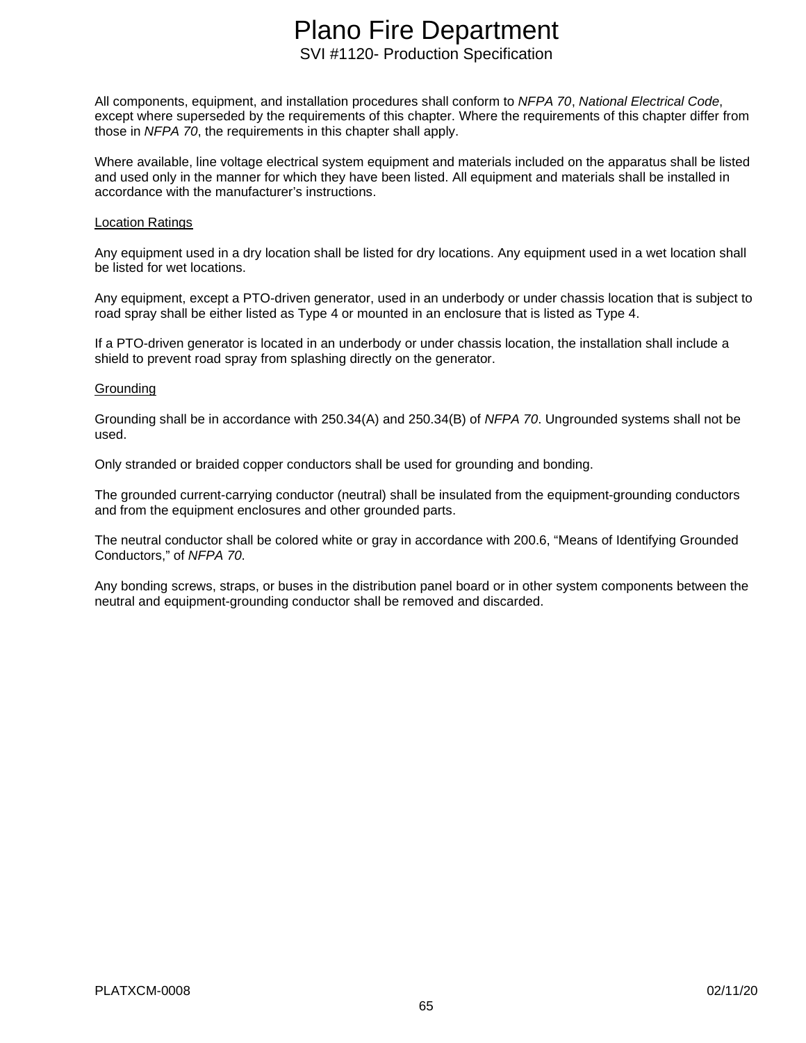All components, equipment, and installation procedures shall conform to *NFPA 70*, *National Electrical Code*, except where superseded by the requirements of this chapter. Where the requirements of this chapter differ from those in *NFPA 70*, the requirements in this chapter shall apply.

Where available, line voltage electrical system equipment and materials included on the apparatus shall be listed and used only in the manner for which they have been listed. All equipment and materials shall be installed in accordance with the manufacturer's instructions.

<u>Location Ratings</u>

Any equipment used in a dry location shall be listed for dry locations. Any equipment used in a wet location shall be listed for wet locations.

Any equipment, except a PTO-driven generator, used in an underbody or under chassis location that is subject to road spray shall be either listed as Type 4 or mounted in an enclosure that is listed as Type 4.

If a PTO-driven generator is located in an underbody or under chassis location, the installation shall include a shield to prevent road spray from splashing directly on the generator.

<u>Grounding</u>

Grounding shall be in accordance with 250.34(A) and 250.34(B) of *NFPA 70*. Ungrounded systems shall not be used.

Only stranded or braided copper conductors shall be used for grounding and bonding.

The grounded current-carrying conductor (neutral) shall be insulated from the equipment-grounding conductors and from the equipment enclosures and other grounded parts.

The neutral conductor shall be colored white or gray in accordance with 200.6, "Means of Identifying Grounded Conductors," of *NFPA 70*.

Any bonding screws, straps, or buses in the distribution panel board or in other system components between the neutral and equipment-grounding conductor shall be removed and discarded.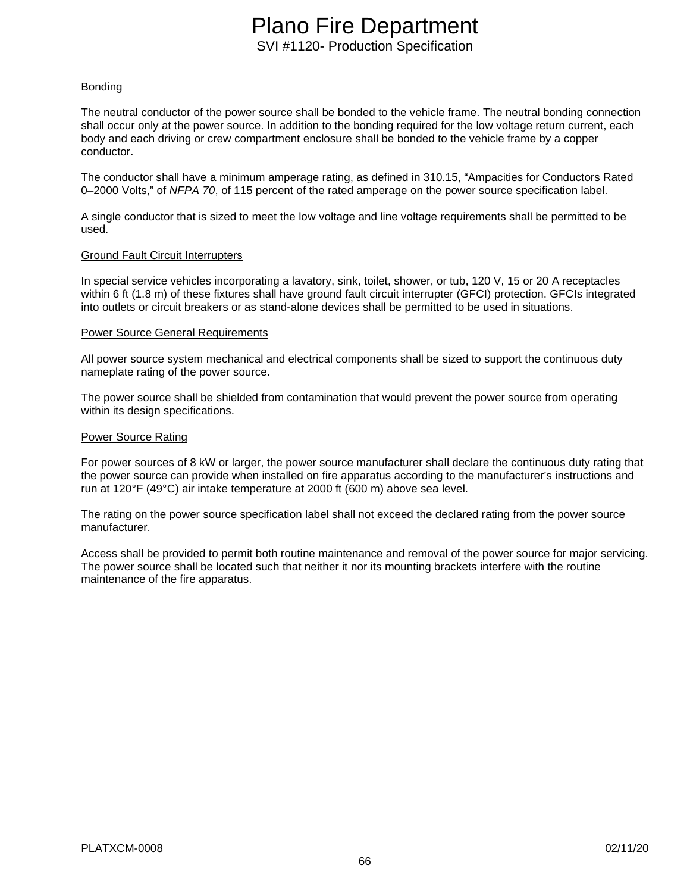Bonding

The neutral conductor of the power source shall be bonded to the vehicle frame. The neutral bonding connection shall occur only at the power source. In addition to the bonding required for the low voltage return current, each body and each driving or crew compartment enclosure shall be bonded to the vehicle frame by a copper conductor.

The conductor shall have a minimum amperage rating, as defined in 310.15, "Ampacities for Conductors Rated 0–2000 Volts," of *NFPA 70*, of 115 percent of the rated amperage on the power source specification label.

A single conductor that is sized to meet the low voltage and line voltage requirements shall be permitted to be used.

Ground Fault Circuit Interrupters

In special service vehicles incorporating a lavatory, sink, toilet, shower, or tub, 120 V, 15 or 20 A receptacles within 6 ft (1.8 m) of these fixtures shall have ground fault circuit interrupter (GFCI) protection. GFCIs integrated into outlets or circuit breakers or as stand-alone devices shall be permitted to be used in situations.

Power Source General Requirements

All power source system mechanical and electrical components shall be sized to support the continuous duty nameplate rating of the power source.

The power source shall be shielded from contamination that would prevent the power source from operating within its design specifications.

Power Source Rating

For power sources of 8 kW or larger, the power source manufacturer shall declare the continuous duty rating that the power source can provide when installed on fire apparatus according to the manufacturer's instructions and run at 120°F (49°C) air intake temperature at 2000 ft (600 m) above sea level.

The rating on the power source specification label shall not exceed the declared rating from the power source manufacturer.

Access shall be provided to permit both routine maintenance and removal of the power source for major servicing. The power source shall be located such that neither it nor its mounting brackets interfere with the routine maintenance of the fire apparatus.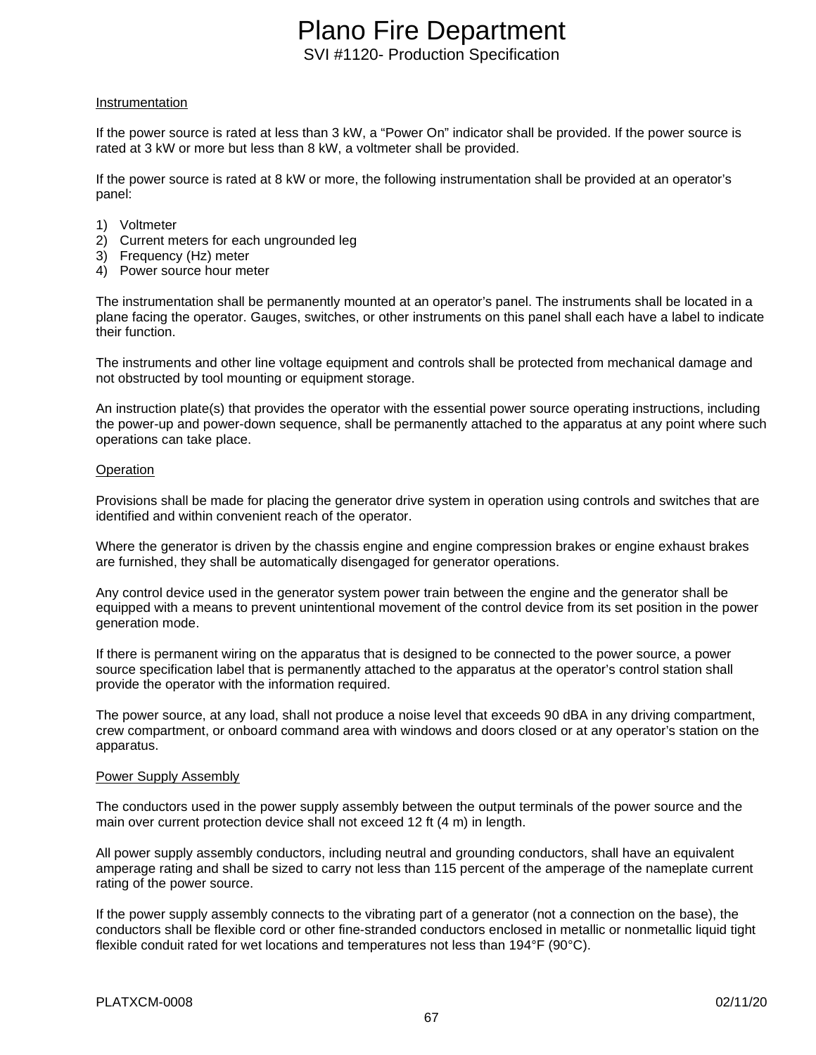## Instrumentation

If the power source is rated at less than 3 kW, a "Power On" indicator shall be provided. If the power source is rated at 3 kW or more but less than 8 kW, a voltmeter shall be provided.

If the power source is rated at 8 kW or more, the following instrumentation shall be provided at an operator's panel:

1) Voltmeter
2) Current meters for each ungrounded leg
3) Frequency (Hz) meter
4) Power source hour meter

The instrumentation shall be permanently mounted at an operator's panel. The instruments shall be located in a plane facing the operator. Gauges, switches, or other instruments on this panel shall each have a label to indicate their function.

The instruments and other line voltage equipment and controls shall be protected from mechanical damage and not obstructed by tool mounting or equipment storage.

An instruction plate(s) that provides the operator with the essential power source operating instructions, including the power-up and power-down sequence, shall be permanently attached to the apparatus at any point where such operations can take place.

## Operation

Provisions shall be made for placing the generator drive system in operation using controls and switches that are identified and within convenient reach of the operator.

Where the generator is driven by the chassis engine and engine compression brakes or engine exhaust brakes are furnished, they shall be automatically disengaged for generator operations.

Any control device used in the generator system power train between the engine and the generator shall be equipped with a means to prevent unintentional movement of the control device from its set position in the power generation mode.

If there is permanent wiring on the apparatus that is designed to be connected to the power source, a power source specification label that is permanently attached to the apparatus at the operator's control station shall provide the operator with the information required.

The power source, at any load, shall not produce a noise level that exceeds 90 dBA in any driving compartment, crew compartment, or onboard command area with windows and doors closed or at any operator's station on the apparatus.

## Power Supply Assembly

The conductors used in the power supply assembly between the output terminals of the power source and the main over current protection device shall not exceed 12 ft (4 m) in length.

All power supply assembly conductors, including neutral and grounding conductors, shall have an equivalent amperage rating and shall be sized to carry not less than 115 percent of the amperage of the nameplate current rating of the power source.

If the power supply assembly connects to the vibrating part of a generator (not a connection on the base), the conductors shall be flexible cord or other fine-stranded conductors enclosed in metallic or nonmetallic liquid tight flexible conduit rated for wet locations and temperatures not less than 194°F (90°C).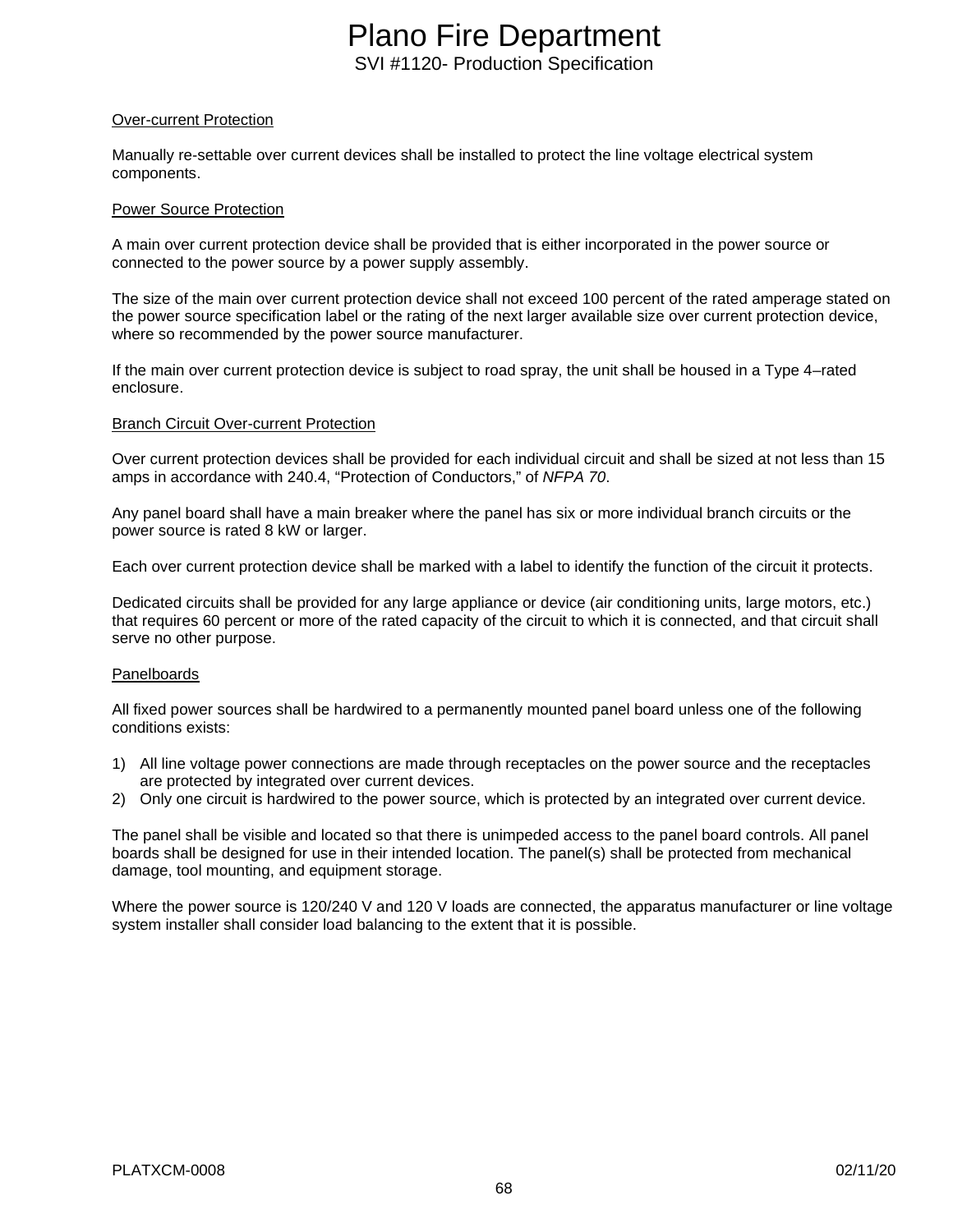Over-current Protection

Manually re-settable over current devices shall be installed to protect the line voltage electrical system components.

Power Source Protection

A main over current protection device shall be provided that is either incorporated in the power source or connected to the power source by a power supply assembly.

The size of the main over current protection device shall not exceed 100 percent of the rated amperage stated on the power source specification label or the rating of the next larger available size over current protection device, where so recommended by the power source manufacturer.

If the main over current protection device is subject to road spray, the unit shall be housed in a Type 4–rated enclosure.

Branch Circuit Over-current Protection

Over current protection devices shall be provided for each individual circuit and shall be sized at not less than 15 amps in accordance with 240.4, "Protection of Conductors," of *NFPA 70*.

Any panel board shall have a main breaker where the panel has six or more individual branch circuits or the power source is rated 8 kW or larger.

Each over current protection device shall be marked with a label to identify the function of the circuit it protects.

Dedicated circuits shall be provided for any large appliance or device (air conditioning units, large motors, etc.) that requires 60 percent or more of the rated capacity of the circuit to which it is connected, and that circuit shall serve no other purpose.

Panelboards

All fixed power sources shall be hardwired to a permanently mounted panel board unless one of the following conditions exists:

1) All line voltage power connections are made through receptacles on the power source and the receptacles are protected by integrated over current devices.
2) Only one circuit is hardwired to the power source, which is protected by an integrated over current device.

The panel shall be visible and located so that there is unimpeded access to the panel board controls. All panel boards shall be designed for use in their intended location. The panel(s) shall be protected from mechanical damage, tool mounting, and equipment storage.

Where the power source is 120/240 V and 120 V loads are connected, the apparatus manufacturer or line voltage system installer shall consider load balancing to the extent that it is possible.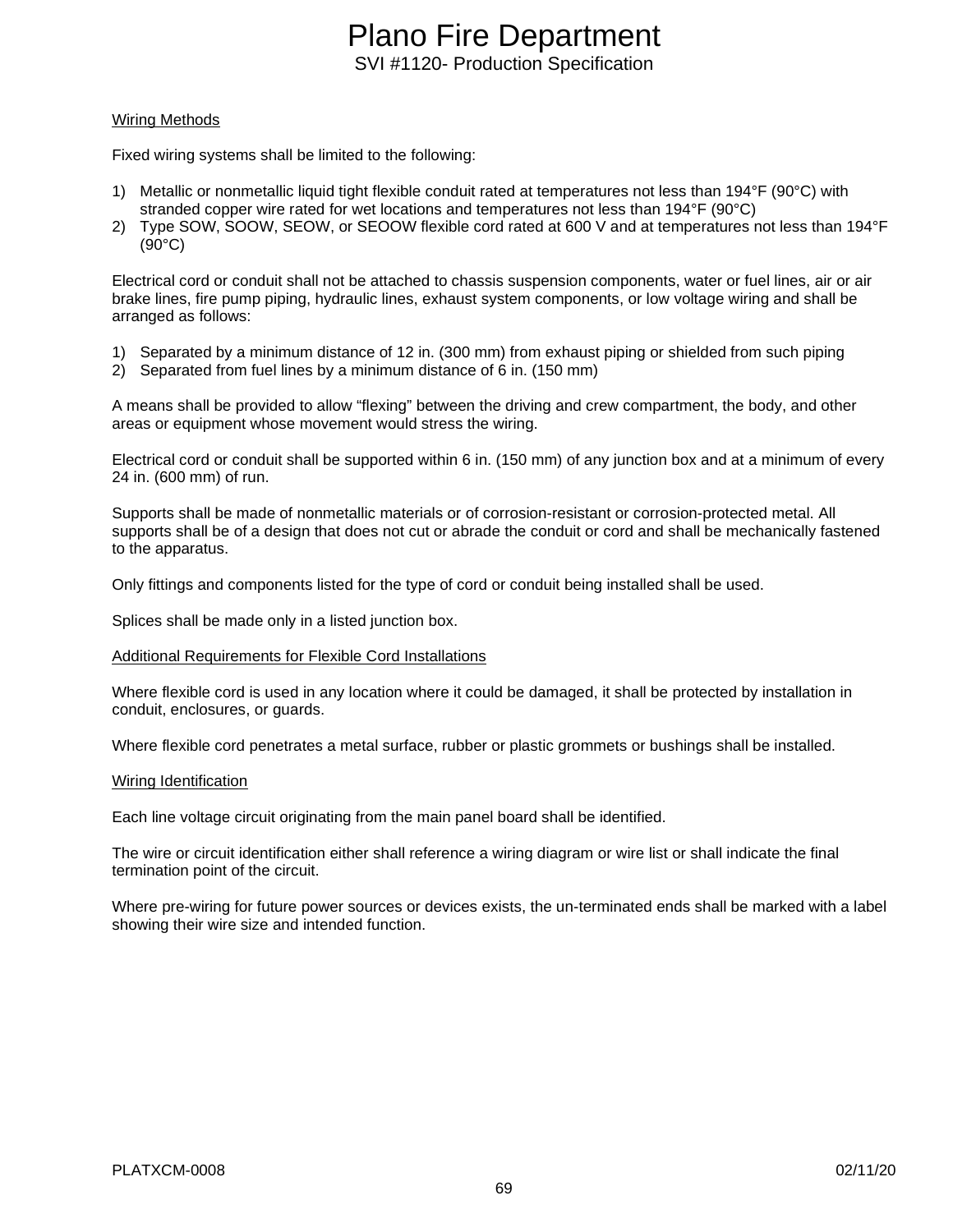Wiring Methods

Fixed wiring systems shall be limited to the following:

1) Metallic or nonmetallic liquid tight flexible conduit rated at temperatures not less than 194°F (90°C) with stranded copper wire rated for wet locations and temperatures not less than 194°F (90°C)
2) Type SOW, SOOW, SEOW, or SEOOW flexible cord rated at 600 V and at temperatures not less than 194°F (90°C)

Electrical cord or conduit shall not be attached to chassis suspension components, water or fuel lines, air or air brake lines, fire pump piping, hydraulic lines, exhaust system components, or low voltage wiring and shall be arranged as follows:

1) Separated by a minimum distance of 12 in. (300 mm) from exhaust piping or shielded from such piping
2) Separated from fuel lines by a minimum distance of 6 in. (150 mm)

A means shall be provided to allow “flexing” between the driving and crew compartment, the body, and other areas or equipment whose movement would stress the wiring.

Electrical cord or conduit shall be supported within 6 in. (150 mm) of any junction box and at a minimum of every 24 in. (600 mm) of run.

Supports shall be made of nonmetallic materials or of corrosion-resistant or corrosion-protected metal. All supports shall be of a design that does not cut or abrade the conduit or cord and shall be mechanically fastened to the apparatus.

Only fittings and components listed for the type of cord or conduit being installed shall be used.

Splices shall be made only in a listed junction box.

Additional Requirements for Flexible Cord Installations

Where flexible cord is used in any location where it could be damaged, it shall be protected by installation in conduit, enclosures, or guards.

Where flexible cord penetrates a metal surface, rubber or plastic grommets or bushings shall be installed.

Wiring Identification

Each line voltage circuit originating from the main panel board shall be identified.

The wire or circuit identification either shall reference a wiring diagram or wire list or shall indicate the final termination point of the circuit.

Where pre-wiring for future power sources or devices exists, the un-terminated ends shall be marked with a label showing their wire size and intended function.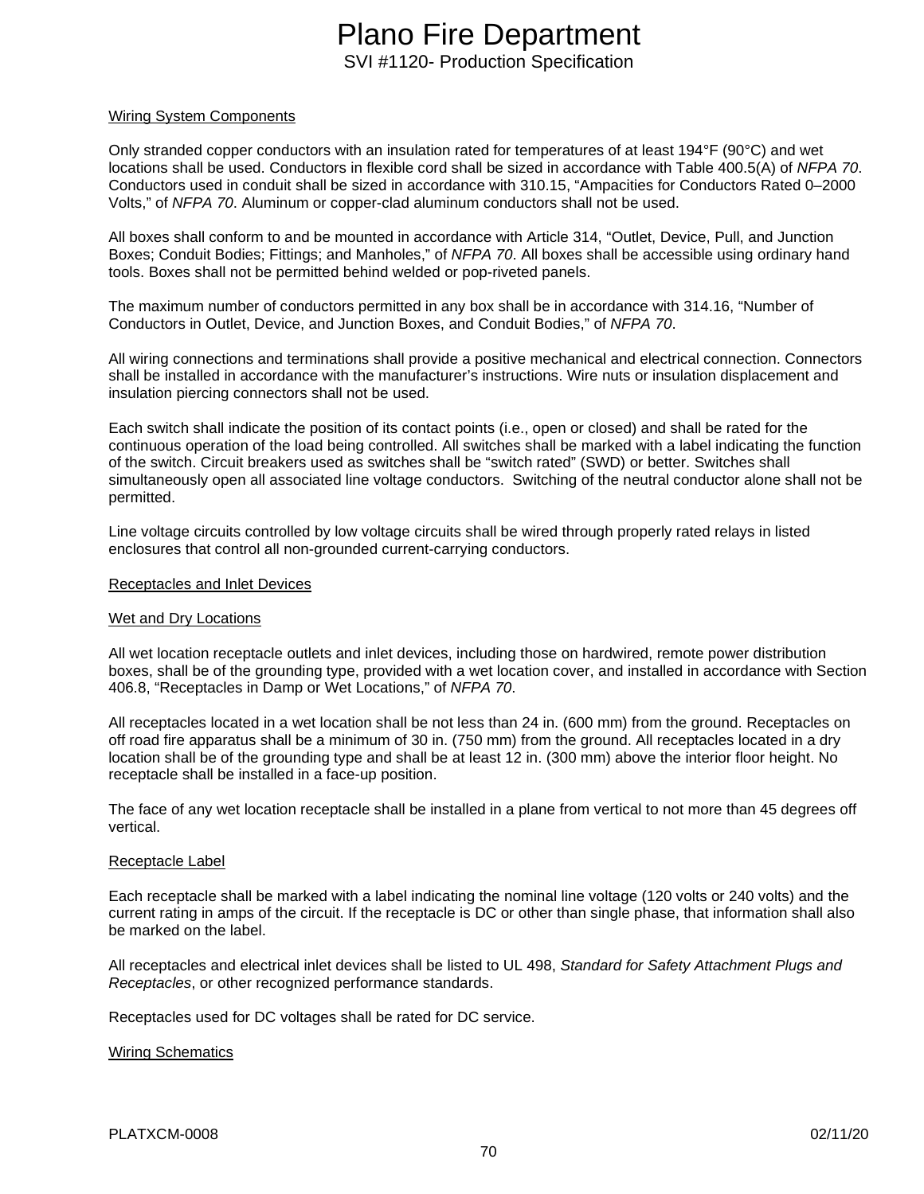## Wiring System Components

Only stranded copper conductors with an insulation rated for temperatures of at least 194°F (90°C) and wet locations shall be used. Conductors in flexible cord shall be sized in accordance with Table 400.5(A) of *NFPA 70*. Conductors used in conduit shall be sized in accordance with 310.15, "Ampacities for Conductors Rated 0–2000 Volts," of *NFPA 70*. Aluminum or copper-clad aluminum conductors shall not be used.

All boxes shall conform to and be mounted in accordance with Article 314, "Outlet, Device, Pull, and Junction Boxes; Conduit Bodies; Fittings; and Manholes," of *NFPA 70*. All boxes shall be accessible using ordinary hand tools. Boxes shall not be permitted behind welded or pop-riveted panels.

The maximum number of conductors permitted in any box shall be in accordance with 314.16, "Number of Conductors in Outlet, Device, and Junction Boxes, and Conduit Bodies," of *NFPA 70*.

All wiring connections and terminations shall provide a positive mechanical and electrical connection. Connectors shall be installed in accordance with the manufacturer's instructions. Wire nuts or insulation displacement and insulation piercing connectors shall not be used.

Each switch shall indicate the position of its contact points (i.e., open or closed) and shall be rated for the continuous operation of the load being controlled. All switches shall be marked with a label indicating the function of the switch. Circuit breakers used as switches shall be "switch rated" (SWD) or better. Switches shall simultaneously open all associated line voltage conductors. Switching of the neutral conductor alone shall not be permitted.

Line voltage circuits controlled by low voltage circuits shall be wired through properly rated relays in listed enclosures that control all non-grounded current-carrying conductors.

## Receptacles and Inlet Devices

### Wet and Dry Locations

All wet location receptacle outlets and inlet devices, including those on hardwired, remote power distribution boxes, shall be of the grounding type, provided with a wet location cover, and installed in accordance with Section 406.8, "Receptacles in Damp or Wet Locations," of *NFPA 70*.

All receptacles located in a wet location shall be not less than 24 in. (600 mm) from the ground. Receptacles on off road fire apparatus shall be a minimum of 30 in. (750 mm) from the ground. All receptacles located in a dry location shall be of the grounding type and shall be at least 12 in. (300 mm) above the interior floor height. No receptacle shall be installed in a face-up position.

The face of any wet location receptacle shall be installed in a plane from vertical to not more than 45 degrees off vertical.

### Receptacle Label

Each receptacle shall be marked with a label indicating the nominal line voltage (120 volts or 240 volts) and the current rating in amps of the circuit. If the receptacle is DC or other than single phase, that information shall also be marked on the label.

All receptacles and electrical inlet devices shall be listed to UL 498, *Standard for Safety Attachment Plugs and Receptacles*, or other recognized performance standards.

Receptacles used for DC voltages shall be rated for DC service.

## Wiring Schematics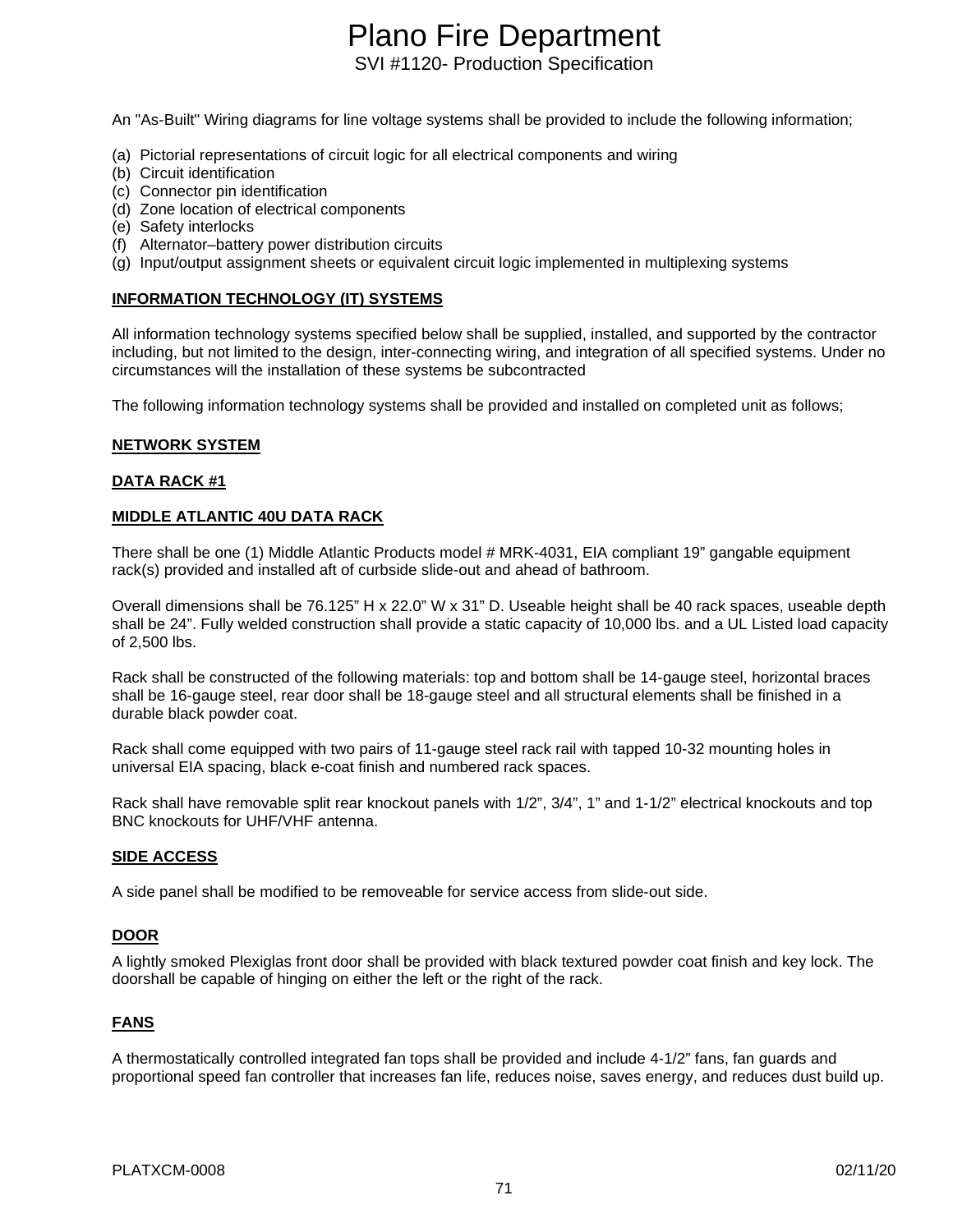An "As-Built" Wiring diagrams for line voltage systems shall be provided to include the following information;

(a) Pictorial representations of circuit logic for all electrical components and wiring
(b) Circuit identification
(c) Connector pin identification
(d) Zone location of electrical components
(e) Safety interlocks
(f) Alternator–battery power distribution circuits
(g) Input/output assignment sheets or equivalent circuit logic implemented in multiplexing systems

**INFORMATION TECHNOLOGY (IT) SYSTEMS**

All information technology systems specified below shall be supplied, installed, and supported by the contractor including, but not limited to the design, inter-connecting wiring, and integration of all specified systems. Under no circumstances will the installation of these systems be subcontracted

The following information technology systems shall be provided and installed on completed unit as follows;

**NETWORK SYSTEM**

**DATA RACK #1**

**MIDDLE ATLANTIC 40U DATA RACK**

There shall be one (1) Middle Atlantic Products model # MRK-4031, EIA compliant 19" gangable equipment rack(s) provided and installed aft of curbside slide-out and ahead of bathroom.

Overall dimensions shall be 76.125" H x 22.0" W x 31" D. Useable height shall be 40 rack spaces, useable depth shall be 24". Fully welded construction shall provide a static capacity of 10,000 lbs. and a UL Listed load capacity of 2,500 lbs.

Rack shall be constructed of the following materials: top and bottom shall be 14-gauge steel, horizontal braces shall be 16-gauge steel, rear door shall be 18-gauge steel and all structural elements shall be finished in a durable black powder coat.

Rack shall come equipped with two pairs of 11-gauge steel rack rail with tapped 10-32 mounting holes in universal EIA spacing, black e-coat finish and numbered rack spaces.

Rack shall have removable split rear knockout panels with 1/2", 3/4", 1" and 1-1/2" electrical knockouts and top BNC knockouts for UHF/VHF antenna.

**SIDE ACCESS**

A side panel shall be modified to be removeable for service access from slide-out side.

**DOOR**

A lightly smoked Plexiglas front door shall be provided with black textured powder coat finish and key lock. The doorshall be capable of hinging on either the left or the right of the rack.

**FANS**

A thermostatically controlled integrated fan tops shall be provided and include 4-1/2" fans, fan guards and proportional speed fan controller that increases fan life, reduces noise, saves energy, and reduces dust build up.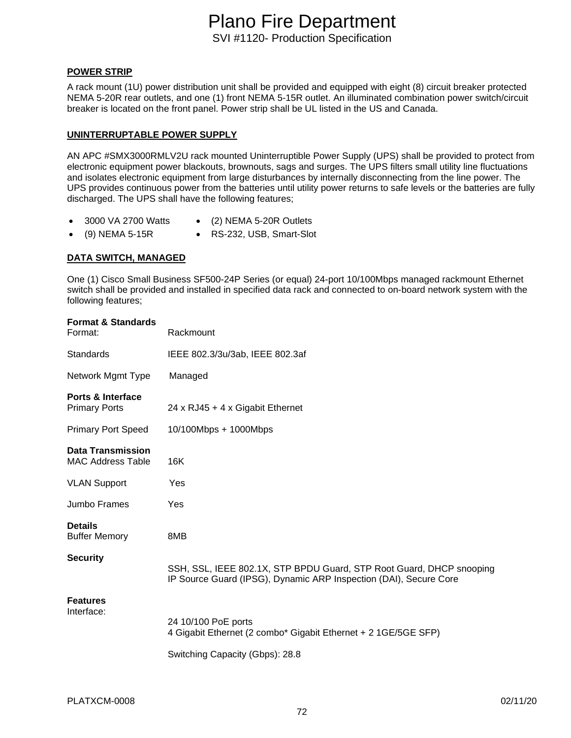## POWER STRIP

A rack mount (1U) power distribution unit shall be provided and equipped with eight (8) circuit breaker protected NEMA 5-20R rear outlets, and one (1) front NEMA 5-15R outlet. An illuminated combination power switch/circuit breaker is located on the front panel. Power strip shall be UL listed in the US and Canada.

## UNINTERRUPTABLE POWER SUPPLY

AN APC #SMX3000RMLV2U rack mounted Uninterruptible Power Supply (UPS) shall be provided to protect from electronic equipment power blackouts, brownouts, sags and surges. The UPS filters small utility line fluctuations and isolates electronic equipment from large disturbances by internally disconnecting from the line power. The UPS provides continuous power from the batteries until utility power returns to safe levels or the batteries are fully discharged. The UPS shall have the following features;

- 3000 VA 2700 Watts
- (2) NEMA 5-20R Outlets
- (9) NEMA 5-15R
- RS-232, USB, Smart-Slot

## DATA SWITCH, MANAGED

One (1) Cisco Small Business SF500-24P Series (or equal) 24-port 10/100Mbps managed rackmount Ethernet switch shall be provided and installed in specified data rack and connected to on-board network system with the following features;

**Format & Standards**

Format: Rackmount

Standards: IEEE 802.3/3u/3ab, IEEE 802.3af

Network Mgmt Type: Managed

**Ports & Interface**

Primary Ports: 24 x RJ45 + 4 x Gigabit Ethernet

Primary Port Speed: 10/100Mbps + 1000Mbps

**Data Transmission**

MAC Address Table: 16K

VLAN Support: Yes

Jumbo Frames: Yes

**Details**

Buffer Memory: 8MB

**Security**

SSH, SSL, IEEE 802.1X, STP BPDU Guard, STP Root Guard, DHCP snooping
IP Source Guard (IPSG), Dynamic ARP Inspection (DAI), Secure Core

**Features**

Interface:

24 10/100 PoE ports
4 Gigabit Ethernet (2 combo* Gigabit Ethernet + 2 1GE/5GE SFP)

Switching Capacity (Gbps): 28.8

PLATXCM-0008 02/11/20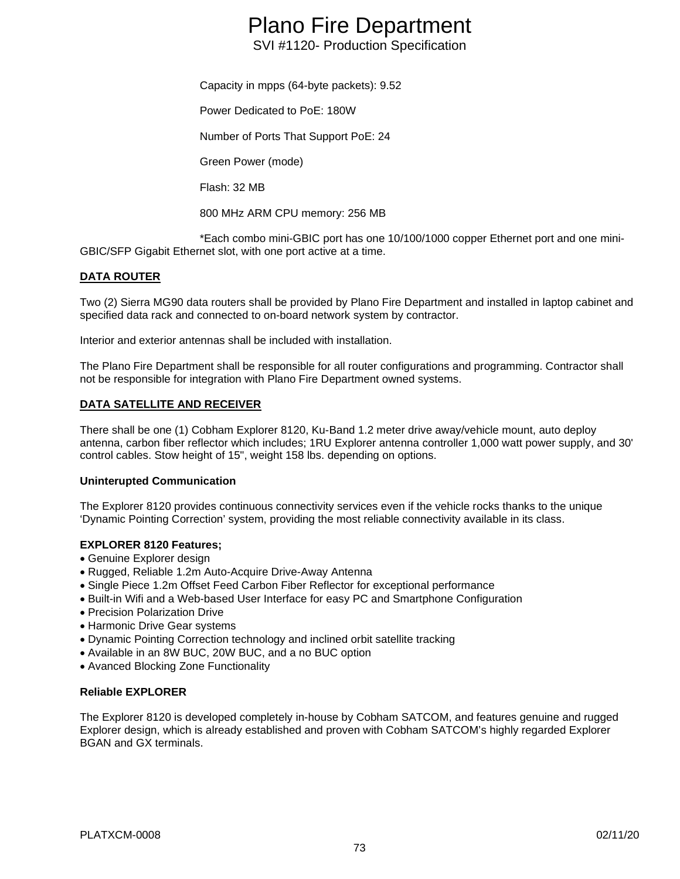Capacity in mpps (64-byte packets): 9.52

Power Dedicated to PoE: 180W

Number of Ports That Support PoE: 24

Green Power (mode)

Flash: 32 MB

800 MHz ARM CPU memory: 256 MB

*Each combo mini-GBIC port has one 10/100/1000 copper Ethernet port and one mini-GBIC/SFP Gigabit Ethernet slot, with one port active at a time.

**DATA ROUTER**

Two (2) Sierra MG90 data routers shall be provided by Plano Fire Department and installed in laptop cabinet and specified data rack and connected to on-board network system by contractor.

Interior and exterior antennas shall be included with installation.

The Plano Fire Department shall be responsible for all router configurations and programming. Contractor shall not be responsible for integration with Plano Fire Department owned systems.

**DATA SATELLITE AND RECEIVER**

There shall be one (1) Cobham Explorer 8120, Ku-Band 1.2 meter drive away/vehicle mount, auto deploy antenna, carbon fiber reflector which includes; 1RU Explorer antenna controller 1,000 watt power supply, and 30' control cables. Stow height of 15", weight 158 lbs. depending on options.

**Uninterupted Communication**

The Explorer 8120 provides continuous connectivity services even if the vehicle rocks thanks to the unique 'Dynamic Pointing Correction' system, providing the most reliable connectivity available in its class.

**EXPLORER 8120 Features;**

- Genuine Explorer design
- Rugged, Reliable 1.2m Auto-Acquire Drive-Away Antenna
- Single Piece 1.2m Offset Feed Carbon Fiber Reflector for exceptional performance
- Built-in Wifi and a Web-based User Interface for easy PC and Smartphone Configuration
- Precision Polarization Drive
- Harmonic Drive Gear systems
- Dynamic Pointing Correction technology and inclined orbit satellite tracking
- Available in an 8W BUC, 20W BUC, and a no BUC option
- Avanced Blocking Zone Functionality

**Reliable EXPLORER**

The Explorer 8120 is developed completely in-house by Cobham SATCOM, and features genuine and rugged Explorer design, which is already established and proven with Cobham SATCOM's highly regarded Explorer BGAN and GX terminals.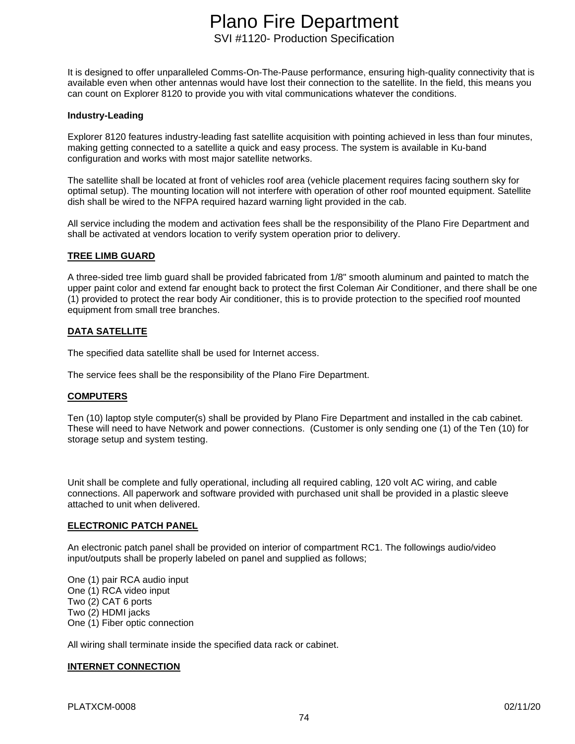It is designed to offer unparalleled Comms-On-The-Pause performance, ensuring high-quality connectivity that is available even when other antennas would have lost their connection to the satellite. In the field, this means you can count on Explorer 8120 to provide you with vital communications whatever the conditions.

**Industry-Leading**

Explorer 8120 features industry-leading fast satellite acquisition with pointing achieved in less than four minutes, making getting connected to a satellite a quick and easy process. The system is available in Ku-band configuration and works with most major satellite networks.

The satellite shall be located at front of vehicles roof area (vehicle placement requires facing southern sky for optimal setup). The mounting location will not interfere with operation of other roof mounted equipment. Satellite dish shall be wired to the NFPA required hazard warning light provided in the cab.

All service including the modem and activation fees shall be the responsibility of the Plano Fire Department and shall be activated at vendors location to verify system operation prior to delivery.

**TREE LIMB GUARD**

A three-sided tree limb guard shall be provided fabricated from 1/8" smooth aluminum and painted to match the upper paint color and extend far enought back to protect the first Coleman Air Conditioner, and there shall be one (1) provided to protect the rear body Air conditioner, this is to provide protection to the specified roof mounted equipment from small tree branches.

**DATA SATELLITE**

The specified data satellite shall be used for Internet access.

The service fees shall be the responsibility of the Plano Fire Department.

**COMPUTERS**

Ten (10) laptop style computer(s) shall be provided by Plano Fire Department and installed in the cab cabinet. These will need to have Network and power connections. (Customer is only sending one (1) of the Ten (10) for storage setup and system testing.

Unit shall be complete and fully operational, including all required cabling, 120 volt AC wiring, and cable connections. All paperwork and software provided with purchased unit shall be provided in a plastic sleeve attached to unit when delivered.

**ELECTRONIC PATCH PANEL**

An electronic patch panel shall be provided on interior of compartment RC1. The followings audio/video input/outputs shall be properly labeled on panel and supplied as follows;

One (1) pair RCA audio input
One (1) RCA video input
Two (2) CAT 6 ports
Two (2) HDMI jacks
One (1) Fiber optic connection

All wiring shall terminate inside the specified data rack or cabinet.

**INTERNET CONNECTION**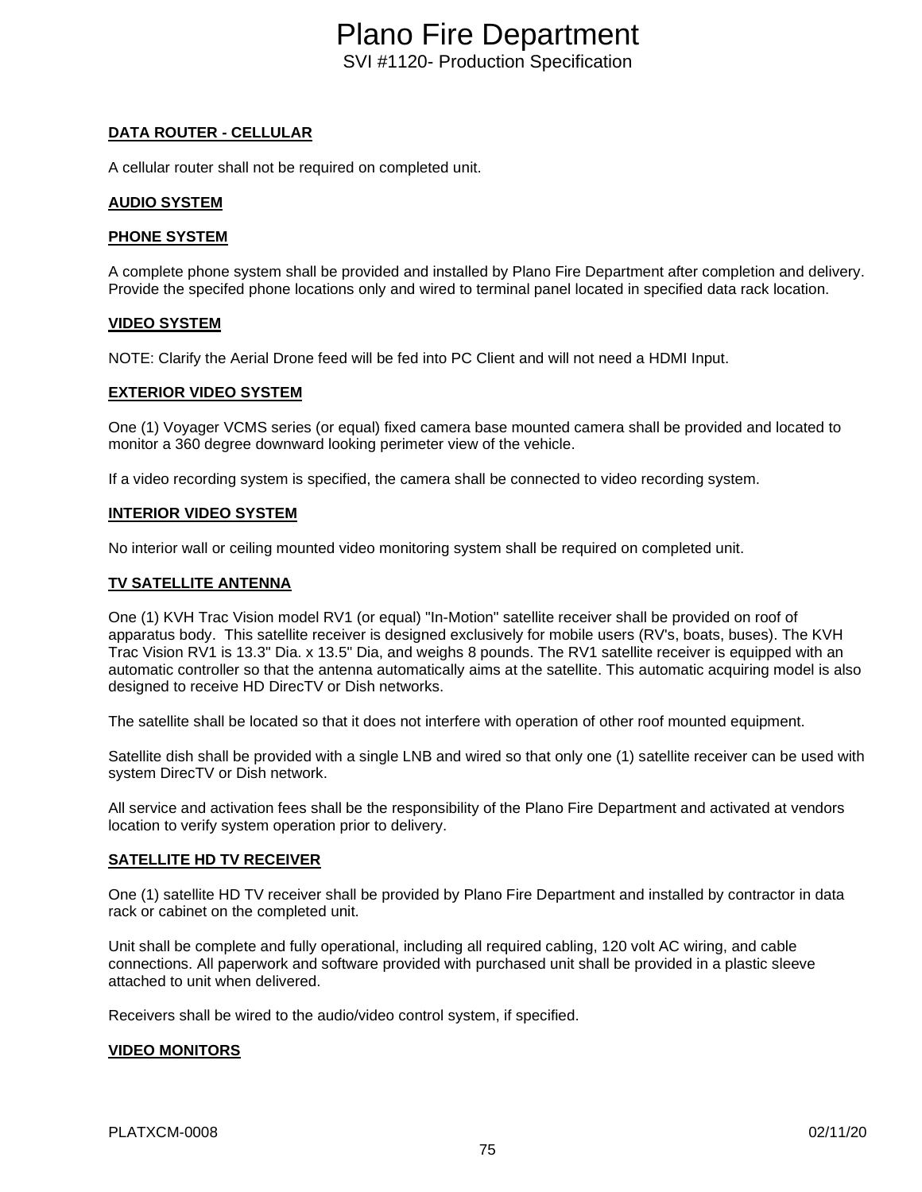**DATA ROUTER - CELLULAR**

A cellular router shall not be required on completed unit.

**AUDIO SYSTEM**

**PHONE SYSTEM**

A complete phone system shall be provided and installed by Plano Fire Department after completion and delivery. Provide the specifed phone locations only and wired to terminal panel located in specified data rack location.

**VIDEO SYSTEM**

NOTE: Clarify the Aerial Drone feed will be fed into PC Client and will not need a HDMI Input.

**EXTERIOR VIDEO SYSTEM**

One (1) Voyager VCMS series (or equal) fixed camera base mounted camera shall be provided and located to monitor a 360 degree downward looking perimeter view of the vehicle.

If a video recording system is specified, the camera shall be connected to video recording system.

**INTERIOR VIDEO SYSTEM**

No interior wall or ceiling mounted video monitoring system shall be required on completed unit.

**TV SATELLITE ANTENNA**

One (1) KVH Trac Vision model RV1 (or equal) "In-Motion" satellite receiver shall be provided on roof of apparatus body. This satellite receiver is designed exclusively for mobile users (RV's, boats, buses). The KVH Trac Vision RV1 is 13.3" Dia. x 13.5" Dia, and weighs 8 pounds. The RV1 satellite receiver is equipped with an automatic controller so that the antenna automatically aims at the satellite. This automatic acquiring model is also designed to receive HD DirecTV or Dish networks.

The satellite shall be located so that it does not interfere with operation of other roof mounted equipment.

Satellite dish shall be provided with a single LNB and wired so that only one (1) satellite receiver can be used with system DirecTV or Dish network.

All service and activation fees shall be the responsibility of the Plano Fire Department and activated at vendors location to verify system operation prior to delivery.

**SATELLITE HD TV RECEIVER**

One (1) satellite HD TV receiver shall be provided by Plano Fire Department and installed by contractor in data rack or cabinet on the completed unit.

Unit shall be complete and fully operational, including all required cabling, 120 volt AC wiring, and cable connections. All paperwork and software provided with purchased unit shall be provided in a plastic sleeve attached to unit when delivered.

Receivers shall be wired to the audio/video control system, if specified.

**VIDEO MONITORS**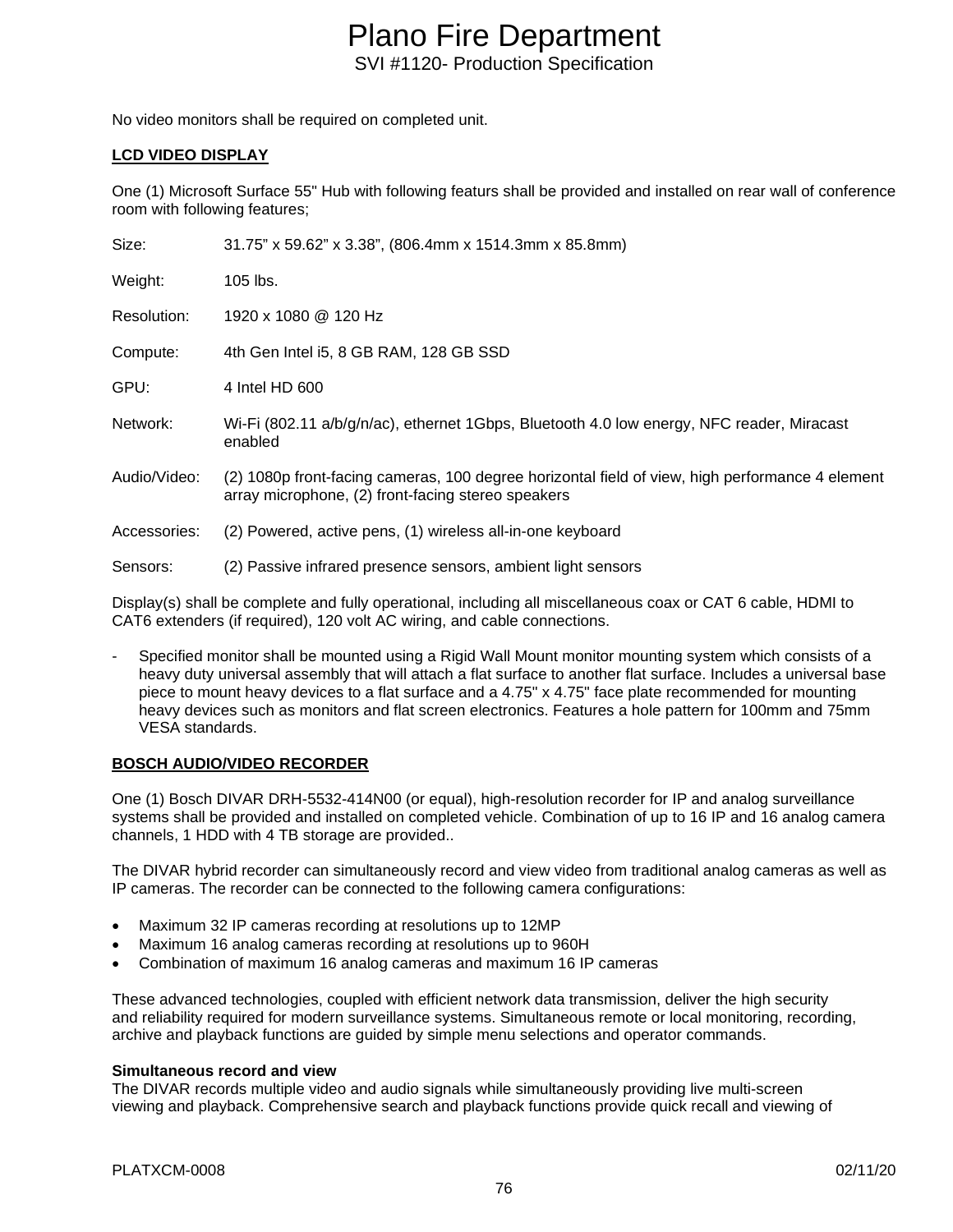No video monitors shall be required on completed unit.

**LCD VIDEO DISPLAY**

One (1) Microsoft Surface 55" Hub with following featurs shall be provided and installed on rear wall of conference room with following features;

Size: 31.75” x 59.62” x 3.38”, (806.4mm x 1514.3mm x 85.8mm)

Weight: 105 lbs.

Resolution: 1920 x 1080 @ 120 Hz

Compute: 4th Gen Intel i5, 8 GB RAM, 128 GB SSD

GPU: 4 Intel HD 600

Network: Wi-Fi (802.11 a/b/g/n/ac), ethernet 1Gbps, Bluetooth 4.0 low energy, NFC reader, Miracast enabled

Audio/Video: (2) 1080p front-facing cameras, 100 degree horizontal field of view, high performance 4 element array microphone, (2) front-facing stereo speakers

Accessories: (2) Powered, active pens, (1) wireless all-in-one keyboard

Sensors: (2) Passive infrared presence sensors, ambient light sensors

Display(s) shall be complete and fully operational, including all miscellaneous coax or CAT 6 cable, HDMI to CAT6 extenders (if required), 120 volt AC wiring, and cable connections.

- Specified monitor shall be mounted using a Rigid Wall Mount monitor mounting system which consists of a heavy duty universal assembly that will attach a flat surface to another flat surface. Includes a universal base piece to mount heavy devices to a flat surface and a 4.75" x 4.75" face plate recommended for mounting heavy devices such as monitors and flat screen electronics. Features a hole pattern for 100mm and 75mm VESA standards.

**BOSCH AUDIO/VIDEO RECORDER**

One (1) Bosch DIVAR DRH-5532-414N00 (or equal), high-resolution recorder for IP and analog surveillance systems shall be provided and installed on completed vehicle. Combination of up to 16 IP and 16 analog camera channels, 1 HDD with 4 TB storage are provided..

The DIVAR hybrid recorder can simultaneously record and view video from traditional analog cameras as well as IP cameras. The recorder can be connected to the following camera configurations:

- Maximum 32 IP cameras recording at resolutions up to 12MP
- Maximum 16 analog cameras recording at resolutions up to 960H
- Combination of maximum 16 analog cameras and maximum 16 IP cameras

These advanced technologies, coupled with efficient network data transmission, deliver the high security and reliability required for modern surveillance systems. Simultaneous remote or local monitoring, recording, archive and playback functions are guided by simple menu selections and operator commands.

**Simultaneous record and view**

The DIVAR records multiple video and audio signals while simultaneously providing live multi-screen viewing and playback. Comprehensive search and playback functions provide quick recall and viewing of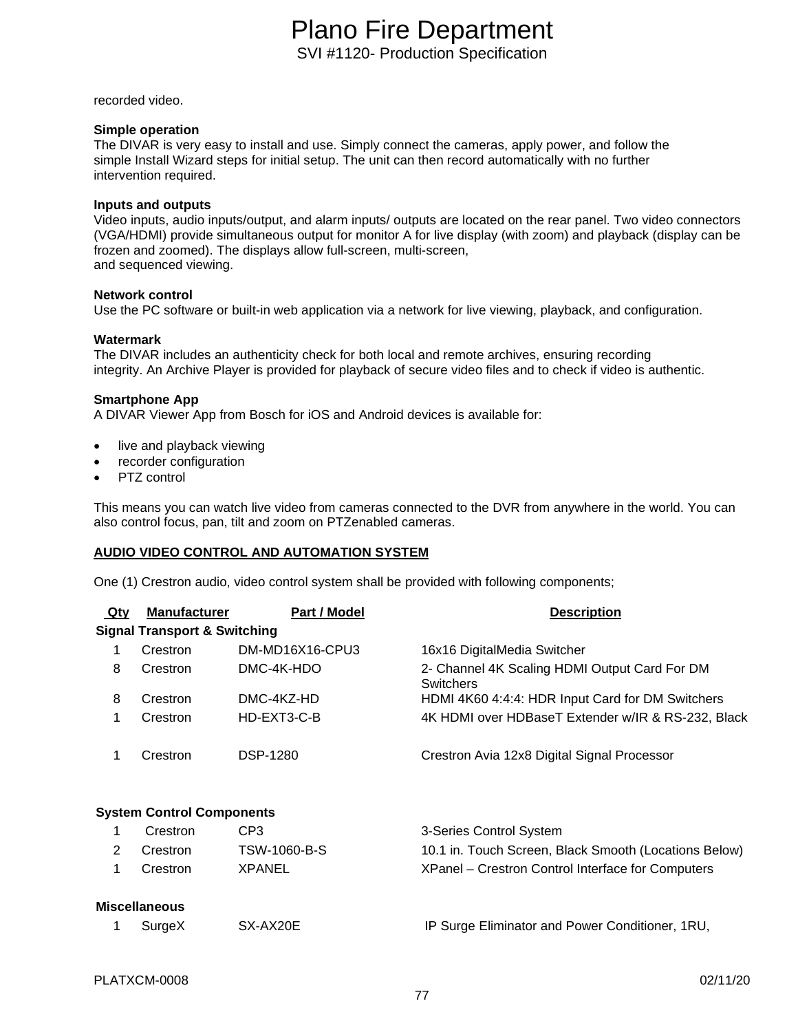recorded video.

**Simple operation**
The DIVAR is very easy to install and use. Simply connect the cameras, apply power, and follow the simple Install Wizard steps for initial setup. The unit can then record automatically with no further intervention required.

**Inputs and outputs**
Video inputs, audio inputs/output, and alarm inputs/ outputs are located on the rear panel. Two video connectors (VGA/HDMI) provide simultaneous output for monitor A for live display (with zoom) and playback (display can be frozen and zoomed). The displays allow full-screen, multi-screen,
and sequenced viewing.

**Network control**
Use the PC software or built-in web application via a network for live viewing, playback, and configuration.

**Watermark**
The DIVAR includes an authenticity check for both local and remote archives, ensuring recording integrity. An Archive Player is provided for playback of secure video files and to check if video is authentic.

**Smartphone App**
A DIVAR Viewer App from Bosch for iOS and Android devices is available for:

- live and playback viewing
- recorder configuration
- PTZ control

This means you can watch live video from cameras connected to the DVR from anywhere in the world. You can also control focus, pan, tilt and zoom on PTZenabled cameras.

**AUDIO VIDEO CONTROL AND AUTOMATION SYSTEM**

One (1) Crestron audio, video control system shall be provided with following components;

| Qty | Manufacturer | Part / Model | Description |
|---|---|---|---|
| **Signal Transport & Switching** | | | |
| 1 | Crestron | DM-MD16X16-CPU3 | 16x16 DigitalMedia Switcher |
| 8 | Crestron | DMC-4K-HDO | 2- Channel 4K Scaling HDMI Output Card For DM Switchers |
| 8 | Crestron | DMC-4KZ-HD | HDMI 4K60 4:4:4: HDR Input Card for DM Switchers |
| 1 | Crestron | HD-EXT3-C-B | 4K HDMI over HDBaseT Extender w/IR & RS-232, Black |
| 1 | Crestron | DSP-1280 | Crestron Avia 12x8 Digital Signal Processor |
| **System Control Components** | | | |
| 1 | Crestron | CP3 | 3-Series Control System |
| 2 | Crestron | TSW-1060-B-S | 10.1 in. Touch Screen, Black Smooth (Locations Below) |
| 1 | Crestron | XPANEL | XPanel – Crestron Control Interface for Computers |
| **Miscellaneous** | | | |
| 1 | SurgeX | SX-AX20E | IP Surge Eliminator and Power Conditioner, 1RU, |

PLATXCM-0008 02/11/20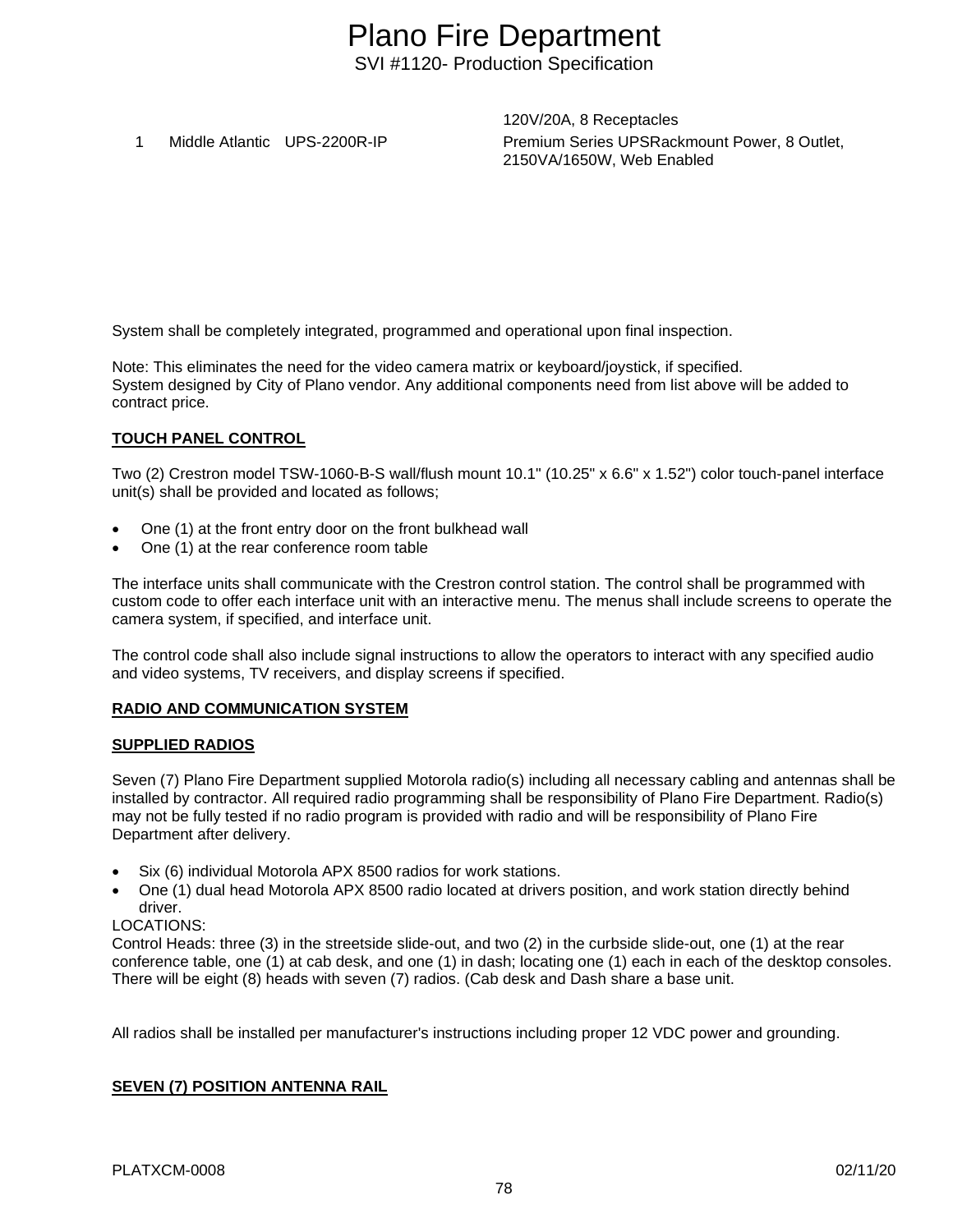| | | | 120V/20A, 8 Receptacles |
|---|---|---|---|
| 1 | Middle Atlantic | UPS-2200R-IP | Premium Series UPSRackmount Power, 8 Outlet, 2150VA/1650W, Web Enabled |

System shall be completely integrated, programmed and operational upon final inspection.

Note: This eliminates the need for the video camera matrix or keyboard/joystick, if specified.
System designed by City of Plano vendor. Any additional components need from list above will be added to contract price.

**TOUCH PANEL CONTROL**

Two (2) Crestron model TSW-1060-B-S wall/flush mount 10.1" (10.25" x 6.6" x 1.52") color touch-panel interface unit(s) shall be provided and located as follows;

- One (1) at the front entry door on the front bulkhead wall
- One (1) at the rear conference room table

The interface units shall communicate with the Crestron control station. The control shall be programmed with custom code to offer each interface unit with an interactive menu. The menus shall include screens to operate the camera system, if specified, and interface unit.

The control code shall also include signal instructions to allow the operators to interact with any specified audio and video systems, TV receivers, and display screens if specified.

**RADIO AND COMMUNICATION SYSTEM**

**SUPPLIED RADIOS**

Seven (7) Plano Fire Department supplied Motorola radio(s) including all necessary cabling and antennas shall be installed by contractor. All required radio programming shall be responsibility of Plano Fire Department. Radio(s) may not be fully tested if no radio program is provided with radio and will be responsibility of Plano Fire Department after delivery.

- Six (6) individual Motorola APX 8500 radios for work stations.
- One (1) dual head Motorola APX 8500 radio located at drivers position, and work station directly behind driver.

LOCATIONS:
Control Heads: three (3) in the streetside slide-out, and two (2) in the curbside slide-out, one (1) at the rear conference table, one (1) at cab desk, and one (1) in dash; locating one (1) each in each of the desktop consoles. There will be eight (8) heads with seven (7) radios. (Cab desk and Dash share a base unit.

All radios shall be installed per manufacturer's instructions including proper 12 VDC power and grounding.

**SEVEN (7) POSITION ANTENNA RAIL**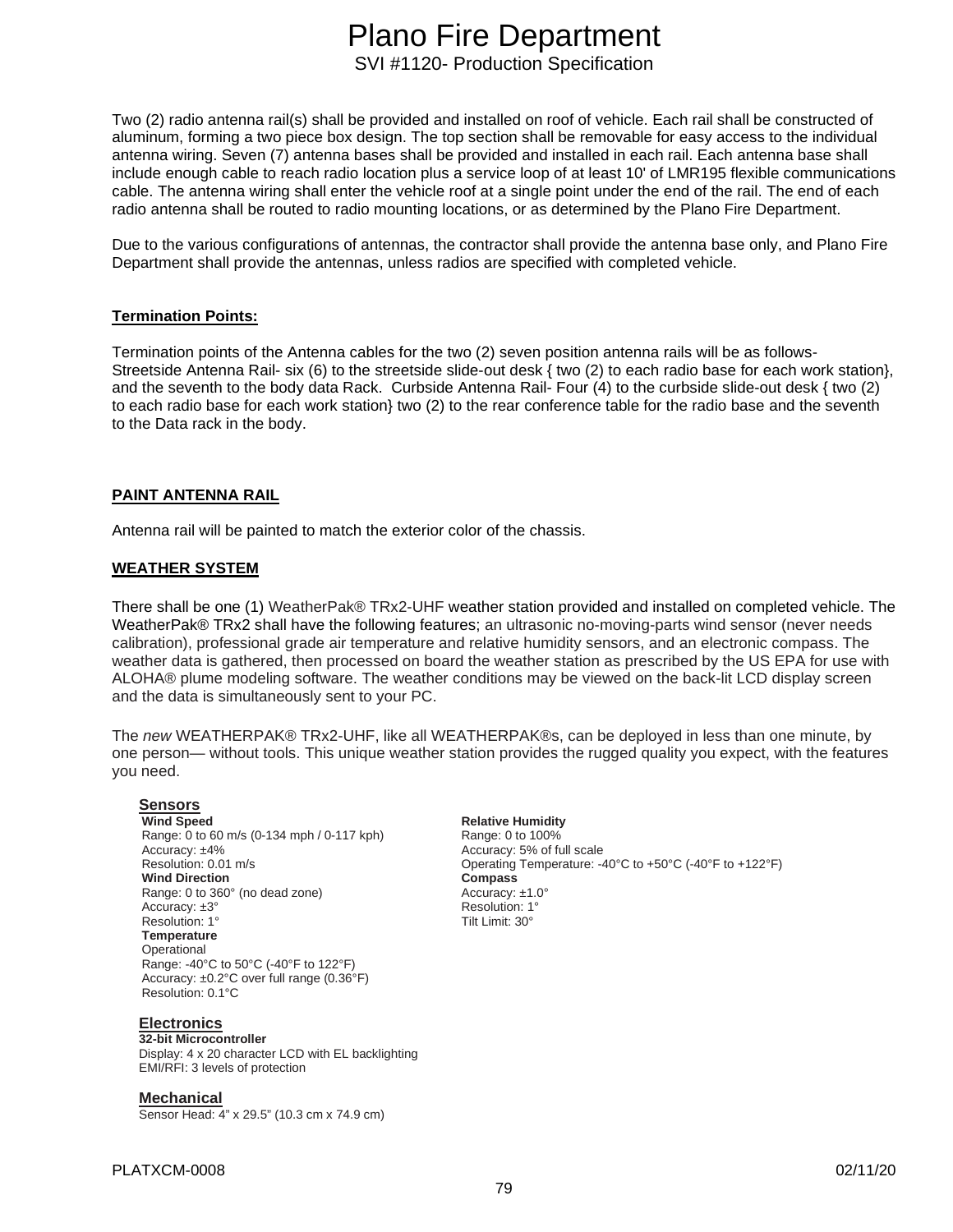Two (2) radio antenna rail(s) shall be provided and installed on roof of vehicle. Each rail shall be constructed of aluminum, forming a two piece box design. The top section shall be removable for easy access to the individual antenna wiring. Seven (7) antenna bases shall be provided and installed in each rail. Each antenna base shall include enough cable to reach radio location plus a service loop of at least 10' of LMR195 flexible communications cable. The antenna wiring shall enter the vehicle roof at a single point under the end of the rail. The end of each radio antenna shall be routed to radio mounting locations, or as determined by the Plano Fire Department.

Due to the various configurations of antennas, the contractor shall provide the antenna base only, and Plano Fire Department shall provide the antennas, unless radios are specified with completed vehicle.

## Termination Points:

Termination points of the Antenna cables for the two (2) seven position antenna rails will be as follows- Streetside Antenna Rail- six (6) to the streetside slide-out desk { two (2) to each radio base for each work station}, and the seventh to the body data Rack. Curbside Antenna Rail- Four (4) to the curbside slide-out desk { two (2) to each radio base for each work station} two (2) to the rear conference table for the radio base and the seventh to the Data rack in the body.

## PAINT ANTENNA RAIL

Antenna rail will be painted to match the exterior color of the chassis.

## WEATHER SYSTEM

There shall be one (1) WeatherPak® TRx2-UHF weather station provided and installed on completed vehicle. The WeatherPak® TRx2 shall have the following features; an ultrasonic no-moving-parts wind sensor (never needs calibration), professional grade air temperature and relative humidity sensors, and an electronic compass. The weather data is gathered, then processed on board the weather station as prescribed by the US EPA for use with ALOHA® plume modeling software. The weather conditions may be viewed on the back-lit LCD display screen and the data is simultaneously sent to your PC.

The *new* WEATHERPAK® TRx2-UHF, like all WEATHERPAK®s, can be deployed in less than one minute, by one person— without tools. This unique weather station provides the rugged quality you expect, with the features you need.

### Sensors

**Wind Speed**
Range: 0 to 60 m/s (0-134 mph / 0-117 kph)
Accuracy: ±4%
Resolution: 0.01 m/s

**Wind Direction**
Range: 0 to 360° (no dead zone)
Accuracy: ±3°
Resolution: 1°

**Temperature**
Operational
Range: -40°C to 50°C (-40°F to 122°F)
Accuracy: ±0.2°C over full range (0.36°F)
Resolution: 0.1°C

**Relative Humidity**
Range: 0 to 100%
Accuracy: 5% of full scale
Operating Temperature: -40°C to +50°C (-40°F to +122°F)

**Compass**
Accuracy: ±1.0°
Resolution: 1°
Tilt Limit: 30°

### Electronics

**32-bit Microcontroller**
Display: 4 x 20 character LCD with EL backlighting
EMI/RFI: 3 levels of protection

### Mechanical

Sensor Head: 4" x 29.5" (10.3 cm x 74.9 cm)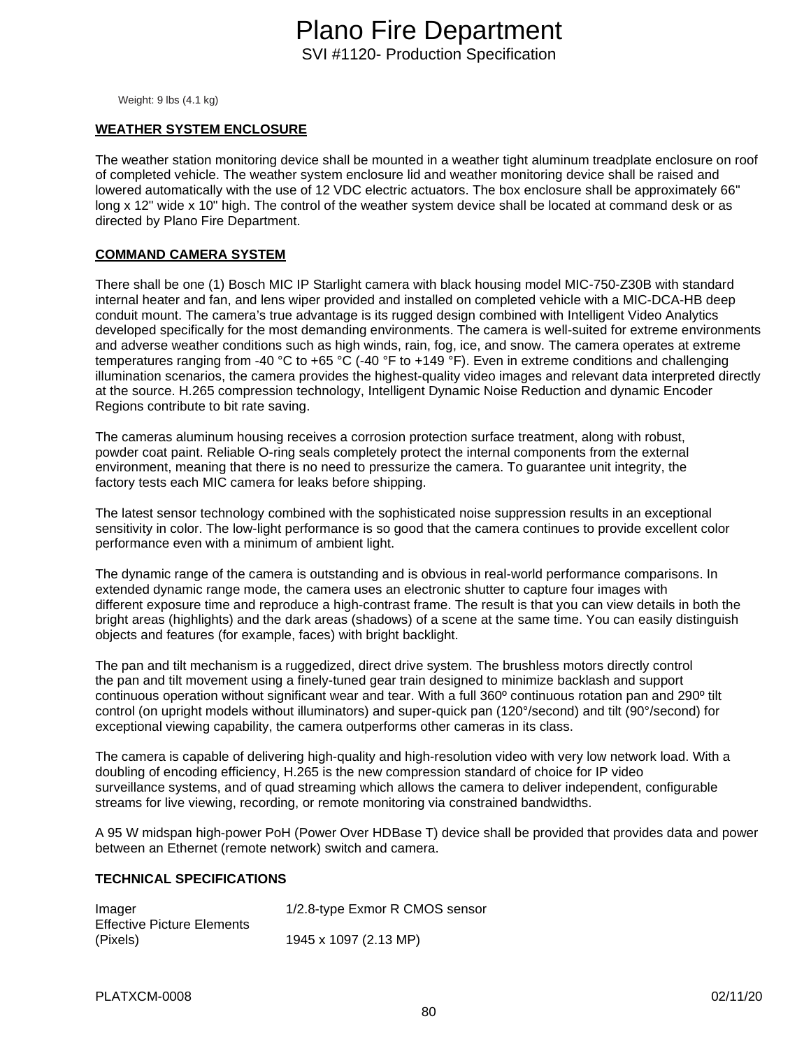Weight: 9 lbs (4.1 kg)

**WEATHER SYSTEM ENCLOSURE**

The weather station monitoring device shall be mounted in a weather tight aluminum treadplate enclosure on roof of completed vehicle. The weather system enclosure lid and weather monitoring device shall be raised and lowered automatically with the use of 12 VDC electric actuators. The box enclosure shall be approximately 66" long x 12" wide x 10" high. The control of the weather system device shall be located at command desk or as directed by Plano Fire Department.

**COMMAND CAMERA SYSTEM**

There shall be one (1) Bosch MIC IP Starlight camera with black housing model MIC-750-Z30B with standard internal heater and fan, and lens wiper provided and installed on completed vehicle with a MIC-DCA-HB deep conduit mount. The camera's true advantage is its rugged design combined with Intelligent Video Analytics developed specifically for the most demanding environments. The camera is well-suited for extreme environments and adverse weather conditions such as high winds, rain, fog, ice, and snow. The camera operates at extreme temperatures ranging from -40 °C to +65 °C (-40 °F to +149 °F). Even in extreme conditions and challenging illumination scenarios, the camera provides the highest-quality video images and relevant data interpreted directly at the source. H.265 compression technology, Intelligent Dynamic Noise Reduction and dynamic Encoder Regions contribute to bit rate saving.

The cameras aluminum housing receives a corrosion protection surface treatment, along with robust, powder coat paint. Reliable O-ring seals completely protect the internal components from the external environment, meaning that there is no need to pressurize the camera. To guarantee unit integrity, the factory tests each MIC camera for leaks before shipping.

The latest sensor technology combined with the sophisticated noise suppression results in an exceptional sensitivity in color. The low-light performance is so good that the camera continues to provide excellent color performance even with a minimum of ambient light.

The dynamic range of the camera is outstanding and is obvious in real-world performance comparisons. In extended dynamic range mode, the camera uses an electronic shutter to capture four images with different exposure time and reproduce a high-contrast frame. The result is that you can view details in both the bright areas (highlights) and the dark areas (shadows) of a scene at the same time. You can easily distinguish objects and features (for example, faces) with bright backlight.

The pan and tilt mechanism is a ruggedized, direct drive system. The brushless motors directly control the pan and tilt movement using a finely-tuned gear train designed to minimize backlash and support continuous operation without significant wear and tear. With a full 360º continuous rotation pan and 290º tilt control (on upright models without illuminators) and super-quick pan (120°/second) and tilt (90°/second) for exceptional viewing capability, the camera outperforms other cameras in its class.

The camera is capable of delivering high-quality and high-resolution video with very low network load. With a doubling of encoding efficiency, H.265 is the new compression standard of choice for IP video surveillance systems, and of quad streaming which allows the camera to deliver independent, configurable streams for live viewing, recording, or remote monitoring via constrained bandwidths.

A 95 W midspan high-power PoH (Power Over HDBase T) device shall be provided that provides data and power between an Ethernet (remote network) switch and camera.

**TECHNICAL SPECIFICATIONS**

| | |
|---|---|
| Imager | 1/2.8-type Exmor R CMOS sensor |
| Effective Picture Elements (Pixels) | 1945 x 1097 (2.13 MP) |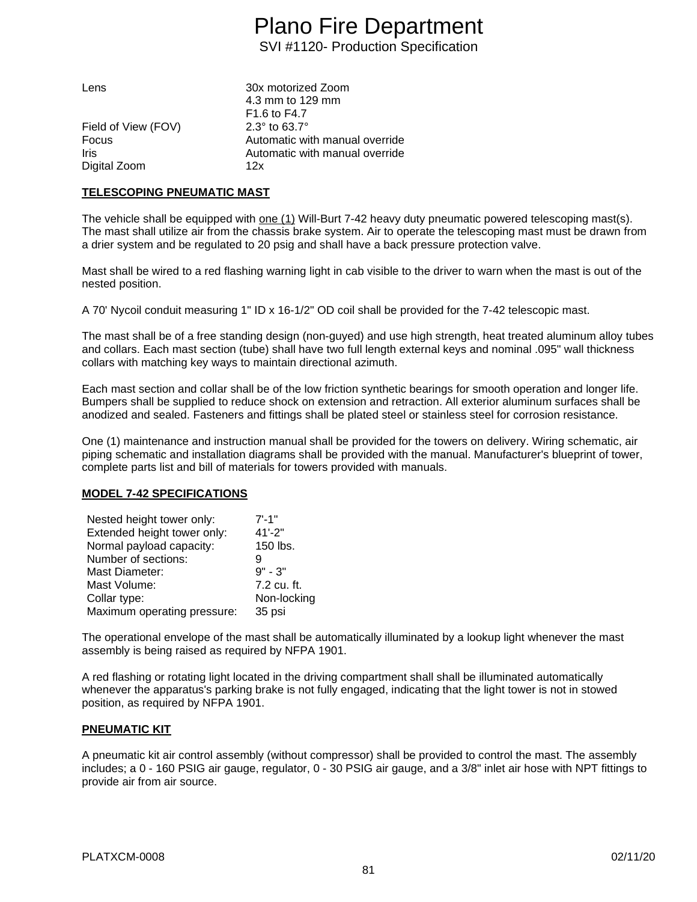| | |
|---|---|
| Lens | 30x motorized Zoom<br>4.3 mm to 129 mm<br>F1.6 to F4.7 |
| Field of View (FOV) | 2.3° to 63.7° |
| Focus | Automatic with manual override |
| Iris | Automatic with manual override |
| Digital Zoom | 12x |

**TELESCOPING PNEUMATIC MAST**

The vehicle shall be equipped with one (1) Will-Burt 7-42 heavy duty pneumatic powered telescoping mast(s). The mast shall utilize air from the chassis brake system. Air to operate the telescoping mast must be drawn from a drier system and be regulated to 20 psig and shall have a back pressure protection valve.

Mast shall be wired to a red flashing warning light in cab visible to the driver to warn when the mast is out of the nested position.

A 70' Nycoil conduit measuring 1" ID x 16-1/2" OD coil shall be provided for the 7-42 telescopic mast.

The mast shall be of a free standing design (non-guyed) and use high strength, heat treated aluminum alloy tubes and collars. Each mast section (tube) shall have two full length external keys and nominal .095" wall thickness collars with matching key ways to maintain directional azimuth.

Each mast section and collar shall be of the low friction synthetic bearings for smooth operation and longer life. Bumpers shall be supplied to reduce shock on extension and retraction. All exterior aluminum surfaces shall be anodized and sealed. Fasteners and fittings shall be plated steel or stainless steel for corrosion resistance.

One (1) maintenance and instruction manual shall be provided for the towers on delivery. Wiring schematic, air piping schematic and installation diagrams shall be provided with the manual. Manufacturer's blueprint of tower, complete parts list and bill of materials for towers provided with manuals.

**MODEL 7-42 SPECIFICATIONS**

| | |
|---|---|
| Nested height tower only: | 7'-1" |
| Extended height tower only: | 41'-2" |
| Normal payload capacity: | 150 lbs. |
| Number of sections: | 9 |
| Mast Diameter: | 9" - 3" |
| Mast Volume: | 7.2 cu. ft. |
| Collar type: | Non-locking |
| Maximum operating pressure: | 35 psi |

The operational envelope of the mast shall be automatically illuminated by a lookup light whenever the mast assembly is being raised as required by NFPA 1901.

A red flashing or rotating light located in the driving compartment shall shall be illuminated automatically whenever the apparatus's parking brake is not fully engaged, indicating that the light tower is not in stowed position, as required by NFPA 1901.

**PNEUMATIC KIT**

A pneumatic kit air control assembly (without compressor) shall be provided to control the mast. The assembly includes; a 0 - 160 PSIG air gauge, regulator, 0 - 30 PSIG air gauge, and a 3/8" inlet air hose with NPT fittings to provide air from air source.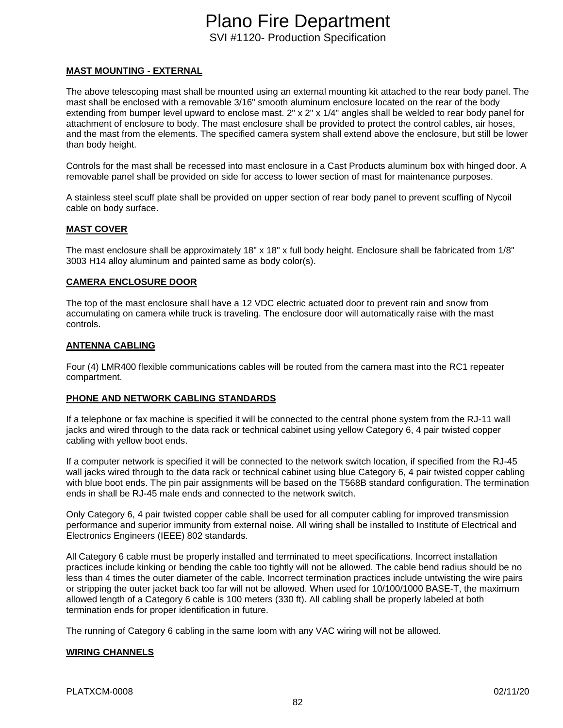**MAST MOUNTING - EXTERNAL**

The above telescoping mast shall be mounted using an external mounting kit attached to the rear body panel. The mast shall be enclosed with a removable 3/16" smooth aluminum enclosure located on the rear of the body extending from bumper level upward to enclose mast. 2" x 2" x 1/4" angles shall be welded to rear body panel for attachment of enclosure to body. The mast enclosure shall be provided to protect the control cables, air hoses, and the mast from the elements. The specified camera system shall extend above the enclosure, but still be lower than body height.

Controls for the mast shall be recessed into mast enclosure in a Cast Products aluminum box with hinged door. A removable panel shall be provided on side for access to lower section of mast for maintenance purposes.

A stainless steel scuff plate shall be provided on upper section of rear body panel to prevent scuffing of Nycoil cable on body surface.

**MAST COVER**

The mast enclosure shall be approximately 18" x 18" x full body height. Enclosure shall be fabricated from 1/8" 3003 H14 alloy aluminum and painted same as body color(s).

**CAMERA ENCLOSURE DOOR**

The top of the mast enclosure shall have a 12 VDC electric actuated door to prevent rain and snow from accumulating on camera while truck is traveling. The enclosure door will automatically raise with the mast controls.

**ANTENNA CABLING**

Four (4) LMR400 flexible communications cables will be routed from the camera mast into the RC1 repeater compartment.

**PHONE AND NETWORK CABLING STANDARDS**

If a telephone or fax machine is specified it will be connected to the central phone system from the RJ-11 wall jacks and wired through to the data rack or technical cabinet using yellow Category 6, 4 pair twisted copper cabling with yellow boot ends.

If a computer network is specified it will be connected to the network switch location, if specified from the RJ-45 wall jacks wired through to the data rack or technical cabinet using blue Category 6, 4 pair twisted copper cabling with blue boot ends. The pin pair assignments will be based on the T568B standard configuration. The termination ends in shall be RJ-45 male ends and connected to the network switch.

Only Category 6, 4 pair twisted copper cable shall be used for all computer cabling for improved transmission performance and superior immunity from external noise. All wiring shall be installed to Institute of Electrical and Electronics Engineers (IEEE) 802 standards.

All Category 6 cable must be properly installed and terminated to meet specifications. Incorrect installation practices include kinking or bending the cable too tightly will not be allowed. The cable bend radius should be no less than 4 times the outer diameter of the cable. Incorrect termination practices include untwisting the wire pairs or stripping the outer jacket back too far will not be allowed. When used for 10/100/1000 BASE-T, the maximum allowed length of a Category 6 cable is 100 meters (330 ft). All cabling shall be properly labeled at both termination ends for proper identification in future.

The running of Category 6 cabling in the same loom with any VAC wiring will not be allowed.

**WIRING CHANNELS**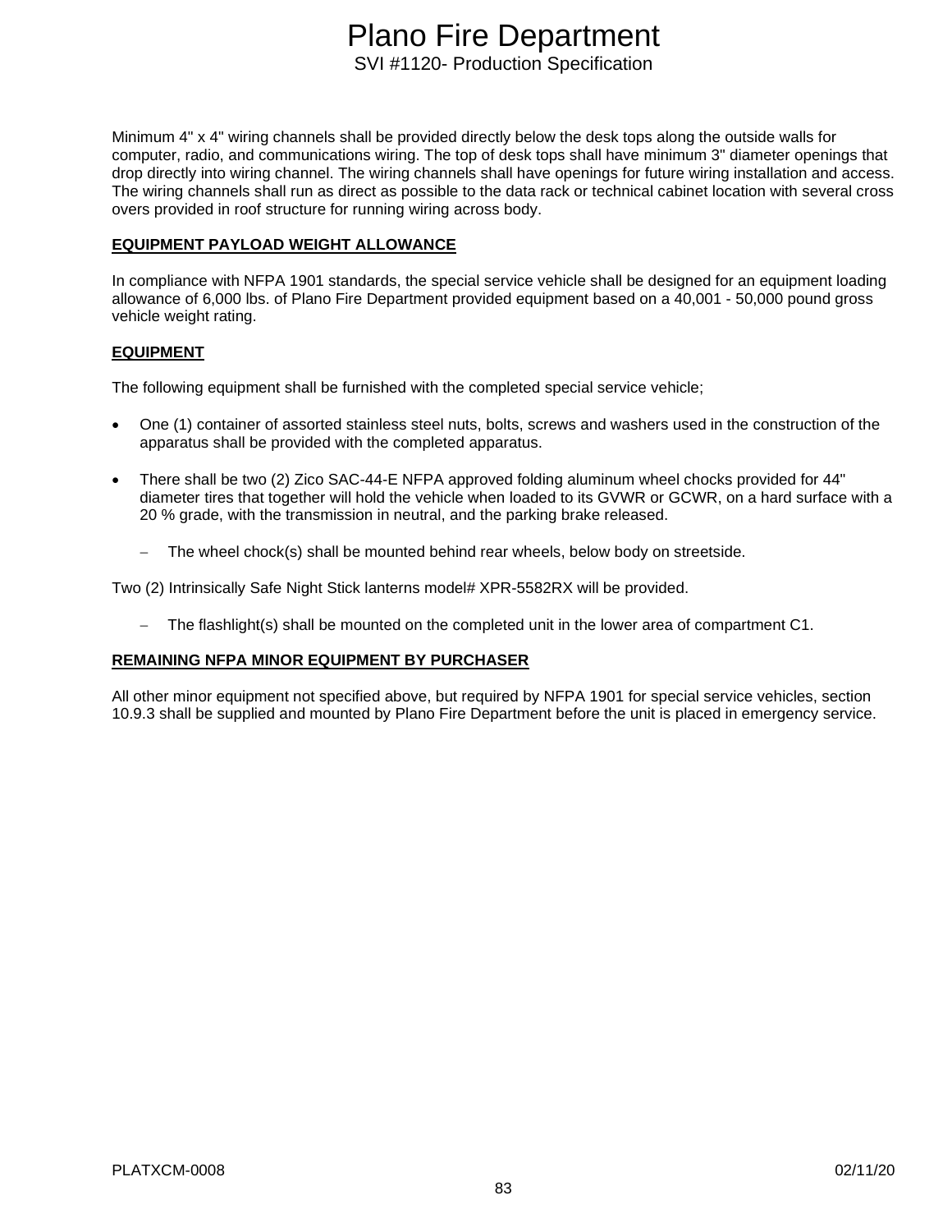Minimum 4" x 4" wiring channels shall be provided directly below the desk tops along the outside walls for computer, radio, and communications wiring. The top of desk tops shall have minimum 3" diameter openings that drop directly into wiring channel. The wiring channels shall have openings for future wiring installation and access. The wiring channels shall run as direct as possible to the data rack or technical cabinet location with several cross overs provided in roof structure for running wiring across body.

**EQUIPMENT PAYLOAD WEIGHT ALLOWANCE**

In compliance with NFPA 1901 standards, the special service vehicle shall be designed for an equipment loading allowance of 6,000 lbs. of Plano Fire Department provided equipment based on a 40,001 - 50,000 pound gross vehicle weight rating.

**EQUIPMENT**

The following equipment shall be furnished with the completed special service vehicle;

- One (1) container of assorted stainless steel nuts, bolts, screws and washers used in the construction of the apparatus shall be provided with the completed apparatus.
- There shall be two (2) Zico SAC-44-E NFPA approved folding aluminum wheel chocks provided for 44" diameter tires that together will hold the vehicle when loaded to its GVWR or GCWR, on a hard surface with a 20 % grade, with the transmission in neutral, and the parking brake released.
  - The wheel chock(s) shall be mounted behind rear wheels, below body on streetside.

Two (2) Intrinsically Safe Night Stick lanterns model# XPR-5582RX will be provided.

- The flashlight(s) shall be mounted on the completed unit in the lower area of compartment C1.

**REMAINING NFPA MINOR EQUIPMENT BY PURCHASER**

All other minor equipment not specified above, but required by NFPA 1901 for special service vehicles, section 10.9.3 shall be supplied and mounted by Plano Fire Department before the unit is placed in emergency service.